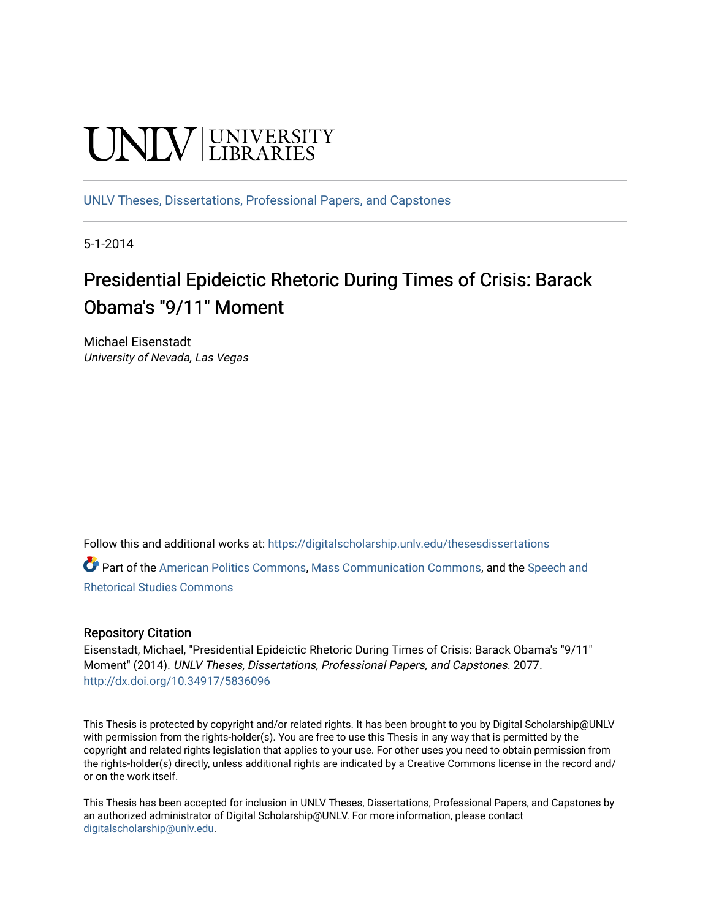UNLV | UNIVERSITY LIBRARIES

UNLV Theses, Dissertations, Professional Papers, and Capstones

5-1-2014

# Presidential Epideictic Rhetoric During Times of Crisis: Barack Obama's "9/11" Moment

Michael Eisenstadt
*University of Nevada, Las Vegas*

Follow this and additional works at: https://digitalscholarship.unlv.edu/thesesdissertations

Part of the American Politics Commons, Mass Communication Commons, and the Speech and Rhetorical Studies Commons

## Repository Citation

Eisenstadt, Michael, "Presidential Epideictic Rhetoric During Times of Crisis: Barack Obama's "9/11" Moment" (2014). *UNLV Theses, Dissertations, Professional Papers, and Capstones*. 2077.
http://dx.doi.org/10.34917/5836096

This Thesis is protected by copyright and/or related rights. It has been brought to you by Digital Scholarship@UNLV with permission from the rights-holder(s). You are free to use this Thesis in any way that is permitted by the copyright and related rights legislation that applies to your use. For other uses you need to obtain permission from the rights-holder(s) directly, unless additional rights are indicated by a Creative Commons license in the record and/or on the work itself.

This Thesis has been accepted for inclusion in UNLV Theses, Dissertations, Professional Papers, and Capstones by an authorized administrator of Digital Scholarship@UNLV. For more information, please contact digitalscholarship@unlv.edu.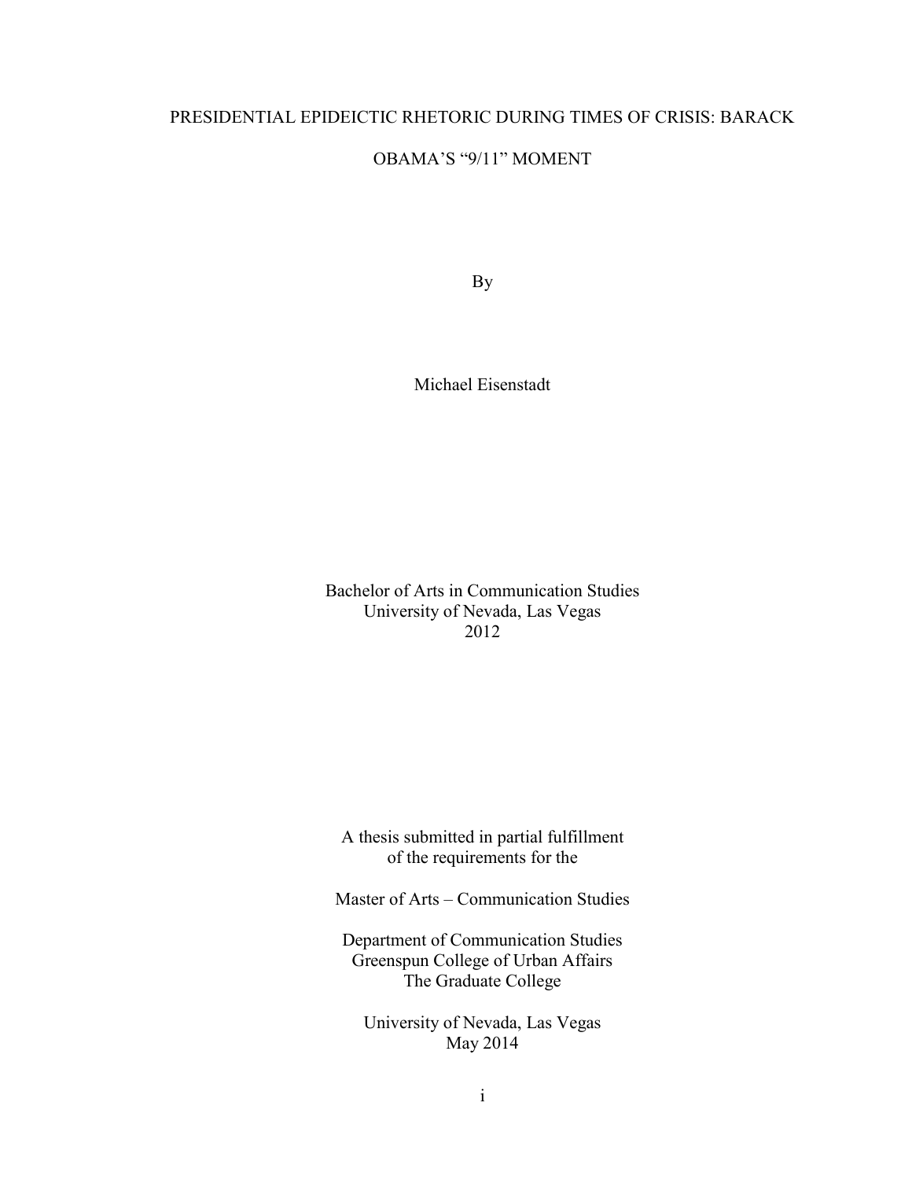# PRESIDENTIAL EPIDEICTIC RHETORIC DURING TIMES OF CRISIS: BARACK OBAMA'S "9/11" MOMENT

By

Michael Eisenstadt

Bachelor of Arts in Communication Studies
University of Nevada, Las Vegas
2012

A thesis submitted in partial fulfillment
of the requirements for the

Master of Arts – Communication Studies

Department of Communication Studies
Greenspun College of Urban Affairs
The Graduate College

University of Nevada, Las Vegas
May 2014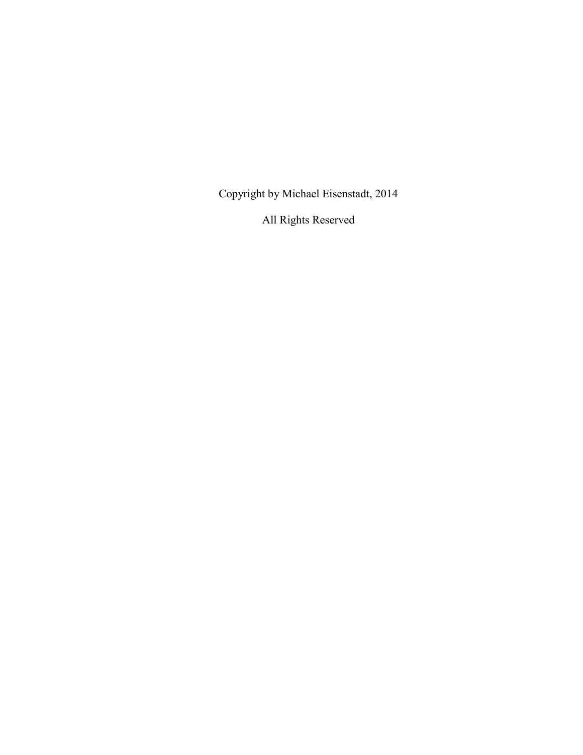Copyright by Michael Eisenstadt, 2014

All Rights Reserved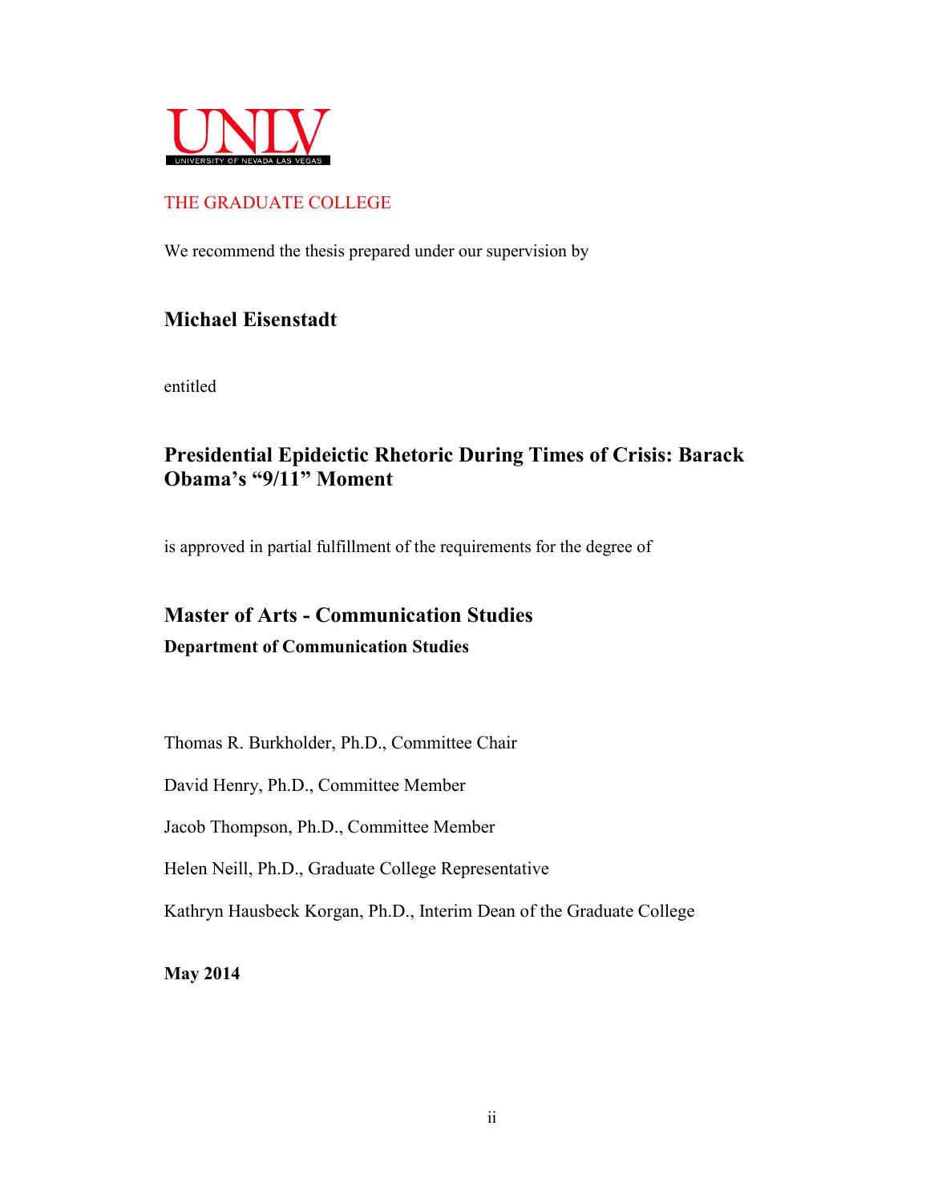UNLV

UNIVERSITY OF NEVADA LAS VEGAS

THE GRADUATE COLLEGE

We recommend the thesis prepared under our supervision by

**Michael Eisenstadt**

entitled

**Presidential Epideictic Rhetoric During Times of Crisis: Barack Obama's "9/11" Moment**

is approved in partial fulfillment of the requirements for the degree of

**Master of Arts - Communication Studies**

**Department of Communication Studies**

Thomas R. Burkholder, Ph.D., Committee Chair

David Henry, Ph.D., Committee Member

Jacob Thompson, Ph.D., Committee Member

Helen Neill, Ph.D., Graduate College Representative

Kathryn Hausbeck Korgan, Ph.D., Interim Dean of the Graduate College

**May 2014**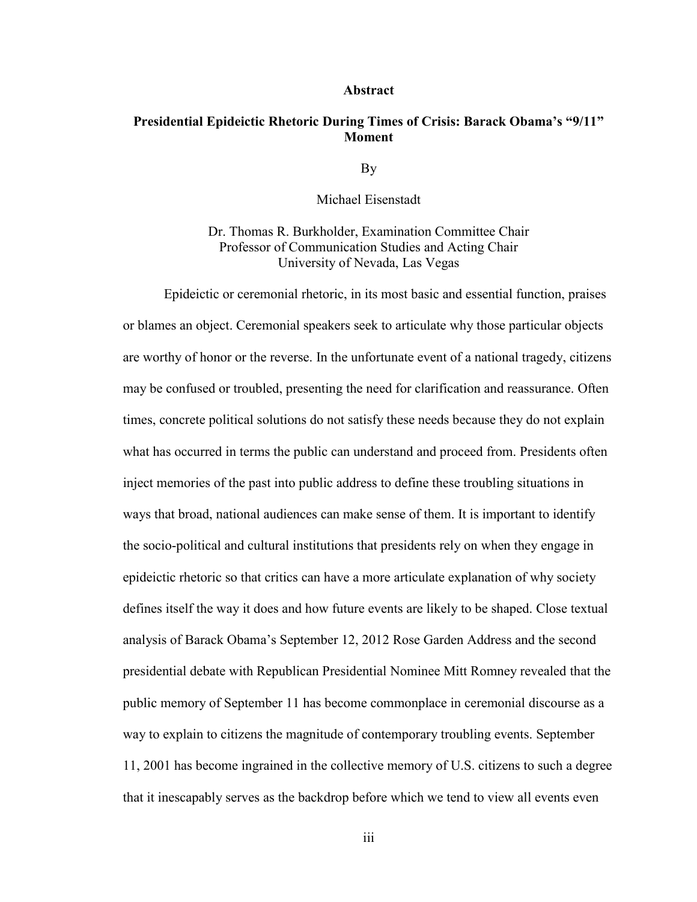# Abstract

## Presidential Epideictic Rhetoric During Times of Crisis: Barack Obama's "9/11" Moment

By

Michael Eisenstadt

Dr. Thomas R. Burkholder, Examination Committee Chair
Professor of Communication Studies and Acting Chair
University of Nevada, Las Vegas

Epideictic or ceremonial rhetoric, in its most basic and essential function, praises or blames an object. Ceremonial speakers seek to articulate why those particular objects are worthy of honor or the reverse. In the unfortunate event of a national tragedy, citizens may be confused or troubled, presenting the need for clarification and reassurance. Often times, concrete political solutions do not satisfy these needs because they do not explain what has occurred in terms the public can understand and proceed from. Presidents often inject memories of the past into public address to define these troubling situations in ways that broad, national audiences can make sense of them. It is important to identify the socio-political and cultural institutions that presidents rely on when they engage in epideictic rhetoric so that critics can have a more articulate explanation of why society defines itself the way it does and how future events are likely to be shaped. Close textual analysis of Barack Obama's September 12, 2012 Rose Garden Address and the second presidential debate with Republican Presidential Nominee Mitt Romney revealed that the public memory of September 11 has become commonplace in ceremonial discourse as a way to explain to citizens the magnitude of contemporary troubling events. September 11, 2001 has become ingrained in the collective memory of U.S. citizens to such a degree that it inescapably serves as the backdrop before which we tend to view all events even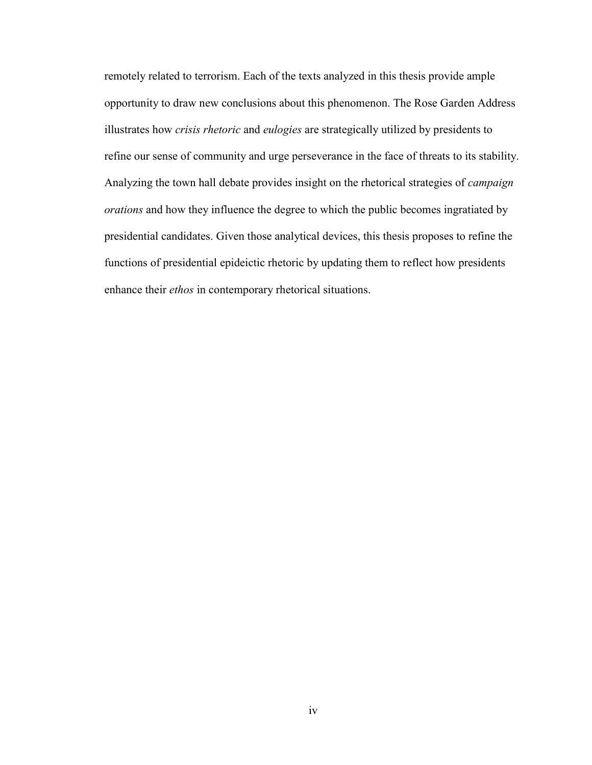remotely related to terrorism. Each of the texts analyzed in this thesis provide ample opportunity to draw new conclusions about this phenomenon. The Rose Garden Address illustrates how *crisis rhetoric* and *eulogies* are strategically utilized by presidents to refine our sense of community and urge perseverance in the face of threats to its stability. Analyzing the town hall debate provides insight on the rhetorical strategies of *campaign orations* and how they influence the degree to which the public becomes ingratiated by presidential candidates. Given those analytical devices, this thesis proposes to refine the functions of presidential epideictic rhetoric by updating them to reflect how presidents enhance their *ethos* in contemporary rhetorical situations.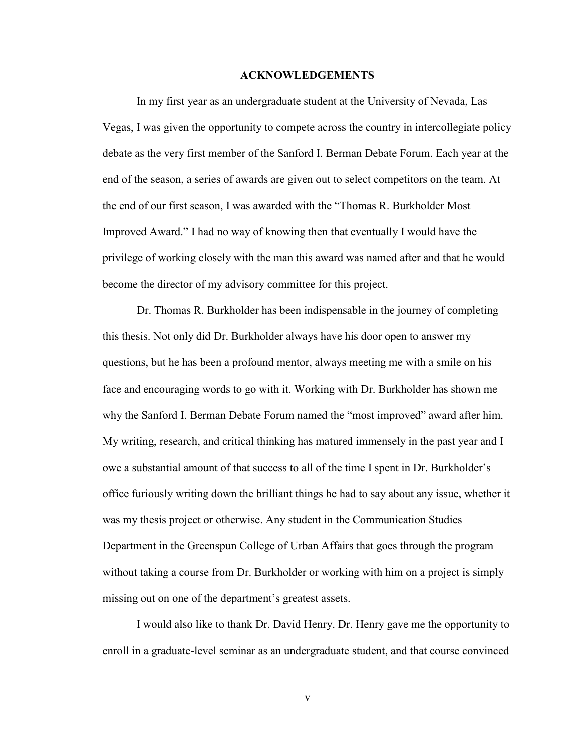# ACKNOWLEDGEMENTS

In my first year as an undergraduate student at the University of Nevada, Las Vegas, I was given the opportunity to compete across the country in intercollegiate policy debate as the very first member of the Sanford I. Berman Debate Forum. Each year at the end of the season, a series of awards are given out to select competitors on the team. At the end of our first season, I was awarded with the "Thomas R. Burkholder Most Improved Award." I had no way of knowing then that eventually I would have the privilege of working closely with the man this award was named after and that he would become the director of my advisory committee for this project.

Dr. Thomas R. Burkholder has been indispensable in the journey of completing this thesis. Not only did Dr. Burkholder always have his door open to answer my questions, but he has been a profound mentor, always meeting me with a smile on his face and encouraging words to go with it. Working with Dr. Burkholder has shown me why the Sanford I. Berman Debate Forum named the "most improved" award after him. My writing, research, and critical thinking has matured immensely in the past year and I owe a substantial amount of that success to all of the time I spent in Dr. Burkholder's office furiously writing down the brilliant things he had to say about any issue, whether it was my thesis project or otherwise. Any student in the Communication Studies Department in the Greenspun College of Urban Affairs that goes through the program without taking a course from Dr. Burkholder or working with him on a project is simply missing out on one of the department's greatest assets.

I would also like to thank Dr. David Henry. Dr. Henry gave me the opportunity to enroll in a graduate-level seminar as an undergraduate student, and that course convinced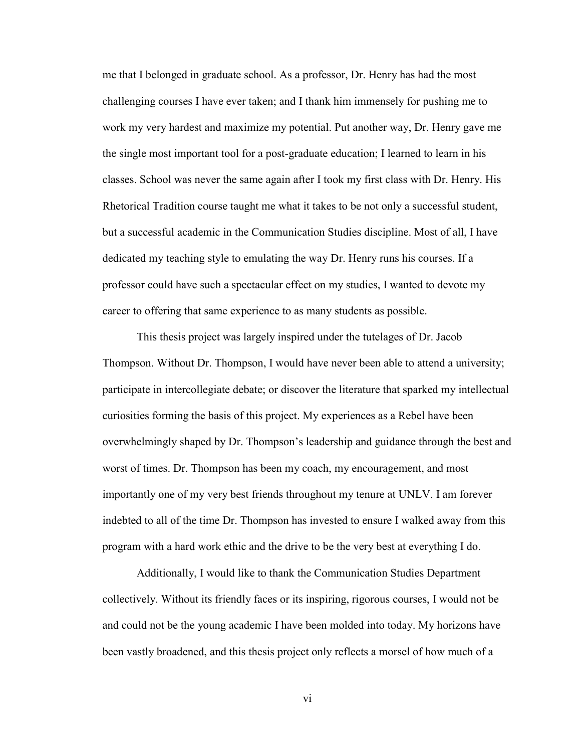me that I belonged in graduate school. As a professor, Dr. Henry has had the most challenging courses I have ever taken; and I thank him immensely for pushing me to work my very hardest and maximize my potential. Put another way, Dr. Henry gave me the single most important tool for a post-graduate education; I learned to learn in his classes. School was never the same again after I took my first class with Dr. Henry. His Rhetorical Tradition course taught me what it takes to be not only a successful student, but a successful academic in the Communication Studies discipline. Most of all, I have dedicated my teaching style to emulating the way Dr. Henry runs his courses. If a professor could have such a spectacular effect on my studies, I wanted to devote my career to offering that same experience to as many students as possible.

This thesis project was largely inspired under the tutelages of Dr. Jacob Thompson. Without Dr. Thompson, I would have never been able to attend a university; participate in intercollegiate debate; or discover the literature that sparked my intellectual curiosities forming the basis of this project. My experiences as a Rebel have been overwhelmingly shaped by Dr. Thompson's leadership and guidance through the best and worst of times. Dr. Thompson has been my coach, my encouragement, and most importantly one of my very best friends throughout my tenure at UNLV. I am forever indebted to all of the time Dr. Thompson has invested to ensure I walked away from this program with a hard work ethic and the drive to be the very best at everything I do.

Additionally, I would like to thank the Communication Studies Department collectively. Without its friendly faces or its inspiring, rigorous courses, I would not be and could not be the young academic I have been molded into today. My horizons have been vastly broadened, and this thesis project only reflects a morsel of how much of a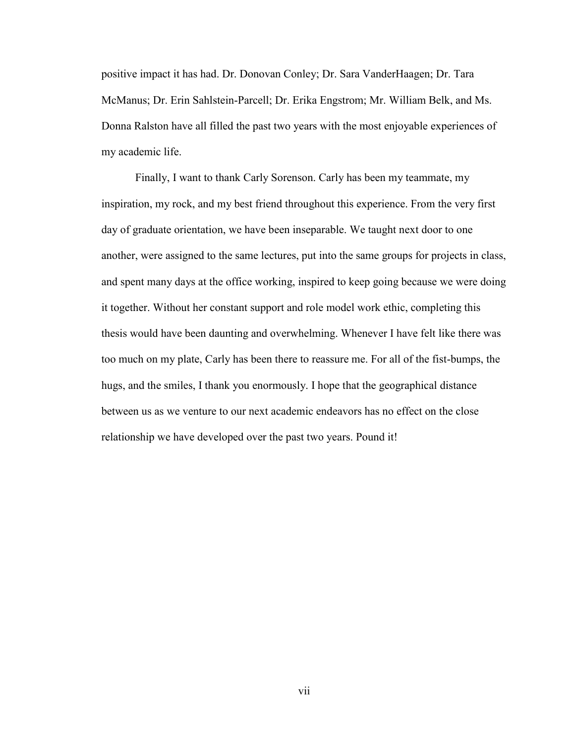positive impact it has had. Dr. Donovan Conley; Dr. Sara VanderHaagen; Dr. Tara McManus; Dr. Erin Sahlstein-Parcell; Dr. Erika Engstrom; Mr. William Belk, and Ms. Donna Ralston have all filled the past two years with the most enjoyable experiences of my academic life.

Finally, I want to thank Carly Sorenson. Carly has been my teammate, my inspiration, my rock, and my best friend throughout this experience. From the very first day of graduate orientation, we have been inseparable. We taught next door to one another, were assigned to the same lectures, put into the same groups for projects in class, and spent many days at the office working, inspired to keep going because we were doing it together. Without her constant support and role model work ethic, completing this thesis would have been daunting and overwhelming. Whenever I have felt like there was too much on my plate, Carly has been there to reassure me. For all of the fist-bumps, the hugs, and the smiles, I thank you enormously. I hope that the geographical distance between us as we venture to our next academic endeavors has no effect on the close relationship we have developed over the past two years. Pound it!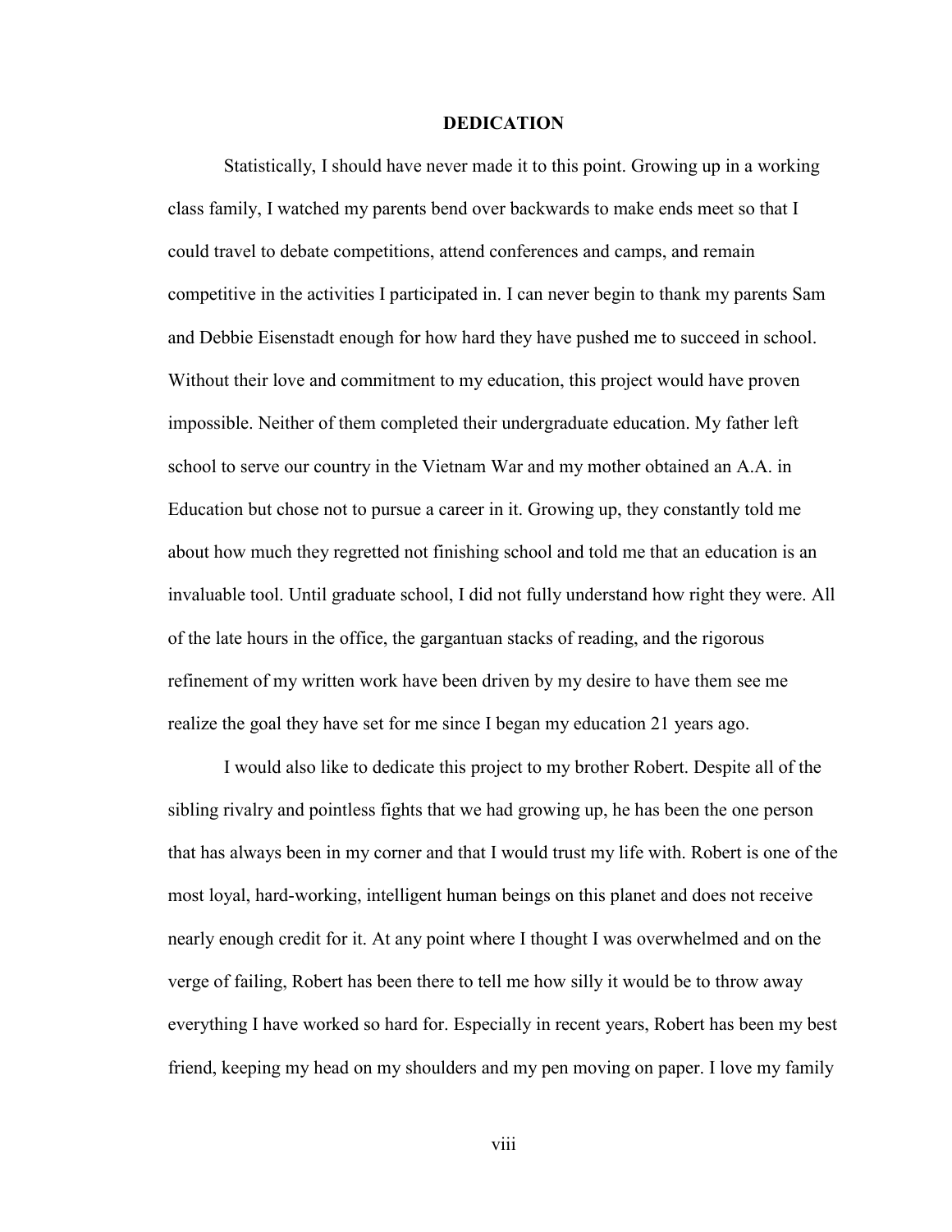# DEDICATION

Statistically, I should have never made it to this point. Growing up in a working class family, I watched my parents bend over backwards to make ends meet so that I could travel to debate competitions, attend conferences and camps, and remain competitive in the activities I participated in. I can never begin to thank my parents Sam and Debbie Eisenstadt enough for how hard they have pushed me to succeed in school. Without their love and commitment to my education, this project would have proven impossible. Neither of them completed their undergraduate education. My father left school to serve our country in the Vietnam War and my mother obtained an A.A. in Education but chose not to pursue a career in it. Growing up, they constantly told me about how much they regretted not finishing school and told me that an education is an invaluable tool. Until graduate school, I did not fully understand how right they were. All of the late hours in the office, the gargantuan stacks of reading, and the rigorous refinement of my written work have been driven by my desire to have them see me realize the goal they have set for me since I began my education 21 years ago.

I would also like to dedicate this project to my brother Robert. Despite all of the sibling rivalry and pointless fights that we had growing up, he has been the one person that has always been in my corner and that I would trust my life with. Robert is one of the most loyal, hard-working, intelligent human beings on this planet and does not receive nearly enough credit for it. At any point where I thought I was overwhelmed and on the verge of failing, Robert has been there to tell me how silly it would be to throw away everything I have worked so hard for. Especially in recent years, Robert has been my best friend, keeping my head on my shoulders and my pen moving on paper. I love my family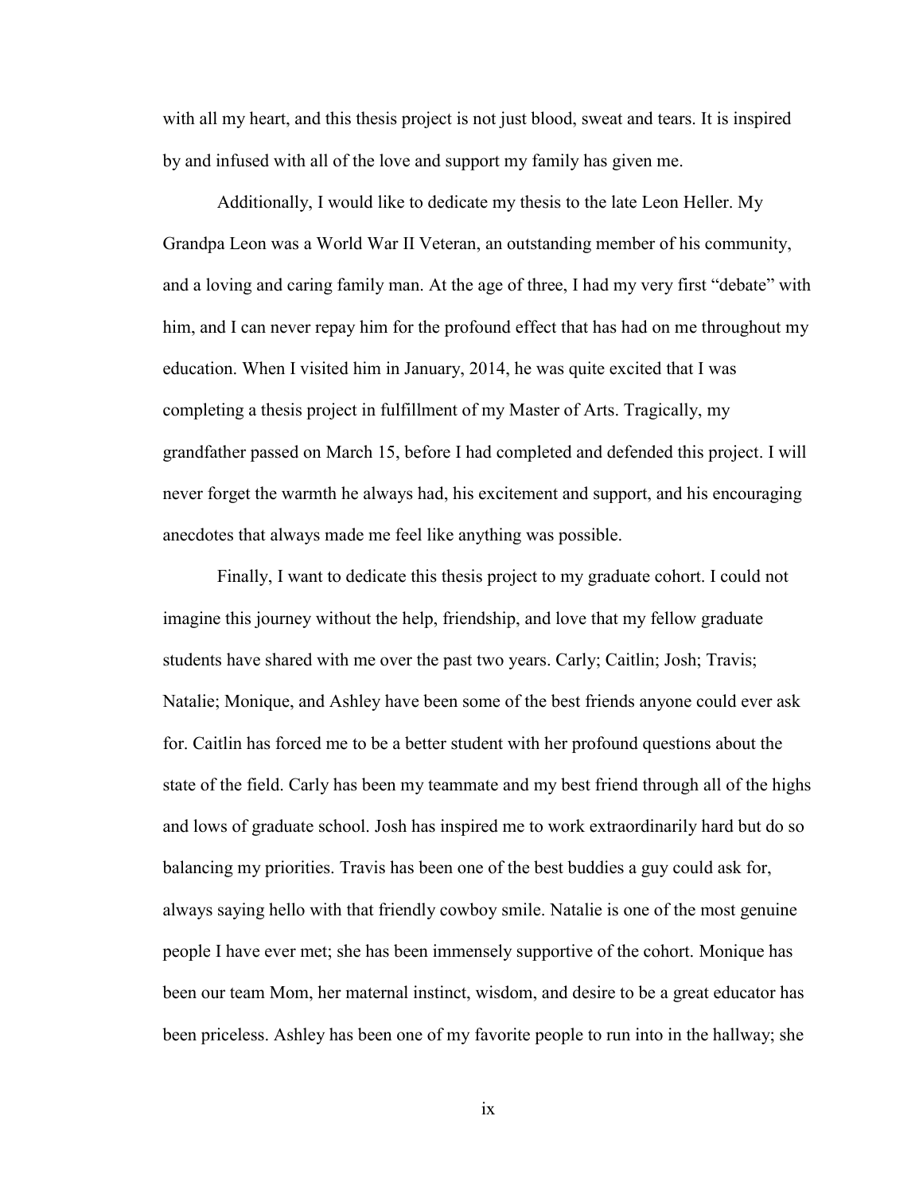with all my heart, and this thesis project is not just blood, sweat and tears. It is inspired by and infused with all of the love and support my family has given me.

Additionally, I would like to dedicate my thesis to the late Leon Heller. My Grandpa Leon was a World War II Veteran, an outstanding member of his community, and a loving and caring family man. At the age of three, I had my very first "debate" with him, and I can never repay him for the profound effect that has had on me throughout my education. When I visited him in January, 2014, he was quite excited that I was completing a thesis project in fulfillment of my Master of Arts. Tragically, my grandfather passed on March 15, before I had completed and defended this project. I will never forget the warmth he always had, his excitement and support, and his encouraging anecdotes that always made me feel like anything was possible.

Finally, I want to dedicate this thesis project to my graduate cohort. I could not imagine this journey without the help, friendship, and love that my fellow graduate students have shared with me over the past two years. Carly; Caitlin; Josh; Travis; Natalie; Monique, and Ashley have been some of the best friends anyone could ever ask for. Caitlin has forced me to be a better student with her profound questions about the state of the field. Carly has been my teammate and my best friend through all of the highs and lows of graduate school. Josh has inspired me to work extraordinarily hard but do so balancing my priorities. Travis has been one of the best buddies a guy could ask for, always saying hello with that friendly cowboy smile. Natalie is one of the most genuine people I have ever met; she has been immensely supportive of the cohort. Monique has been our team Mom, her maternal instinct, wisdom, and desire to be a great educator has been priceless. Ashley has been one of my favorite people to run into in the hallway; she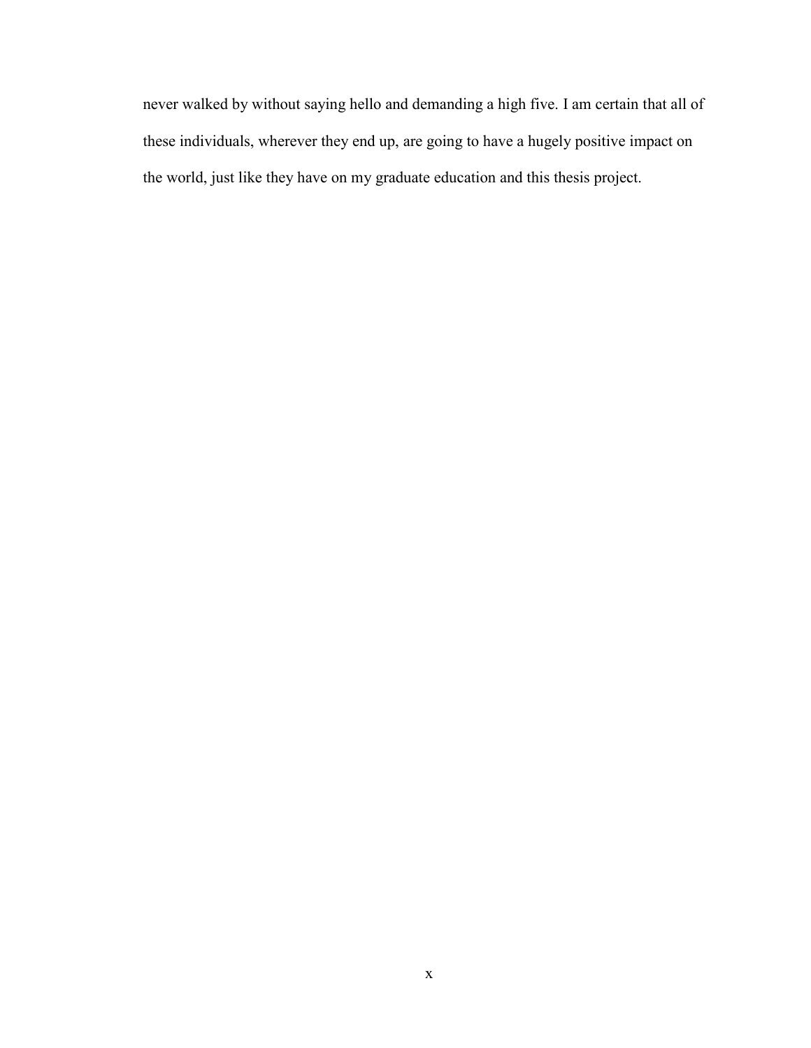never walked by without saying hello and demanding a high five. I am certain that all of these individuals, wherever they end up, are going to have a hugely positive impact on the world, just like they have on my graduate education and this thesis project.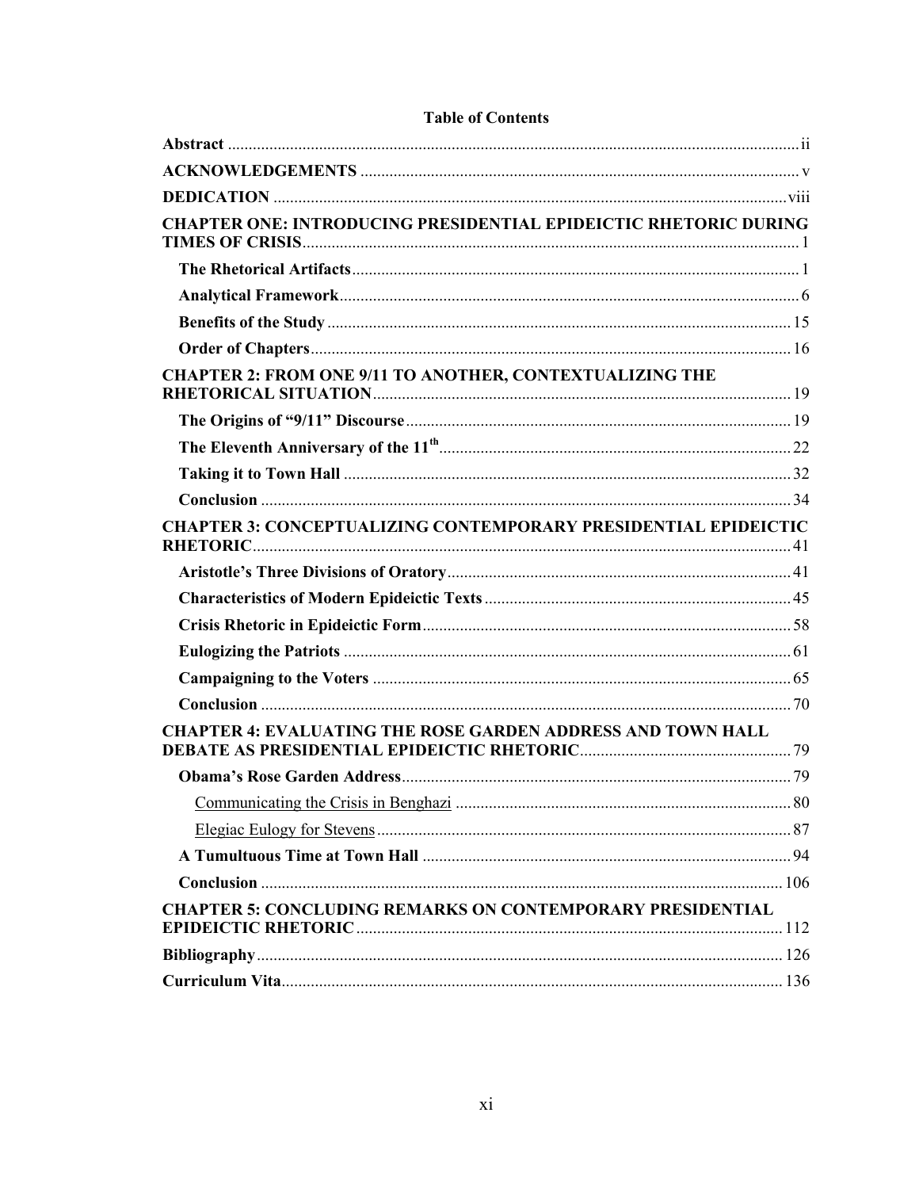**Table of Contents**

**Abstract** ... ii

**ACKNOWLEDGEMENTS** ... v

**DEDICATION** ... viii

**CHAPTER ONE: INTRODUCING PRESIDENTIAL EPIDEICTIC RHETORIC DURING TIMES OF CRISIS** ... 1

- **The Rhetorical Artifacts** ... 1
- **Analytical Framework** ... 6
- **Benefits of the Study** ... 15
- **Order of Chapters** ... 16

**CHAPTER 2: FROM ONE 9/11 TO ANOTHER, CONTEXTUALIZING THE RHETORICAL SITUATION** ... 19

- **The Origins of "9/11" Discourse** ... 19
- **The Eleventh Anniversary of the 11th** ... 22
- **Taking it to Town Hall** ... 32
- **Conclusion** ... 34

**CHAPTER 3: CONCEPTUALIZING CONTEMPORARY PRESIDENTIAL EPIDEICTIC RHETORIC** ... 41

- **Aristotle's Three Divisions of Oratory** ... 41
- **Characteristics of Modern Epideictic Texts** ... 45
- **Crisis Rhetoric in Epideictic Form** ... 58
- **Eulogizing the Patriots** ... 61
- **Campaigning to the Voters** ... 65
- **Conclusion** ... 70

**CHAPTER 4: EVALUATING THE ROSE GARDEN ADDRESS AND TOWN HALL DEBATE AS PRESIDENTIAL EPIDEICTIC RHETORIC** ... 79

- **Obama's Rose Garden Address** ... 79
  - Communicating the Crisis in Benghazi ... 80
  - Elegiac Eulogy for Stevens ... 87
- **A Tumultuous Time at Town Hall** ... 94
- **Conclusion** ... 106

**CHAPTER 5: CONCLUDING REMARKS ON CONTEMPORARY PRESIDENTIAL EPIDEICTIC RHETORIC** ... 112

**Bibliography** ... 126

**Curriculum Vita** ... 136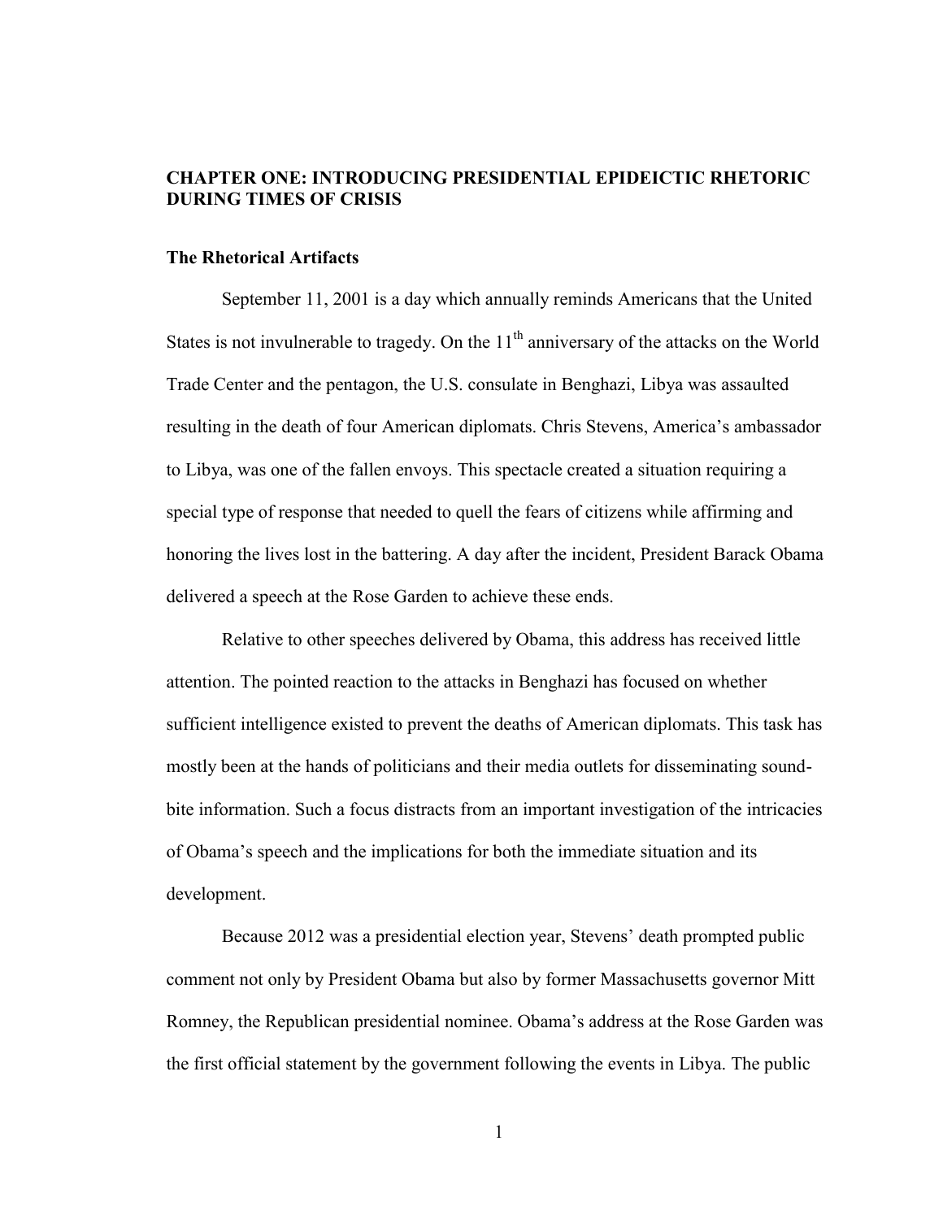# CHAPTER ONE: INTRODUCING PRESIDENTIAL EPIDEICTIC RHETORIC DURING TIMES OF CRISIS

## The Rhetorical Artifacts

September 11, 2001 is a day which annually reminds Americans that the United States is not invulnerable to tragedy. On the 11th anniversary of the attacks on the World Trade Center and the pentagon, the U.S. consulate in Benghazi, Libya was assaulted resulting in the death of four American diplomats. Chris Stevens, America's ambassador to Libya, was one of the fallen envoys. This spectacle created a situation requiring a special type of response that needed to quell the fears of citizens while affirming and honoring the lives lost in the battering. A day after the incident, President Barack Obama delivered a speech at the Rose Garden to achieve these ends.

Relative to other speeches delivered by Obama, this address has received little attention. The pointed reaction to the attacks in Benghazi has focused on whether sufficient intelligence existed to prevent the deaths of American diplomats. This task has mostly been at the hands of politicians and their media outlets for disseminating sound-bite information. Such a focus distracts from an important investigation of the intricacies of Obama's speech and the implications for both the immediate situation and its development.

Because 2012 was a presidential election year, Stevens' death prompted public comment not only by President Obama but also by former Massachusetts governor Mitt Romney, the Republican presidential nominee. Obama's address at the Rose Garden was the first official statement by the government following the events in Libya. The public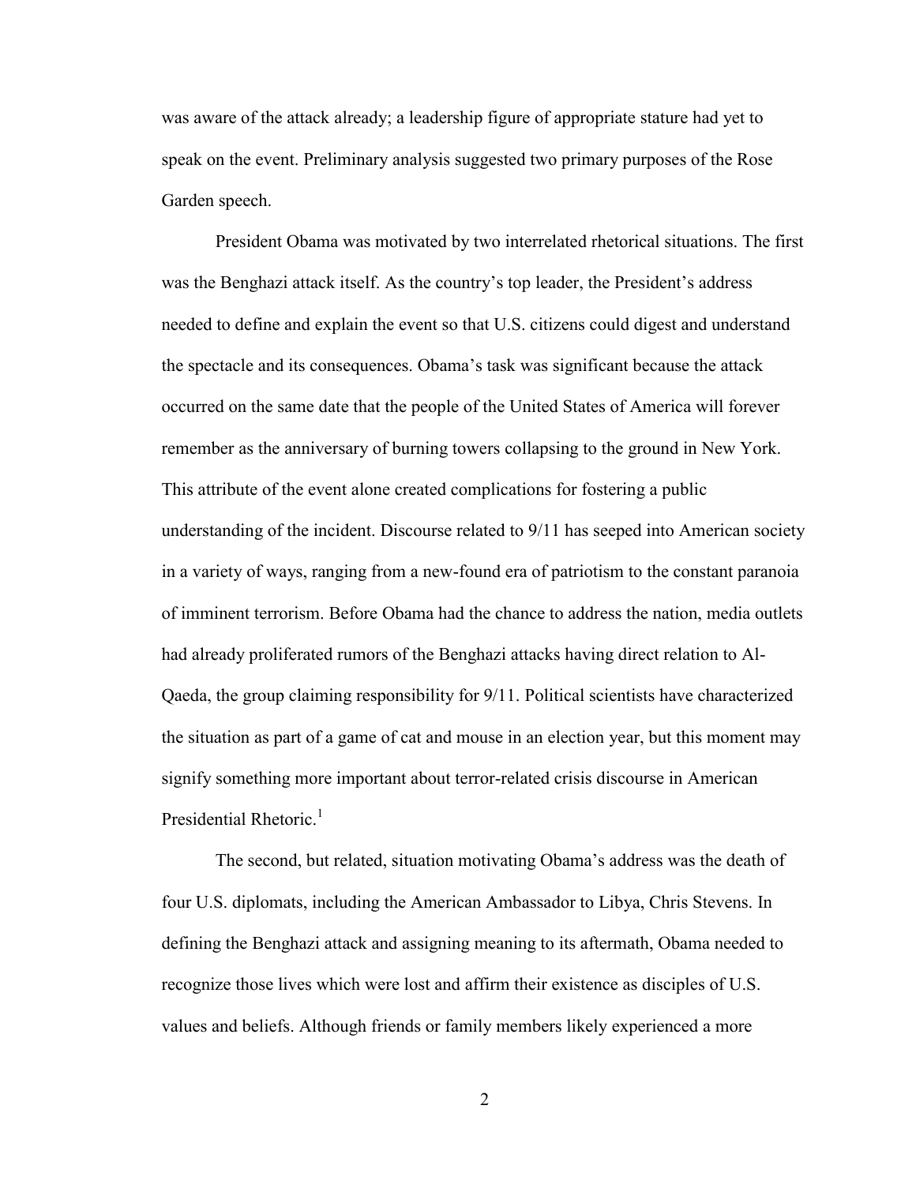was aware of the attack already; a leadership figure of appropriate stature had yet to speak on the event. Preliminary analysis suggested two primary purposes of the Rose Garden speech.

President Obama was motivated by two interrelated rhetorical situations. The first was the Benghazi attack itself. As the country's top leader, the President's address needed to define and explain the event so that U.S. citizens could digest and understand the spectacle and its consequences. Obama's task was significant because the attack occurred on the same date that the people of the United States of America will forever remember as the anniversary of burning towers collapsing to the ground in New York. This attribute of the event alone created complications for fostering a public understanding of the incident. Discourse related to 9/11 has seeped into American society in a variety of ways, ranging from a new-found era of patriotism to the constant paranoia of imminent terrorism. Before Obama had the chance to address the nation, media outlets had already proliferated rumors of the Benghazi attacks having direct relation to Al-Qaeda, the group claiming responsibility for 9/11. Political scientists have characterized the situation as part of a game of cat and mouse in an election year, but this moment may signify something more important about terror-related crisis discourse in American Presidential Rhetoric.[1]

The second, but related, situation motivating Obama's address was the death of four U.S. diplomats, including the American Ambassador to Libya, Chris Stevens. In defining the Benghazi attack and assigning meaning to its aftermath, Obama needed to recognize those lives which were lost and affirm their existence as disciples of U.S. values and beliefs. Although friends or family members likely experienced a more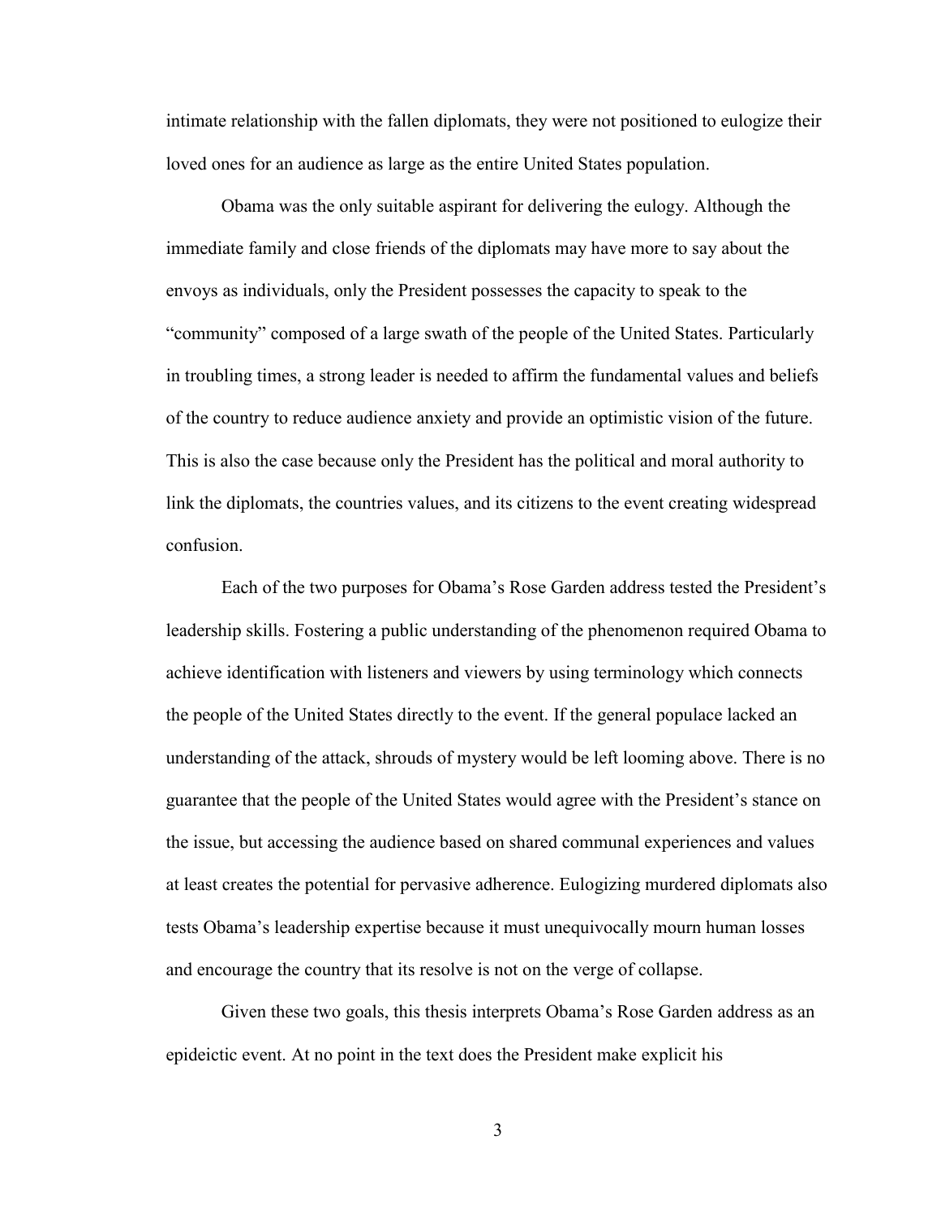intimate relationship with the fallen diplomats, they were not positioned to eulogize their loved ones for an audience as large as the entire United States population.

Obama was the only suitable aspirant for delivering the eulogy. Although the immediate family and close friends of the diplomats may have more to say about the envoys as individuals, only the President possesses the capacity to speak to the "community" composed of a large swath of the people of the United States. Particularly in troubling times, a strong leader is needed to affirm the fundamental values and beliefs of the country to reduce audience anxiety and provide an optimistic vision of the future. This is also the case because only the President has the political and moral authority to link the diplomats, the countries values, and its citizens to the event creating widespread confusion.

Each of the two purposes for Obama's Rose Garden address tested the President's leadership skills. Fostering a public understanding of the phenomenon required Obama to achieve identification with listeners and viewers by using terminology which connects the people of the United States directly to the event. If the general populace lacked an understanding of the attack, shrouds of mystery would be left looming above. There is no guarantee that the people of the United States would agree with the President's stance on the issue, but accessing the audience based on shared communal experiences and values at least creates the potential for pervasive adherence. Eulogizing murdered diplomats also tests Obama's leadership expertise because it must unequivocally mourn human losses and encourage the country that its resolve is not on the verge of collapse.

Given these two goals, this thesis interprets Obama's Rose Garden address as an epideictic event. At no point in the text does the President make explicit his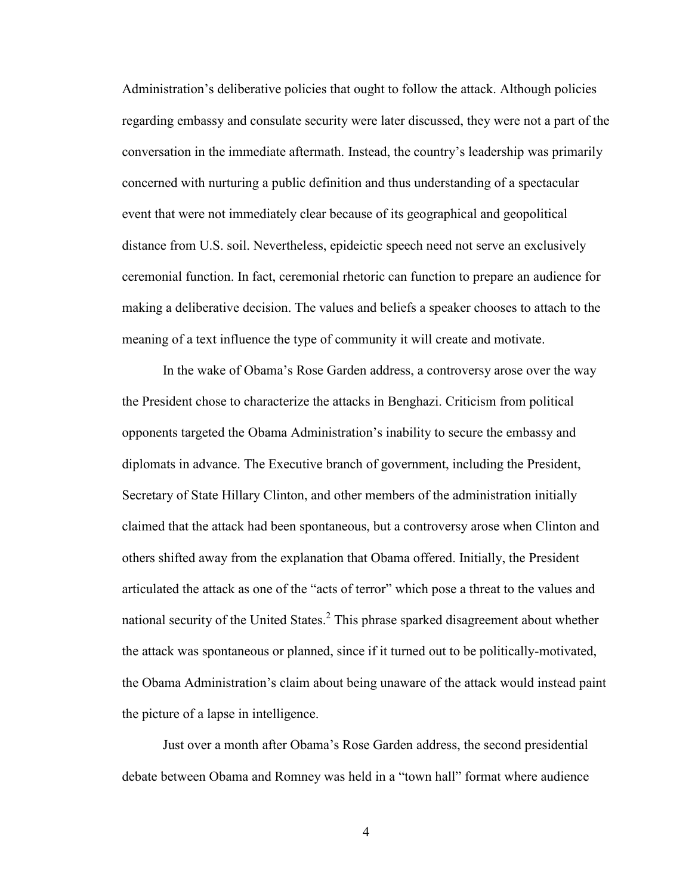Administration's deliberative policies that ought to follow the attack. Although policies regarding embassy and consulate security were later discussed, they were not a part of the conversation in the immediate aftermath. Instead, the country's leadership was primarily concerned with nurturing a public definition and thus understanding of a spectacular event that were not immediately clear because of its geographical and geopolitical distance from U.S. soil. Nevertheless, epideictic speech need not serve an exclusively ceremonial function. In fact, ceremonial rhetoric can function to prepare an audience for making a deliberative decision. The values and beliefs a speaker chooses to attach to the meaning of a text influence the type of community it will create and motivate.

In the wake of Obama's Rose Garden address, a controversy arose over the way the President chose to characterize the attacks in Benghazi. Criticism from political opponents targeted the Obama Administration's inability to secure the embassy and diplomats in advance. The Executive branch of government, including the President, Secretary of State Hillary Clinton, and other members of the administration initially claimed that the attack had been spontaneous, but a controversy arose when Clinton and others shifted away from the explanation that Obama offered. Initially, the President articulated the attack as one of the "acts of terror" which pose a threat to the values and national security of the United States.[2] This phrase sparked disagreement about whether the attack was spontaneous or planned, since if it turned out to be politically-motivated, the Obama Administration's claim about being unaware of the attack would instead paint the picture of a lapse in intelligence.

Just over a month after Obama's Rose Garden address, the second presidential debate between Obama and Romney was held in a "town hall" format where audience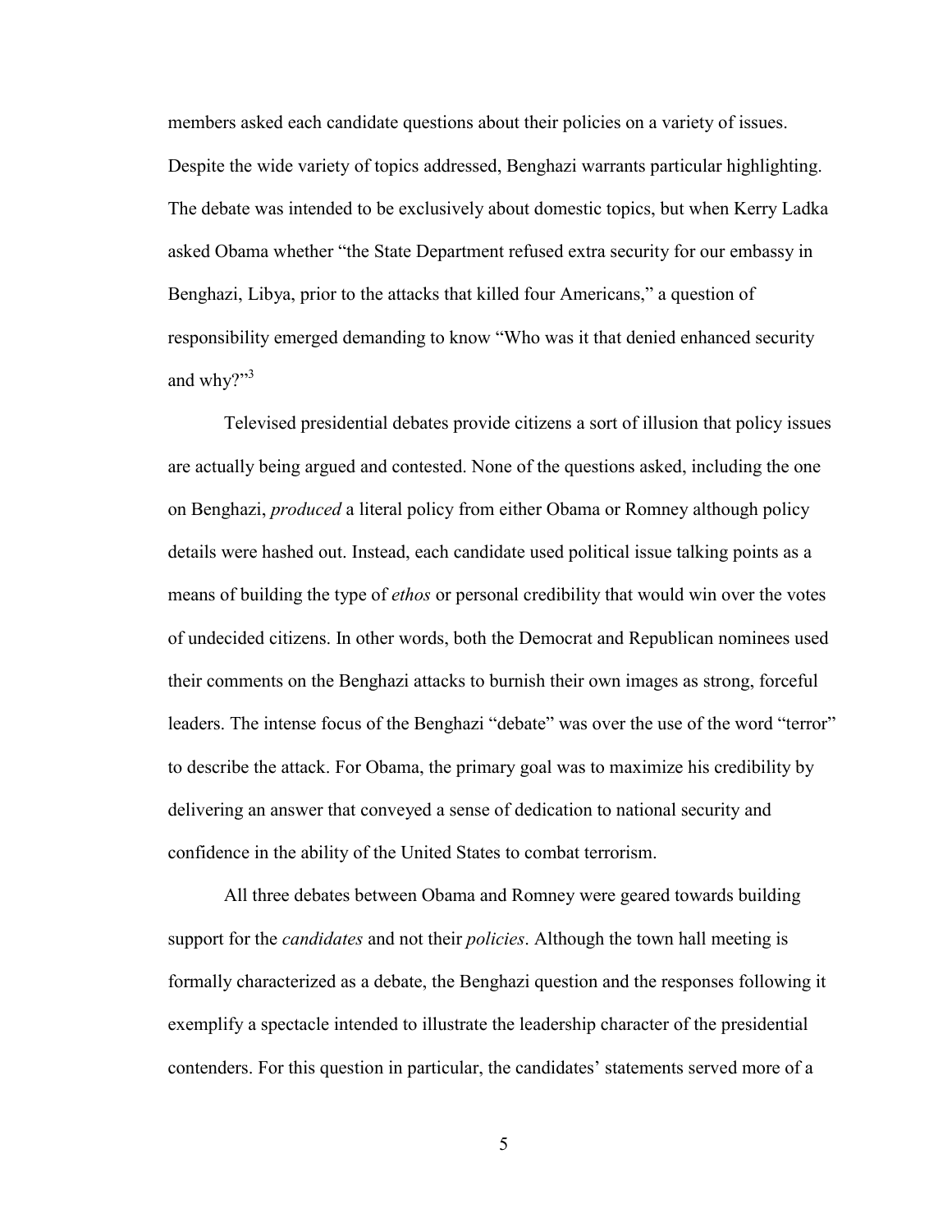members asked each candidate questions about their policies on a variety of issues. Despite the wide variety of topics addressed, Benghazi warrants particular highlighting. The debate was intended to be exclusively about domestic topics, but when Kerry Ladka asked Obama whether "the State Department refused extra security for our embassy in Benghazi, Libya, prior to the attacks that killed four Americans," a question of responsibility emerged demanding to know "Who was it that denied enhanced security and why?"[3]

Televised presidential debates provide citizens a sort of illusion that policy issues are actually being argued and contested. None of the questions asked, including the one on Benghazi, *produced* a literal policy from either Obama or Romney although policy details were hashed out. Instead, each candidate used political issue talking points as a means of building the type of *ethos* or personal credibility that would win over the votes of undecided citizens. In other words, both the Democrat and Republican nominees used their comments on the Benghazi attacks to burnish their own images as strong, forceful leaders. The intense focus of the Benghazi "debate" was over the use of the word "terror" to describe the attack. For Obama, the primary goal was to maximize his credibility by delivering an answer that conveyed a sense of dedication to national security and confidence in the ability of the United States to combat terrorism.

All three debates between Obama and Romney were geared towards building support for the *candidates* and not their *policies*. Although the town hall meeting is formally characterized as a debate, the Benghazi question and the responses following it exemplify a spectacle intended to illustrate the leadership character of the presidential contenders. For this question in particular, the candidates' statements served more of a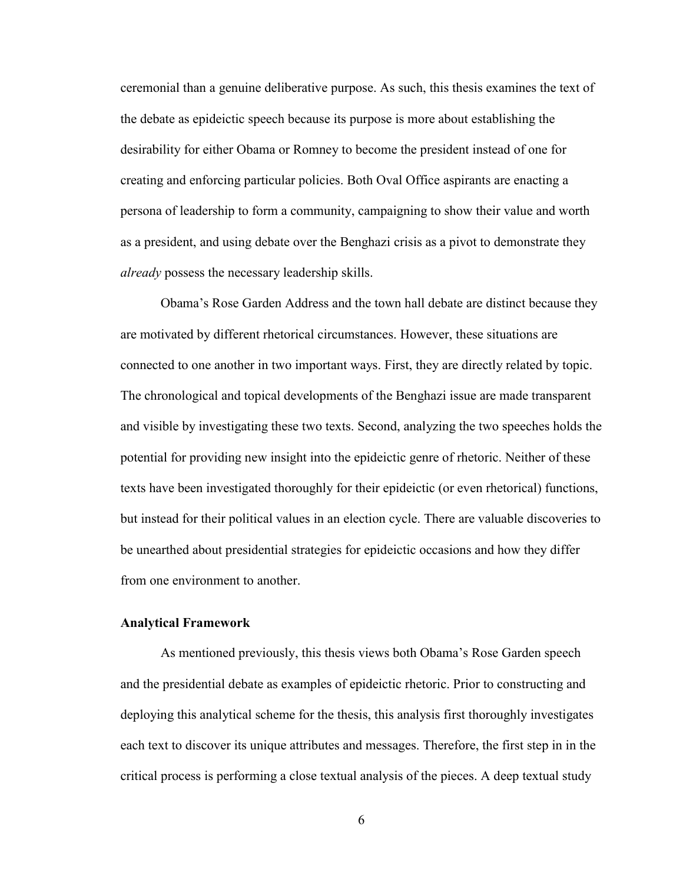ceremonial than a genuine deliberative purpose. As such, this thesis examines the text of the debate as epideictic speech because its purpose is more about establishing the desirability for either Obama or Romney to become the president instead of one for creating and enforcing particular policies. Both Oval Office aspirants are enacting a persona of leadership to form a community, campaigning to show their value and worth as a president, and using debate over the Benghazi crisis as a pivot to demonstrate they *already* possess the necessary leadership skills.

Obama's Rose Garden Address and the town hall debate are distinct because they are motivated by different rhetorical circumstances. However, these situations are connected to one another in two important ways. First, they are directly related by topic. The chronological and topical developments of the Benghazi issue are made transparent and visible by investigating these two texts. Second, analyzing the two speeches holds the potential for providing new insight into the epideictic genre of rhetoric. Neither of these texts have been investigated thoroughly for their epideictic (or even rhetorical) functions, but instead for their political values in an election cycle. There are valuable discoveries to be unearthed about presidential strategies for epideictic occasions and how they differ from one environment to another.

**Analytical Framework**

As mentioned previously, this thesis views both Obama's Rose Garden speech and the presidential debate as examples of epideictic rhetoric. Prior to constructing and deploying this analytical scheme for the thesis, this analysis first thoroughly investigates each text to discover its unique attributes and messages. Therefore, the first step in in the critical process is performing a close textual analysis of the pieces. A deep textual study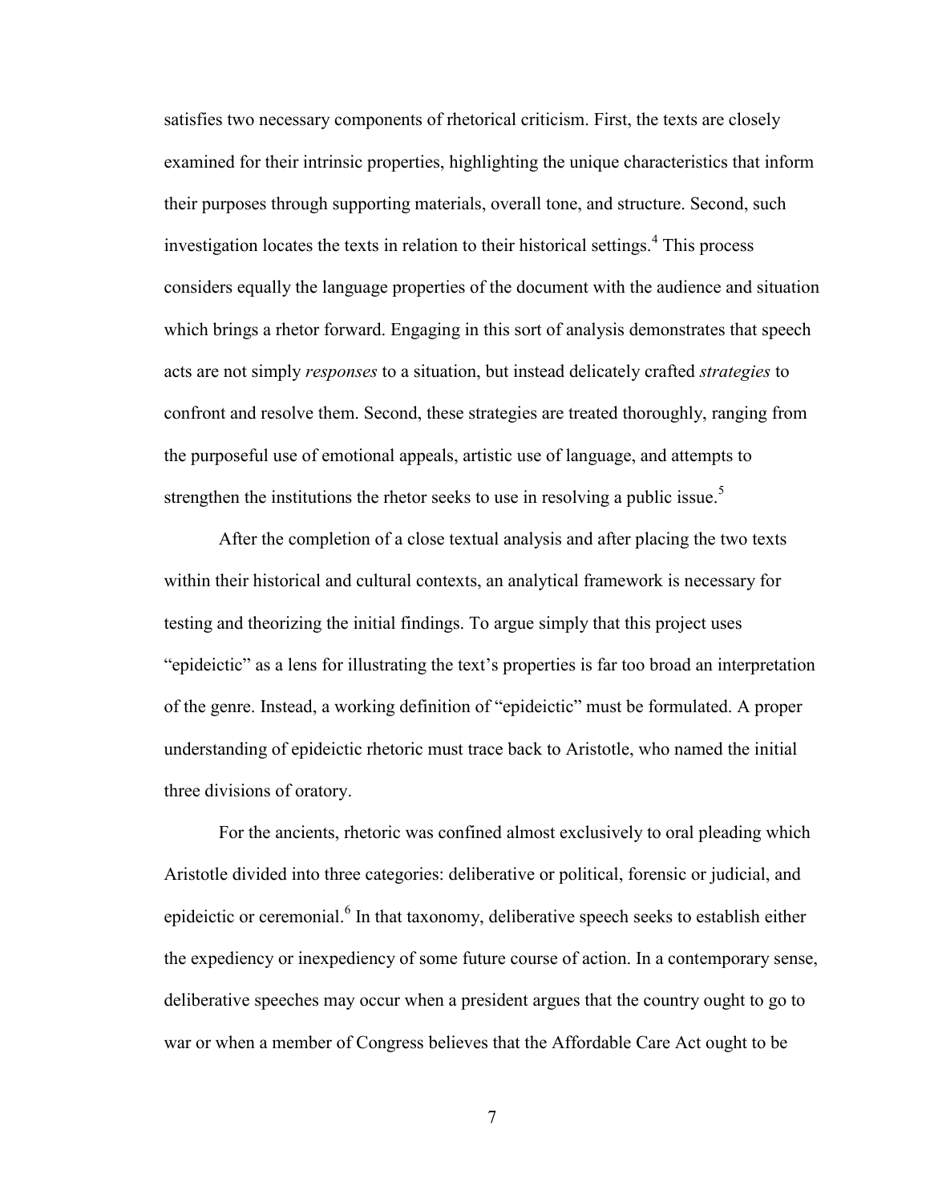satisfies two necessary components of rhetorical criticism. First, the texts are closely examined for their intrinsic properties, highlighting the unique characteristics that inform their purposes through supporting materials, overall tone, and structure. Second, such investigation locates the texts in relation to their historical settings.[4] This process considers equally the language properties of the document with the audience and situation which brings a rhetor forward. Engaging in this sort of analysis demonstrates that speech acts are not simply *responses* to a situation, but instead delicately crafted *strategies* to confront and resolve them. Second, these strategies are treated thoroughly, ranging from the purposeful use of emotional appeals, artistic use of language, and attempts to strengthen the institutions the rhetor seeks to use in resolving a public issue.[5]

After the completion of a close textual analysis and after placing the two texts within their historical and cultural contexts, an analytical framework is necessary for testing and theorizing the initial findings. To argue simply that this project uses "epideictic" as a lens for illustrating the text's properties is far too broad an interpretation of the genre. Instead, a working definition of "epideictic" must be formulated. A proper understanding of epideictic rhetoric must trace back to Aristotle, who named the initial three divisions of oratory.

For the ancients, rhetoric was confined almost exclusively to oral pleading which Aristotle divided into three categories: deliberative or political, forensic or judicial, and epideictic or ceremonial.[6] In that taxonomy, deliberative speech seeks to establish either the expediency or inexpediency of some future course of action. In a contemporary sense, deliberative speeches may occur when a president argues that the country ought to go to war or when a member of Congress believes that the Affordable Care Act ought to be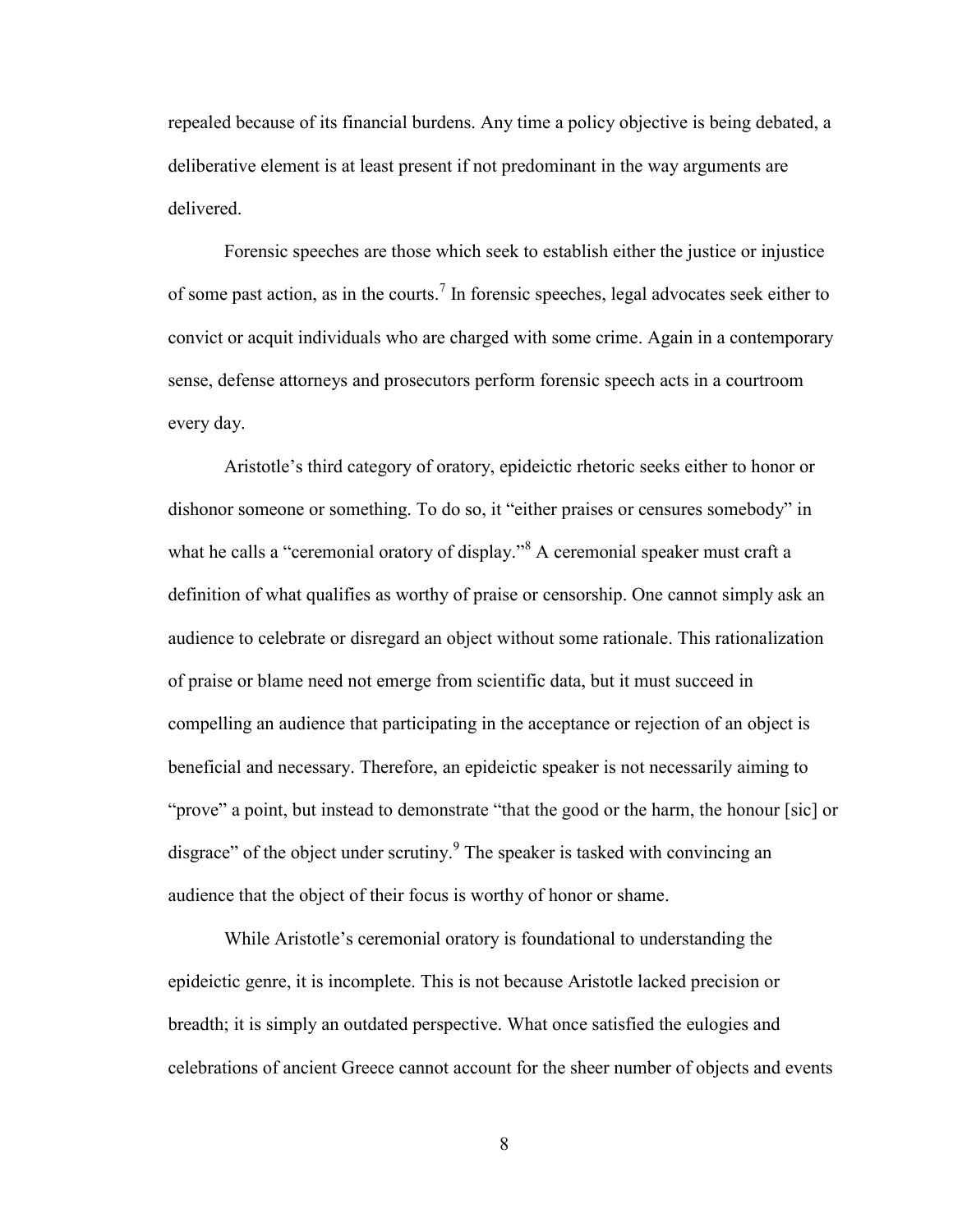repealed because of its financial burdens. Any time a policy objective is being debated, a deliberative element is at least present if not predominant in the way arguments are delivered.

Forensic speeches are those which seek to establish either the justice or injustice of some past action, as in the courts.[7] In forensic speeches, legal advocates seek either to convict or acquit individuals who are charged with some crime. Again in a contemporary sense, defense attorneys and prosecutors perform forensic speech acts in a courtroom every day.

Aristotle's third category of oratory, epideictic rhetoric seeks either to honor or dishonor someone or something. To do so, it "either praises or censures somebody" in what he calls a "ceremonial oratory of display."[8] A ceremonial speaker must craft a definition of what qualifies as worthy of praise or censorship. One cannot simply ask an audience to celebrate or disregard an object without some rationale. This rationalization of praise or blame need not emerge from scientific data, but it must succeed in compelling an audience that participating in the acceptance or rejection of an object is beneficial and necessary. Therefore, an epideictic speaker is not necessarily aiming to "prove" a point, but instead to demonstrate "that the good or the harm, the honour [sic] or disgrace" of the object under scrutiny.[9] The speaker is tasked with convincing an audience that the object of their focus is worthy of honor or shame.

While Aristotle's ceremonial oratory is foundational to understanding the epideictic genre, it is incomplete. This is not because Aristotle lacked precision or breadth; it is simply an outdated perspective. What once satisfied the eulogies and celebrations of ancient Greece cannot account for the sheer number of objects and events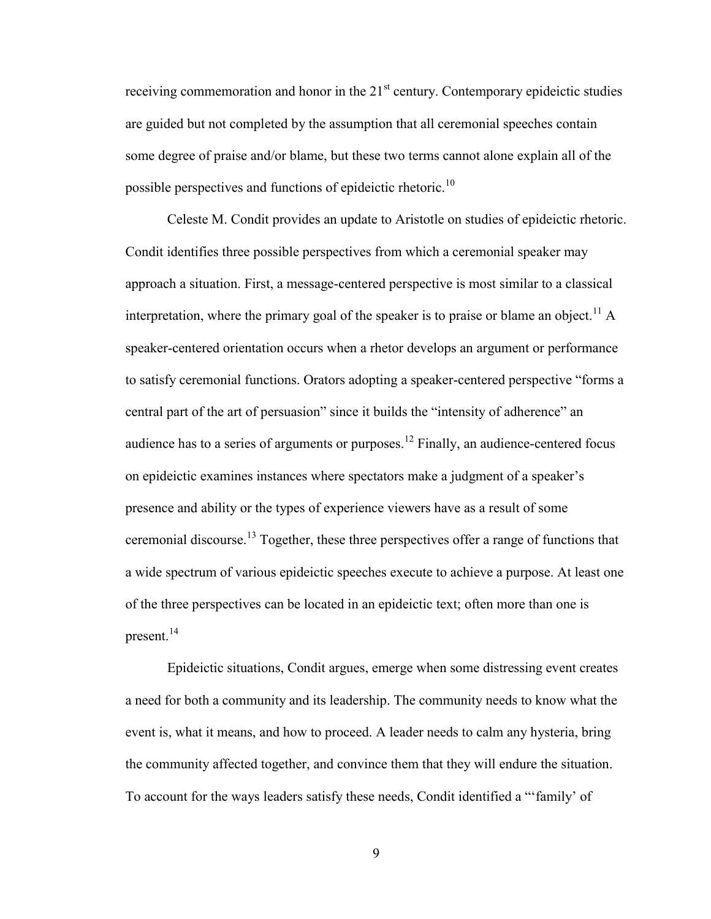receiving commemoration and honor in the 21st century. Contemporary epideictic studies are guided but not completed by the assumption that all ceremonial speeches contain some degree of praise and/or blame, but these two terms cannot alone explain all of the possible perspectives and functions of epideictic rhetoric.[10]

Celeste M. Condit provides an update to Aristotle on studies of epideictic rhetoric. Condit identifies three possible perspectives from which a ceremonial speaker may approach a situation. First, a message-centered perspective is most similar to a classical interpretation, where the primary goal of the speaker is to praise or blame an object.[11] A speaker-centered orientation occurs when a rhetor develops an argument or performance to satisfy ceremonial functions. Orators adopting a speaker-centered perspective "forms a central part of the art of persuasion" since it builds the "intensity of adherence" an audience has to a series of arguments or purposes.[12] Finally, an audience-centered focus on epideictic examines instances where spectators make a judgment of a speaker's presence and ability or the types of experience viewers have as a result of some ceremonial discourse.[13] Together, these three perspectives offer a range of functions that a wide spectrum of various epideictic speeches execute to achieve a purpose. At least one of the three perspectives can be located in an epideictic text; often more than one is present.[14]

Epideictic situations, Condit argues, emerge when some distressing event creates a need for both a community and its leadership. The community needs to know what the event is, what it means, and how to proceed. A leader needs to calm any hysteria, bring the community affected together, and convince them that they will endure the situation. To account for the ways leaders satisfy these needs, Condit identified a "'family' of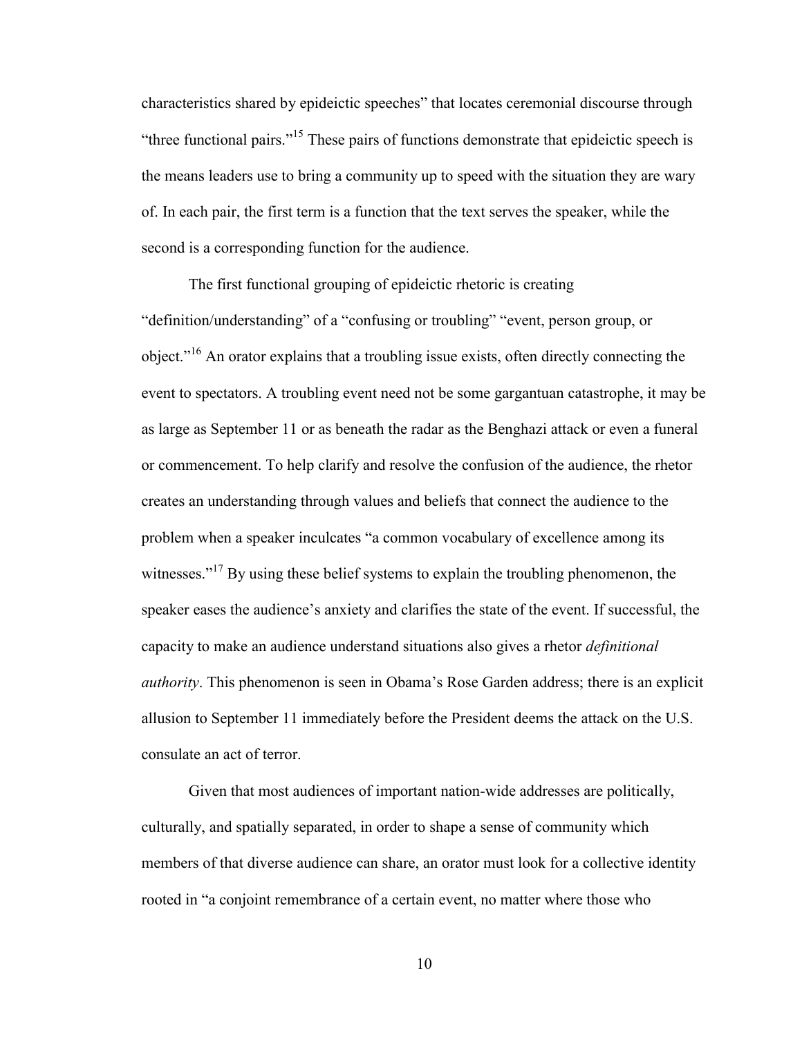characteristics shared by epideictic speeches" that locates ceremonial discourse through "three functional pairs."[15] These pairs of functions demonstrate that epideictic speech is the means leaders use to bring a community up to speed with the situation they are wary of. In each pair, the first term is a function that the text serves the speaker, while the second is a corresponding function for the audience.

The first functional grouping of epideictic rhetoric is creating "definition/understanding" of a "confusing or troubling" "event, person group, or object."[16] An orator explains that a troubling issue exists, often directly connecting the event to spectators. A troubling event need not be some gargantuan catastrophe, it may be as large as September 11 or as beneath the radar as the Benghazi attack or even a funeral or commencement. To help clarify and resolve the confusion of the audience, the rhetor creates an understanding through values and beliefs that connect the audience to the problem when a speaker inculcates "a common vocabulary of excellence among its witnesses."[17] By using these belief systems to explain the troubling phenomenon, the speaker eases the audience's anxiety and clarifies the state of the event. If successful, the capacity to make an audience understand situations also gives a rhetor *definitional authority*. This phenomenon is seen in Obama's Rose Garden address; there is an explicit allusion to September 11 immediately before the President deems the attack on the U.S. consulate an act of terror.

Given that most audiences of important nation-wide addresses are politically, culturally, and spatially separated, in order to shape a sense of community which members of that diverse audience can share, an orator must look for a collective identity rooted in "a conjoint remembrance of a certain event, no matter where those who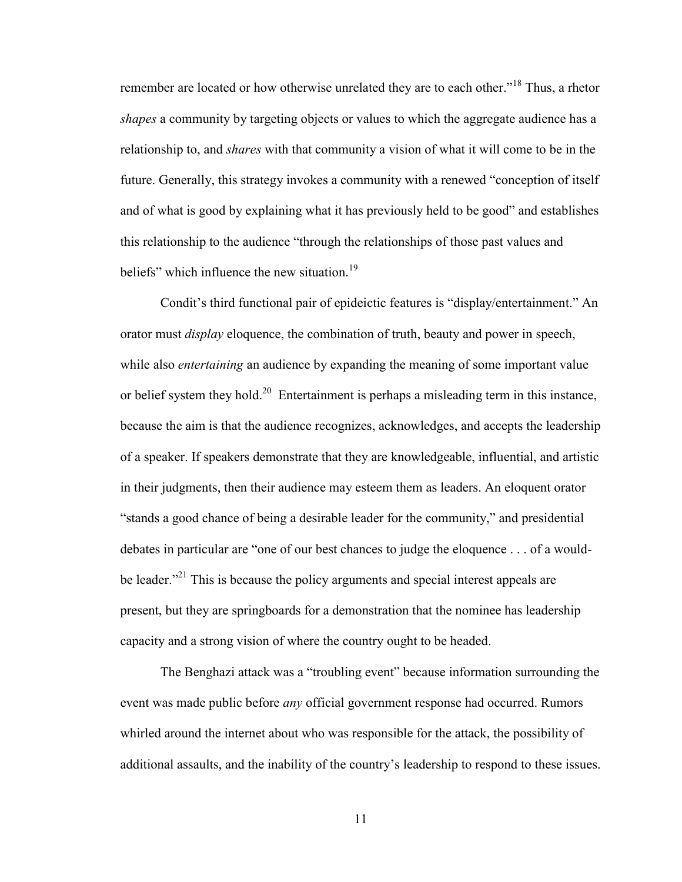remember are located or how otherwise unrelated they are to each other."[18] Thus, a rhetor *shapes* a community by targeting objects or values to which the aggregate audience has a relationship to, and *shares* with that community a vision of what it will come to be in the future. Generally, this strategy invokes a community with a renewed "conception of itself and of what is good by explaining what it has previously held to be good" and establishes this relationship to the audience "through the relationships of those past values and beliefs" which influence the new situation.[19]

Condit's third functional pair of epideictic features is "display/entertainment." An orator must *display* eloquence, the combination of truth, beauty and power in speech, while also *entertaining* an audience by expanding the meaning of some important value or belief system they hold.[20] Entertainment is perhaps a misleading term in this instance, because the aim is that the audience recognizes, acknowledges, and accepts the leadership of a speaker. If speakers demonstrate that they are knowledgeable, influential, and artistic in their judgments, then their audience may esteem them as leaders. An eloquent orator "stands a good chance of being a desirable leader for the community," and presidential debates in particular are "one of our best chances to judge the eloquence . . . of a would-be leader."[21] This is because the policy arguments and special interest appeals are present, but they are springboards for a demonstration that the nominee has leadership capacity and a strong vision of where the country ought to be headed.

The Benghazi attack was a "troubling event" because information surrounding the event was made public before *any* official government response had occurred. Rumors whirled around the internet about who was responsible for the attack, the possibility of additional assaults, and the inability of the country's leadership to respond to these issues.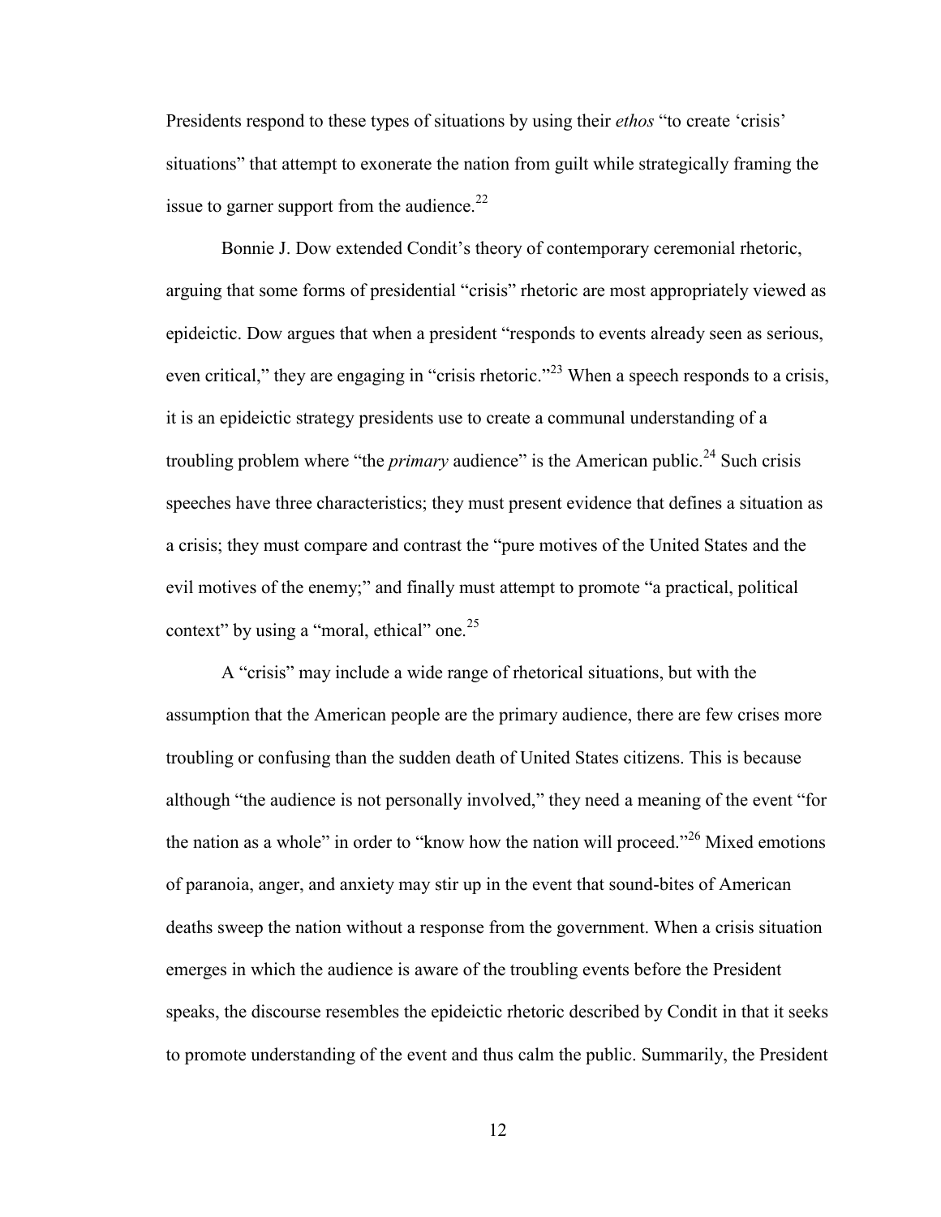Presidents respond to these types of situations by using their *ethos* "to create 'crisis' situations" that attempt to exonerate the nation from guilt while strategically framing the issue to garner support from the audience.[22]

Bonnie J. Dow extended Condit's theory of contemporary ceremonial rhetoric, arguing that some forms of presidential "crisis" rhetoric are most appropriately viewed as epideictic. Dow argues that when a president "responds to events already seen as serious, even critical," they are engaging in "crisis rhetoric."[23] When a speech responds to a crisis, it is an epideictic strategy presidents use to create a communal understanding of a troubling problem where "the *primary* audience" is the American public.[24] Such crisis speeches have three characteristics; they must present evidence that defines a situation as a crisis; they must compare and contrast the "pure motives of the United States and the evil motives of the enemy;" and finally must attempt to promote "a practical, political context" by using a "moral, ethical" one.[25]

A "crisis" may include a wide range of rhetorical situations, but with the assumption that the American people are the primary audience, there are few crises more troubling or confusing than the sudden death of United States citizens. This is because although "the audience is not personally involved," they need a meaning of the event "for the nation as a whole" in order to "know how the nation will proceed."[26] Mixed emotions of paranoia, anger, and anxiety may stir up in the event that sound-bites of American deaths sweep the nation without a response from the government. When a crisis situation emerges in which the audience is aware of the troubling events before the President speaks, the discourse resembles the epideictic rhetoric described by Condit in that it seeks to promote understanding of the event and thus calm the public. Summarily, the President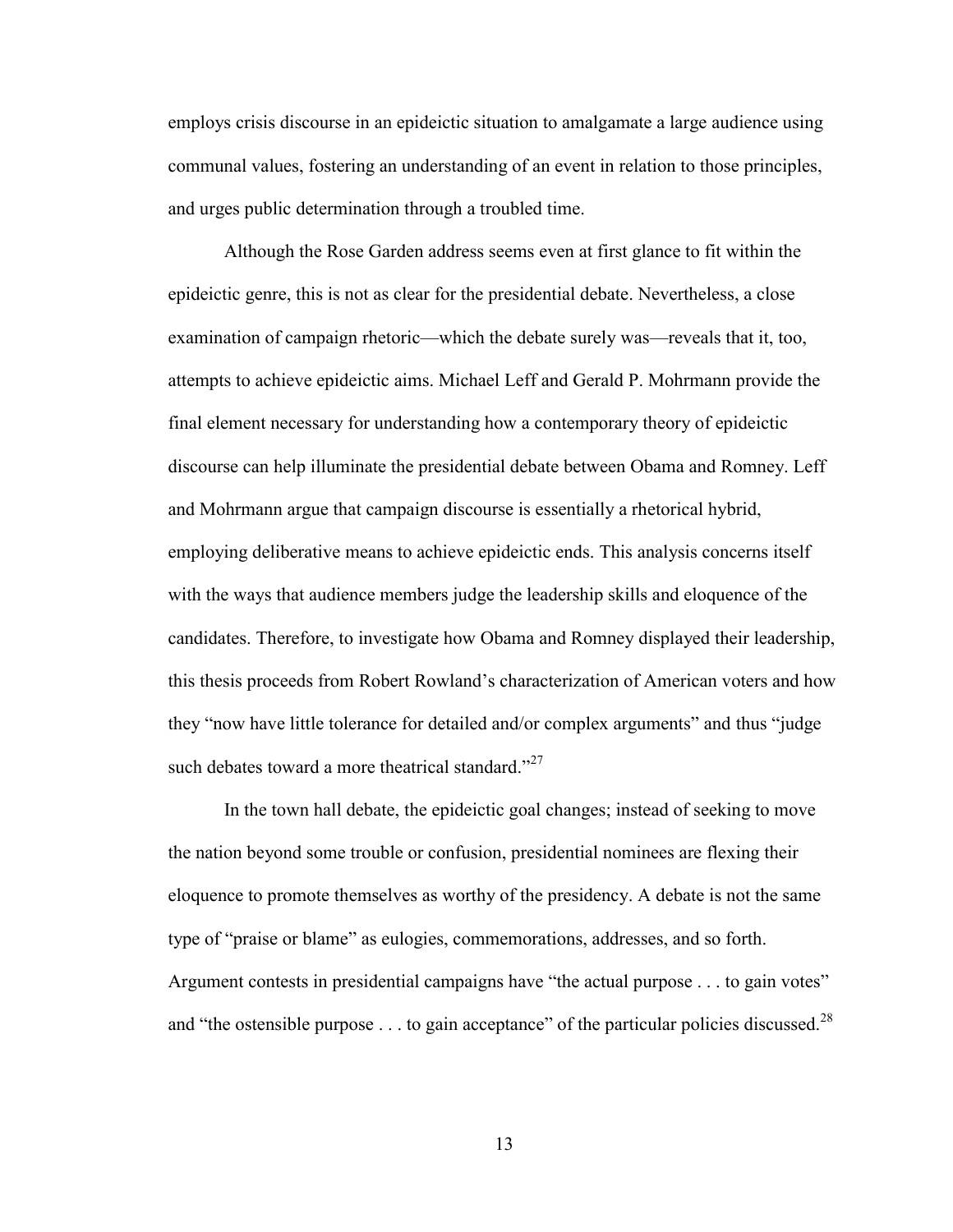employs crisis discourse in an epideictic situation to amalgamate a large audience using communal values, fostering an understanding of an event in relation to those principles, and urges public determination through a troubled time.

Although the Rose Garden address seems even at first glance to fit within the epideictic genre, this is not as clear for the presidential debate. Nevertheless, a close examination of campaign rhetoric—which the debate surely was—reveals that it, too, attempts to achieve epideictic aims. Michael Leff and Gerald P. Mohrmann provide the final element necessary for understanding how a contemporary theory of epideictic discourse can help illuminate the presidential debate between Obama and Romney. Leff and Mohrmann argue that campaign discourse is essentially a rhetorical hybrid, employing deliberative means to achieve epideictic ends. This analysis concerns itself with the ways that audience members judge the leadership skills and eloquence of the candidates. Therefore, to investigate how Obama and Romney displayed their leadership, this thesis proceeds from Robert Rowland's characterization of American voters and how they "now have little tolerance for detailed and/or complex arguments" and thus "judge such debates toward a more theatrical standard."[27]

In the town hall debate, the epideictic goal changes; instead of seeking to move the nation beyond some trouble or confusion, presidential nominees are flexing their eloquence to promote themselves as worthy of the presidency. A debate is not the same type of "praise or blame" as eulogies, commemorations, addresses, and so forth. Argument contests in presidential campaigns have "the actual purpose . . . to gain votes" and "the ostensible purpose . . . to gain acceptance" of the particular policies discussed.[28]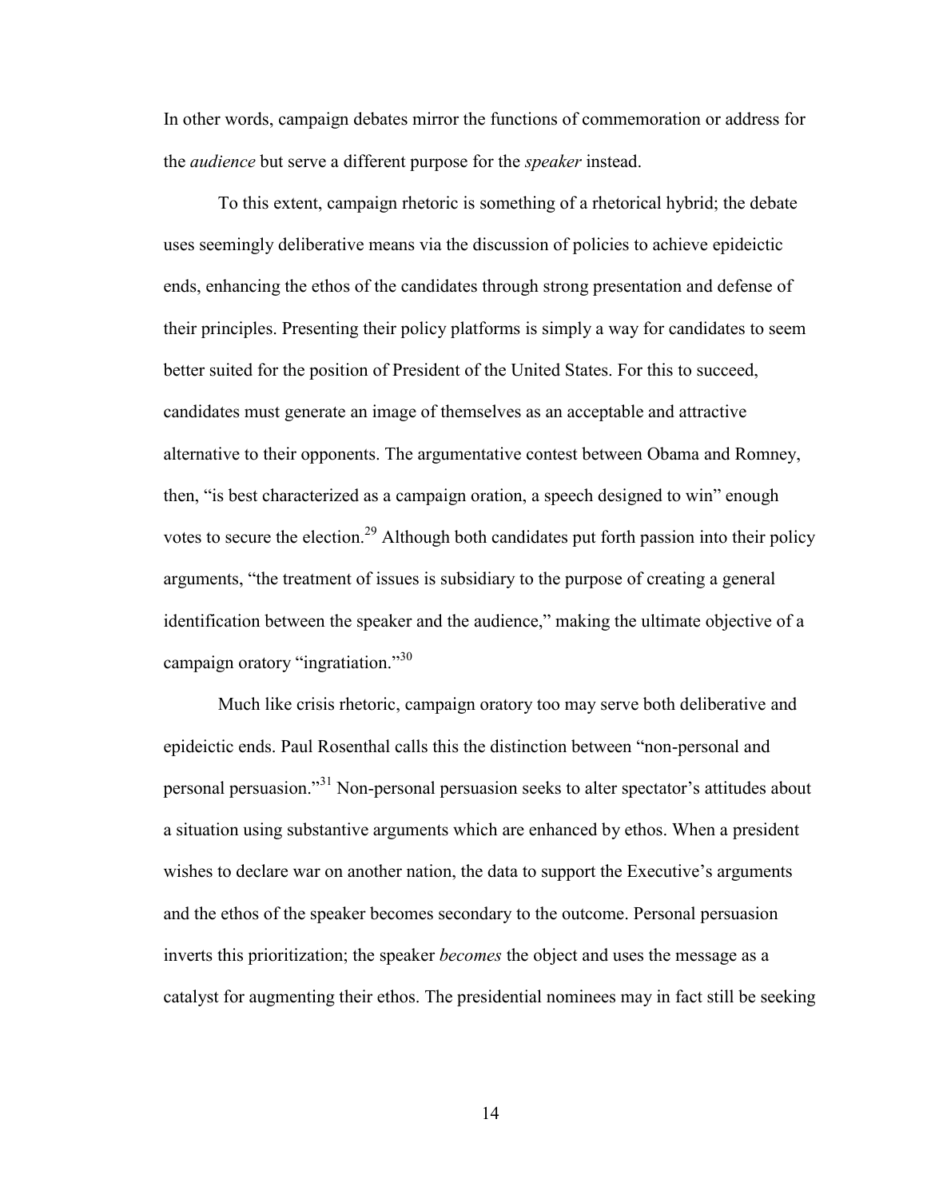In other words, campaign debates mirror the functions of commemoration or address for the *audience* but serve a different purpose for the *speaker* instead.

To this extent, campaign rhetoric is something of a rhetorical hybrid; the debate uses seemingly deliberative means via the discussion of policies to achieve epideictic ends, enhancing the ethos of the candidates through strong presentation and defense of their principles. Presenting their policy platforms is simply a way for candidates to seem better suited for the position of President of the United States. For this to succeed, candidates must generate an image of themselves as an acceptable and attractive alternative to their opponents. The argumentative contest between Obama and Romney, then, "is best characterized as a campaign oration, a speech designed to win" enough votes to secure the election.[29] Although both candidates put forth passion into their policy arguments, "the treatment of issues is subsidiary to the purpose of creating a general identification between the speaker and the audience," making the ultimate objective of a campaign oratory "ingratiation."[30]

Much like crisis rhetoric, campaign oratory too may serve both deliberative and epideictic ends. Paul Rosenthal calls this the distinction between "non-personal and personal persuasion."[31] Non-personal persuasion seeks to alter spectator's attitudes about a situation using substantive arguments which are enhanced by ethos. When a president wishes to declare war on another nation, the data to support the Executive's arguments and the ethos of the speaker becomes secondary to the outcome. Personal persuasion inverts this prioritization; the speaker *becomes* the object and uses the message as a catalyst for augmenting their ethos. The presidential nominees may in fact still be seeking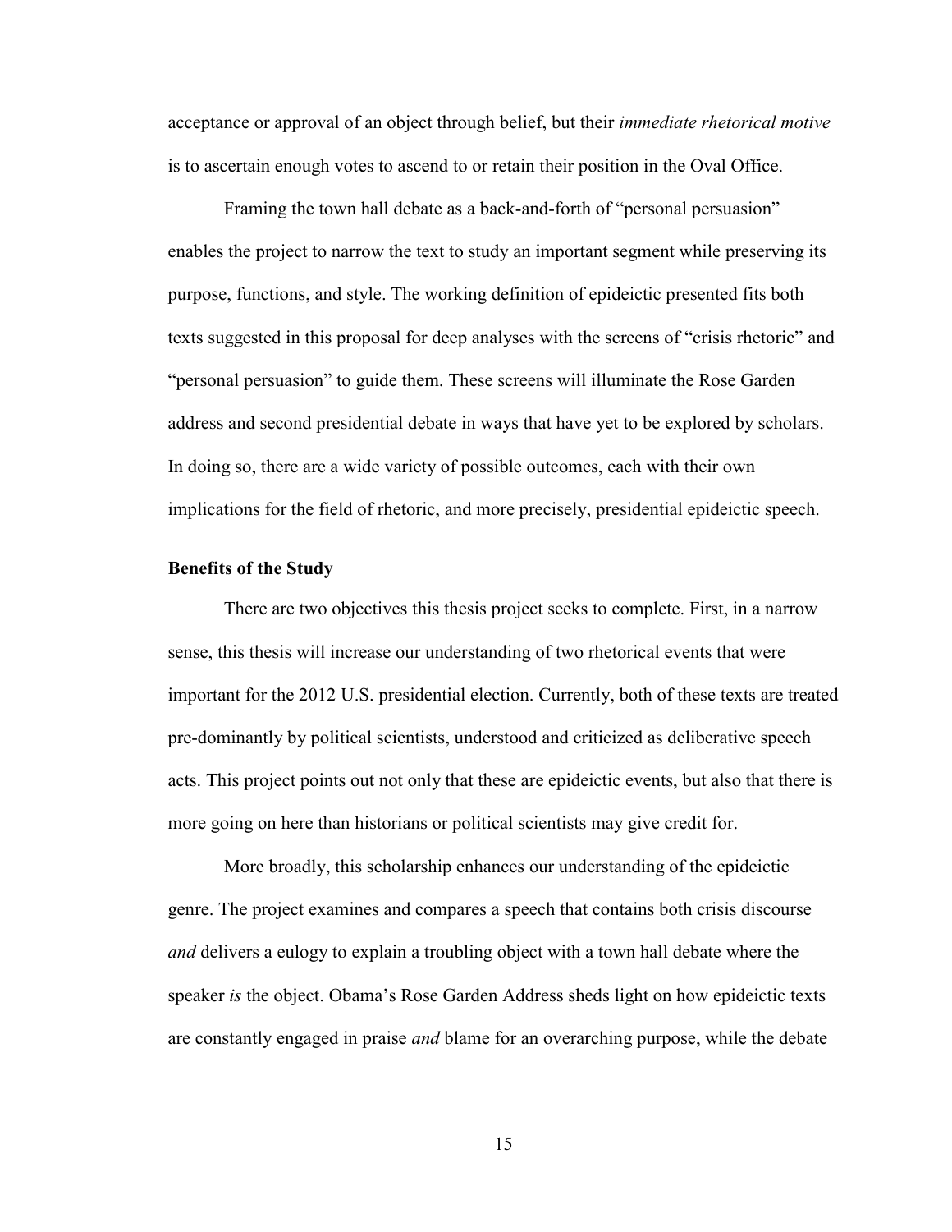acceptance or approval of an object through belief, but their *immediate rhetorical motive* is to ascertain enough votes to ascend to or retain their position in the Oval Office.

Framing the town hall debate as a back-and-forth of "personal persuasion" enables the project to narrow the text to study an important segment while preserving its purpose, functions, and style. The working definition of epideictic presented fits both texts suggested in this proposal for deep analyses with the screens of "crisis rhetoric" and "personal persuasion" to guide them. These screens will illuminate the Rose Garden address and second presidential debate in ways that have yet to be explored by scholars. In doing so, there are a wide variety of possible outcomes, each with their own implications for the field of rhetoric, and more precisely, presidential epideictic speech.

### Benefits of the Study

There are two objectives this thesis project seeks to complete. First, in a narrow sense, this thesis will increase our understanding of two rhetorical events that were important for the 2012 U.S. presidential election. Currently, both of these texts are treated pre-dominantly by political scientists, understood and criticized as deliberative speech acts. This project points out not only that these are epideictic events, but also that there is more going on here than historians or political scientists may give credit for.

More broadly, this scholarship enhances our understanding of the epideictic genre. The project examines and compares a speech that contains both crisis discourse *and* delivers a eulogy to explain a troubling object with a town hall debate where the speaker *is* the object. Obama's Rose Garden Address sheds light on how epideictic texts are constantly engaged in praise *and* blame for an overarching purpose, while the debate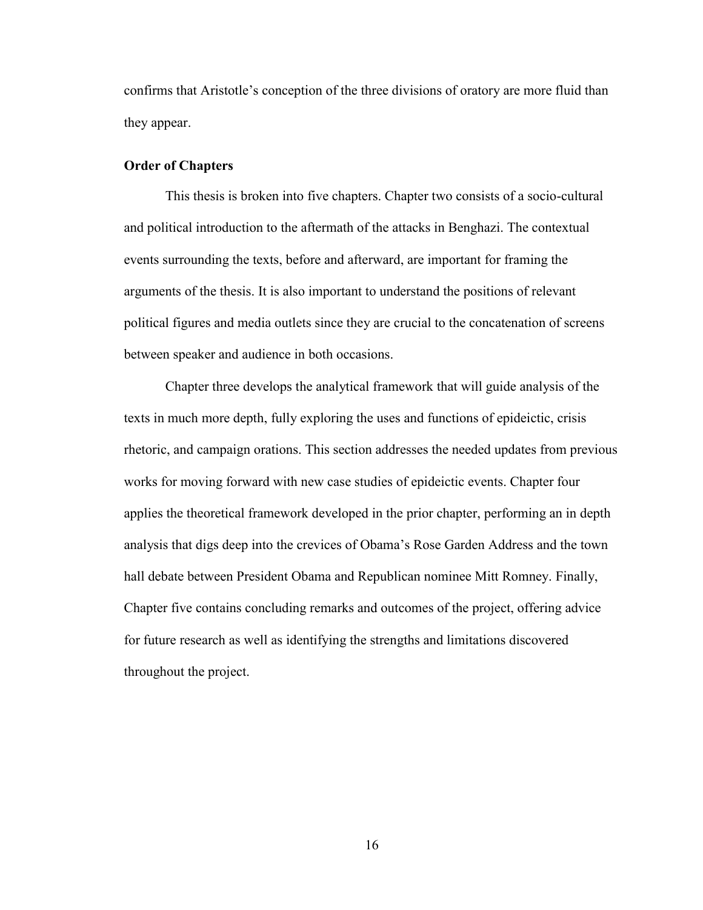confirms that Aristotle's conception of the three divisions of oratory are more fluid than they appear.

### Order of Chapters

This thesis is broken into five chapters. Chapter two consists of a socio-cultural and political introduction to the aftermath of the attacks in Benghazi. The contextual events surrounding the texts, before and afterward, are important for framing the arguments of the thesis. It is also important to understand the positions of relevant political figures and media outlets since they are crucial to the concatenation of screens between speaker and audience in both occasions.

Chapter three develops the analytical framework that will guide analysis of the texts in much more depth, fully exploring the uses and functions of epideictic, crisis rhetoric, and campaign orations. This section addresses the needed updates from previous works for moving forward with new case studies of epideictic events. Chapter four applies the theoretical framework developed in the prior chapter, performing an in depth analysis that digs deep into the crevices of Obama's Rose Garden Address and the town hall debate between President Obama and Republican nominee Mitt Romney. Finally, Chapter five contains concluding remarks and outcomes of the project, offering advice for future research as well as identifying the strengths and limitations discovered throughout the project.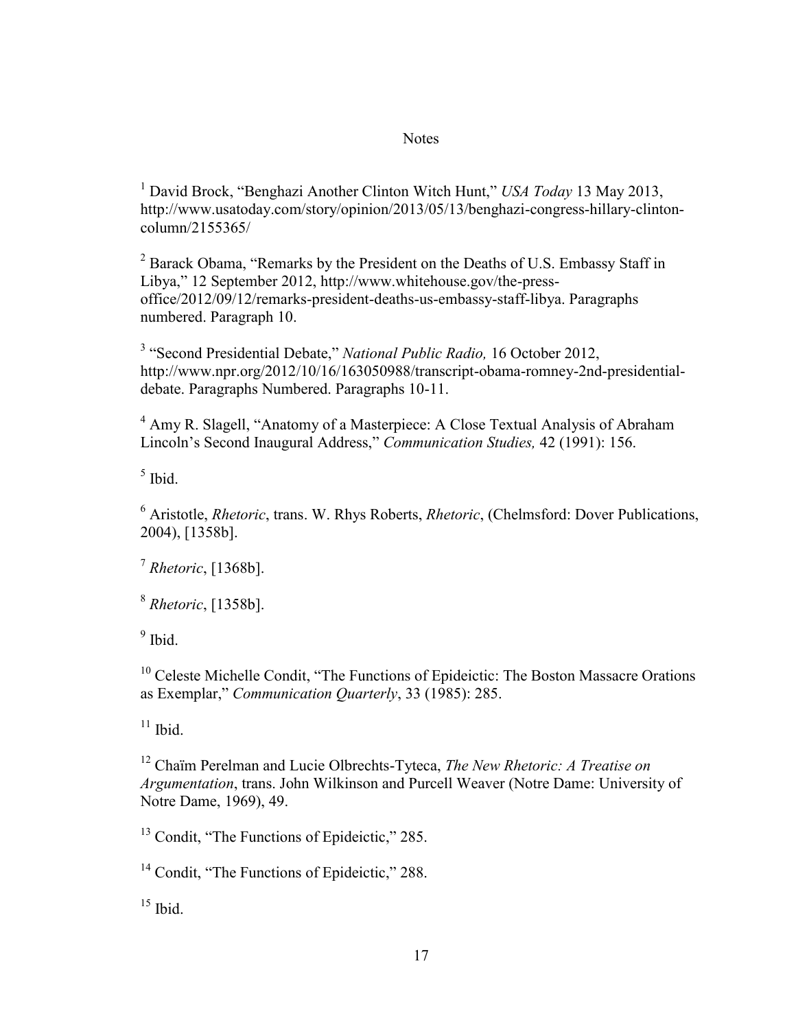# Notes

[1] David Brock, "Benghazi Another Clinton Witch Hunt," *USA Today* 13 May 2013, http://www.usatoday.com/story/opinion/2013/05/13/benghazi-congress-hillary-clinton-column/2155365/

[2] Barack Obama, "Remarks by the President on the Deaths of U.S. Embassy Staff in Libya," 12 September 2012, http://www.whitehouse.gov/the-press-office/2012/09/12/remarks-president-deaths-us-embassy-staff-libya. Paragraphs numbered. Paragraph 10.

[3] "Second Presidential Debate," *National Public Radio,* 16 October 2012, http://www.npr.org/2012/10/16/163050988/transcript-obama-romney-2nd-presidential-debate. Paragraphs Numbered. Paragraphs 10-11.

[4] Amy R. Slagell, "Anatomy of a Masterpiece: A Close Textual Analysis of Abraham Lincoln's Second Inaugural Address," *Communication Studies,* 42 (1991): 156.

[5] Ibid.

[6] Aristotle, *Rhetoric*, trans. W. Rhys Roberts, *Rhetoric*, (Chelmsford: Dover Publications, 2004), [1358b].

[7] *Rhetoric*, [1368b].

[8] *Rhetoric*, [1358b].

[9] Ibid.

[10] Celeste Michelle Condit, "The Functions of Epideictic: The Boston Massacre Orations as Exemplar," *Communication Quarterly*, 33 (1985): 285.

[11] Ibid.

[12] Chaïm Perelman and Lucie Olbrechts-Tyteca, *The New Rhetoric: A Treatise on Argumentation*, trans. John Wilkinson and Purcell Weaver (Notre Dame: University of Notre Dame, 1969), 49.

[13] Condit, "The Functions of Epideictic," 285.

[14] Condit, "The Functions of Epideictic," 288.

[15] Ibid.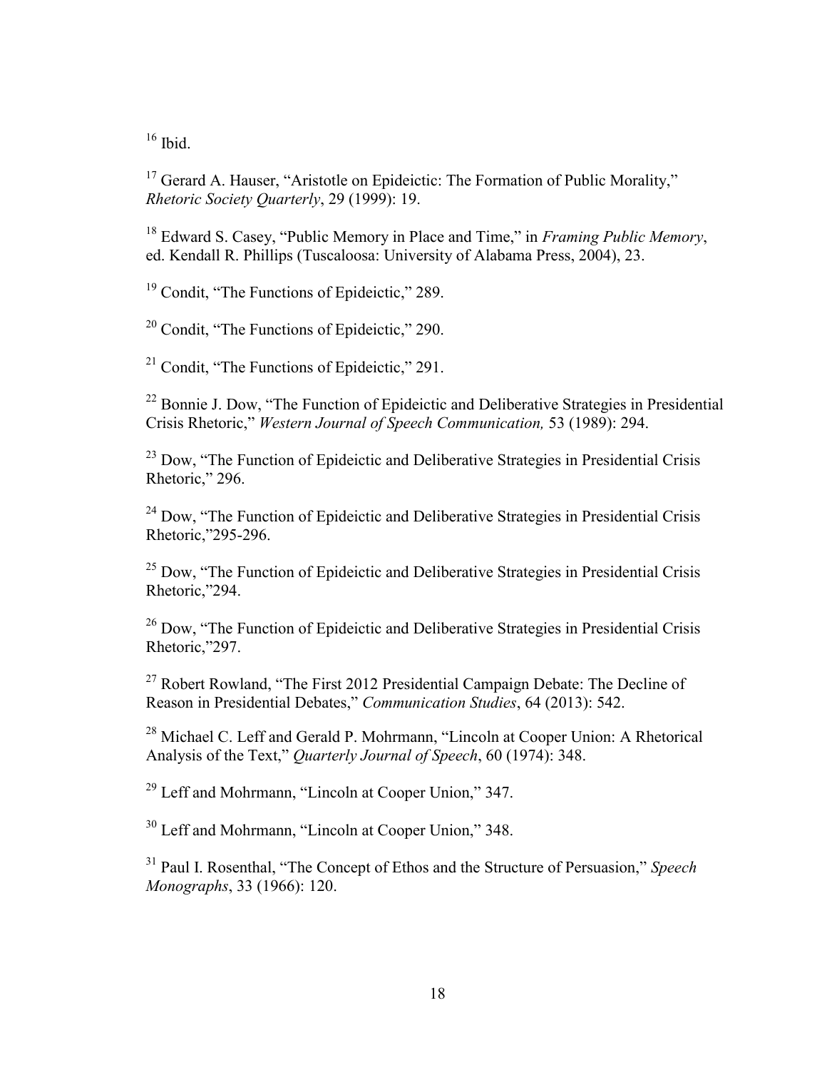[16] Ibid.

[17] Gerard A. Hauser, "Aristotle on Epideictic: The Formation of Public Morality," *Rhetoric Society Quarterly*, 29 (1999): 19.

[18] Edward S. Casey, "Public Memory in Place and Time," in *Framing Public Memory*, ed. Kendall R. Phillips (Tuscaloosa: University of Alabama Press, 2004), 23.

[19] Condit, "The Functions of Epideictic," 289.

[20] Condit, "The Functions of Epideictic," 290.

[21] Condit, "The Functions of Epideictic," 291.

[22] Bonnie J. Dow, "The Function of Epideictic and Deliberative Strategies in Presidential Crisis Rhetoric," *Western Journal of Speech Communication,* 53 (1989): 294.

[23] Dow, "The Function of Epideictic and Deliberative Strategies in Presidential Crisis Rhetoric," 296.

[24] Dow, "The Function of Epideictic and Deliberative Strategies in Presidential Crisis Rhetoric,"295-296.

[25] Dow, "The Function of Epideictic and Deliberative Strategies in Presidential Crisis Rhetoric,"294.

[26] Dow, "The Function of Epideictic and Deliberative Strategies in Presidential Crisis Rhetoric,"297.

[27] Robert Rowland, "The First 2012 Presidential Campaign Debate: The Decline of Reason in Presidential Debates," *Communication Studies*, 64 (2013): 542.

[28] Michael C. Leff and Gerald P. Mohrmann, "Lincoln at Cooper Union: A Rhetorical Analysis of the Text," *Quarterly Journal of Speech*, 60 (1974): 348.

[29] Leff and Mohrmann, "Lincoln at Cooper Union," 347.

[30] Leff and Mohrmann, "Lincoln at Cooper Union," 348.

[31] Paul I. Rosenthal, "The Concept of Ethos and the Structure of Persuasion," *Speech Monographs*, 33 (1966): 120.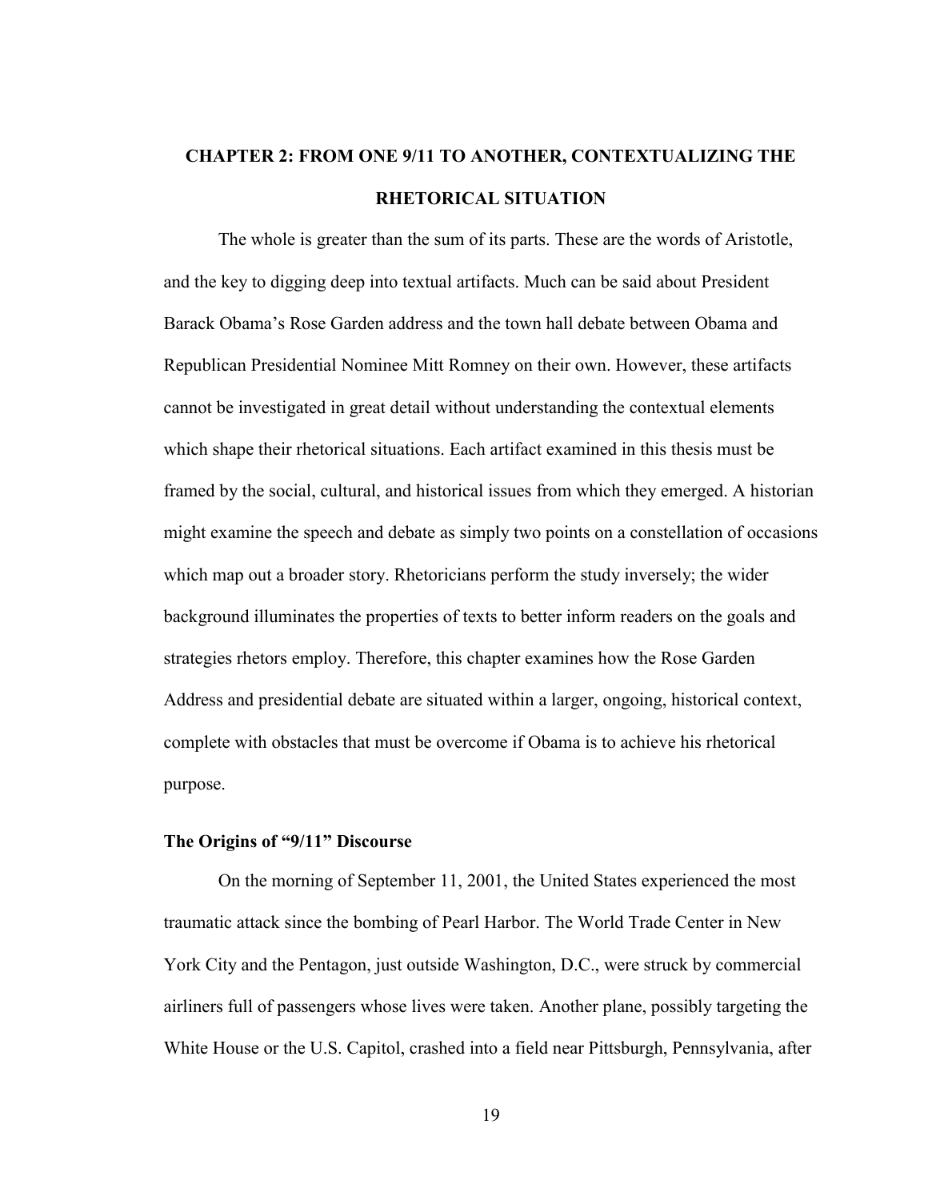## CHAPTER 2: FROM ONE 9/11 TO ANOTHER, CONTEXTUALIZING THE RHETORICAL SITUATION

The whole is greater than the sum of its parts. These are the words of Aristotle, and the key to digging deep into textual artifacts. Much can be said about President Barack Obama's Rose Garden address and the town hall debate between Obama and Republican Presidential Nominee Mitt Romney on their own. However, these artifacts cannot be investigated in great detail without understanding the contextual elements which shape their rhetorical situations. Each artifact examined in this thesis must be framed by the social, cultural, and historical issues from which they emerged. A historian might examine the speech and debate as simply two points on a constellation of occasions which map out a broader story. Rhetoricians perform the study inversely; the wider background illuminates the properties of texts to better inform readers on the goals and strategies rhetors employ. Therefore, this chapter examines how the Rose Garden Address and presidential debate are situated within a larger, ongoing, historical context, complete with obstacles that must be overcome if Obama is to achieve his rhetorical purpose.

### The Origins of "9/11" Discourse

On the morning of September 11, 2001, the United States experienced the most traumatic attack since the bombing of Pearl Harbor. The World Trade Center in New York City and the Pentagon, just outside Washington, D.C., were struck by commercial airliners full of passengers whose lives were taken. Another plane, possibly targeting the White House or the U.S. Capitol, crashed into a field near Pittsburgh, Pennsylvania, after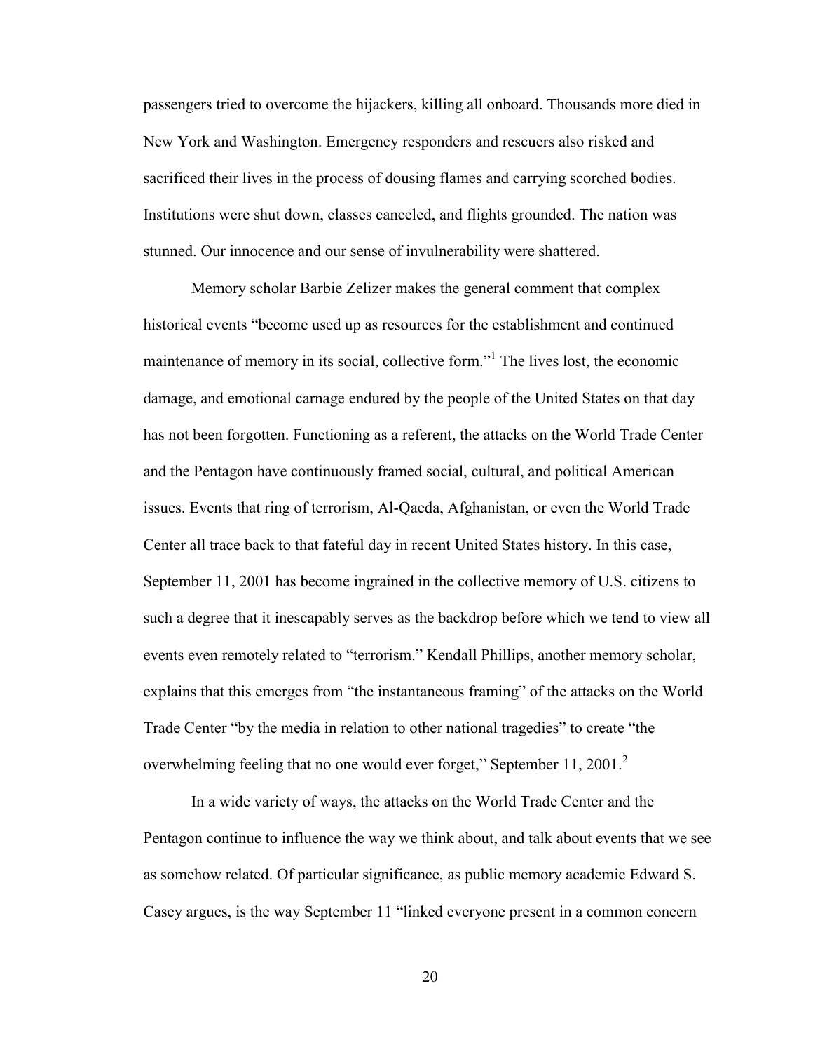passengers tried to overcome the hijackers, killing all onboard. Thousands more died in New York and Washington. Emergency responders and rescuers also risked and sacrificed their lives in the process of dousing flames and carrying scorched bodies. Institutions were shut down, classes canceled, and flights grounded. The nation was stunned. Our innocence and our sense of invulnerability were shattered.

Memory scholar Barbie Zelizer makes the general comment that complex historical events "become used up as resources for the establishment and continued maintenance of memory in its social, collective form."[1] The lives lost, the economic damage, and emotional carnage endured by the people of the United States on that day has not been forgotten. Functioning as a referent, the attacks on the World Trade Center and the Pentagon have continuously framed social, cultural, and political American issues. Events that ring of terrorism, Al-Qaeda, Afghanistan, or even the World Trade Center all trace back to that fateful day in recent United States history. In this case, September 11, 2001 has become ingrained in the collective memory of U.S. citizens to such a degree that it inescapably serves as the backdrop before which we tend to view all events even remotely related to "terrorism." Kendall Phillips, another memory scholar, explains that this emerges from "the instantaneous framing" of the attacks on the World Trade Center "by the media in relation to other national tragedies" to create "the overwhelming feeling that no one would ever forget," September 11, 2001.[2]

In a wide variety of ways, the attacks on the World Trade Center and the Pentagon continue to influence the way we think about, and talk about events that we see as somehow related. Of particular significance, as public memory academic Edward S. Casey argues, is the way September 11 "linked everyone present in a common concern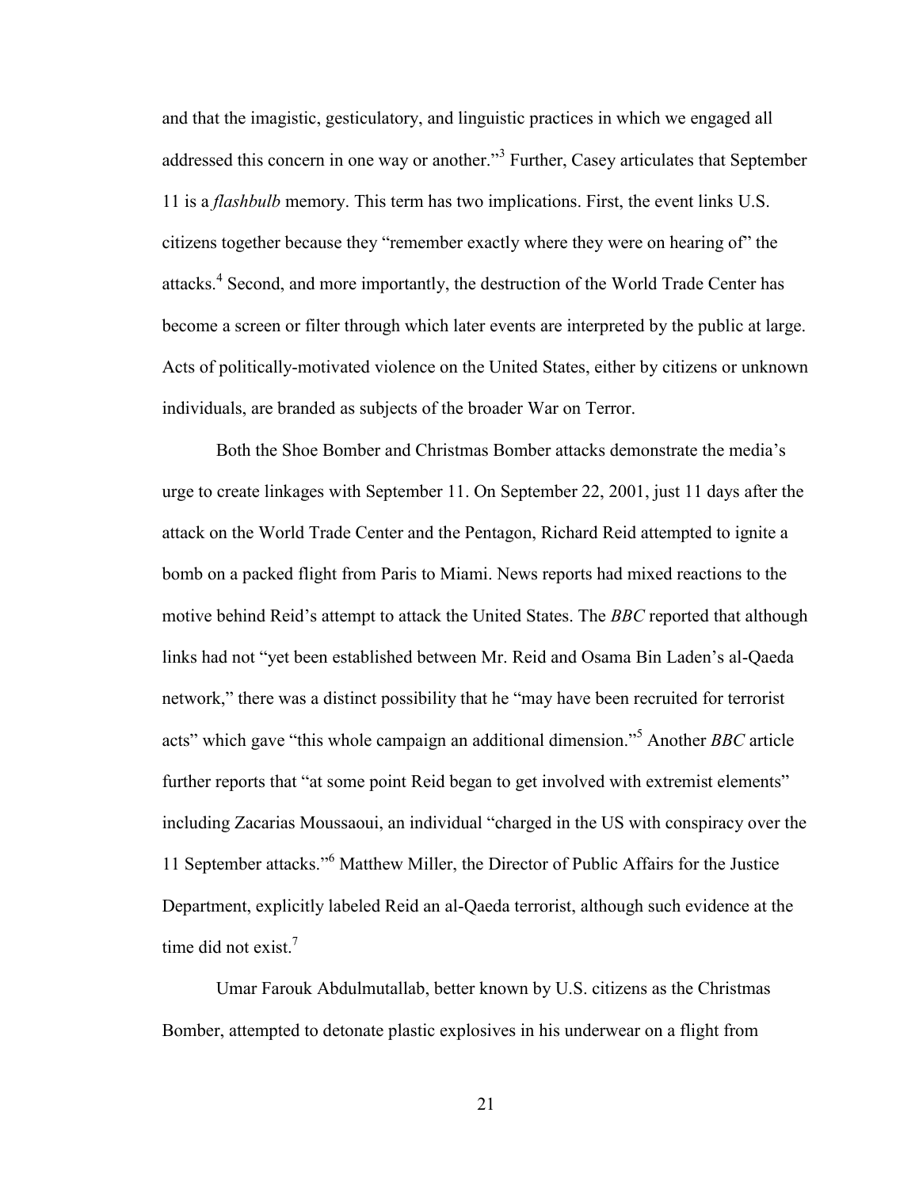and that the imagistic, gesticulatory, and linguistic practices in which we engaged all addressed this concern in one way or another."[3] Further, Casey articulates that September 11 is a *flashbulb* memory. This term has two implications. First, the event links U.S. citizens together because they "remember exactly where they were on hearing of" the attacks.[4] Second, and more importantly, the destruction of the World Trade Center has become a screen or filter through which later events are interpreted by the public at large. Acts of politically-motivated violence on the United States, either by citizens or unknown individuals, are branded as subjects of the broader War on Terror.

Both the Shoe Bomber and Christmas Bomber attacks demonstrate the media's urge to create linkages with September 11. On September 22, 2001, just 11 days after the attack on the World Trade Center and the Pentagon, Richard Reid attempted to ignite a bomb on a packed flight from Paris to Miami. News reports had mixed reactions to the motive behind Reid's attempt to attack the United States. The *BBC* reported that although links had not "yet been established between Mr. Reid and Osama Bin Laden's al-Qaeda network," there was a distinct possibility that he "may have been recruited for terrorist acts" which gave "this whole campaign an additional dimension."[5] Another *BBC* article further reports that "at some point Reid began to get involved with extremist elements" including Zacarias Moussaoui, an individual "charged in the US with conspiracy over the 11 September attacks."[6] Matthew Miller, the Director of Public Affairs for the Justice Department, explicitly labeled Reid an al-Qaeda terrorist, although such evidence at the time did not exist.[7]

Umar Farouk Abdulmutallab, better known by U.S. citizens as the Christmas Bomber, attempted to detonate plastic explosives in his underwear on a flight from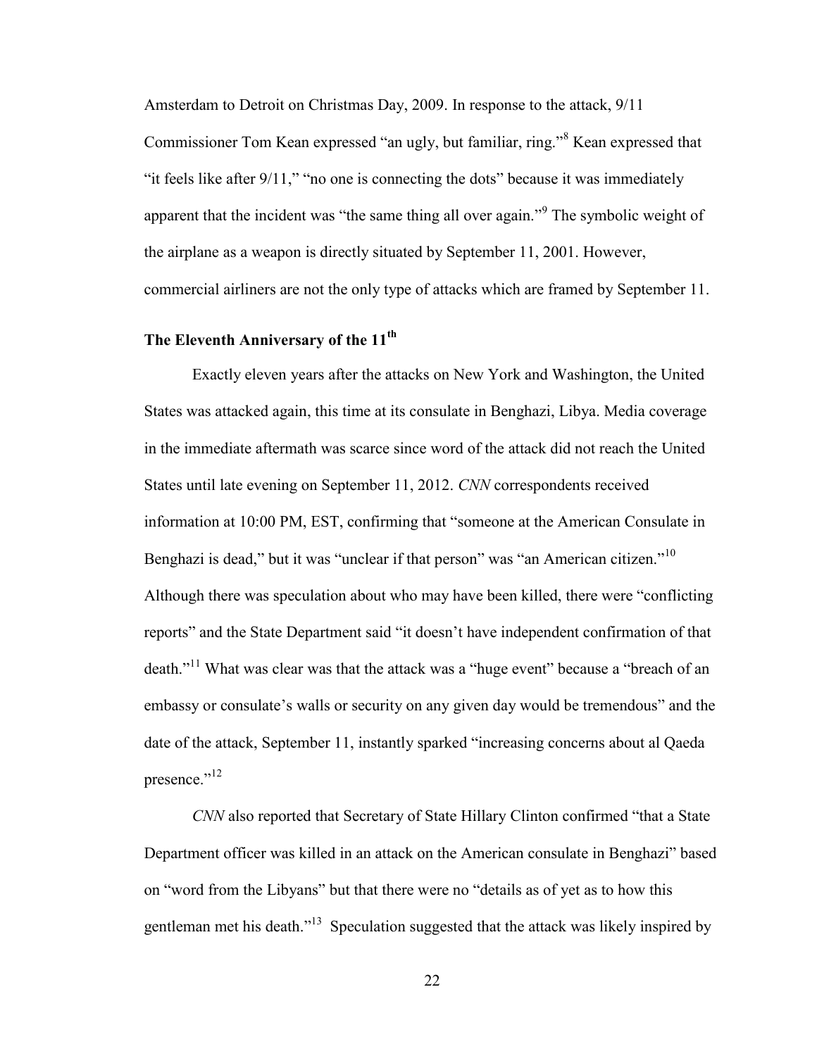Amsterdam to Detroit on Christmas Day, 2009. In response to the attack, 9/11 Commissioner Tom Kean expressed "an ugly, but familiar, ring."[8] Kean expressed that "it feels like after 9/11," "no one is connecting the dots" because it was immediately apparent that the incident was "the same thing all over again."[9] The symbolic weight of the airplane as a weapon is directly situated by September 11, 2001. However, commercial airliners are not the only type of attacks which are framed by September 11.

## The Eleventh Anniversary of the 11th

Exactly eleven years after the attacks on New York and Washington, the United States was attacked again, this time at its consulate in Benghazi, Libya. Media coverage in the immediate aftermath was scarce since word of the attack did not reach the United States until late evening on September 11, 2012. *CNN* correspondents received information at 10:00 PM, EST, confirming that "someone at the American Consulate in Benghazi is dead," but it was "unclear if that person" was "an American citizen."[10] Although there was speculation about who may have been killed, there were "conflicting reports" and the State Department said "it doesn't have independent confirmation of that death."[11] What was clear was that the attack was a "huge event" because a "breach of an embassy or consulate's walls or security on any given day would be tremendous" and the date of the attack, September 11, instantly sparked "increasing concerns about al Qaeda presence."[12]

*CNN* also reported that Secretary of State Hillary Clinton confirmed "that a State Department officer was killed in an attack on the American consulate in Benghazi" based on "word from the Libyans" but that there were no "details as of yet as to how this gentleman met his death."[13] Speculation suggested that the attack was likely inspired by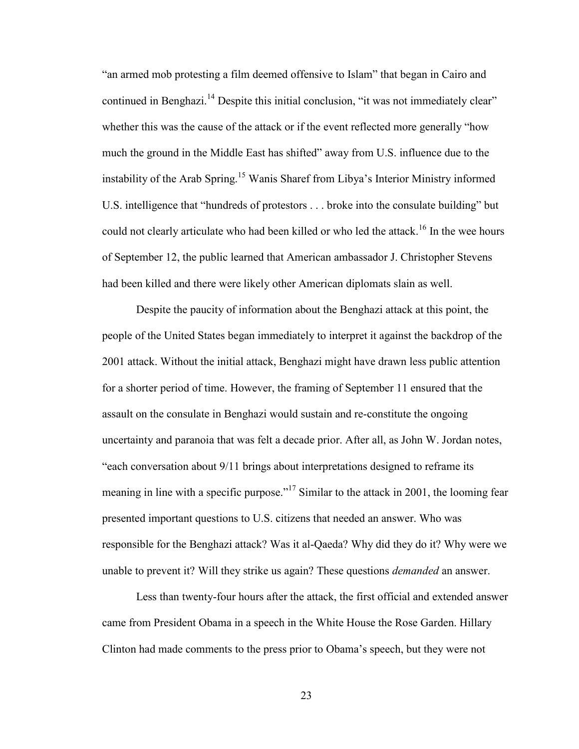"an armed mob protesting a film deemed offensive to Islam" that began in Cairo and continued in Benghazi.[14] Despite this initial conclusion, "it was not immediately clear" whether this was the cause of the attack or if the event reflected more generally "how much the ground in the Middle East has shifted" away from U.S. influence due to the instability of the Arab Spring.[15] Wanis Sharef from Libya's Interior Ministry informed U.S. intelligence that "hundreds of protestors . . . broke into the consulate building" but could not clearly articulate who had been killed or who led the attack.[16] In the wee hours of September 12, the public learned that American ambassador J. Christopher Stevens had been killed and there were likely other American diplomats slain as well.

Despite the paucity of information about the Benghazi attack at this point, the people of the United States began immediately to interpret it against the backdrop of the 2001 attack. Without the initial attack, Benghazi might have drawn less public attention for a shorter period of time. However, the framing of September 11 ensured that the assault on the consulate in Benghazi would sustain and re-constitute the ongoing uncertainty and paranoia that was felt a decade prior. After all, as John W. Jordan notes, "each conversation about 9/11 brings about interpretations designed to reframe its meaning in line with a specific purpose."[17] Similar to the attack in 2001, the looming fear presented important questions to U.S. citizens that needed an answer. Who was responsible for the Benghazi attack? Was it al-Qaeda? Why did they do it? Why were we unable to prevent it? Will they strike us again? These questions *demanded* an answer.

Less than twenty-four hours after the attack, the first official and extended answer came from President Obama in a speech in the White House the Rose Garden. Hillary Clinton had made comments to the press prior to Obama's speech, but they were not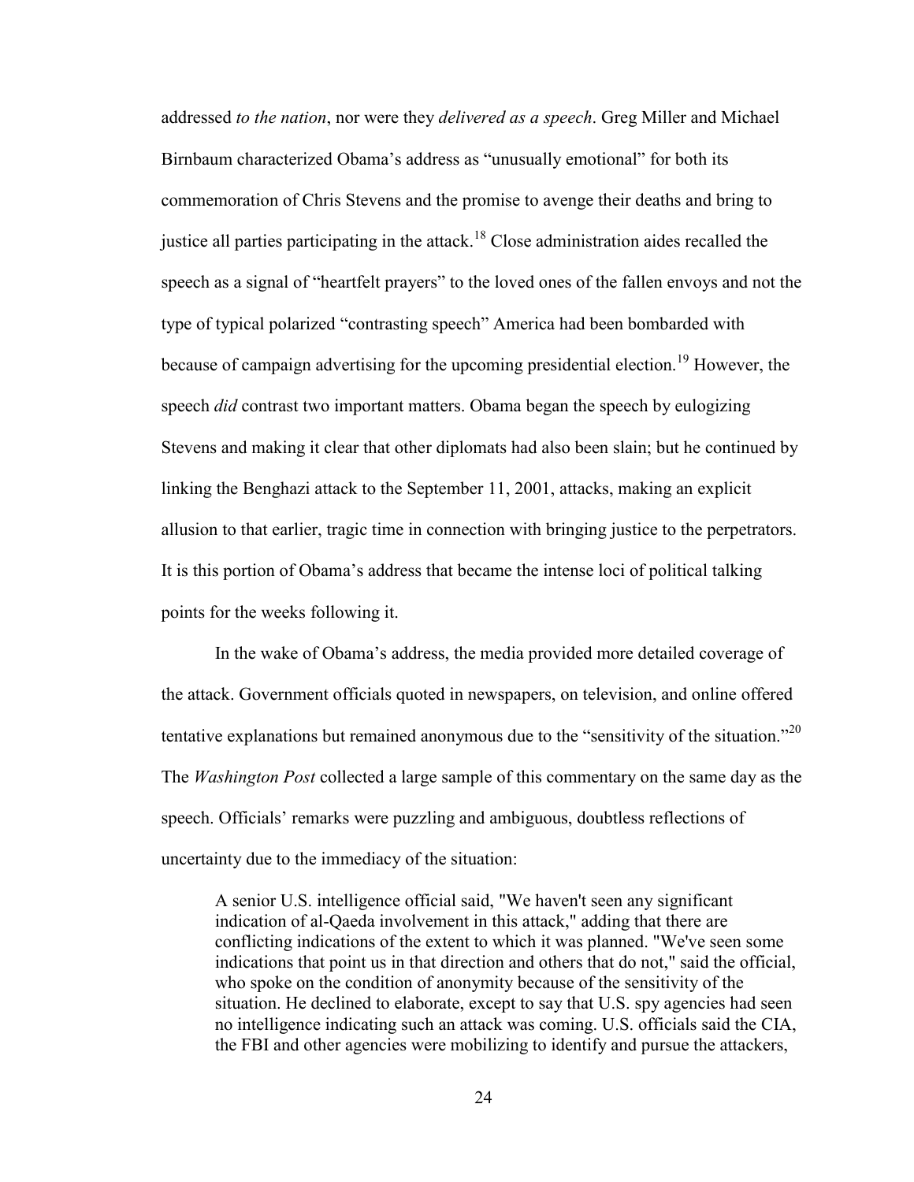addressed *to the nation*, nor were they *delivered as a speech*. Greg Miller and Michael Birnbaum characterized Obama's address as "unusually emotional" for both its commemoration of Chris Stevens and the promise to avenge their deaths and bring to justice all parties participating in the attack.[18] Close administration aides recalled the speech as a signal of "heartfelt prayers" to the loved ones of the fallen envoys and not the type of typical polarized "contrasting speech" America had been bombarded with because of campaign advertising for the upcoming presidential election.[19] However, the speech *did* contrast two important matters. Obama began the speech by eulogizing Stevens and making it clear that other diplomats had also been slain; but he continued by linking the Benghazi attack to the September 11, 2001, attacks, making an explicit allusion to that earlier, tragic time in connection with bringing justice to the perpetrators. It is this portion of Obama's address that became the intense loci of political talking points for the weeks following it.

In the wake of Obama's address, the media provided more detailed coverage of the attack. Government officials quoted in newspapers, on television, and online offered tentative explanations but remained anonymous due to the "sensitivity of the situation."[20] The *Washington Post* collected a large sample of this commentary on the same day as the speech. Officials' remarks were puzzling and ambiguous, doubtless reflections of uncertainty due to the immediacy of the situation:

> A senior U.S. intelligence official said, "We haven't seen any significant indication of al-Qaeda involvement in this attack," adding that there are conflicting indications of the extent to which it was planned. "We've seen some indications that point us in that direction and others that do not," said the official, who spoke on the condition of anonymity because of the sensitivity of the situation. He declined to elaborate, except to say that U.S. spy agencies had seen no intelligence indicating such an attack was coming. U.S. officials said the CIA, the FBI and other agencies were mobilizing to identify and pursue the attackers,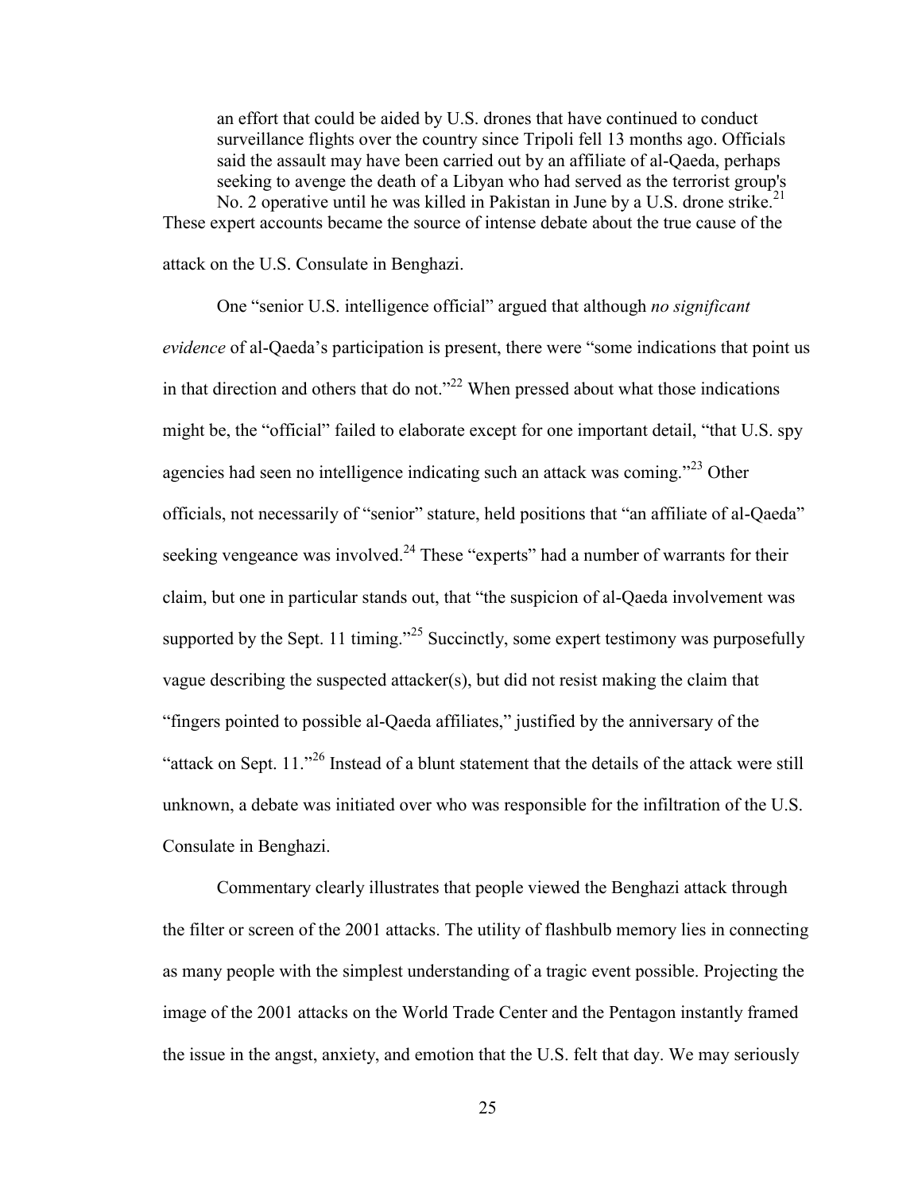> an effort that could be aided by U.S. drones that have continued to conduct surveillance flights over the country since Tripoli fell 13 months ago. Officials said the assault may have been carried out by an affiliate of al-Qaeda, perhaps seeking to avenge the death of a Libyan who had served as the terrorist group's No. 2 operative until he was killed in Pakistan in June by a U.S. drone strike.[21]

These expert accounts became the source of intense debate about the true cause of the attack on the U.S. Consulate in Benghazi.

One "senior U.S. intelligence official" argued that although *no significant evidence* of al-Qaeda's participation is present, there were "some indications that point us in that direction and others that do not."[22] When pressed about what those indications might be, the "official" failed to elaborate except for one important detail, "that U.S. spy agencies had seen no intelligence indicating such an attack was coming."[23] Other officials, not necessarily of "senior" stature, held positions that "an affiliate of al-Qaeda" seeking vengeance was involved.[24] These "experts" had a number of warrants for their claim, but one in particular stands out, that "the suspicion of al-Qaeda involvement was supported by the Sept. 11 timing."[25] Succinctly, some expert testimony was purposefully vague describing the suspected attacker(s), but did not resist making the claim that "fingers pointed to possible al-Qaeda affiliates," justified by the anniversary of the "attack on Sept. 11."[26] Instead of a blunt statement that the details of the attack were still unknown, a debate was initiated over who was responsible for the infiltration of the U.S. Consulate in Benghazi.

Commentary clearly illustrates that people viewed the Benghazi attack through the filter or screen of the 2001 attacks. The utility of flashbulb memory lies in connecting as many people with the simplest understanding of a tragic event possible. Projecting the image of the 2001 attacks on the World Trade Center and the Pentagon instantly framed the issue in the angst, anxiety, and emotion that the U.S. felt that day. We may seriously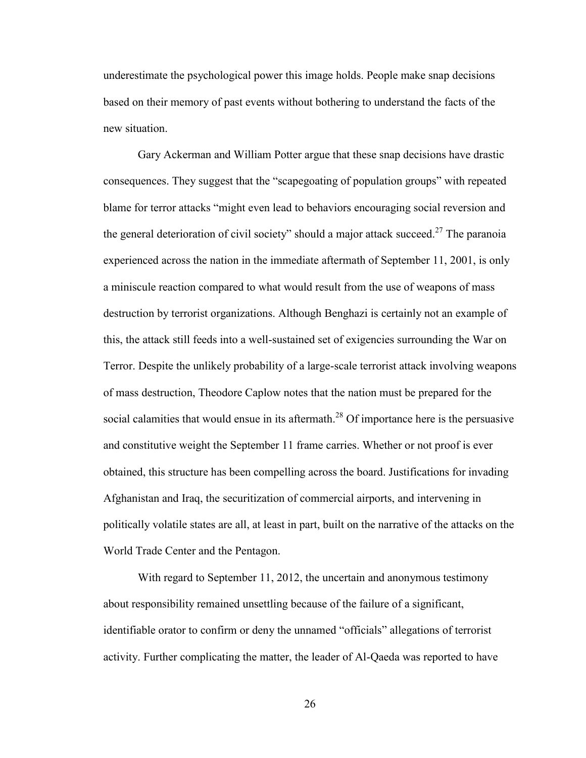underestimate the psychological power this image holds. People make snap decisions based on their memory of past events without bothering to understand the facts of the new situation.

Gary Ackerman and William Potter argue that these snap decisions have drastic consequences. They suggest that the "scapegoating of population groups" with repeated blame for terror attacks "might even lead to behaviors encouraging social reversion and the general deterioration of civil society" should a major attack succeed.[27] The paranoia experienced across the nation in the immediate aftermath of September 11, 2001, is only a miniscule reaction compared to what would result from the use of weapons of mass destruction by terrorist organizations. Although Benghazi is certainly not an example of this, the attack still feeds into a well-sustained set of exigencies surrounding the War on Terror. Despite the unlikely probability of a large-scale terrorist attack involving weapons of mass destruction, Theodore Caplow notes that the nation must be prepared for the social calamities that would ensue in its aftermath.[28] Of importance here is the persuasive and constitutive weight the September 11 frame carries. Whether or not proof is ever obtained, this structure has been compelling across the board. Justifications for invading Afghanistan and Iraq, the securitization of commercial airports, and intervening in politically volatile states are all, at least in part, built on the narrative of the attacks on the World Trade Center and the Pentagon.

With regard to September 11, 2012, the uncertain and anonymous testimony about responsibility remained unsettling because of the failure of a significant, identifiable orator to confirm or deny the unnamed "officials" allegations of terrorist activity. Further complicating the matter, the leader of Al-Qaeda was reported to have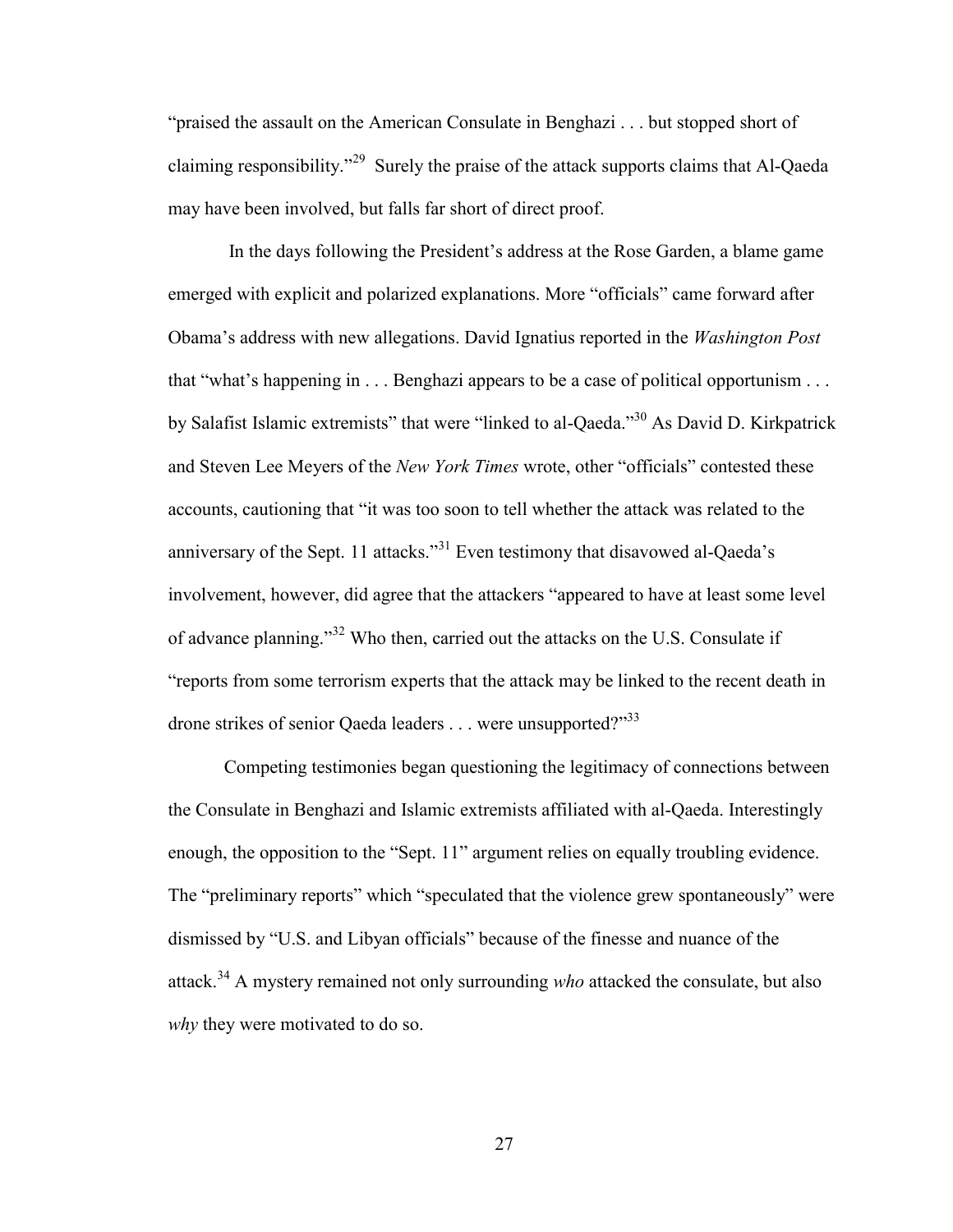"praised the assault on the American Consulate in Benghazi . . . but stopped short of claiming responsibility."[29] Surely the praise of the attack supports claims that Al-Qaeda may have been involved, but falls far short of direct proof.

In the days following the President's address at the Rose Garden, a blame game emerged with explicit and polarized explanations. More "officials" came forward after Obama's address with new allegations. David Ignatius reported in the *Washington Post* that "what's happening in . . . Benghazi appears to be a case of political opportunism . . . by Salafist Islamic extremists" that were "linked to al-Qaeda."[30] As David D. Kirkpatrick and Steven Lee Meyers of the *New York Times* wrote, other "officials" contested these accounts, cautioning that "it was too soon to tell whether the attack was related to the anniversary of the Sept. 11 attacks."[31] Even testimony that disavowed al-Qaeda's involvement, however, did agree that the attackers "appeared to have at least some level of advance planning."[32] Who then, carried out the attacks on the U.S. Consulate if "reports from some terrorism experts that the attack may be linked to the recent death in drone strikes of senior Qaeda leaders . . . were unsupported?"[33]

Competing testimonies began questioning the legitimacy of connections between the Consulate in Benghazi and Islamic extremists affiliated with al-Qaeda. Interestingly enough, the opposition to the "Sept. 11" argument relies on equally troubling evidence. The "preliminary reports" which "speculated that the violence grew spontaneously" were dismissed by "U.S. and Libyan officials" because of the finesse and nuance of the attack.[34] A mystery remained not only surrounding *who* attacked the consulate, but also *why* they were motivated to do so.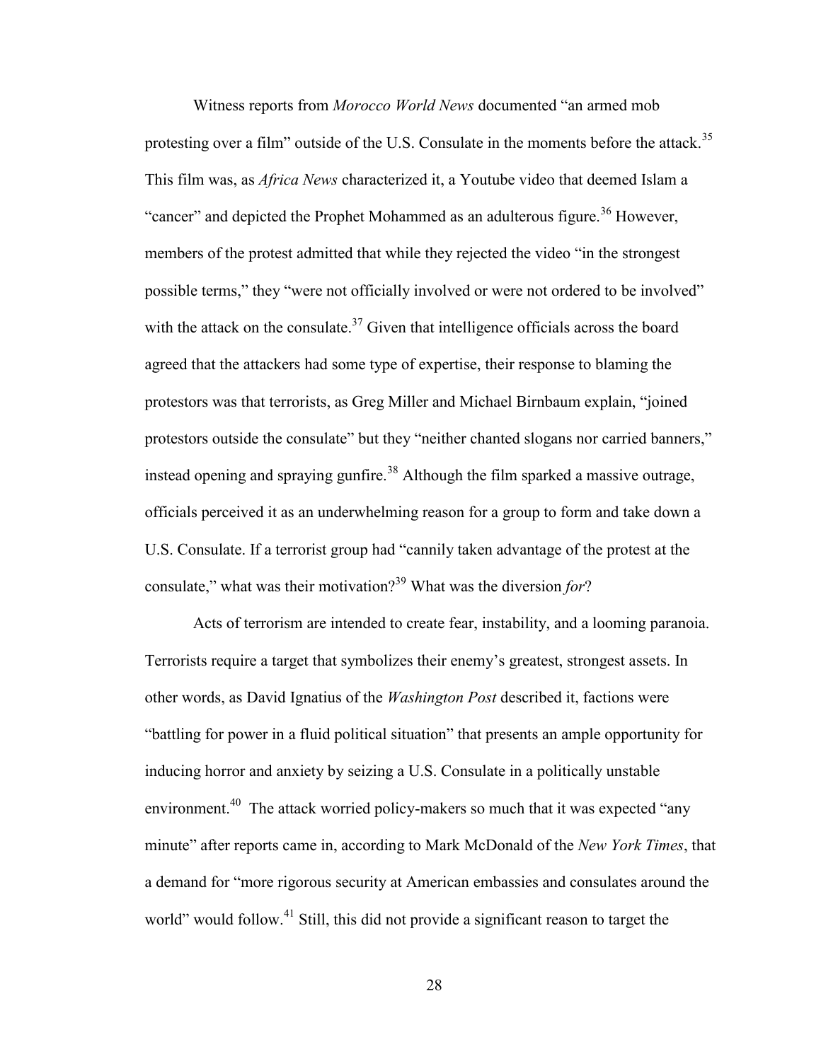Witness reports from *Morocco World News* documented "an armed mob protesting over a film" outside of the U.S. Consulate in the moments before the attack.[35] This film was, as *Africa News* characterized it, a Youtube video that deemed Islam a "cancer" and depicted the Prophet Mohammed as an adulterous figure.[36] However, members of the protest admitted that while they rejected the video "in the strongest possible terms," they "were not officially involved or were not ordered to be involved" with the attack on the consulate.[37] Given that intelligence officials across the board agreed that the attackers had some type of expertise, their response to blaming the protestors was that terrorists, as Greg Miller and Michael Birnbaum explain, "joined protestors outside the consulate" but they "neither chanted slogans nor carried banners," instead opening and spraying gunfire.[38] Although the film sparked a massive outrage, officials perceived it as an underwhelming reason for a group to form and take down a U.S. Consulate. If a terrorist group had "cannily taken advantage of the protest at the consulate," what was their motivation?[39] What was the diversion *for*?

Acts of terrorism are intended to create fear, instability, and a looming paranoia. Terrorists require a target that symbolizes their enemy's greatest, strongest assets. In other words, as David Ignatius of the *Washington Post* described it, factions were "battling for power in a fluid political situation" that presents an ample opportunity for inducing horror and anxiety by seizing a U.S. Consulate in a politically unstable environment.[40] The attack worried policy-makers so much that it was expected "any minute" after reports came in, according to Mark McDonald of the *New York Times*, that a demand for "more rigorous security at American embassies and consulates around the world" would follow.[41] Still, this did not provide a significant reason to target the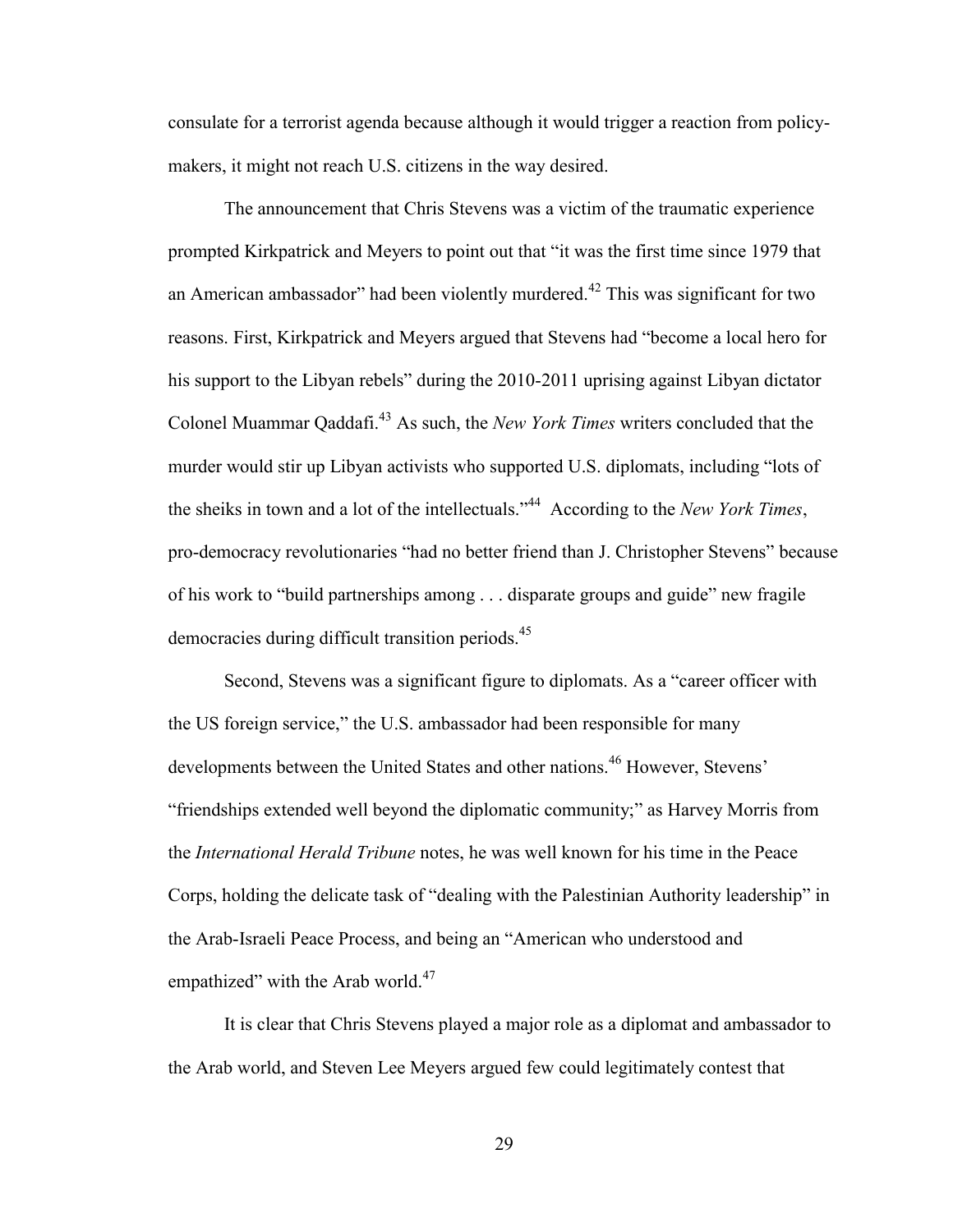consulate for a terrorist agenda because although it would trigger a reaction from policy-makers, it might not reach U.S. citizens in the way desired.

The announcement that Chris Stevens was a victim of the traumatic experience prompted Kirkpatrick and Meyers to point out that "it was the first time since 1979 that an American ambassador" had been violently murdered.[42] This was significant for two reasons. First, Kirkpatrick and Meyers argued that Stevens had "become a local hero for his support to the Libyan rebels" during the 2010-2011 uprising against Libyan dictator Colonel Muammar Qaddafi.[43] As such, the *New York Times* writers concluded that the murder would stir up Libyan activists who supported U.S. diplomats, including "lots of the sheiks in town and a lot of the intellectuals."[44] According to the *New York Times*, pro-democracy revolutionaries "had no better friend than J. Christopher Stevens" because of his work to "build partnerships among . . . disparate groups and guide" new fragile democracies during difficult transition periods.[45]

Second, Stevens was a significant figure to diplomats. As a "career officer with the US foreign service," the U.S. ambassador had been responsible for many developments between the United States and other nations.[46] However, Stevens' "friendships extended well beyond the diplomatic community;" as Harvey Morris from the *International Herald Tribune* notes, he was well known for his time in the Peace Corps, holding the delicate task of "dealing with the Palestinian Authority leadership" in the Arab-Israeli Peace Process, and being an "American who understood and empathized" with the Arab world.[47]

It is clear that Chris Stevens played a major role as a diplomat and ambassador to the Arab world, and Steven Lee Meyers argued few could legitimately contest that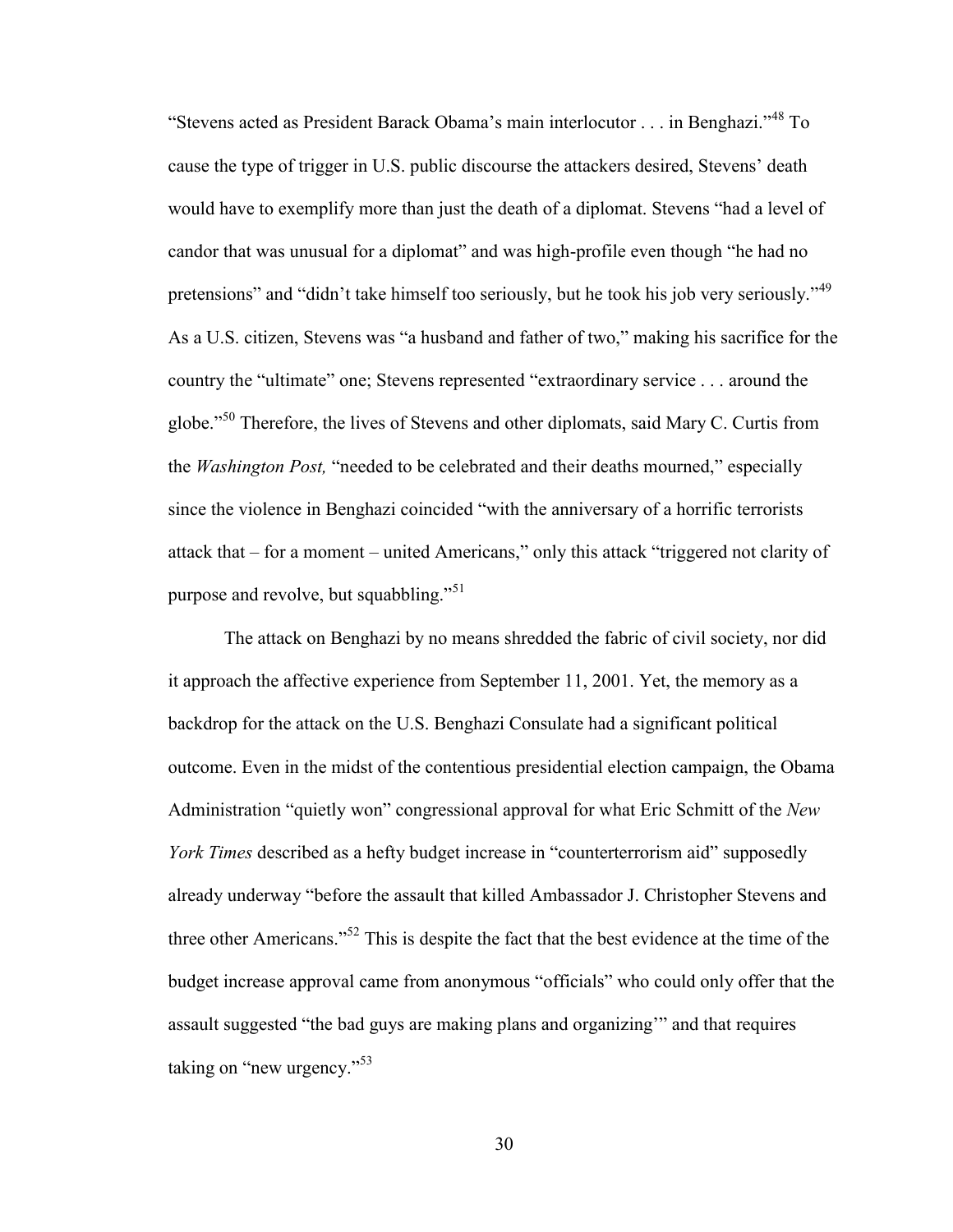"Stevens acted as President Barack Obama's main interlocutor . . . in Benghazi."[48] To cause the type of trigger in U.S. public discourse the attackers desired, Stevens' death would have to exemplify more than just the death of a diplomat. Stevens "had a level of candor that was unusual for a diplomat" and was high-profile even though "he had no pretensions" and "didn't take himself too seriously, but he took his job very seriously."[49] As a U.S. citizen, Stevens was "a husband and father of two," making his sacrifice for the country the "ultimate" one; Stevens represented "extraordinary service . . . around the globe."[50] Therefore, the lives of Stevens and other diplomats, said Mary C. Curtis from the *Washington Post,* "needed to be celebrated and their deaths mourned," especially since the violence in Benghazi coincided "with the anniversary of a horrific terrorists attack that – for a moment – united Americans," only this attack "triggered not clarity of purpose and revolve, but squabbling."[51]

The attack on Benghazi by no means shredded the fabric of civil society, nor did it approach the affective experience from September 11, 2001. Yet, the memory as a backdrop for the attack on the U.S. Benghazi Consulate had a significant political outcome. Even in the midst of the contentious presidential election campaign, the Obama Administration "quietly won" congressional approval for what Eric Schmitt of the *New York Times* described as a hefty budget increase in "counterterrorism aid" supposedly already underway "before the assault that killed Ambassador J. Christopher Stevens and three other Americans."[52] This is despite the fact that the best evidence at the time of the budget increase approval came from anonymous "officials" who could only offer that the assault suggested "the bad guys are making plans and organizing'" and that requires taking on "new urgency."[53]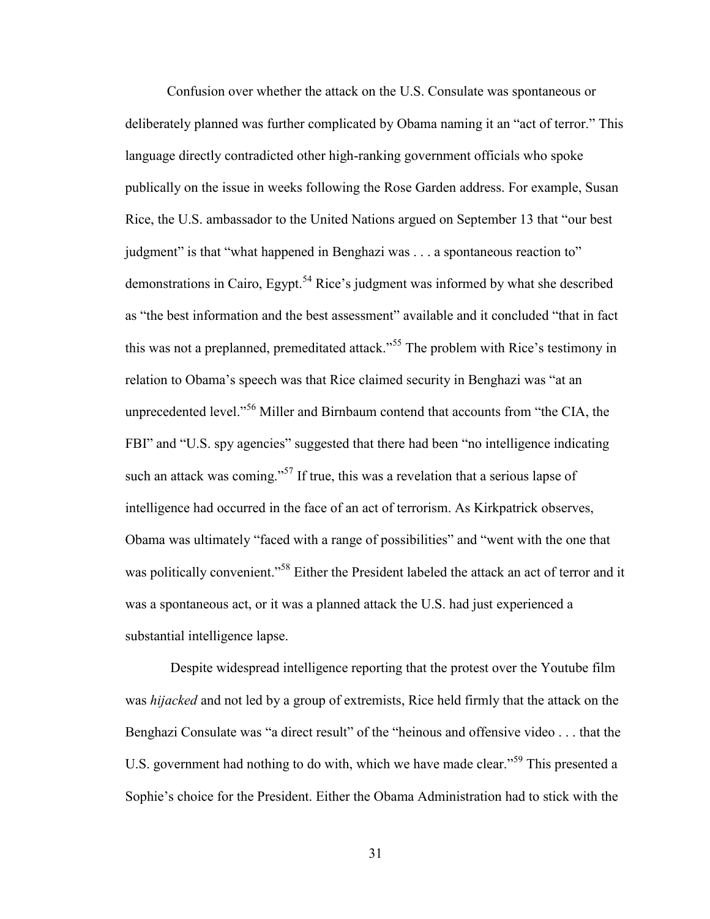Confusion over whether the attack on the U.S. Consulate was spontaneous or deliberately planned was further complicated by Obama naming it an "act of terror." This language directly contradicted other high-ranking government officials who spoke publically on the issue in weeks following the Rose Garden address. For example, Susan Rice, the U.S. ambassador to the United Nations argued on September 13 that "our best judgment" is that "what happened in Benghazi was . . . a spontaneous reaction to" demonstrations in Cairo, Egypt.[54] Rice's judgment was informed by what she described as "the best information and the best assessment" available and it concluded "that in fact this was not a preplanned, premeditated attack."[55] The problem with Rice's testimony in relation to Obama's speech was that Rice claimed security in Benghazi was "at an unprecedented level."[56] Miller and Birnbaum contend that accounts from "the CIA, the FBI" and "U.S. spy agencies" suggested that there had been "no intelligence indicating such an attack was coming."[57] If true, this was a revelation that a serious lapse of intelligence had occurred in the face of an act of terrorism. As Kirkpatrick observes, Obama was ultimately "faced with a range of possibilities" and "went with the one that was politically convenient."[58] Either the President labeled the attack an act of terror and it was a spontaneous act, or it was a planned attack the U.S. had just experienced a substantial intelligence lapse.

Despite widespread intelligence reporting that the protest over the Youtube film was *hijacked* and not led by a group of extremists, Rice held firmly that the attack on the Benghazi Consulate was "a direct result" of the "heinous and offensive video . . . that the U.S. government had nothing to do with, which we have made clear."[59] This presented a Sophie's choice for the President. Either the Obama Administration had to stick with the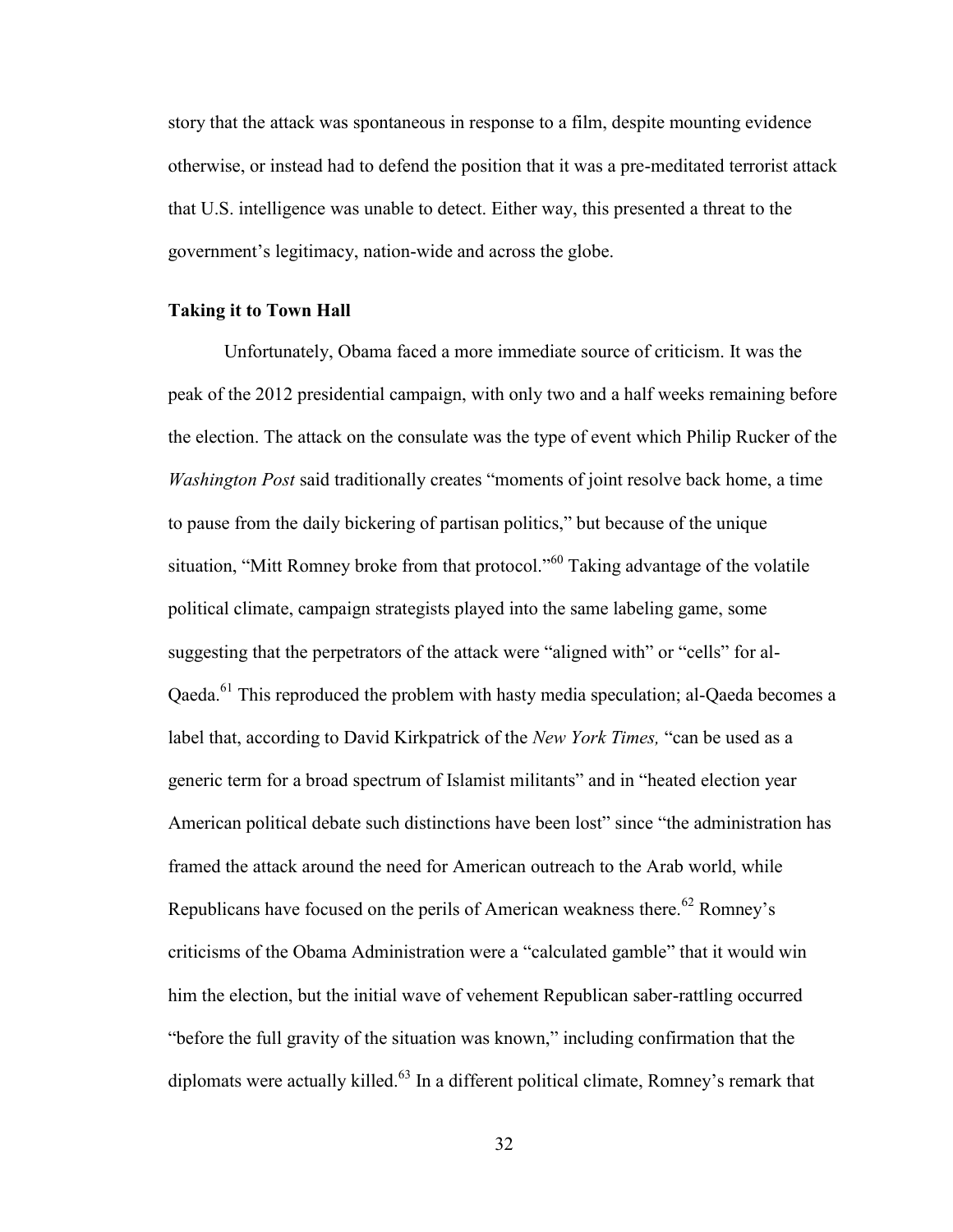story that the attack was spontaneous in response to a film, despite mounting evidence otherwise, or instead had to defend the position that it was a pre-meditated terrorist attack that U.S. intelligence was unable to detect. Either way, this presented a threat to the government's legitimacy, nation-wide and across the globe.

### Taking it to Town Hall

Unfortunately, Obama faced a more immediate source of criticism. It was the peak of the 2012 presidential campaign, with only two and a half weeks remaining before the election. The attack on the consulate was the type of event which Philip Rucker of the *Washington Post* said traditionally creates "moments of joint resolve back home, a time to pause from the daily bickering of partisan politics," but because of the unique situation, "Mitt Romney broke from that protocol."[60] Taking advantage of the volatile political climate, campaign strategists played into the same labeling game, some suggesting that the perpetrators of the attack were "aligned with" or "cells" for al-Qaeda.[61] This reproduced the problem with hasty media speculation; al-Qaeda becomes a label that, according to David Kirkpatrick of the *New York Times,* "can be used as a generic term for a broad spectrum of Islamist militants" and in "heated election year American political debate such distinctions have been lost" since "the administration has framed the attack around the need for American outreach to the Arab world, while Republicans have focused on the perils of American weakness there.[62] Romney's criticisms of the Obama Administration were a "calculated gamble" that it would win him the election, but the initial wave of vehement Republican saber-rattling occurred "before the full gravity of the situation was known," including confirmation that the diplomats were actually killed.[63] In a different political climate, Romney's remark that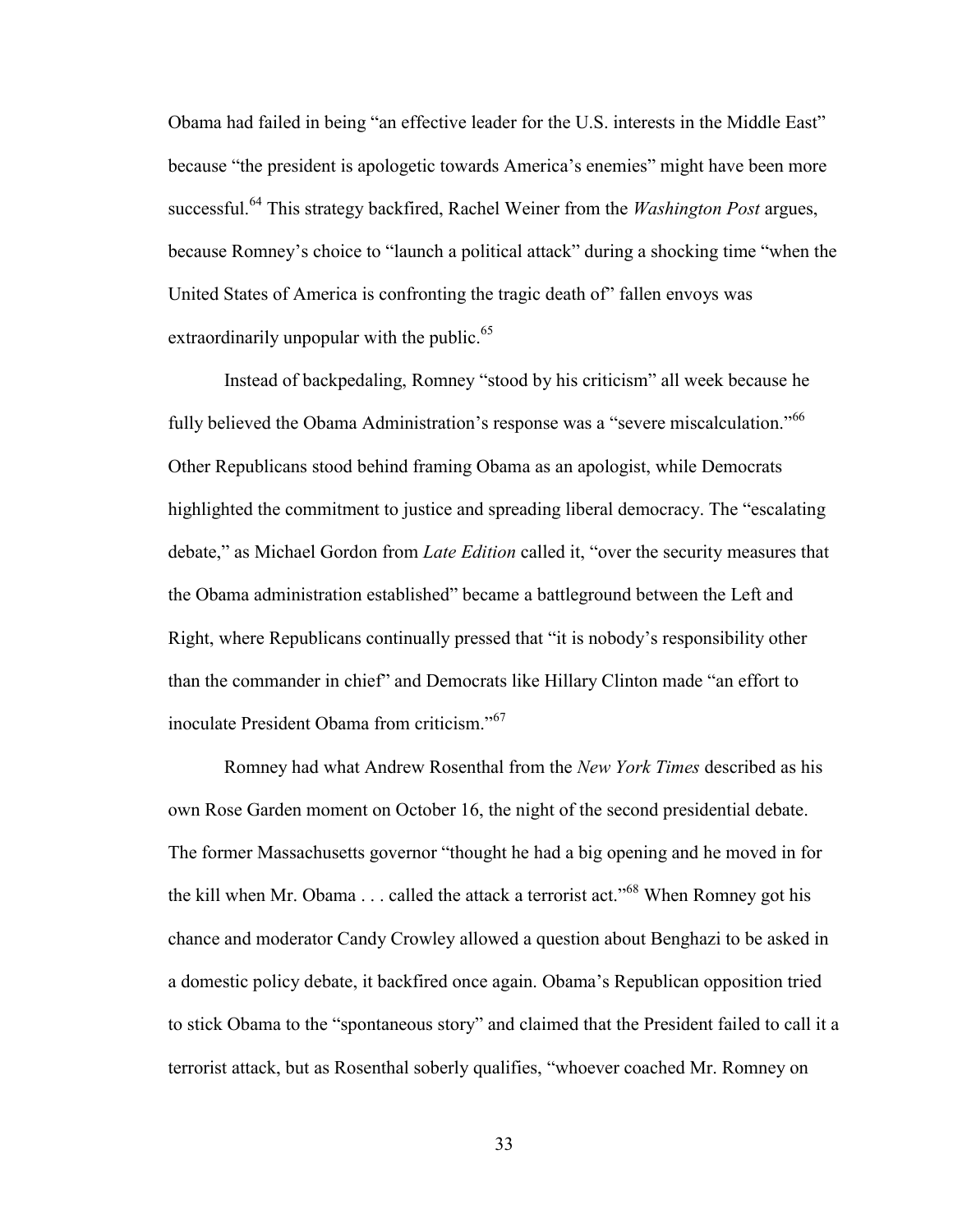Obama had failed in being "an effective leader for the U.S. interests in the Middle East" because "the president is apologetic towards America's enemies" might have been more successful.[64] This strategy backfired, Rachel Weiner from the *Washington Post* argues, because Romney's choice to "launch a political attack" during a shocking time "when the United States of America is confronting the tragic death of" fallen envoys was extraordinarily unpopular with the public.[65]

Instead of backpedaling, Romney "stood by his criticism" all week because he fully believed the Obama Administration's response was a "severe miscalculation."[66] Other Republicans stood behind framing Obama as an apologist, while Democrats highlighted the commitment to justice and spreading liberal democracy. The "escalating debate," as Michael Gordon from *Late Edition* called it, "over the security measures that the Obama administration established" became a battleground between the Left and Right, where Republicans continually pressed that "it is nobody's responsibility other than the commander in chief" and Democrats like Hillary Clinton made "an effort to inoculate President Obama from criticism."[67]

Romney had what Andrew Rosenthal from the *New York Times* described as his own Rose Garden moment on October 16, the night of the second presidential debate. The former Massachusetts governor "thought he had a big opening and he moved in for the kill when Mr. Obama . . . called the attack a terrorist act."[68] When Romney got his chance and moderator Candy Crowley allowed a question about Benghazi to be asked in a domestic policy debate, it backfired once again. Obama's Republican opposition tried to stick Obama to the "spontaneous story" and claimed that the President failed to call it a terrorist attack, but as Rosenthal soberly qualifies, "whoever coached Mr. Romney on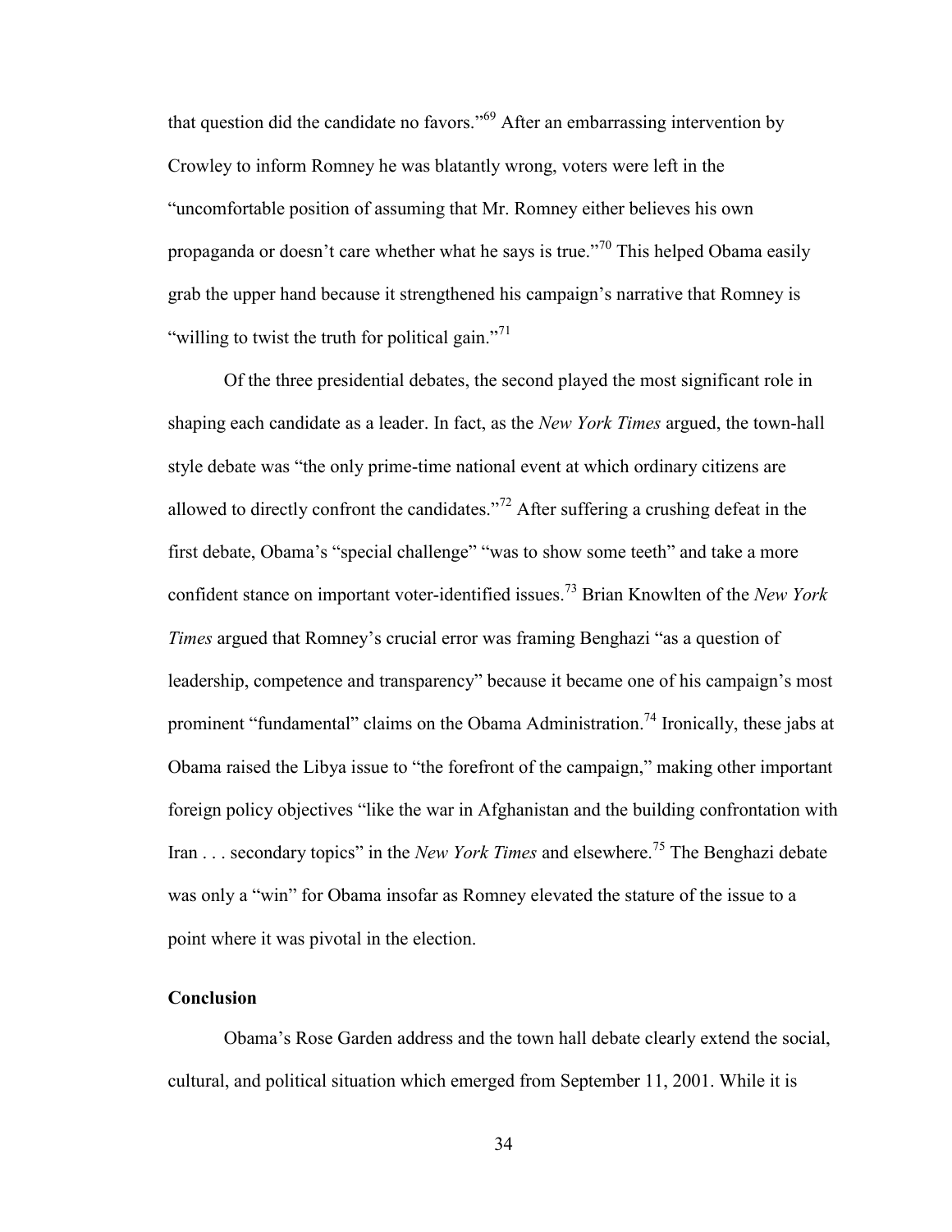that question did the candidate no favors."[69] After an embarrassing intervention by Crowley to inform Romney he was blatantly wrong, voters were left in the "uncomfortable position of assuming that Mr. Romney either believes his own propaganda or doesn't care whether what he says is true."[70] This helped Obama easily grab the upper hand because it strengthened his campaign's narrative that Romney is "willing to twist the truth for political gain."[71]

Of the three presidential debates, the second played the most significant role in shaping each candidate as a leader. In fact, as the *New York Times* argued, the town-hall style debate was "the only prime-time national event at which ordinary citizens are allowed to directly confront the candidates."[72] After suffering a crushing defeat in the first debate, Obama's "special challenge" "was to show some teeth" and take a more confident stance on important voter-identified issues.[73] Brian Knowlten of the *New York Times* argued that Romney's crucial error was framing Benghazi "as a question of leadership, competence and transparency" because it became one of his campaign's most prominent "fundamental" claims on the Obama Administration.[74] Ironically, these jabs at Obama raised the Libya issue to "the forefront of the campaign," making other important foreign policy objectives "like the war in Afghanistan and the building confrontation with Iran . . . secondary topics" in the *New York Times* and elsewhere.[75] The Benghazi debate was only a "win" for Obama insofar as Romney elevated the stature of the issue to a point where it was pivotal in the election.

### Conclusion

Obama's Rose Garden address and the town hall debate clearly extend the social, cultural, and political situation which emerged from September 11, 2001. While it is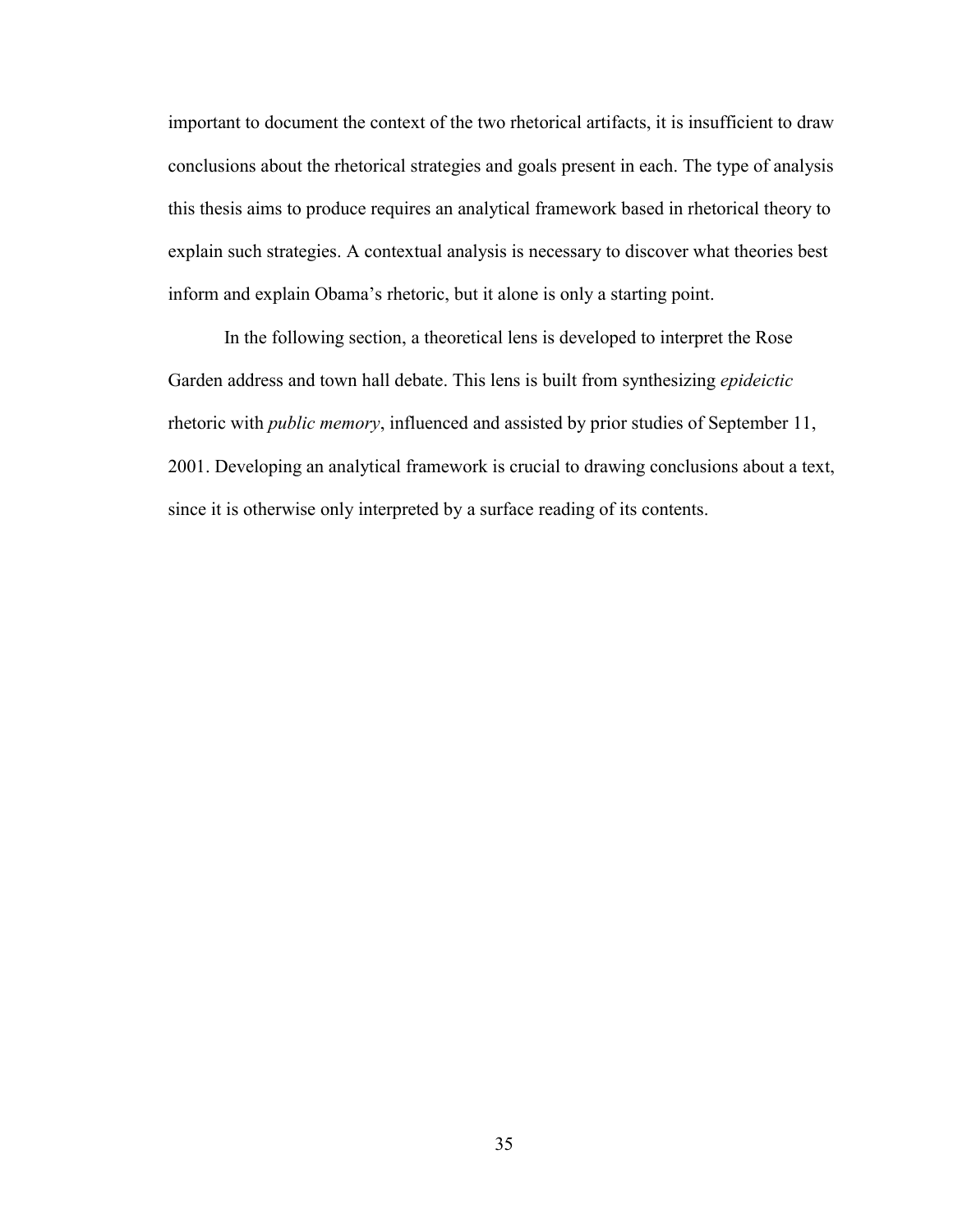important to document the context of the two rhetorical artifacts, it is insufficient to draw conclusions about the rhetorical strategies and goals present in each. The type of analysis this thesis aims to produce requires an analytical framework based in rhetorical theory to explain such strategies. A contextual analysis is necessary to discover what theories best inform and explain Obama's rhetoric, but it alone is only a starting point.

In the following section, a theoretical lens is developed to interpret the Rose Garden address and town hall debate. This lens is built from synthesizing *epideictic* rhetoric with *public memory*, influenced and assisted by prior studies of September 11, 2001. Developing an analytical framework is crucial to drawing conclusions about a text, since it is otherwise only interpreted by a surface reading of its contents.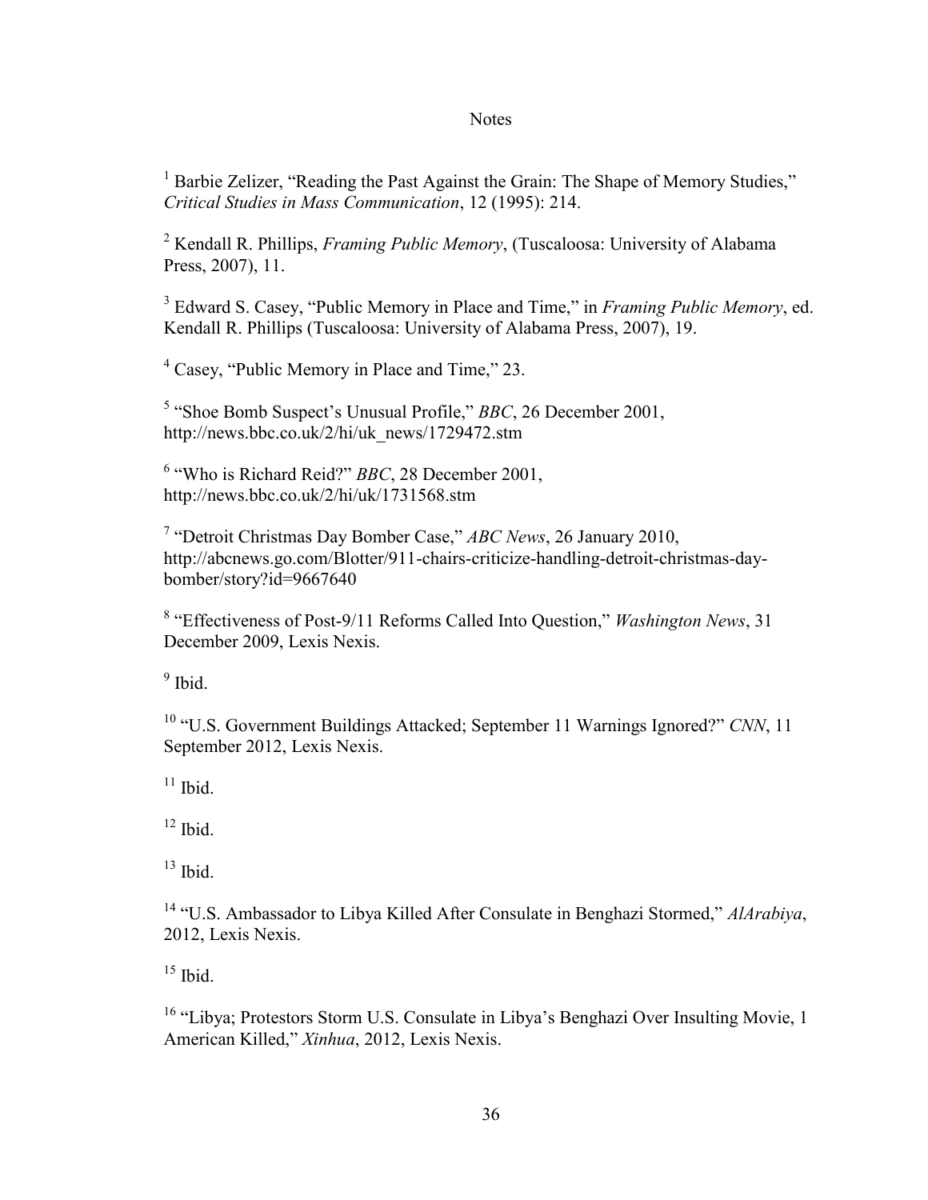# Notes

[1] Barbie Zelizer, "Reading the Past Against the Grain: The Shape of Memory Studies," *Critical Studies in Mass Communication*, 12 (1995): 214.

[2] Kendall R. Phillips, *Framing Public Memory*, (Tuscaloosa: University of Alabama Press, 2007), 11.

[3] Edward S. Casey, "Public Memory in Place and Time," in *Framing Public Memory*, ed. Kendall R. Phillips (Tuscaloosa: University of Alabama Press, 2007), 19.

[4] Casey, "Public Memory in Place and Time," 23.

[5] "Shoe Bomb Suspect's Unusual Profile," *BBC*, 26 December 2001, http://news.bbc.co.uk/2/hi/uk_news/1729472.stm

[6] "Who is Richard Reid?" *BBC*, 28 December 2001, http://news.bbc.co.uk/2/hi/uk/1731568.stm

[7] "Detroit Christmas Day Bomber Case," *ABC News*, 26 January 2010, http://abcnews.go.com/Blotter/911-chairs-criticize-handling-detroit-christmas-day-bomber/story?id=9667640

[8] "Effectiveness of Post-9/11 Reforms Called Into Question," *Washington News*, 31 December 2009, Lexis Nexis.

[9] Ibid.

[10] "U.S. Government Buildings Attacked; September 11 Warnings Ignored?" *CNN*, 11 September 2012, Lexis Nexis.

[11] Ibid.

[12] Ibid.

[13] Ibid.

[14] "U.S. Ambassador to Libya Killed After Consulate in Benghazi Stormed," *AlArabiya*, 2012, Lexis Nexis.

[15] Ibid.

[16] "Libya; Protestors Storm U.S. Consulate in Libya's Benghazi Over Insulting Movie, 1 American Killed," *Xinhua*, 2012, Lexis Nexis.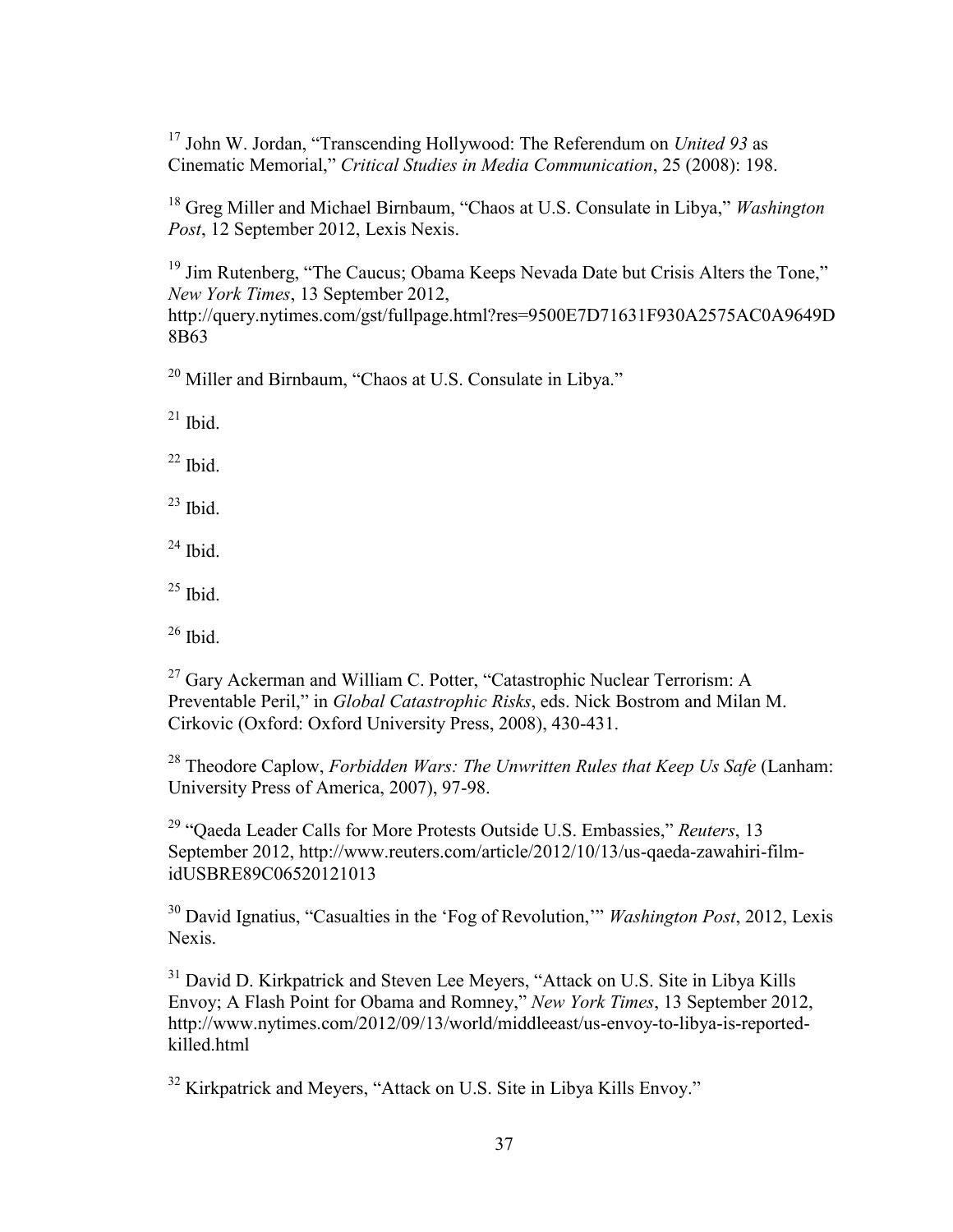[17] John W. Jordan, "Transcending Hollywood: The Referendum on *United 93* as Cinematic Memorial," *Critical Studies in Media Communication*, 25 (2008): 198.

[18] Greg Miller and Michael Birnbaum, "Chaos at U.S. Consulate in Libya," *Washington Post*, 12 September 2012, Lexis Nexis.

[19] Jim Rutenberg, "The Caucus; Obama Keeps Nevada Date but Crisis Alters the Tone," *New York Times*, 13 September 2012, http://query.nytimes.com/gst/fullpage.html?res=9500E7D71631F930A2575AC0A9649D8B63

[20] Miller and Birnbaum, "Chaos at U.S. Consulate in Libya."

[21] Ibid.

[22] Ibid.

[23] Ibid.

[24] Ibid.

[25] Ibid.

[26] Ibid.

[27] Gary Ackerman and William C. Potter, "Catastrophic Nuclear Terrorism: A Preventable Peril," in *Global Catastrophic Risks*, eds. Nick Bostrom and Milan M. Cirkovic (Oxford: Oxford University Press, 2008), 430-431.

[28] Theodore Caplow, *Forbidden Wars: The Unwritten Rules that Keep Us Safe* (Lanham: University Press of America, 2007), 97-98.

[29] "Qaeda Leader Calls for More Protests Outside U.S. Embassies," *Reuters*, 13 September 2012, http://www.reuters.com/article/2012/10/13/us-qaeda-zawahiri-film-idUSBRE89C06520121013

[30] David Ignatius, "Casualties in the 'Fog of Revolution,'" *Washington Post*, 2012, Lexis Nexis.

[31] David D. Kirkpatrick and Steven Lee Meyers, "Attack on U.S. Site in Libya Kills Envoy; A Flash Point for Obama and Romney," *New York Times*, 13 September 2012, http://www.nytimes.com/2012/09/13/world/middleeast/us-envoy-to-libya-is-reported-killed.html

[32] Kirkpatrick and Meyers, "Attack on U.S. Site in Libya Kills Envoy."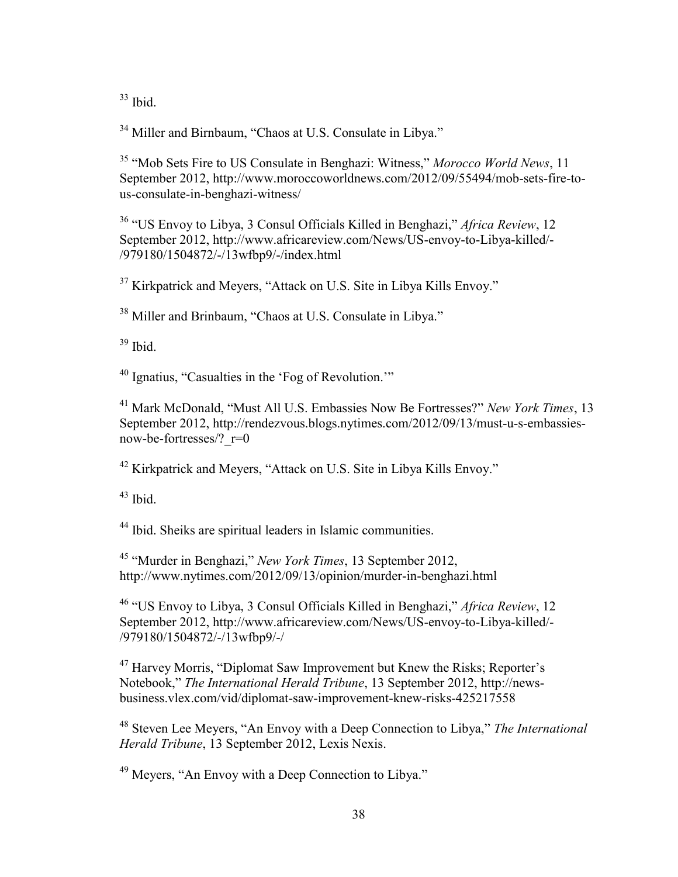[33] Ibid.

[34] Miller and Birnbaum, "Chaos at U.S. Consulate in Libya."

[35] "Mob Sets Fire to US Consulate in Benghazi: Witness," *Morocco World News*, 11 September 2012, http://www.moroccoworldnews.com/2012/09/55494/mob-sets-fire-to-us-consulate-in-benghazi-witness/

[36] "US Envoy to Libya, 3 Consul Officials Killed in Benghazi," *Africa Review*, 12 September 2012, http://www.africareview.com/News/US-envoy-to-Libya-killed/-/979180/1504872/-/13wfbp9/-/index.html

[37] Kirkpatrick and Meyers, "Attack on U.S. Site in Libya Kills Envoy."

[38] Miller and Brinbaum, "Chaos at U.S. Consulate in Libya."

[39] Ibid.

[40] Ignatius, "Casualties in the 'Fog of Revolution.'"

[41] Mark McDonald, "Must All U.S. Embassies Now Be Fortresses?" *New York Times*, 13 September 2012, http://rendezvous.blogs.nytimes.com/2012/09/13/must-u-s-embassies-now-be-fortresses/?_r=0

[42] Kirkpatrick and Meyers, "Attack on U.S. Site in Libya Kills Envoy."

[43] Ibid.

[44] Ibid. Sheiks are spiritual leaders in Islamic communities.

[45] "Murder in Benghazi," *New York Times*, 13 September 2012, http://www.nytimes.com/2012/09/13/opinion/murder-in-benghazi.html

[46] "US Envoy to Libya, 3 Consul Officials Killed in Benghazi," *Africa Review*, 12 September 2012, http://www.africareview.com/News/US-envoy-to-Libya-killed/-/979180/1504872/-/13wfbp9/-/

[47] Harvey Morris, "Diplomat Saw Improvement but Knew the Risks; Reporter's Notebook," *The International Herald Tribune*, 13 September 2012, http://news-business.vlex.com/vid/diplomat-saw-improvement-knew-risks-425217558

[48] Steven Lee Meyers, "An Envoy with a Deep Connection to Libya," *The International Herald Tribune*, 13 September 2012, Lexis Nexis.

[49] Meyers, "An Envoy with a Deep Connection to Libya."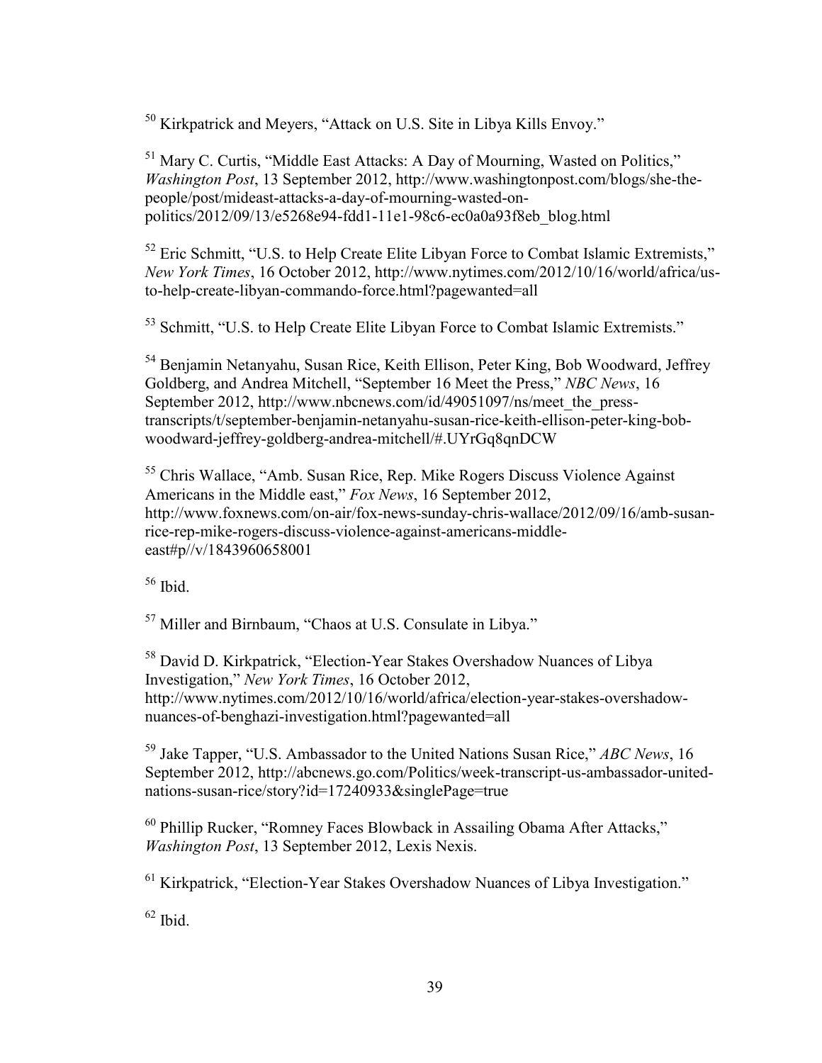[50] Kirkpatrick and Meyers, "Attack on U.S. Site in Libya Kills Envoy."

[51] Mary C. Curtis, "Middle East Attacks: A Day of Mourning, Wasted on Politics," *Washington Post*, 13 September 2012, http://www.washingtonpost.com/blogs/she-the-people/post/mideast-attacks-a-day-of-mourning-wasted-on-politics/2012/09/13/e5268e94-fdd1-11e1-98c6-ec0a0a93f8eb_blog.html

[52] Eric Schmitt, "U.S. to Help Create Elite Libyan Force to Combat Islamic Extremists," *New York Times*, 16 October 2012, http://www.nytimes.com/2012/10/16/world/africa/us-to-help-create-libyan-commando-force.html?pagewanted=all

[53] Schmitt, "U.S. to Help Create Elite Libyan Force to Combat Islamic Extremists."

[54] Benjamin Netanyahu, Susan Rice, Keith Ellison, Peter King, Bob Woodward, Jeffrey Goldberg, and Andrea Mitchell, "September 16 Meet the Press," *NBC News*, 16 September 2012, http://www.nbcnews.com/id/49051097/ns/meet_the_press-transcripts/t/september-benjamin-netanyahu-susan-rice-keith-ellison-peter-king-bob-woodward-jeffrey-goldberg-andrea-mitchell/#.UYrGq8qnDCW

[55] Chris Wallace, "Amb. Susan Rice, Rep. Mike Rogers Discuss Violence Against Americans in the Middle east," *Fox News*, 16 September 2012, http://www.foxnews.com/on-air/fox-news-sunday-chris-wallace/2012/09/16/amb-susan-rice-rep-mike-rogers-discuss-violence-against-americans-middle-east#p//v/1843960658001

[56] Ibid.

[57] Miller and Birnbaum, "Chaos at U.S. Consulate in Libya."

[58] David D. Kirkpatrick, "Election-Year Stakes Overshadow Nuances of Libya Investigation," *New York Times*, 16 October 2012, http://www.nytimes.com/2012/10/16/world/africa/election-year-stakes-overshadow-nuances-of-benghazi-investigation.html?pagewanted=all

[59] Jake Tapper, "U.S. Ambassador to the United Nations Susan Rice," *ABC News*, 16 September 2012, http://abcnews.go.com/Politics/week-transcript-us-ambassador-united-nations-susan-rice/story?id=17240933&singlePage=true

[60] Phillip Rucker, "Romney Faces Blowback in Assailing Obama After Attacks," *Washington Post*, 13 September 2012, Lexis Nexis.

[61] Kirkpatrick, "Election-Year Stakes Overshadow Nuances of Libya Investigation."

[62] Ibid.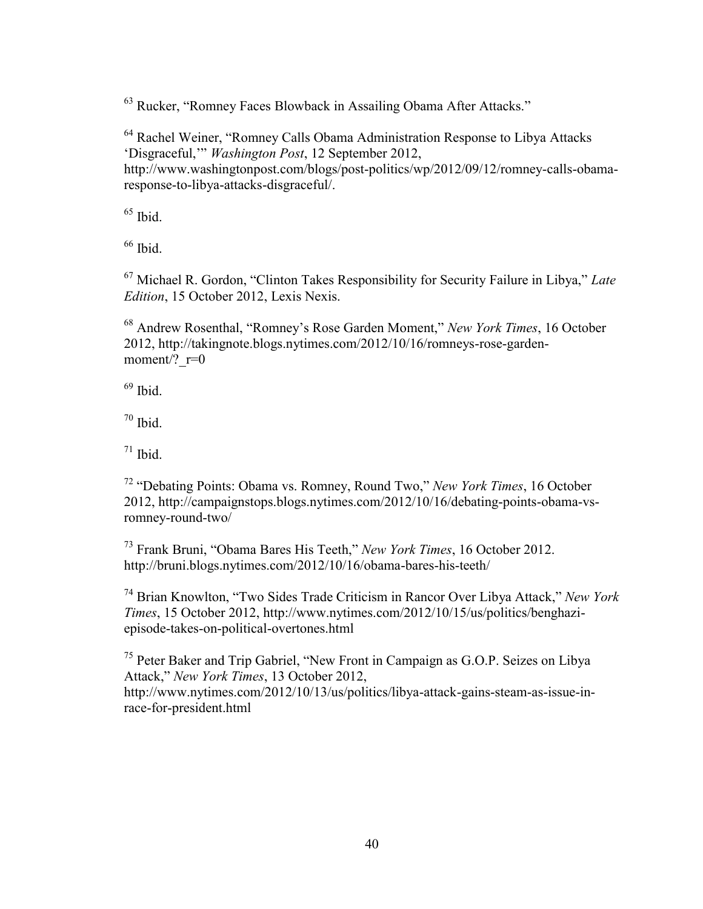[63] Rucker, “Romney Faces Blowback in Assailing Obama After Attacks.”

[64] Rachel Weiner, “Romney Calls Obama Administration Response to Libya Attacks ‘Disgraceful,’” *Washington Post*, 12 September 2012, http://www.washingtonpost.com/blogs/post-politics/wp/2012/09/12/romney-calls-obama-response-to-libya-attacks-disgraceful/.

[65] Ibid.

[66] Ibid.

[67] Michael R. Gordon, “Clinton Takes Responsibility for Security Failure in Libya,” *Late Edition*, 15 October 2012, Lexis Nexis.

[68] Andrew Rosenthal, “Romney’s Rose Garden Moment,” *New York Times*, 16 October 2012, http://takingnote.blogs.nytimes.com/2012/10/16/romneys-rose-garden-moment/?_r=0

[69] Ibid.

[70] Ibid.

[71] Ibid.

[72] “Debating Points: Obama vs. Romney, Round Two,” *New York Times*, 16 October 2012, http://campaignstops.blogs.nytimes.com/2012/10/16/debating-points-obama-vs-romney-round-two/

[73] Frank Bruni, “Obama Bares His Teeth,” *New York Times*, 16 October 2012. http://bruni.blogs.nytimes.com/2012/10/16/obama-bares-his-teeth/

[74] Brian Knowlton, “Two Sides Trade Criticism in Rancor Over Libya Attack,” *New York Times*, 15 October 2012, http://www.nytimes.com/2012/10/15/us/politics/benghazi-episode-takes-on-political-overtones.html

[75] Peter Baker and Trip Gabriel, “New Front in Campaign as G.O.P. Seizes on Libya Attack,” *New York Times*, 13 October 2012, http://www.nytimes.com/2012/10/13/us/politics/libya-attack-gains-steam-as-issue-in-race-for-president.html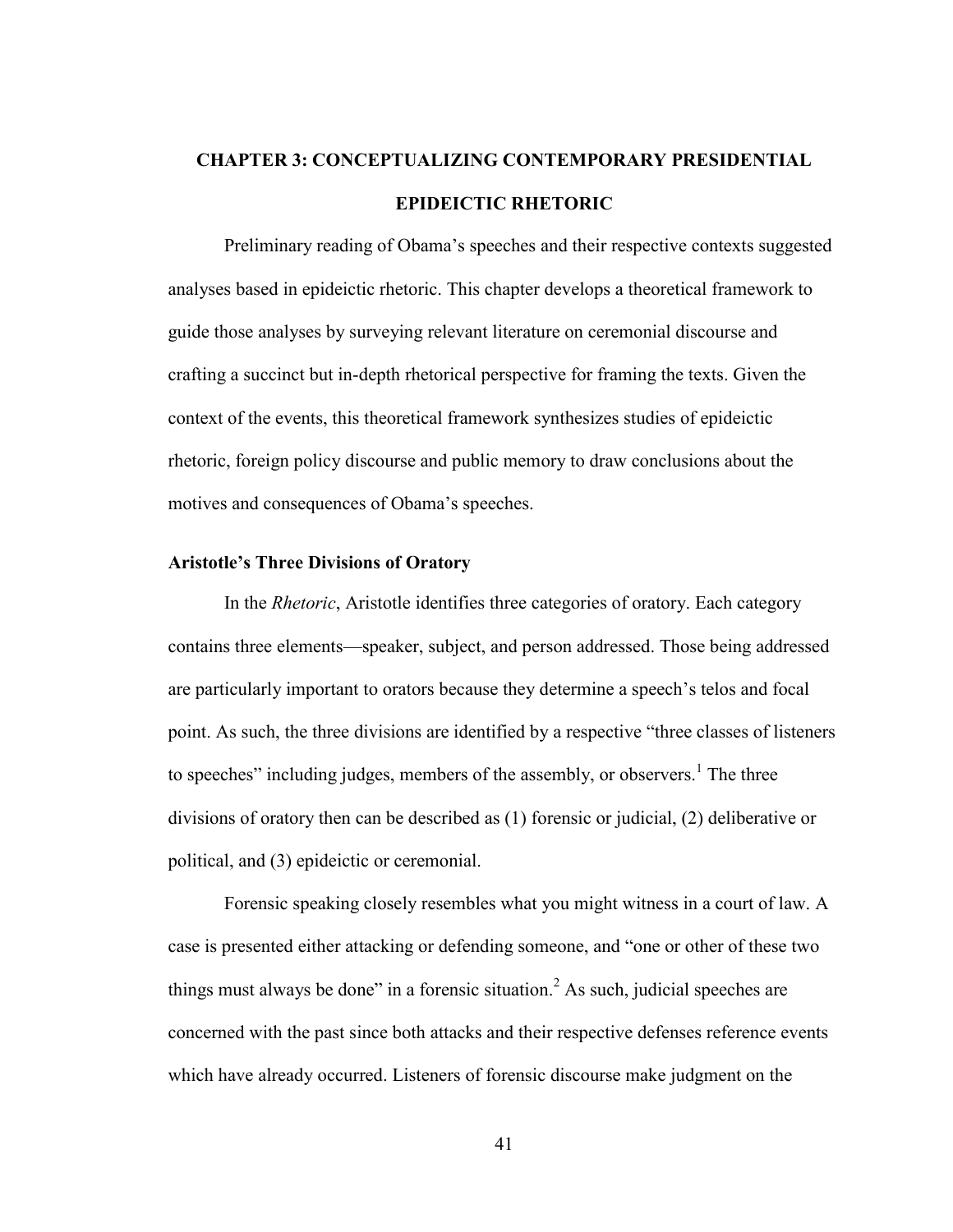# CHAPTER 3: CONCEPTUALIZING CONTEMPORARY PRESIDENTIAL EPIDEICTIC RHETORIC

Preliminary reading of Obama's speeches and their respective contexts suggested analyses based in epideictic rhetoric. This chapter develops a theoretical framework to guide those analyses by surveying relevant literature on ceremonial discourse and crafting a succinct but in-depth rhetorical perspective for framing the texts. Given the context of the events, this theoretical framework synthesizes studies of epideictic rhetoric, foreign policy discourse and public memory to draw conclusions about the motives and consequences of Obama's speeches.

## Aristotle's Three Divisions of Oratory

In the *Rhetoric*, Aristotle identifies three categories of oratory. Each category contains three elements—speaker, subject, and person addressed. Those being addressed are particularly important to orators because they determine a speech's telos and focal point. As such, the three divisions are identified by a respective "three classes of listeners to speeches" including judges, members of the assembly, or observers.[1] The three divisions of oratory then can be described as (1) forensic or judicial, (2) deliberative or political, and (3) epideictic or ceremonial.

Forensic speaking closely resembles what you might witness in a court of law. A case is presented either attacking or defending someone, and "one or other of these two things must always be done" in a forensic situation.[2] As such, judicial speeches are concerned with the past since both attacks and their respective defenses reference events which have already occurred. Listeners of forensic discourse make judgment on the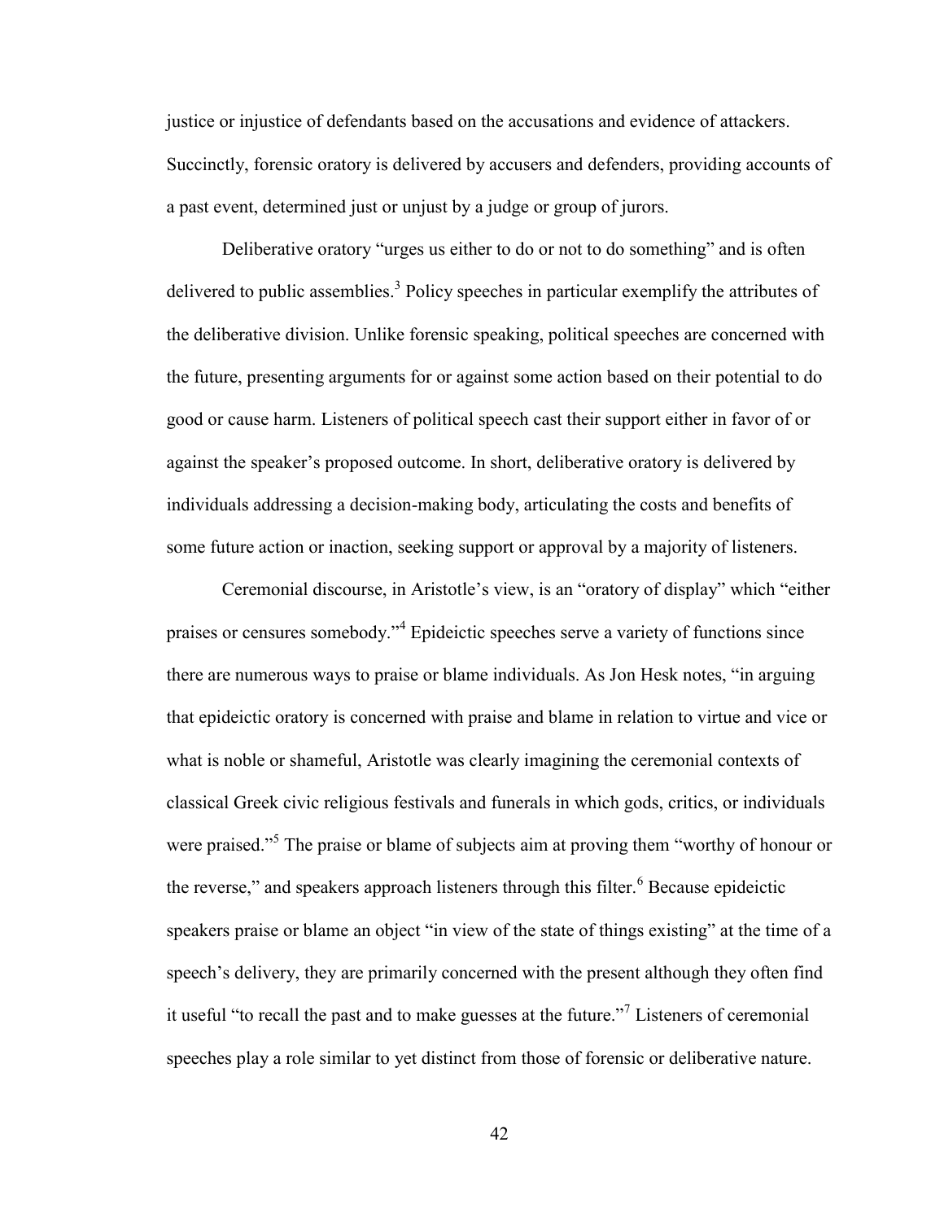justice or injustice of defendants based on the accusations and evidence of attackers. Succinctly, forensic oratory is delivered by accusers and defenders, providing accounts of a past event, determined just or unjust by a judge or group of jurors.

Deliberative oratory "urges us either to do or not to do something" and is often delivered to public assemblies.[3] Policy speeches in particular exemplify the attributes of the deliberative division. Unlike forensic speaking, political speeches are concerned with the future, presenting arguments for or against some action based on their potential to do good or cause harm. Listeners of political speech cast their support either in favor of or against the speaker's proposed outcome. In short, deliberative oratory is delivered by individuals addressing a decision-making body, articulating the costs and benefits of some future action or inaction, seeking support or approval by a majority of listeners.

Ceremonial discourse, in Aristotle's view, is an "oratory of display" which "either praises or censures somebody."[4] Epideictic speeches serve a variety of functions since there are numerous ways to praise or blame individuals. As Jon Hesk notes, "in arguing that epideictic oratory is concerned with praise and blame in relation to virtue and vice or what is noble or shameful, Aristotle was clearly imagining the ceremonial contexts of classical Greek civic religious festivals and funerals in which gods, critics, or individuals were praised."[5] The praise or blame of subjects aim at proving them "worthy of honour or the reverse," and speakers approach listeners through this filter.[6] Because epideictic speakers praise or blame an object "in view of the state of things existing" at the time of a speech's delivery, they are primarily concerned with the present although they often find it useful "to recall the past and to make guesses at the future."[7] Listeners of ceremonial speeches play a role similar to yet distinct from those of forensic or deliberative nature.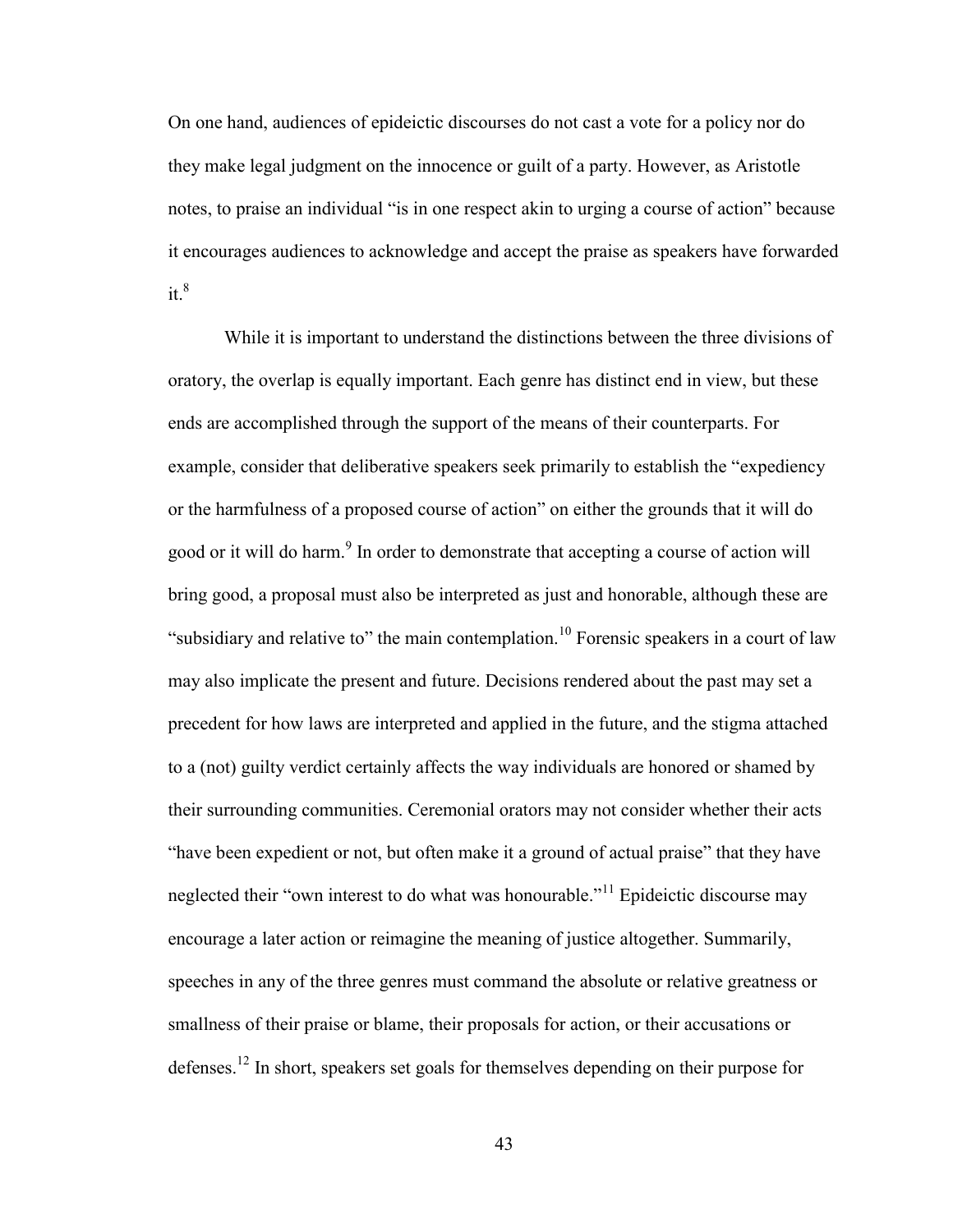On one hand, audiences of epideictic discourses do not cast a vote for a policy nor do they make legal judgment on the innocence or guilt of a party. However, as Aristotle notes, to praise an individual "is in one respect akin to urging a course of action" because it encourages audiences to acknowledge and accept the praise as speakers have forwarded it.[8]

While it is important to understand the distinctions between the three divisions of oratory, the overlap is equally important. Each genre has distinct end in view, but these ends are accomplished through the support of the means of their counterparts. For example, consider that deliberative speakers seek primarily to establish the "expediency or the harmfulness of a proposed course of action" on either the grounds that it will do good or it will do harm.[9] In order to demonstrate that accepting a course of action will bring good, a proposal must also be interpreted as just and honorable, although these are "subsidiary and relative to" the main contemplation.[10] Forensic speakers in a court of law may also implicate the present and future. Decisions rendered about the past may set a precedent for how laws are interpreted and applied in the future, and the stigma attached to a (not) guilty verdict certainly affects the way individuals are honored or shamed by their surrounding communities. Ceremonial orators may not consider whether their acts "have been expedient or not, but often make it a ground of actual praise" that they have neglected their "own interest to do what was honourable."[11] Epideictic discourse may encourage a later action or reimagine the meaning of justice altogether. Summarily, speeches in any of the three genres must command the absolute or relative greatness or smallness of their praise or blame, their proposals for action, or their accusations or defenses.[12] In short, speakers set goals for themselves depending on their purpose for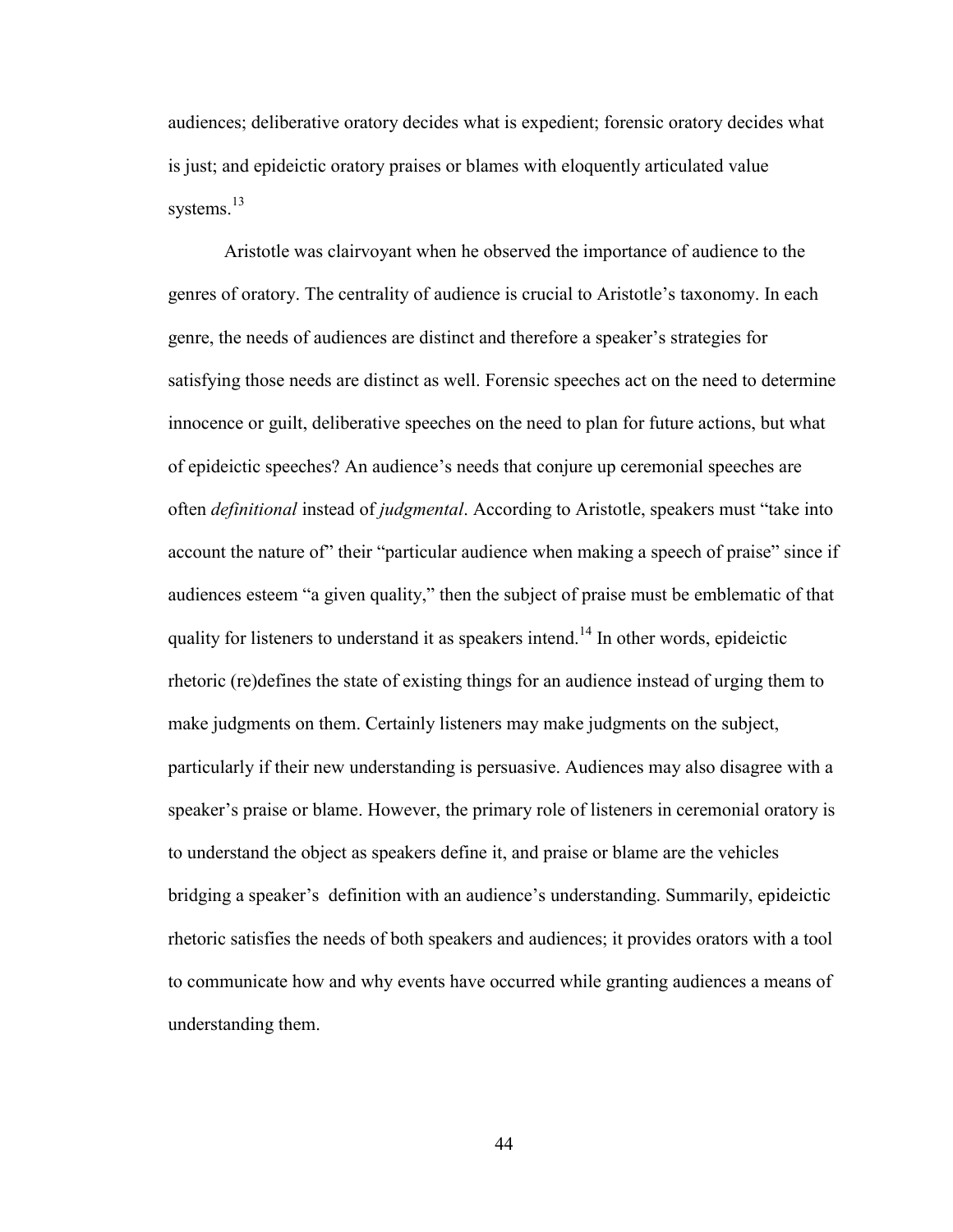audiences; deliberative oratory decides what is expedient; forensic oratory decides what is just; and epideictic oratory praises or blames with eloquently articulated value systems.[13]

Aristotle was clairvoyant when he observed the importance of audience to the genres of oratory. The centrality of audience is crucial to Aristotle's taxonomy. In each genre, the needs of audiences are distinct and therefore a speaker's strategies for satisfying those needs are distinct as well. Forensic speeches act on the need to determine innocence or guilt, deliberative speeches on the need to plan for future actions, but what of epideictic speeches? An audience's needs that conjure up ceremonial speeches are often *definitional* instead of *judgmental*. According to Aristotle, speakers must "take into account the nature of" their "particular audience when making a speech of praise" since if audiences esteem "a given quality," then the subject of praise must be emblematic of that quality for listeners to understand it as speakers intend.[14] In other words, epideictic rhetoric (re)defines the state of existing things for an audience instead of urging them to make judgments on them. Certainly listeners may make judgments on the subject, particularly if their new understanding is persuasive. Audiences may also disagree with a speaker's praise or blame. However, the primary role of listeners in ceremonial oratory is to understand the object as speakers define it, and praise or blame are the vehicles bridging a speaker's definition with an audience's understanding. Summarily, epideictic rhetoric satisfies the needs of both speakers and audiences; it provides orators with a tool to communicate how and why events have occurred while granting audiences a means of understanding them.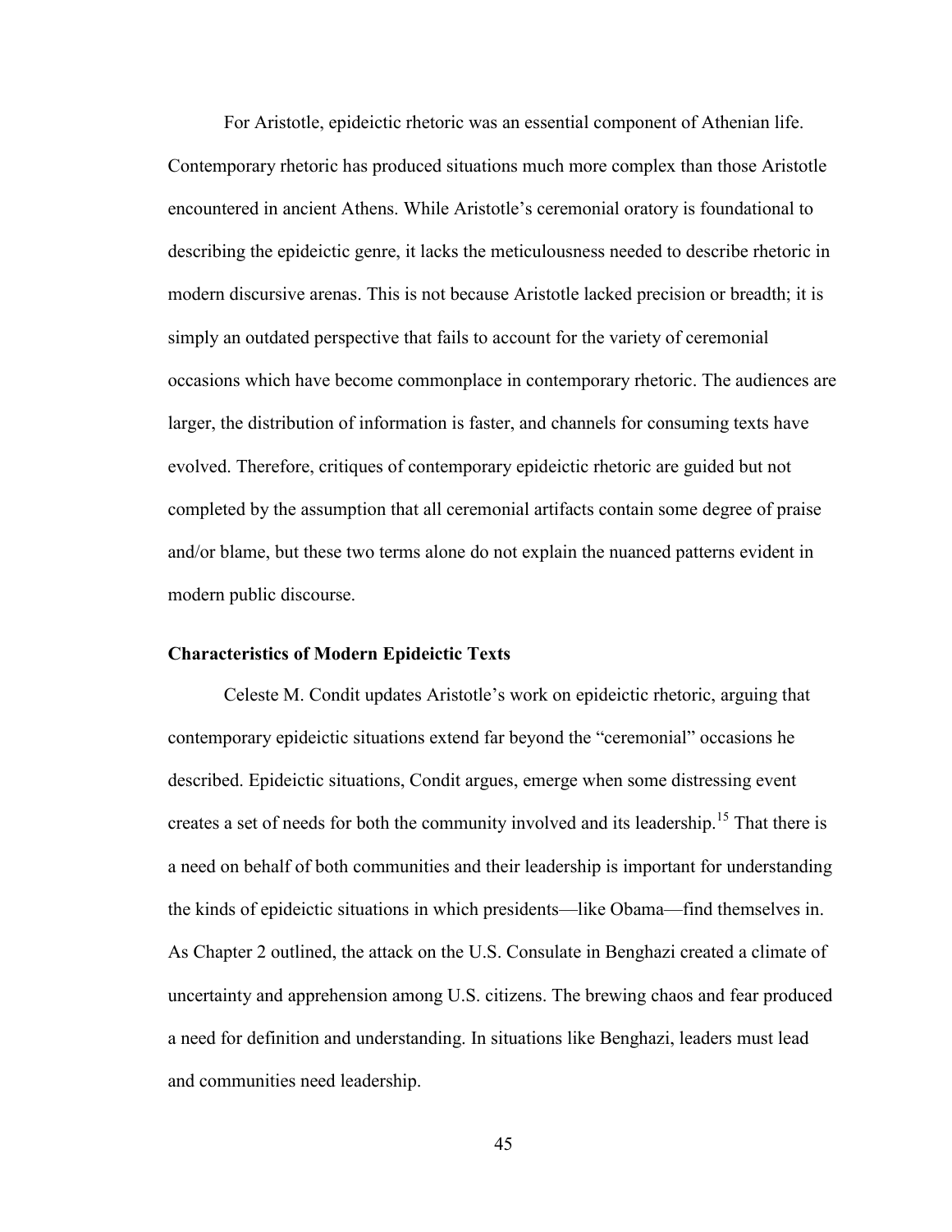For Aristotle, epideictic rhetoric was an essential component of Athenian life. Contemporary rhetoric has produced situations much more complex than those Aristotle encountered in ancient Athens. While Aristotle's ceremonial oratory is foundational to describing the epideictic genre, it lacks the meticulousness needed to describe rhetoric in modern discursive arenas. This is not because Aristotle lacked precision or breadth; it is simply an outdated perspective that fails to account for the variety of ceremonial occasions which have become commonplace in contemporary rhetoric. The audiences are larger, the distribution of information is faster, and channels for consuming texts have evolved. Therefore, critiques of contemporary epideictic rhetoric are guided but not completed by the assumption that all ceremonial artifacts contain some degree of praise and/or blame, but these two terms alone do not explain the nuanced patterns evident in modern public discourse.

### Characteristics of Modern Epideictic Texts

Celeste M. Condit updates Aristotle's work on epideictic rhetoric, arguing that contemporary epideictic situations extend far beyond the "ceremonial" occasions he described. Epideictic situations, Condit argues, emerge when some distressing event creates a set of needs for both the community involved and its leadership.[15] That there is a need on behalf of both communities and their leadership is important for understanding the kinds of epideictic situations in which presidents—like Obama—find themselves in. As Chapter 2 outlined, the attack on the U.S. Consulate in Benghazi created a climate of uncertainty and apprehension among U.S. citizens. The brewing chaos and fear produced a need for definition and understanding. In situations like Benghazi, leaders must lead and communities need leadership.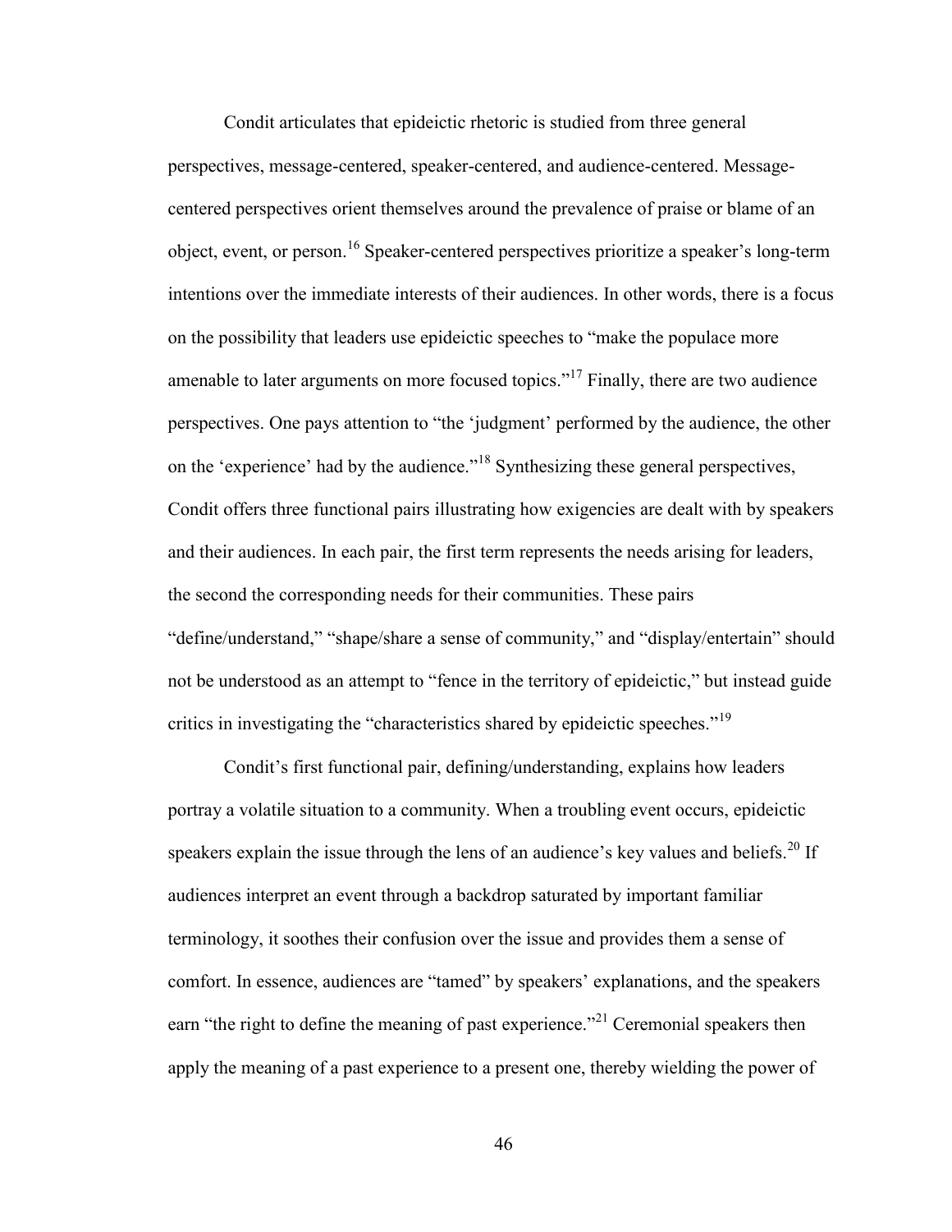Condit articulates that epideictic rhetoric is studied from three general perspectives, message-centered, speaker-centered, and audience-centered. Message-centered perspectives orient themselves around the prevalence of praise or blame of an object, event, or person.[16] Speaker-centered perspectives prioritize a speaker's long-term intentions over the immediate interests of their audiences. In other words, there is a focus on the possibility that leaders use epideictic speeches to "make the populace more amenable to later arguments on more focused topics."[17] Finally, there are two audience perspectives. One pays attention to "the 'judgment' performed by the audience, the other on the 'experience' had by the audience."[18] Synthesizing these general perspectives, Condit offers three functional pairs illustrating how exigencies are dealt with by speakers and their audiences. In each pair, the first term represents the needs arising for leaders, the second the corresponding needs for their communities. These pairs "define/understand," "shape/share a sense of community," and "display/entertain" should not be understood as an attempt to "fence in the territory of epideictic," but instead guide critics in investigating the "characteristics shared by epideictic speeches."[19]

Condit's first functional pair, defining/understanding, explains how leaders portray a volatile situation to a community. When a troubling event occurs, epideictic speakers explain the issue through the lens of an audience's key values and beliefs.[20] If audiences interpret an event through a backdrop saturated by important familiar terminology, it soothes their confusion over the issue and provides them a sense of comfort. In essence, audiences are "tamed" by speakers' explanations, and the speakers earn "the right to define the meaning of past experience."[21] Ceremonial speakers then apply the meaning of a past experience to a present one, thereby wielding the power of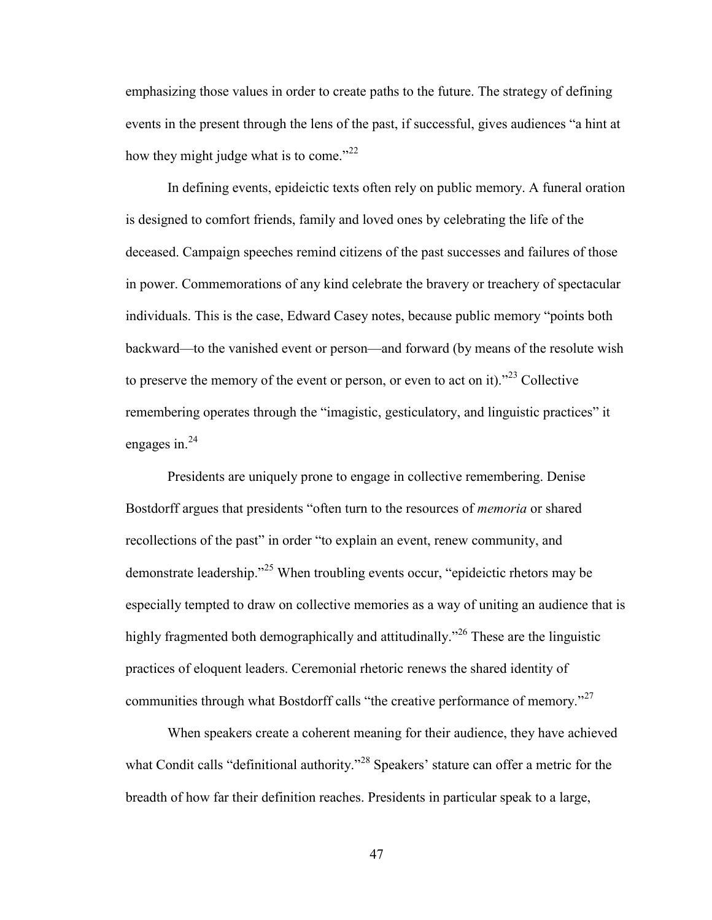emphasizing those values in order to create paths to the future. The strategy of defining events in the present through the lens of the past, if successful, gives audiences "a hint at how they might judge what is to come."[22]

In defining events, epideictic texts often rely on public memory. A funeral oration is designed to comfort friends, family and loved ones by celebrating the life of the deceased. Campaign speeches remind citizens of the past successes and failures of those in power. Commemorations of any kind celebrate the bravery or treachery of spectacular individuals. This is the case, Edward Casey notes, because public memory "points both backward—to the vanished event or person—and forward (by means of the resolute wish to preserve the memory of the event or person, or even to act on it)."[23] Collective remembering operates through the "imagistic, gesticulatory, and linguistic practices" it engages in.[24]

Presidents are uniquely prone to engage in collective remembering. Denise Bostdorff argues that presidents "often turn to the resources of *memoria* or shared recollections of the past" in order "to explain an event, renew community, and demonstrate leadership."[25] When troubling events occur, "epideictic rhetors may be especially tempted to draw on collective memories as a way of uniting an audience that is highly fragmented both demographically and attitudinally."[26] These are the linguistic practices of eloquent leaders. Ceremonial rhetoric renews the shared identity of communities through what Bostdorff calls "the creative performance of memory."[27]

When speakers create a coherent meaning for their audience, they have achieved what Condit calls "definitional authority."[28] Speakers' stature can offer a metric for the breadth of how far their definition reaches. Presidents in particular speak to a large,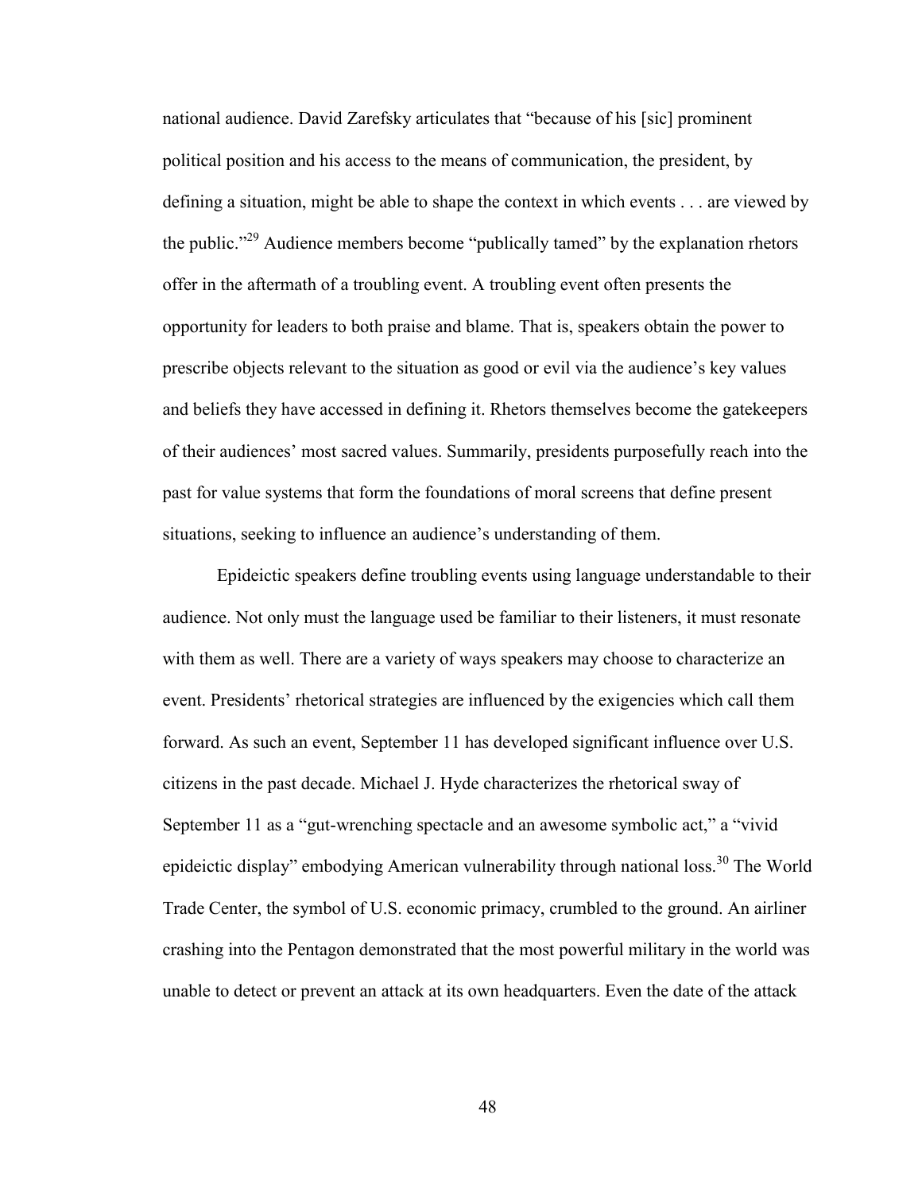national audience. David Zarefsky articulates that "because of his [sic] prominent political position and his access to the means of communication, the president, by defining a situation, might be able to shape the context in which events . . . are viewed by the public."[29] Audience members become "publically tamed" by the explanation rhetors offer in the aftermath of a troubling event. A troubling event often presents the opportunity for leaders to both praise and blame. That is, speakers obtain the power to prescribe objects relevant to the situation as good or evil via the audience's key values and beliefs they have accessed in defining it. Rhetors themselves become the gatekeepers of their audiences' most sacred values. Summarily, presidents purposefully reach into the past for value systems that form the foundations of moral screens that define present situations, seeking to influence an audience's understanding of them.

Epideictic speakers define troubling events using language understandable to their audience. Not only must the language used be familiar to their listeners, it must resonate with them as well. There are a variety of ways speakers may choose to characterize an event. Presidents' rhetorical strategies are influenced by the exigencies which call them forward. As such an event, September 11 has developed significant influence over U.S. citizens in the past decade. Michael J. Hyde characterizes the rhetorical sway of September 11 as a "gut-wrenching spectacle and an awesome symbolic act," a "vivid epideictic display" embodying American vulnerability through national loss.[30] The World Trade Center, the symbol of U.S. economic primacy, crumbled to the ground. An airliner crashing into the Pentagon demonstrated that the most powerful military in the world was unable to detect or prevent an attack at its own headquarters. Even the date of the attack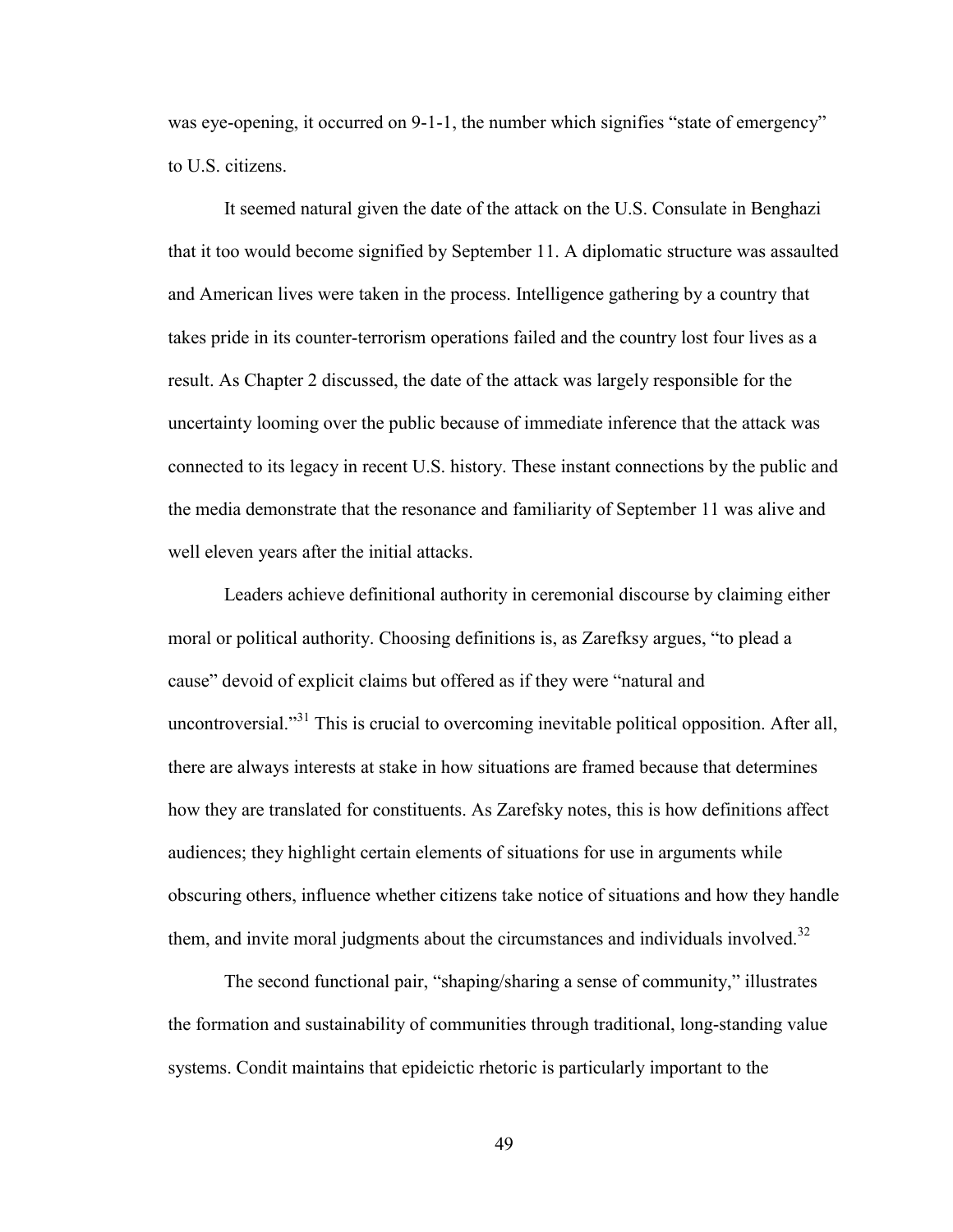was eye-opening, it occurred on 9-1-1, the number which signifies "state of emergency" to U.S. citizens.

It seemed natural given the date of the attack on the U.S. Consulate in Benghazi that it too would become signified by September 11. A diplomatic structure was assaulted and American lives were taken in the process. Intelligence gathering by a country that takes pride in its counter-terrorism operations failed and the country lost four lives as a result. As Chapter 2 discussed, the date of the attack was largely responsible for the uncertainty looming over the public because of immediate inference that the attack was connected to its legacy in recent U.S. history. These instant connections by the public and the media demonstrate that the resonance and familiarity of September 11 was alive and well eleven years after the initial attacks.

Leaders achieve definitional authority in ceremonial discourse by claiming either moral or political authority. Choosing definitions is, as Zarefksy argues, "to plead a cause" devoid of explicit claims but offered as if they were "natural and uncontroversial."[31] This is crucial to overcoming inevitable political opposition. After all, there are always interests at stake in how situations are framed because that determines how they are translated for constituents. As Zarefsky notes, this is how definitions affect audiences; they highlight certain elements of situations for use in arguments while obscuring others, influence whether citizens take notice of situations and how they handle them, and invite moral judgments about the circumstances and individuals involved.[32]

The second functional pair, "shaping/sharing a sense of community," illustrates the formation and sustainability of communities through traditional, long-standing value systems. Condit maintains that epideictic rhetoric is particularly important to the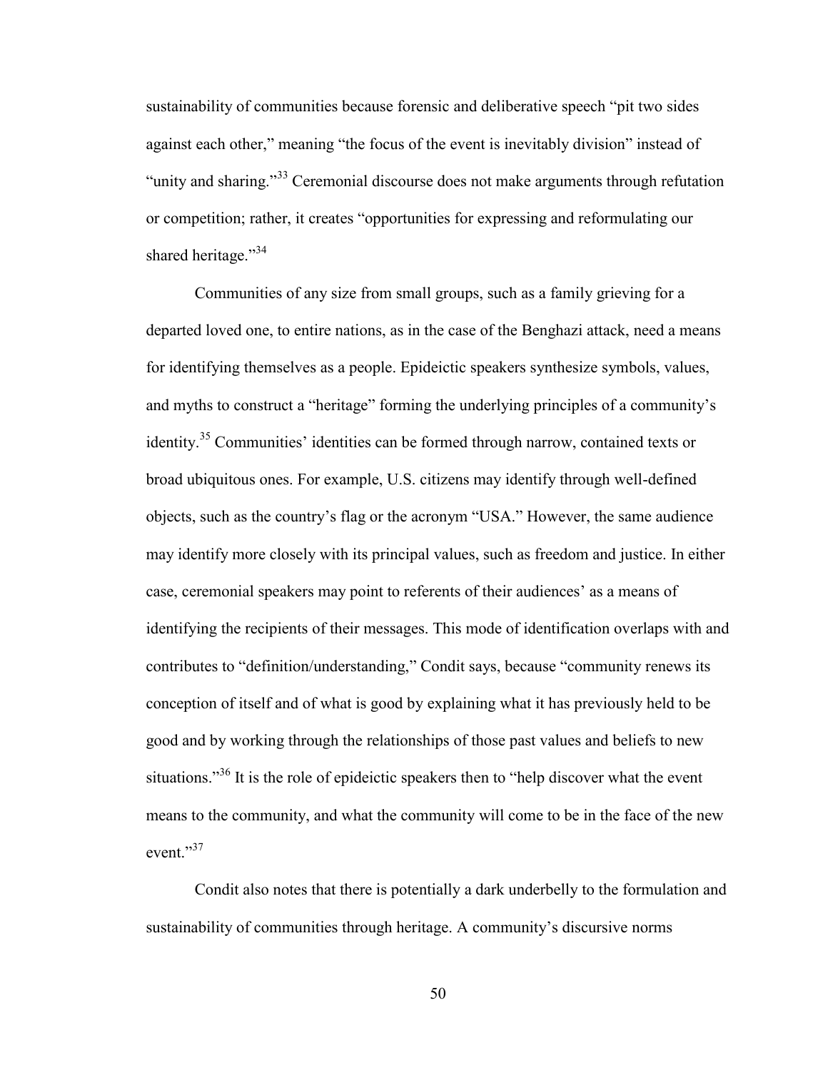sustainability of communities because forensic and deliberative speech "pit two sides against each other," meaning "the focus of the event is inevitably division" instead of "unity and sharing."[33] Ceremonial discourse does not make arguments through refutation or competition; rather, it creates "opportunities for expressing and reformulating our shared heritage."[34]

Communities of any size from small groups, such as a family grieving for a departed loved one, to entire nations, as in the case of the Benghazi attack, need a means for identifying themselves as a people. Epideictic speakers synthesize symbols, values, and myths to construct a "heritage" forming the underlying principles of a community's identity.[35] Communities' identities can be formed through narrow, contained texts or broad ubiquitous ones. For example, U.S. citizens may identify through well-defined objects, such as the country's flag or the acronym "USA." However, the same audience may identify more closely with its principal values, such as freedom and justice. In either case, ceremonial speakers may point to referents of their audiences' as a means of identifying the recipients of their messages. This mode of identification overlaps with and contributes to "definition/understanding," Condit says, because "community renews its conception of itself and of what is good by explaining what it has previously held to be good and by working through the relationships of those past values and beliefs to new situations."[36] It is the role of epideictic speakers then to "help discover what the event means to the community, and what the community will come to be in the face of the new event."[37]

Condit also notes that there is potentially a dark underbelly to the formulation and sustainability of communities through heritage. A community's discursive norms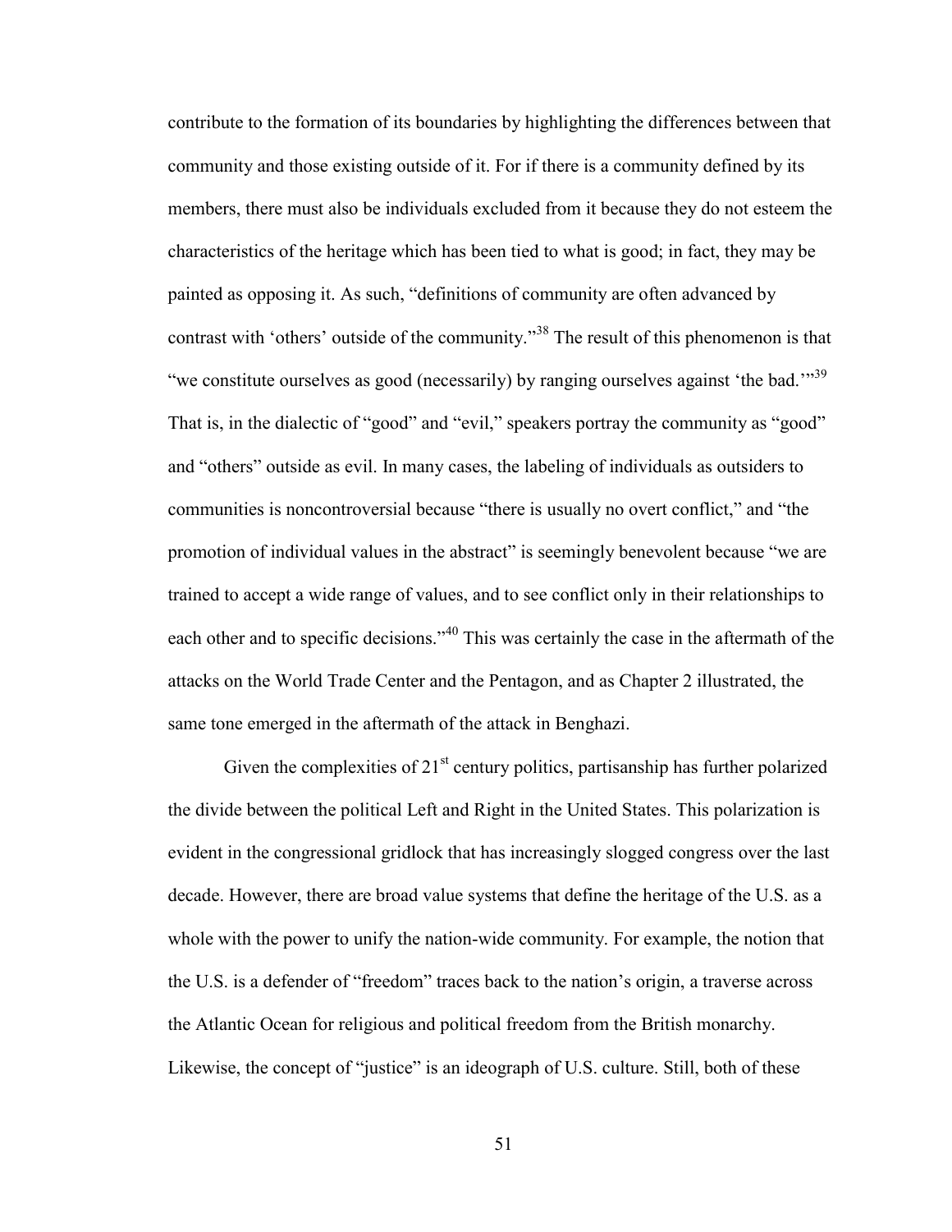contribute to the formation of its boundaries by highlighting the differences between that community and those existing outside of it. For if there is a community defined by its members, there must also be individuals excluded from it because they do not esteem the characteristics of the heritage which has been tied to what is good; in fact, they may be painted as opposing it. As such, "definitions of community are often advanced by contrast with 'others' outside of the community."[38] The result of this phenomenon is that "we constitute ourselves as good (necessarily) by ranging ourselves against 'the bad.'"[39] That is, in the dialectic of "good" and "evil," speakers portray the community as "good" and "others" outside as evil. In many cases, the labeling of individuals as outsiders to communities is noncontroversial because "there is usually no overt conflict," and "the promotion of individual values in the abstract" is seemingly benevolent because "we are trained to accept a wide range of values, and to see conflict only in their relationships to each other and to specific decisions."[40] This was certainly the case in the aftermath of the attacks on the World Trade Center and the Pentagon, and as Chapter 2 illustrated, the same tone emerged in the aftermath of the attack in Benghazi.

Given the complexities of 21st century politics, partisanship has further polarized the divide between the political Left and Right in the United States. This polarization is evident in the congressional gridlock that has increasingly slogged congress over the last decade. However, there are broad value systems that define the heritage of the U.S. as a whole with the power to unify the nation-wide community. For example, the notion that the U.S. is a defender of "freedom" traces back to the nation's origin, a traverse across the Atlantic Ocean for religious and political freedom from the British monarchy. Likewise, the concept of "justice" is an ideograph of U.S. culture. Still, both of these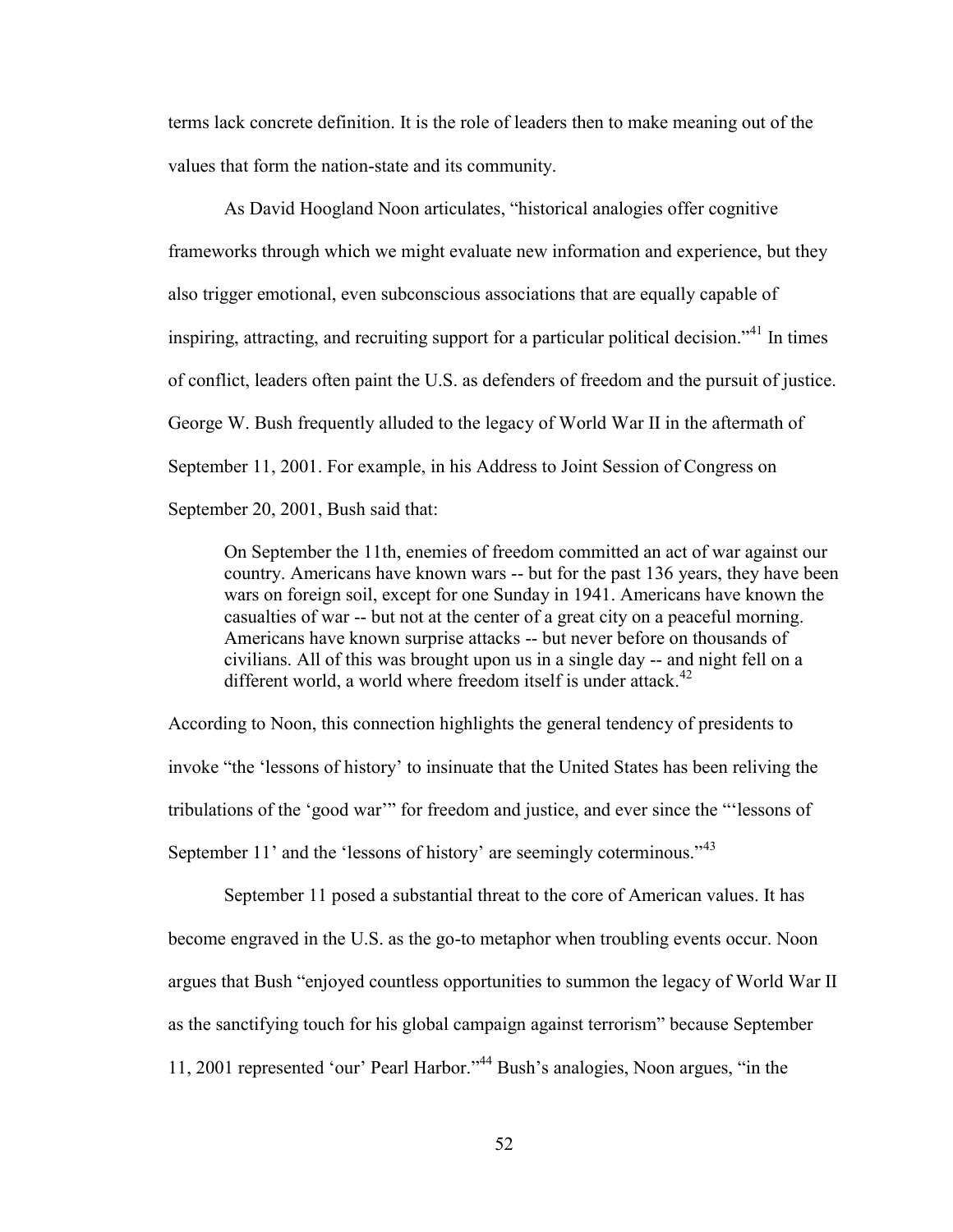terms lack concrete definition. It is the role of leaders then to make meaning out of the values that form the nation-state and its community.

As David Hoogland Noon articulates, "historical analogies offer cognitive frameworks through which we might evaluate new information and experience, but they also trigger emotional, even subconscious associations that are equally capable of inspiring, attracting, and recruiting support for a particular political decision."[41] In times of conflict, leaders often paint the U.S. as defenders of freedom and the pursuit of justice. George W. Bush frequently alluded to the legacy of World War II in the aftermath of September 11, 2001. For example, in his Address to Joint Session of Congress on September 20, 2001, Bush said that:

> On September the 11th, enemies of freedom committed an act of war against our country. Americans have known wars -- but for the past 136 years, they have been wars on foreign soil, except for one Sunday in 1941. Americans have known the casualties of war -- but not at the center of a great city on a peaceful morning. Americans have known surprise attacks -- but never before on thousands of civilians. All of this was brought upon us in a single day -- and night fell on a different world, a world where freedom itself is under attack.[42]

According to Noon, this connection highlights the general tendency of presidents to invoke "the 'lessons of history' to insinuate that the United States has been reliving the tribulations of the 'good war'" for freedom and justice, and ever since the "'lessons of September 11' and the 'lessons of history' are seemingly coterminous."[43]

September 11 posed a substantial threat to the core of American values. It has become engraved in the U.S. as the go-to metaphor when troubling events occur. Noon argues that Bush "enjoyed countless opportunities to summon the legacy of World War II as the sanctifying touch for his global campaign against terrorism" because September 11, 2001 represented 'our' Pearl Harbor."[44] Bush's analogies, Noon argues, "in the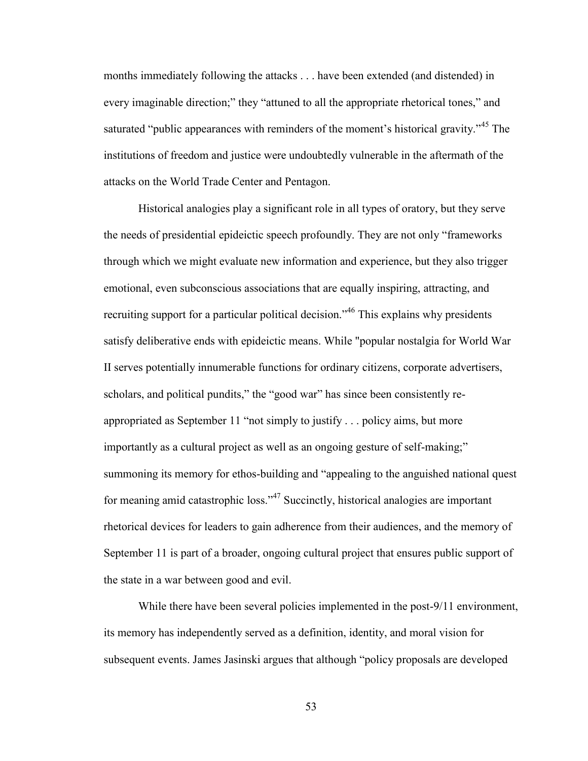months immediately following the attacks . . . have been extended (and distended) in every imaginable direction;" they "attuned to all the appropriate rhetorical tones," and saturated "public appearances with reminders of the moment's historical gravity."[45] The institutions of freedom and justice were undoubtedly vulnerable in the aftermath of the attacks on the World Trade Center and Pentagon.

Historical analogies play a significant role in all types of oratory, but they serve the needs of presidential epideictic speech profoundly. They are not only "frameworks through which we might evaluate new information and experience, but they also trigger emotional, even subconscious associations that are equally inspiring, attracting, and recruiting support for a particular political decision."[46] This explains why presidents satisfy deliberative ends with epideictic means. While "popular nostalgia for World War II serves potentially innumerable functions for ordinary citizens, corporate advertisers, scholars, and political pundits," the "good war" has since been consistently re-appropriated as September 11 "not simply to justify . . . policy aims, but more importantly as a cultural project as well as an ongoing gesture of self-making;" summoning its memory for ethos-building and "appealing to the anguished national quest for meaning amid catastrophic loss."[47] Succinctly, historical analogies are important rhetorical devices for leaders to gain adherence from their audiences, and the memory of September 11 is part of a broader, ongoing cultural project that ensures public support of the state in a war between good and evil.

While there have been several policies implemented in the post-9/11 environment, its memory has independently served as a definition, identity, and moral vision for subsequent events. James Jasinski argues that although "policy proposals are developed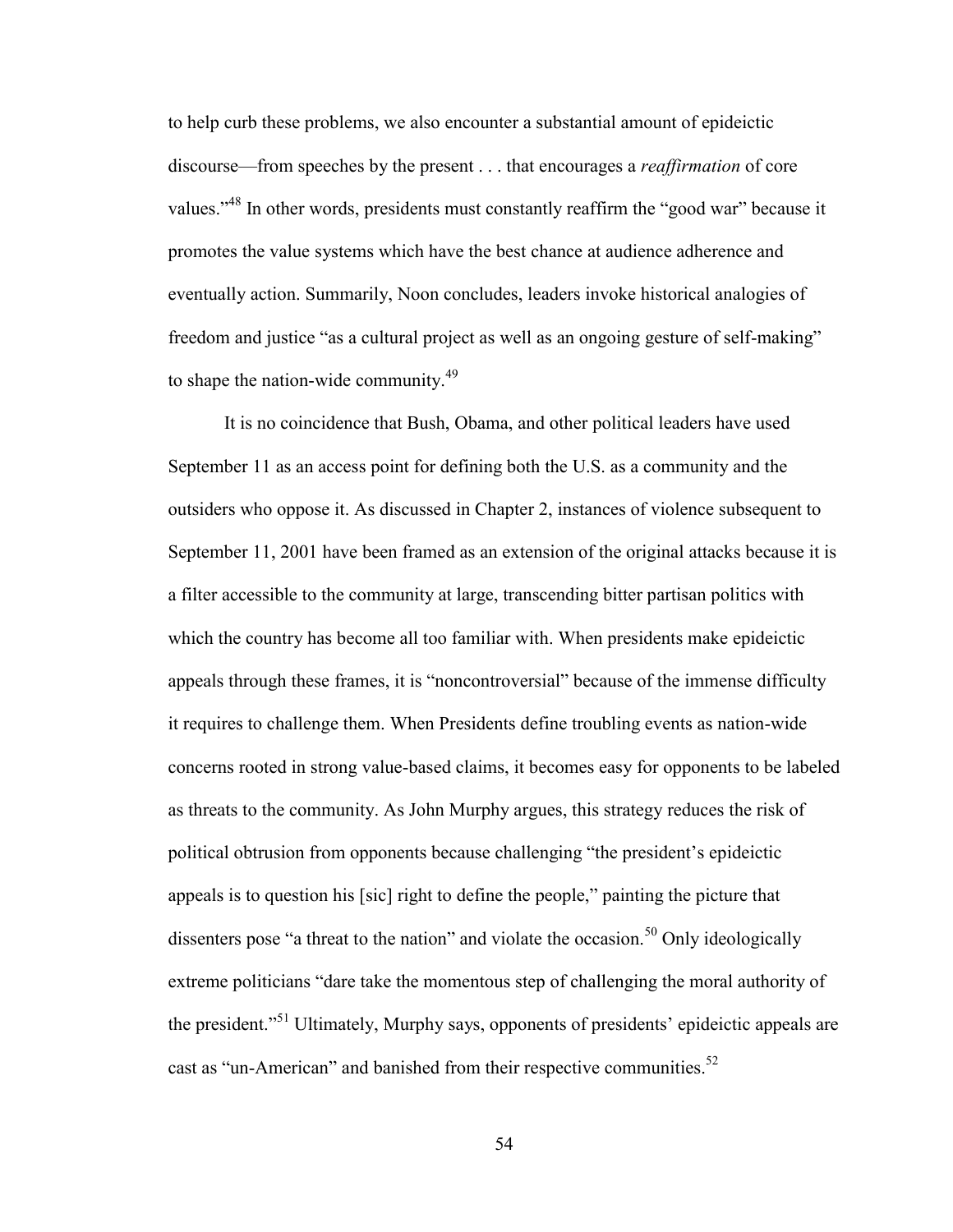to help curb these problems, we also encounter a substantial amount of epideictic discourse—from speeches by the present . . . that encourages a *reaffirmation* of core values."[48] In other words, presidents must constantly reaffirm the "good war" because it promotes the value systems which have the best chance at audience adherence and eventually action. Summarily, Noon concludes, leaders invoke historical analogies of freedom and justice "as a cultural project as well as an ongoing gesture of self-making" to shape the nation-wide community.[49]

It is no coincidence that Bush, Obama, and other political leaders have used September 11 as an access point for defining both the U.S. as a community and the outsiders who oppose it. As discussed in Chapter 2, instances of violence subsequent to September 11, 2001 have been framed as an extension of the original attacks because it is a filter accessible to the community at large, transcending bitter partisan politics with which the country has become all too familiar with. When presidents make epideictic appeals through these frames, it is "noncontroversial" because of the immense difficulty it requires to challenge them. When Presidents define troubling events as nation-wide concerns rooted in strong value-based claims, it becomes easy for opponents to be labeled as threats to the community. As John Murphy argues, this strategy reduces the risk of political obtrusion from opponents because challenging "the president's epideictic appeals is to question his [sic] right to define the people," painting the picture that dissenters pose "a threat to the nation" and violate the occasion.[50] Only ideologically extreme politicians "dare take the momentous step of challenging the moral authority of the president."[51] Ultimately, Murphy says, opponents of presidents' epideictic appeals are cast as "un-American" and banished from their respective communities.[52]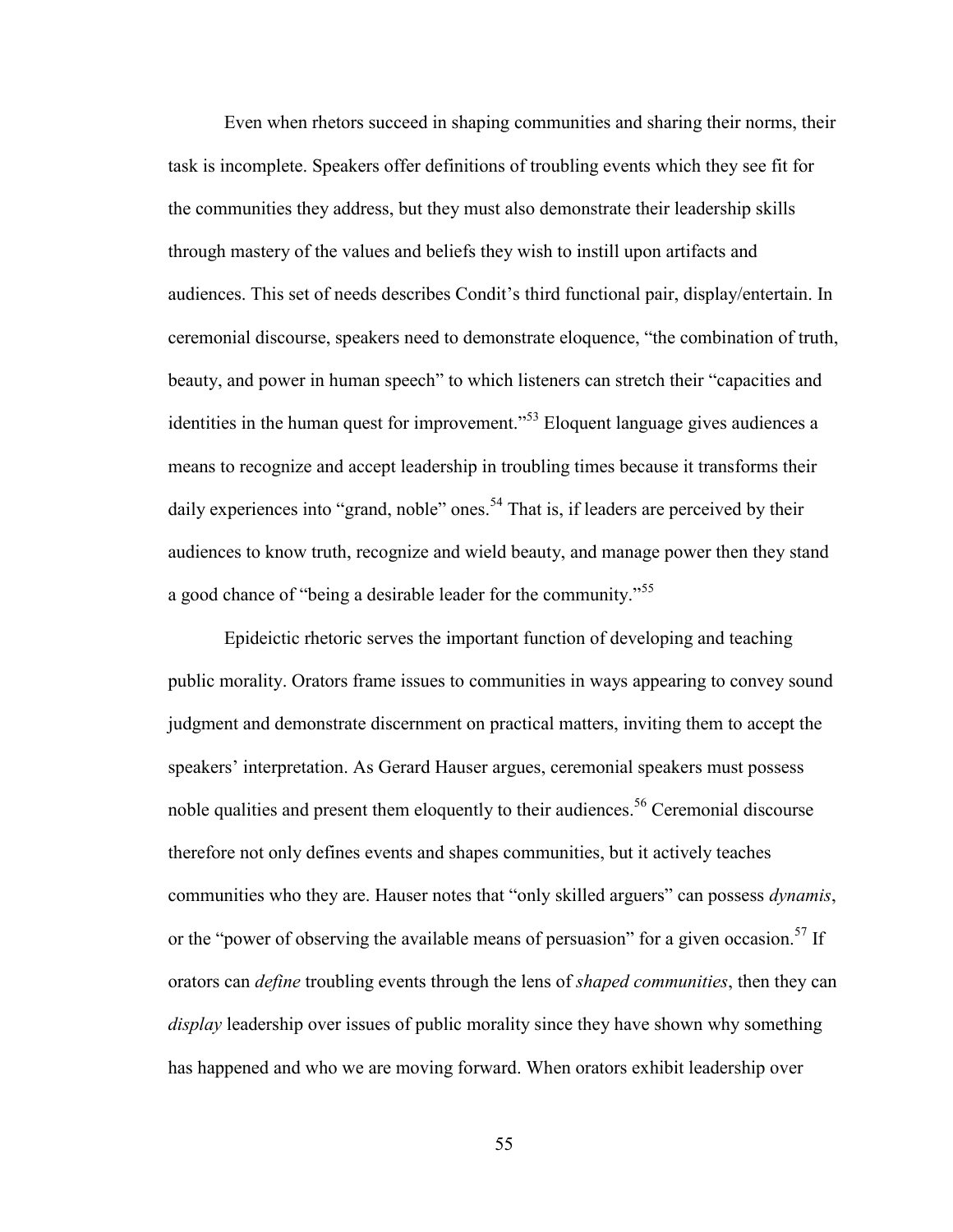Even when rhetors succeed in shaping communities and sharing their norms, their task is incomplete. Speakers offer definitions of troubling events which they see fit for the communities they address, but they must also demonstrate their leadership skills through mastery of the values and beliefs they wish to instill upon artifacts and audiences. This set of needs describes Condit's third functional pair, display/entertain. In ceremonial discourse, speakers need to demonstrate eloquence, "the combination of truth, beauty, and power in human speech" to which listeners can stretch their "capacities and identities in the human quest for improvement."[53] Eloquent language gives audiences a means to recognize and accept leadership in troubling times because it transforms their daily experiences into "grand, noble" ones.[54] That is, if leaders are perceived by their audiences to know truth, recognize and wield beauty, and manage power then they stand a good chance of "being a desirable leader for the community."[55]

Epideictic rhetoric serves the important function of developing and teaching public morality. Orators frame issues to communities in ways appearing to convey sound judgment and demonstrate discernment on practical matters, inviting them to accept the speakers' interpretation. As Gerard Hauser argues, ceremonial speakers must possess noble qualities and present them eloquently to their audiences.[56] Ceremonial discourse therefore not only defines events and shapes communities, but it actively teaches communities who they are. Hauser notes that "only skilled arguers" can possess *dynamis*, or the "power of observing the available means of persuasion" for a given occasion.[57] If orators can *define* troubling events through the lens of *shaped communities*, then they can *display* leadership over issues of public morality since they have shown why something has happened and who we are moving forward. When orators exhibit leadership over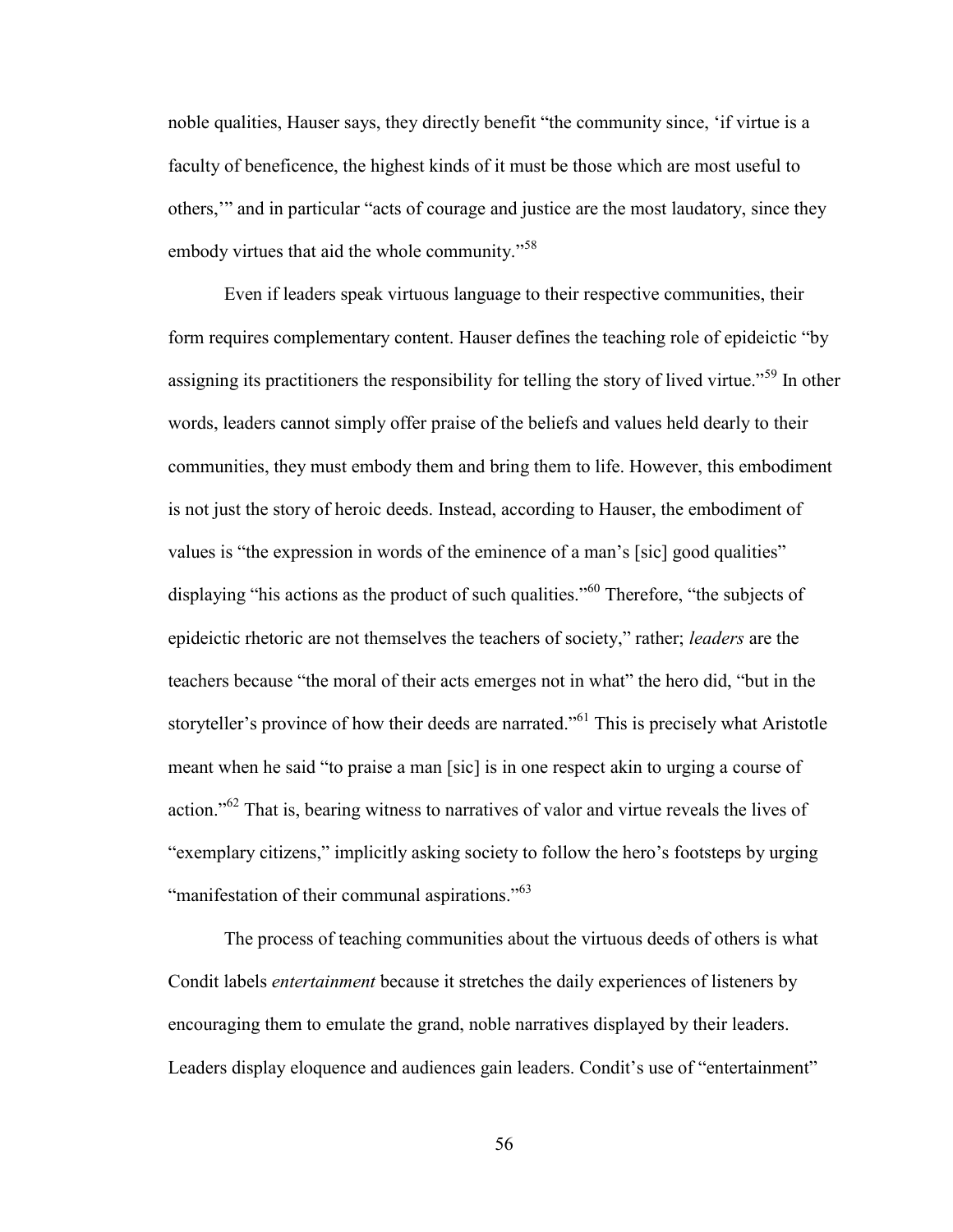noble qualities, Hauser says, they directly benefit "the community since, 'if virtue is a faculty of beneficence, the highest kinds of it must be those which are most useful to others,'" and in particular "acts of courage and justice are the most laudatory, since they embody virtues that aid the whole community."[58]

Even if leaders speak virtuous language to their respective communities, their form requires complementary content. Hauser defines the teaching role of epideictic "by assigning its practitioners the responsibility for telling the story of lived virtue."[59] In other words, leaders cannot simply offer praise of the beliefs and values held dearly to their communities, they must embody them and bring them to life. However, this embodiment is not just the story of heroic deeds. Instead, according to Hauser, the embodiment of values is "the expression in words of the eminence of a man's [sic] good qualities" displaying "his actions as the product of such qualities."[60] Therefore, "the subjects of epideictic rhetoric are not themselves the teachers of society," rather; *leaders* are the teachers because "the moral of their acts emerges not in what" the hero did, "but in the storyteller's province of how their deeds are narrated."[61] This is precisely what Aristotle meant when he said "to praise a man [sic] is in one respect akin to urging a course of action."[62] That is, bearing witness to narratives of valor and virtue reveals the lives of "exemplary citizens," implicitly asking society to follow the hero's footsteps by urging "manifestation of their communal aspirations."[63]

The process of teaching communities about the virtuous deeds of others is what Condit labels *entertainment* because it stretches the daily experiences of listeners by encouraging them to emulate the grand, noble narratives displayed by their leaders. Leaders display eloquence and audiences gain leaders. Condit's use of "entertainment"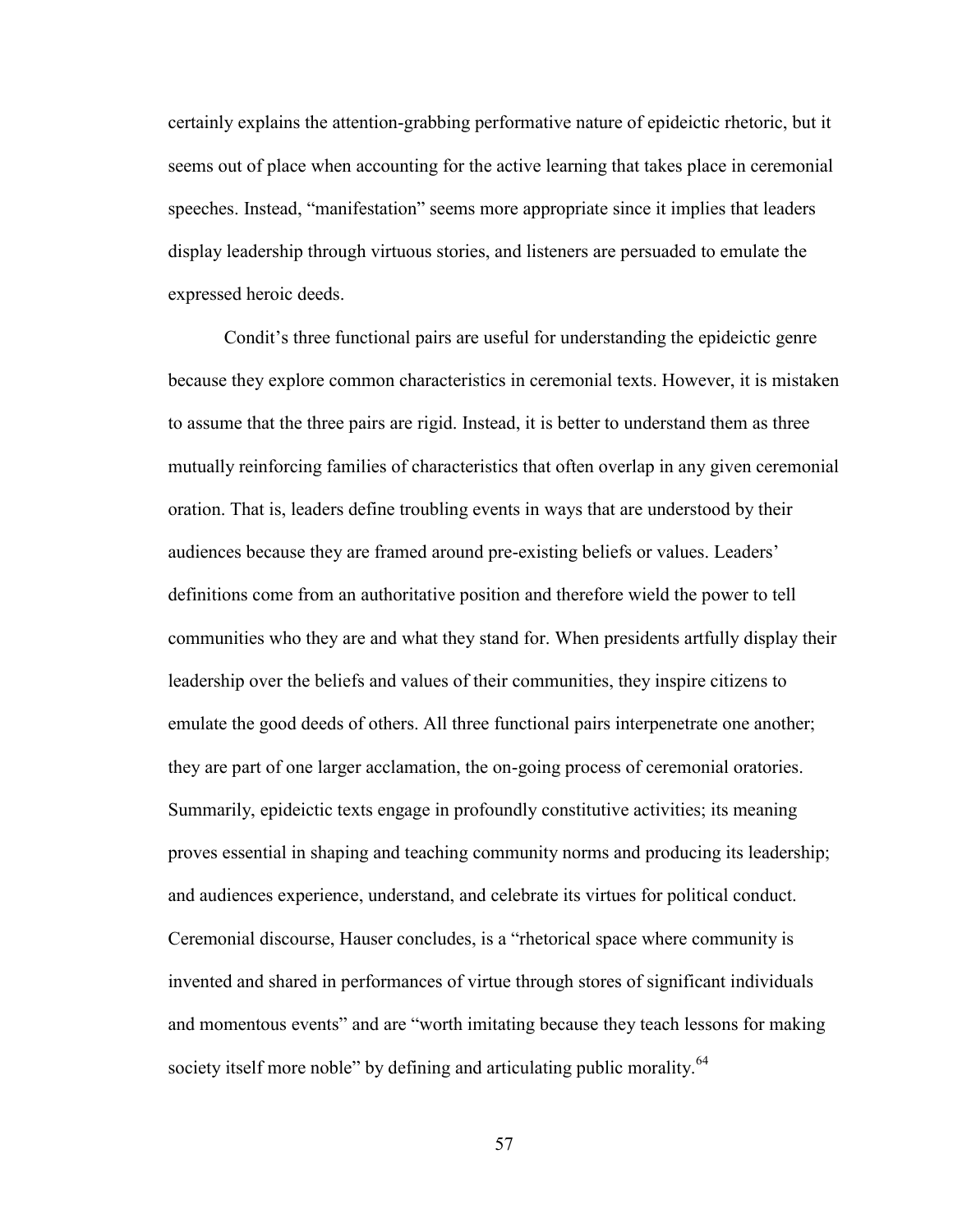certainly explains the attention-grabbing performative nature of epideictic rhetoric, but it seems out of place when accounting for the active learning that takes place in ceremonial speeches. Instead, "manifestation" seems more appropriate since it implies that leaders display leadership through virtuous stories, and listeners are persuaded to emulate the expressed heroic deeds.

Condit's three functional pairs are useful for understanding the epideictic genre because they explore common characteristics in ceremonial texts. However, it is mistaken to assume that the three pairs are rigid. Instead, it is better to understand them as three mutually reinforcing families of characteristics that often overlap in any given ceremonial oration. That is, leaders define troubling events in ways that are understood by their audiences because they are framed around pre-existing beliefs or values. Leaders' definitions come from an authoritative position and therefore wield the power to tell communities who they are and what they stand for. When presidents artfully display their leadership over the beliefs and values of their communities, they inspire citizens to emulate the good deeds of others. All three functional pairs interpenetrate one another; they are part of one larger acclamation, the on-going process of ceremonial oratories. Summarily, epideictic texts engage in profoundly constitutive activities; its meaning proves essential in shaping and teaching community norms and producing its leadership; and audiences experience, understand, and celebrate its virtues for political conduct. Ceremonial discourse, Hauser concludes, is a "rhetorical space where community is invented and shared in performances of virtue through stores of significant individuals and momentous events" and are "worth imitating because they teach lessons for making society itself more noble" by defining and articulating public morality.[64]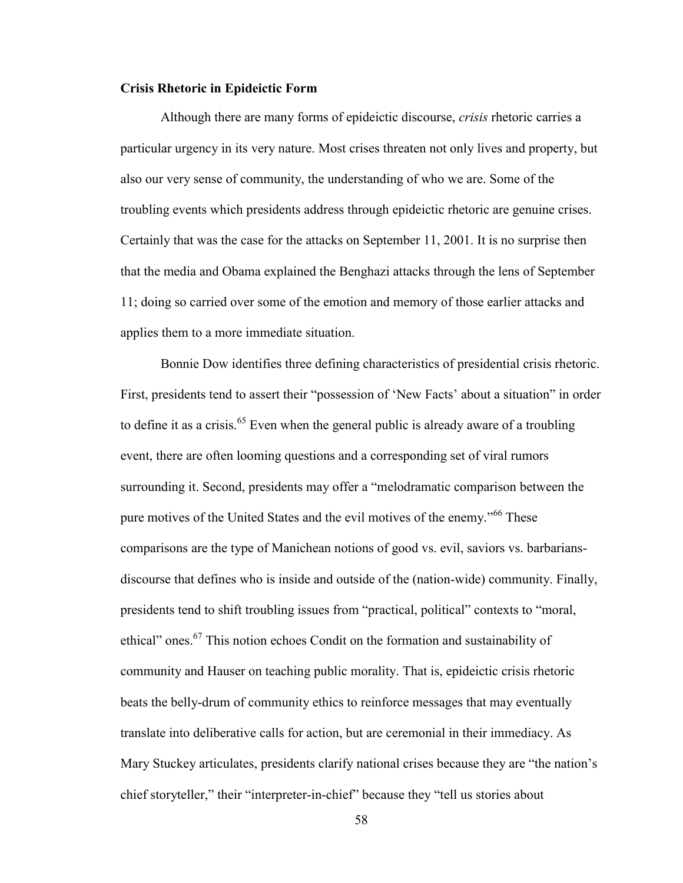**Crisis Rhetoric in Epideictic Form**

Although there are many forms of epideictic discourse, *crisis* rhetoric carries a particular urgency in its very nature. Most crises threaten not only lives and property, but also our very sense of community, the understanding of who we are. Some of the troubling events which presidents address through epideictic rhetoric are genuine crises. Certainly that was the case for the attacks on September 11, 2001. It is no surprise then that the media and Obama explained the Benghazi attacks through the lens of September 11; doing so carried over some of the emotion and memory of those earlier attacks and applies them to a more immediate situation.

Bonnie Dow identifies three defining characteristics of presidential crisis rhetoric. First, presidents tend to assert their "possession of 'New Facts' about a situation" in order to define it as a crisis.[65] Even when the general public is already aware of a troubling event, there are often looming questions and a corresponding set of viral rumors surrounding it. Second, presidents may offer a "melodramatic comparison between the pure motives of the United States and the evil motives of the enemy."[66] These comparisons are the type of Manichean notions of good vs. evil, saviors vs. barbarians-discourse that defines who is inside and outside of the (nation-wide) community. Finally, presidents tend to shift troubling issues from "practical, political" contexts to "moral, ethical" ones.[67] This notion echoes Condit on the formation and sustainability of community and Hauser on teaching public morality. That is, epideictic crisis rhetoric beats the belly-drum of community ethics to reinforce messages that may eventually translate into deliberative calls for action, but are ceremonial in their immediacy. As Mary Stuckey articulates, presidents clarify national crises because they are "the nation's chief storyteller," their "interpreter-in-chief" because they "tell us stories about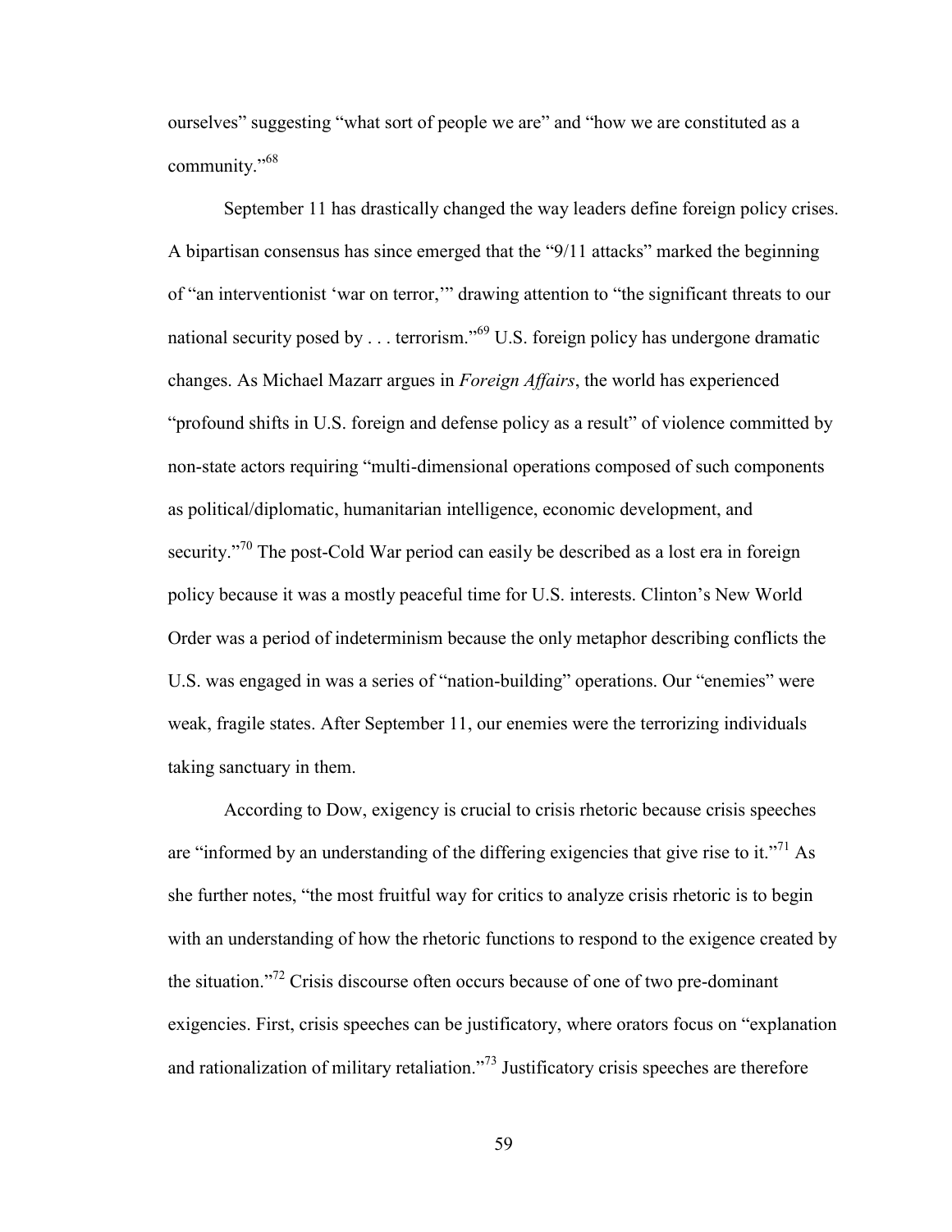ourselves" suggesting "what sort of people we are" and "how we are constituted as a community."[68]

September 11 has drastically changed the way leaders define foreign policy crises. A bipartisan consensus has since emerged that the "9/11 attacks" marked the beginning of "an interventionist 'war on terror,'" drawing attention to "the significant threats to our national security posed by . . . terrorism."[69] U.S. foreign policy has undergone dramatic changes. As Michael Mazarr argues in *Foreign Affairs*, the world has experienced "profound shifts in U.S. foreign and defense policy as a result" of violence committed by non-state actors requiring "multi-dimensional operations composed of such components as political/diplomatic, humanitarian intelligence, economic development, and security."[70] The post-Cold War period can easily be described as a lost era in foreign policy because it was a mostly peaceful time for U.S. interests. Clinton's New World Order was a period of indeterminism because the only metaphor describing conflicts the U.S. was engaged in was a series of "nation-building" operations. Our "enemies" were weak, fragile states. After September 11, our enemies were the terrorizing individuals taking sanctuary in them.

According to Dow, exigency is crucial to crisis rhetoric because crisis speeches are "informed by an understanding of the differing exigencies that give rise to it."[71] As she further notes, "the most fruitful way for critics to analyze crisis rhetoric is to begin with an understanding of how the rhetoric functions to respond to the exigence created by the situation."[72] Crisis discourse often occurs because of one of two pre-dominant exigencies. First, crisis speeches can be justificatory, where orators focus on "explanation and rationalization of military retaliation."[73] Justificatory crisis speeches are therefore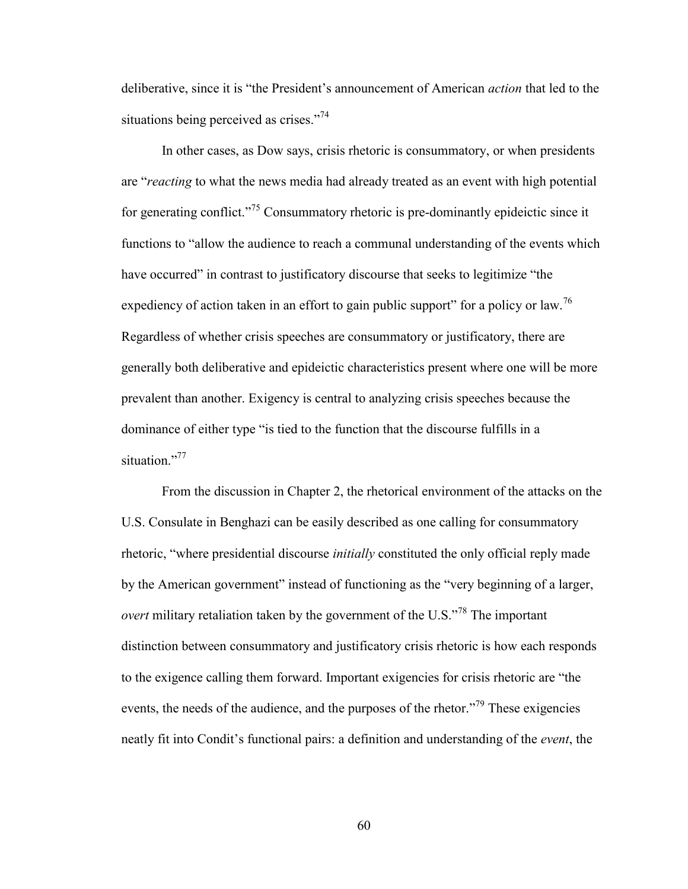deliberative, since it is "the President's announcement of American *action* that led to the situations being perceived as crises."[74]

In other cases, as Dow says, crisis rhetoric is consummatory, or when presidents are "*reacting* to what the news media had already treated as an event with high potential for generating conflict."[75] Consummatory rhetoric is pre-dominantly epideictic since it functions to "allow the audience to reach a communal understanding of the events which have occurred" in contrast to justificatory discourse that seeks to legitimize "the expediency of action taken in an effort to gain public support" for a policy or law.[76] Regardless of whether crisis speeches are consummatory or justificatory, there are generally both deliberative and epideictic characteristics present where one will be more prevalent than another. Exigency is central to analyzing crisis speeches because the dominance of either type "is tied to the function that the discourse fulfills in a situation."[77]

From the discussion in Chapter 2, the rhetorical environment of the attacks on the U.S. Consulate in Benghazi can be easily described as one calling for consummatory rhetoric, "where presidential discourse *initially* constituted the only official reply made by the American government" instead of functioning as the "very beginning of a larger, *overt* military retaliation taken by the government of the U.S."[78] The important distinction between consummatory and justificatory crisis rhetoric is how each responds to the exigence calling them forward. Important exigencies for crisis rhetoric are "the events, the needs of the audience, and the purposes of the rhetor."[79] These exigencies neatly fit into Condit's functional pairs: a definition and understanding of the *event*, the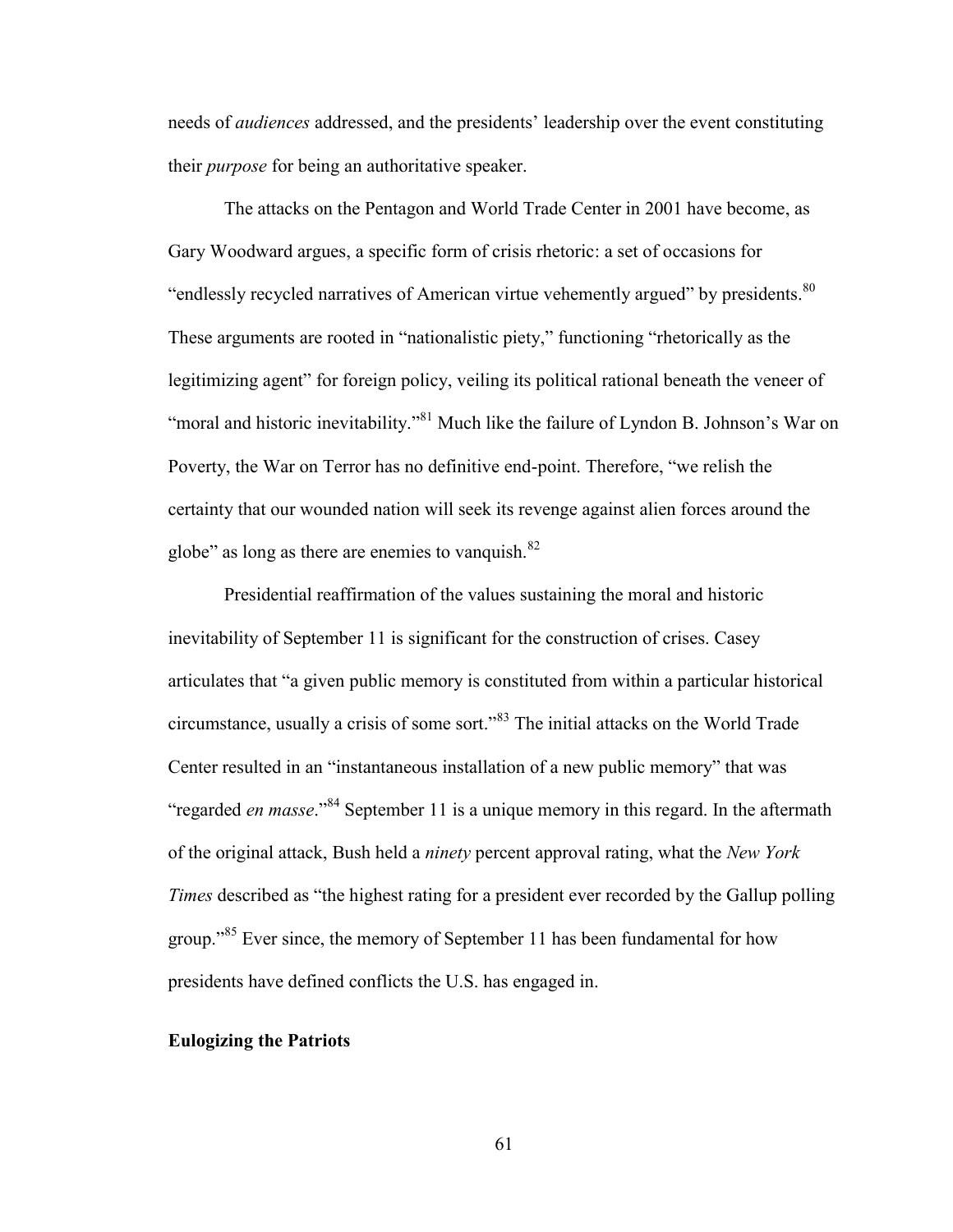needs of *audiences* addressed, and the presidents' leadership over the event constituting their *purpose* for being an authoritative speaker.

The attacks on the Pentagon and World Trade Center in 2001 have become, as Gary Woodward argues, a specific form of crisis rhetoric: a set of occasions for "endlessly recycled narratives of American virtue vehemently argued" by presidents.[80] These arguments are rooted in "nationalistic piety," functioning "rhetorically as the legitimizing agent" for foreign policy, veiling its political rational beneath the veneer of "moral and historic inevitability."[81] Much like the failure of Lyndon B. Johnson's War on Poverty, the War on Terror has no definitive end-point. Therefore, "we relish the certainty that our wounded nation will seek its revenge against alien forces around the globe" as long as there are enemies to vanquish.[82]

Presidential reaffirmation of the values sustaining the moral and historic inevitability of September 11 is significant for the construction of crises. Casey articulates that "a given public memory is constituted from within a particular historical circumstance, usually a crisis of some sort."[83] The initial attacks on the World Trade Center resulted in an "instantaneous installation of a new public memory" that was "regarded *en masse*."[84] September 11 is a unique memory in this regard. In the aftermath of the original attack, Bush held a *ninety* percent approval rating, what the *New York Times* described as "the highest rating for a president ever recorded by the Gallup polling group."[85] Ever since, the memory of September 11 has been fundamental for how presidents have defined conflicts the U.S. has engaged in.

### Eulogizing the Patriots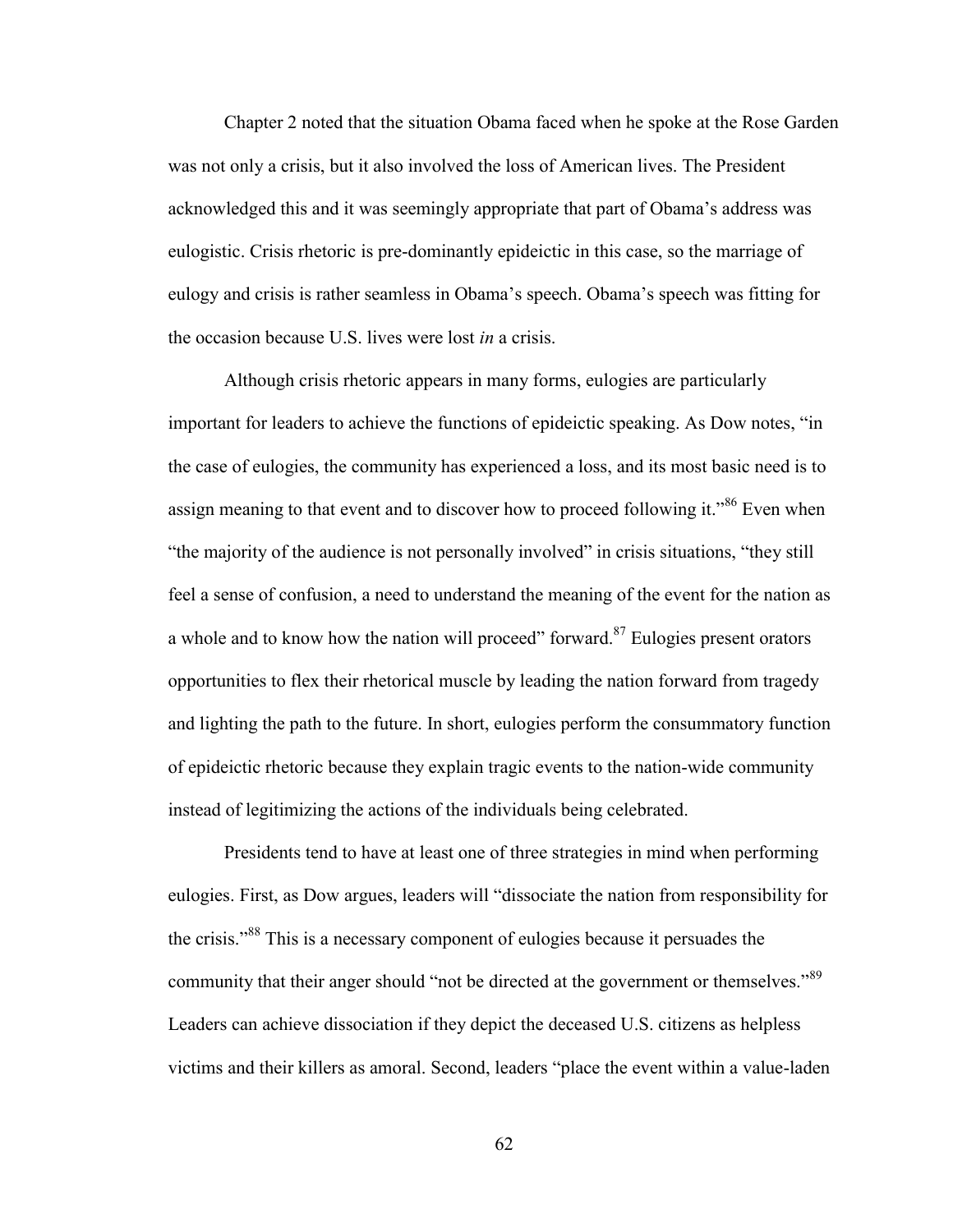Chapter 2 noted that the situation Obama faced when he spoke at the Rose Garden was not only a crisis, but it also involved the loss of American lives. The President acknowledged this and it was seemingly appropriate that part of Obama's address was eulogistic. Crisis rhetoric is pre-dominantly epideictic in this case, so the marriage of eulogy and crisis is rather seamless in Obama's speech. Obama's speech was fitting for the occasion because U.S. lives were lost *in* a crisis.

Although crisis rhetoric appears in many forms, eulogies are particularly important for leaders to achieve the functions of epideictic speaking. As Dow notes, "in the case of eulogies, the community has experienced a loss, and its most basic need is to assign meaning to that event and to discover how to proceed following it."[86] Even when "the majority of the audience is not personally involved" in crisis situations, "they still feel a sense of confusion, a need to understand the meaning of the event for the nation as a whole and to know how the nation will proceed" forward.[87] Eulogies present orators opportunities to flex their rhetorical muscle by leading the nation forward from tragedy and lighting the path to the future. In short, eulogies perform the consummatory function of epideictic rhetoric because they explain tragic events to the nation-wide community instead of legitimizing the actions of the individuals being celebrated.

Presidents tend to have at least one of three strategies in mind when performing eulogies. First, as Dow argues, leaders will "dissociate the nation from responsibility for the crisis."[88] This is a necessary component of eulogies because it persuades the community that their anger should "not be directed at the government or themselves."[89] Leaders can achieve dissociation if they depict the deceased U.S. citizens as helpless victims and their killers as amoral. Second, leaders "place the event within a value-laden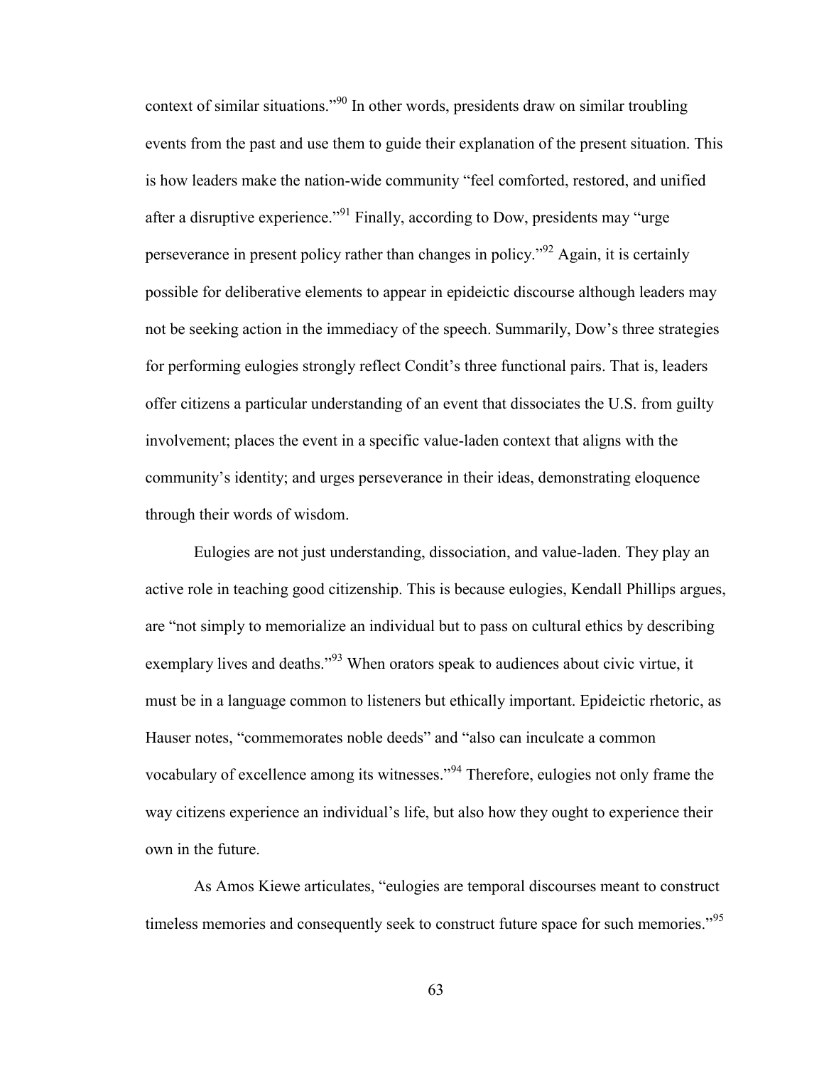context of similar situations."[90] In other words, presidents draw on similar troubling events from the past and use them to guide their explanation of the present situation. This is how leaders make the nation-wide community "feel comforted, restored, and unified after a disruptive experience."[91] Finally, according to Dow, presidents may "urge perseverance in present policy rather than changes in policy."[92] Again, it is certainly possible for deliberative elements to appear in epideictic discourse although leaders may not be seeking action in the immediacy of the speech. Summarily, Dow's three strategies for performing eulogies strongly reflect Condit's three functional pairs. That is, leaders offer citizens a particular understanding of an event that dissociates the U.S. from guilty involvement; places the event in a specific value-laden context that aligns with the community's identity; and urges perseverance in their ideas, demonstrating eloquence through their words of wisdom.

Eulogies are not just understanding, dissociation, and value-laden. They play an active role in teaching good citizenship. This is because eulogies, Kendall Phillips argues, are "not simply to memorialize an individual but to pass on cultural ethics by describing exemplary lives and deaths."[93] When orators speak to audiences about civic virtue, it must be in a language common to listeners but ethically important. Epideictic rhetoric, as Hauser notes, "commemorates noble deeds" and "also can inculcate a common vocabulary of excellence among its witnesses."[94] Therefore, eulogies not only frame the way citizens experience an individual's life, but also how they ought to experience their own in the future.

As Amos Kiewe articulates, "eulogies are temporal discourses meant to construct timeless memories and consequently seek to construct future space for such memories."[95]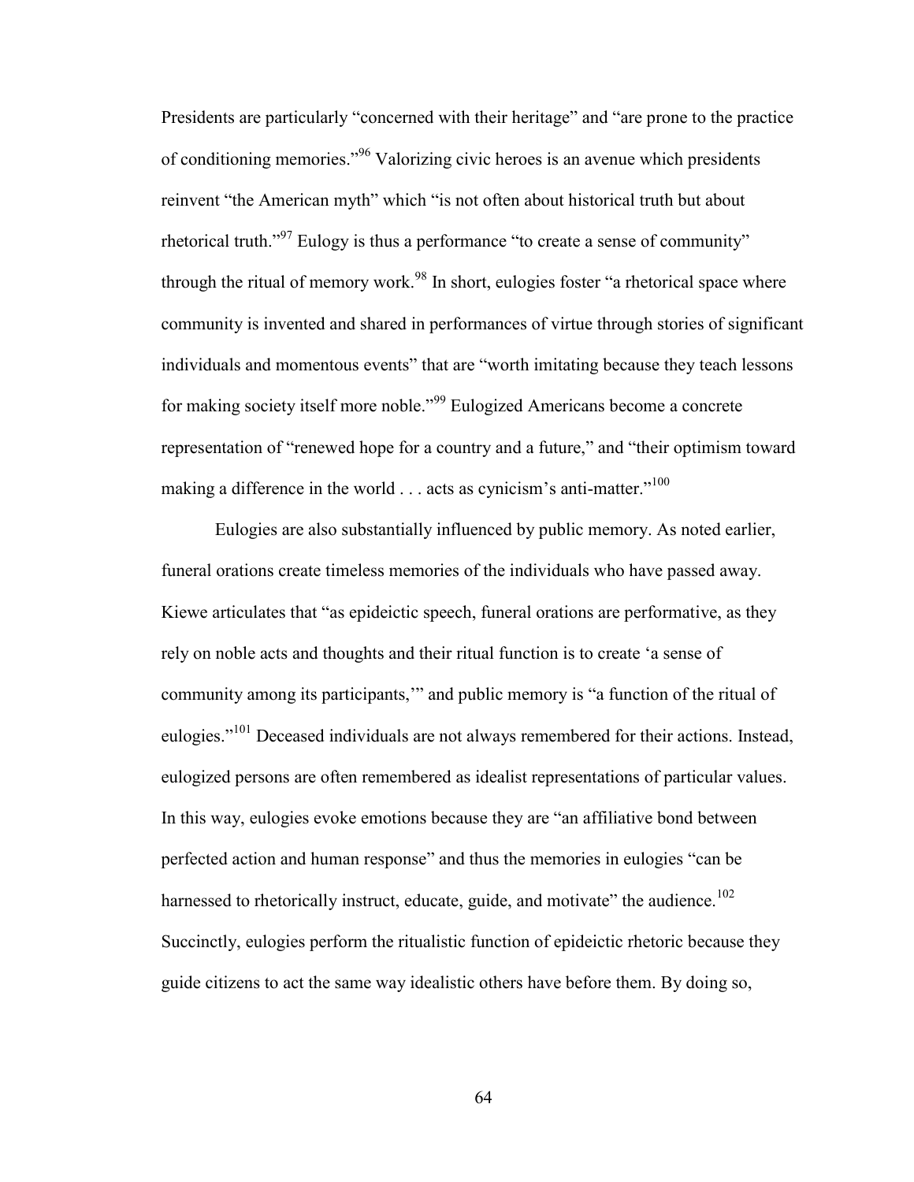Presidents are particularly "concerned with their heritage" and "are prone to the practice of conditioning memories."[96] Valorizing civic heroes is an avenue which presidents reinvent "the American myth" which "is not often about historical truth but about rhetorical truth."[97] Eulogy is thus a performance "to create a sense of community" through the ritual of memory work.[98] In short, eulogies foster "a rhetorical space where community is invented and shared in performances of virtue through stories of significant individuals and momentous events" that are "worth imitating because they teach lessons for making society itself more noble."[99] Eulogized Americans become a concrete representation of "renewed hope for a country and a future," and "their optimism toward making a difference in the world . . . acts as cynicism's anti-matter."[100]

Eulogies are also substantially influenced by public memory. As noted earlier, funeral orations create timeless memories of the individuals who have passed away. Kiewe articulates that "as epideictic speech, funeral orations are performative, as they rely on noble acts and thoughts and their ritual function is to create 'a sense of community among its participants,'" and public memory is "a function of the ritual of eulogies."[101] Deceased individuals are not always remembered for their actions. Instead, eulogized persons are often remembered as idealist representations of particular values. In this way, eulogies evoke emotions because they are "an affiliative bond between perfected action and human response" and thus the memories in eulogies "can be harnessed to rhetorically instruct, educate, guide, and motivate" the audience.[102] Succinctly, eulogies perform the ritualistic function of epideictic rhetoric because they guide citizens to act the same way idealistic others have before them. By doing so,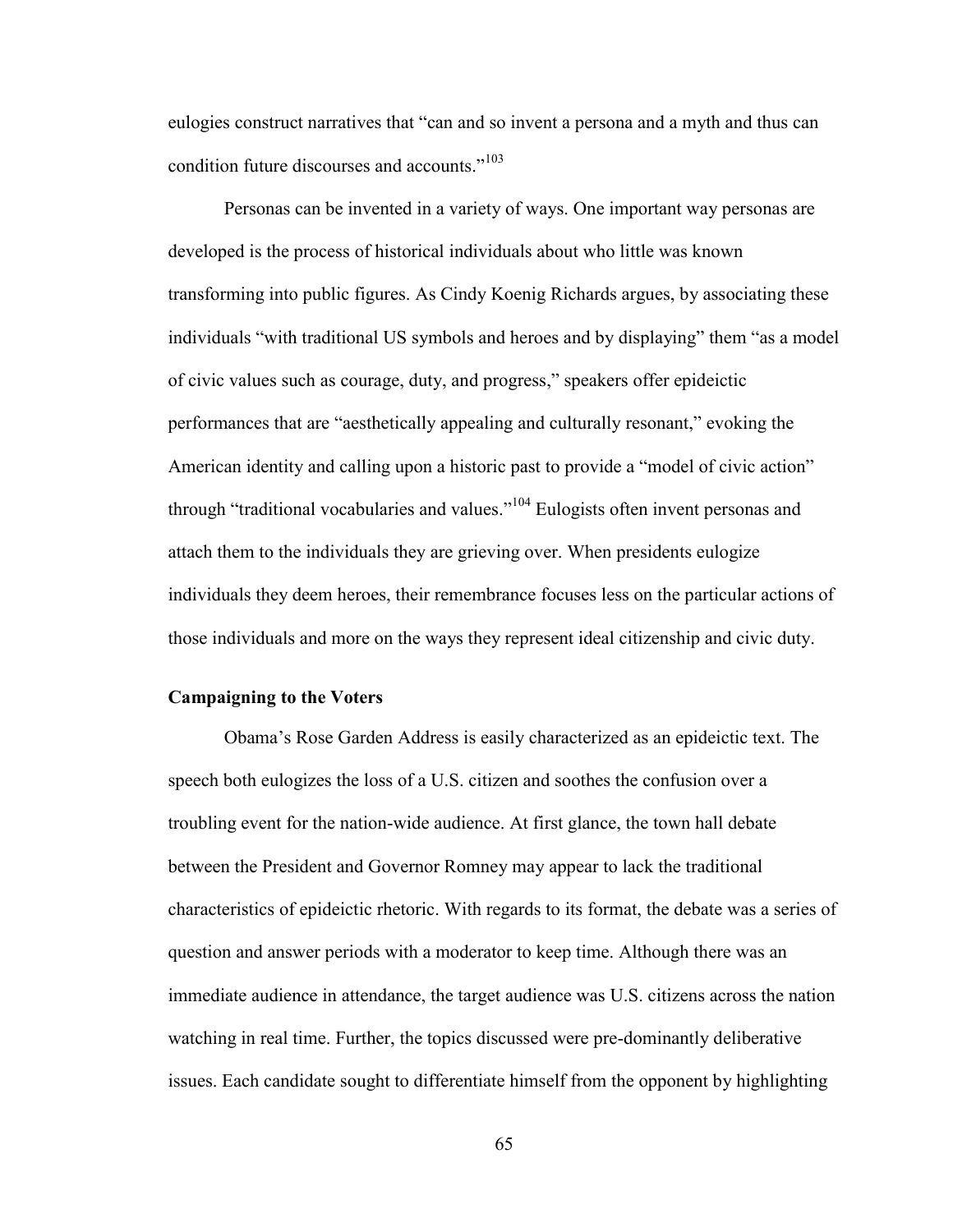eulogies construct narratives that "can and so invent a persona and a myth and thus can condition future discourses and accounts."[103]

Personas can be invented in a variety of ways. One important way personas are developed is the process of historical individuals about who little was known transforming into public figures. As Cindy Koenig Richards argues, by associating these individuals "with traditional US symbols and heroes and by displaying" them "as a model of civic values such as courage, duty, and progress," speakers offer epideictic performances that are "aesthetically appealing and culturally resonant," evoking the American identity and calling upon a historic past to provide a "model of civic action" through "traditional vocabularies and values."[104] Eulogists often invent personas and attach them to the individuals they are grieving over. When presidents eulogize individuals they deem heroes, their remembrance focuses less on the particular actions of those individuals and more on the ways they represent ideal citizenship and civic duty.

### Campaigning to the Voters

Obama's Rose Garden Address is easily characterized as an epideictic text. The speech both eulogizes the loss of a U.S. citizen and soothes the confusion over a troubling event for the nation-wide audience. At first glance, the town hall debate between the President and Governor Romney may appear to lack the traditional characteristics of epideictic rhetoric. With regards to its format, the debate was a series of question and answer periods with a moderator to keep time. Although there was an immediate audience in attendance, the target audience was U.S. citizens across the nation watching in real time. Further, the topics discussed were pre-dominantly deliberative issues. Each candidate sought to differentiate himself from the opponent by highlighting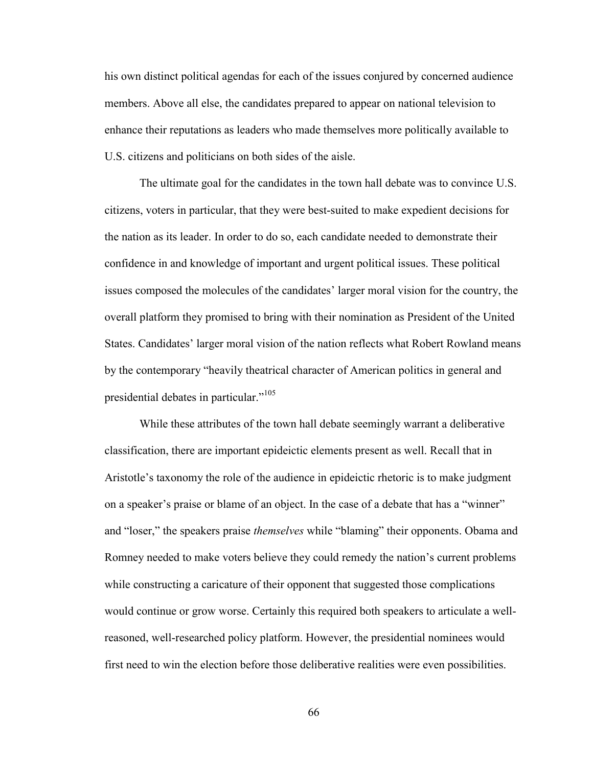his own distinct political agendas for each of the issues conjured by concerned audience members. Above all else, the candidates prepared to appear on national television to enhance their reputations as leaders who made themselves more politically available to U.S. citizens and politicians on both sides of the aisle.

The ultimate goal for the candidates in the town hall debate was to convince U.S. citizens, voters in particular, that they were best-suited to make expedient decisions for the nation as its leader. In order to do so, each candidate needed to demonstrate their confidence in and knowledge of important and urgent political issues. These political issues composed the molecules of the candidates' larger moral vision for the country, the overall platform they promised to bring with their nomination as President of the United States. Candidates' larger moral vision of the nation reflects what Robert Rowland means by the contemporary "heavily theatrical character of American politics in general and presidential debates in particular."[105]

While these attributes of the town hall debate seemingly warrant a deliberative classification, there are important epideictic elements present as well. Recall that in Aristotle's taxonomy the role of the audience in epideictic rhetoric is to make judgment on a speaker's praise or blame of an object. In the case of a debate that has a "winner" and "loser," the speakers praise *themselves* while "blaming" their opponents. Obama and Romney needed to make voters believe they could remedy the nation's current problems while constructing a caricature of their opponent that suggested those complications would continue or grow worse. Certainly this required both speakers to articulate a well-reasoned, well-researched policy platform. However, the presidential nominees would first need to win the election before those deliberative realities were even possibilities.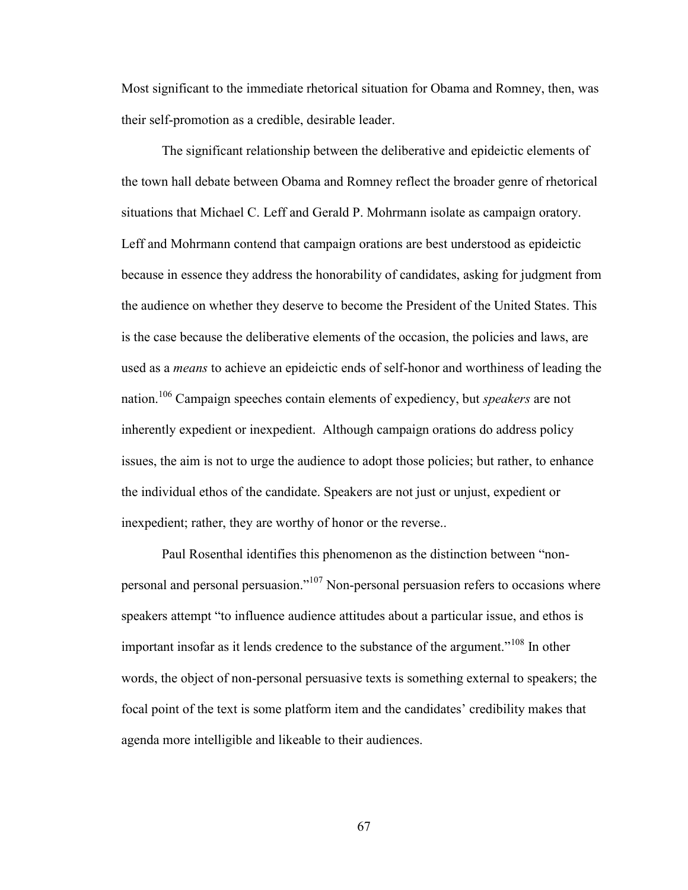Most significant to the immediate rhetorical situation for Obama and Romney, then, was their self-promotion as a credible, desirable leader.

The significant relationship between the deliberative and epideictic elements of the town hall debate between Obama and Romney reflect the broader genre of rhetorical situations that Michael C. Leff and Gerald P. Mohrmann isolate as campaign oratory. Leff and Mohrmann contend that campaign orations are best understood as epideictic because in essence they address the honorability of candidates, asking for judgment from the audience on whether they deserve to become the President of the United States. This is the case because the deliberative elements of the occasion, the policies and laws, are used as a *means* to achieve an epideictic ends of self-honor and worthiness of leading the nation.[106] Campaign speeches contain elements of expediency, but *speakers* are not inherently expedient or inexpedient. Although campaign orations do address policy issues, the aim is not to urge the audience to adopt those policies; but rather, to enhance the individual ethos of the candidate. Speakers are not just or unjust, expedient or inexpedient; rather, they are worthy of honor or the reverse..

Paul Rosenthal identifies this phenomenon as the distinction between "non-personal and personal persuasion."[107] Non-personal persuasion refers to occasions where speakers attempt "to influence audience attitudes about a particular issue, and ethos is important insofar as it lends credence to the substance of the argument."[108] In other words, the object of non-personal persuasive texts is something external to speakers; the focal point of the text is some platform item and the candidates' credibility makes that agenda more intelligible and likeable to their audiences.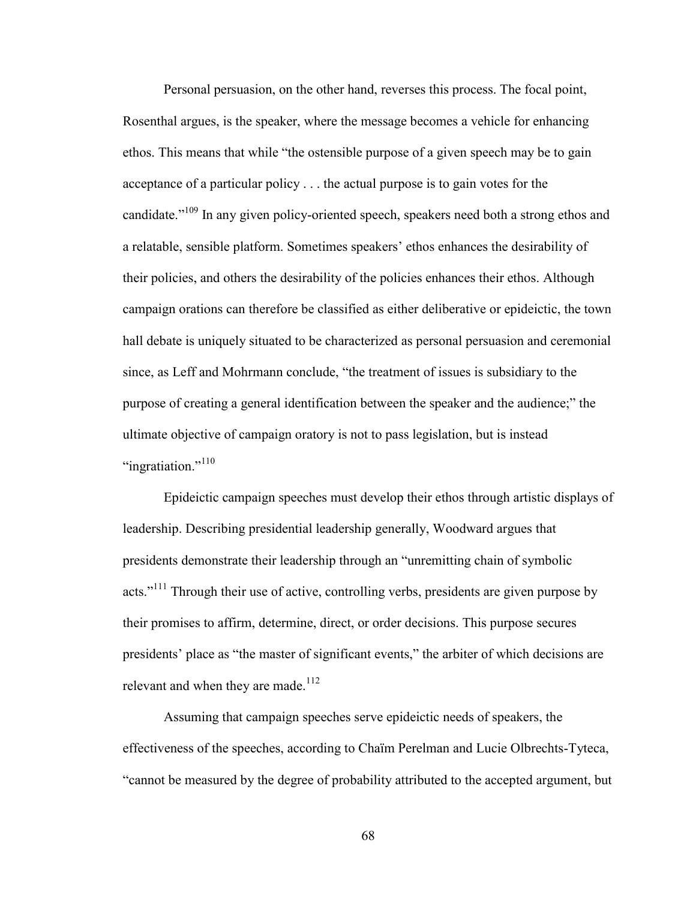Personal persuasion, on the other hand, reverses this process. The focal point, Rosenthal argues, is the speaker, where the message becomes a vehicle for enhancing ethos. This means that while "the ostensible purpose of a given speech may be to gain acceptance of a particular policy . . . the actual purpose is to gain votes for the candidate."[109] In any given policy-oriented speech, speakers need both a strong ethos and a relatable, sensible platform. Sometimes speakers' ethos enhances the desirability of their policies, and others the desirability of the policies enhances their ethos. Although campaign orations can therefore be classified as either deliberative or epideictic, the town hall debate is uniquely situated to be characterized as personal persuasion and ceremonial since, as Leff and Mohrmann conclude, "the treatment of issues is subsidiary to the purpose of creating a general identification between the speaker and the audience;" the ultimate objective of campaign oratory is not to pass legislation, but is instead "ingratiation."[110]

Epideictic campaign speeches must develop their ethos through artistic displays of leadership. Describing presidential leadership generally, Woodward argues that presidents demonstrate their leadership through an "unremitting chain of symbolic acts."[111] Through their use of active, controlling verbs, presidents are given purpose by their promises to affirm, determine, direct, or order decisions. This purpose secures presidents' place as "the master of significant events," the arbiter of which decisions are relevant and when they are made.[112]

Assuming that campaign speeches serve epideictic needs of speakers, the effectiveness of the speeches, according to Chaïm Perelman and Lucie Olbrechts-Tyteca, "cannot be measured by the degree of probability attributed to the accepted argument, but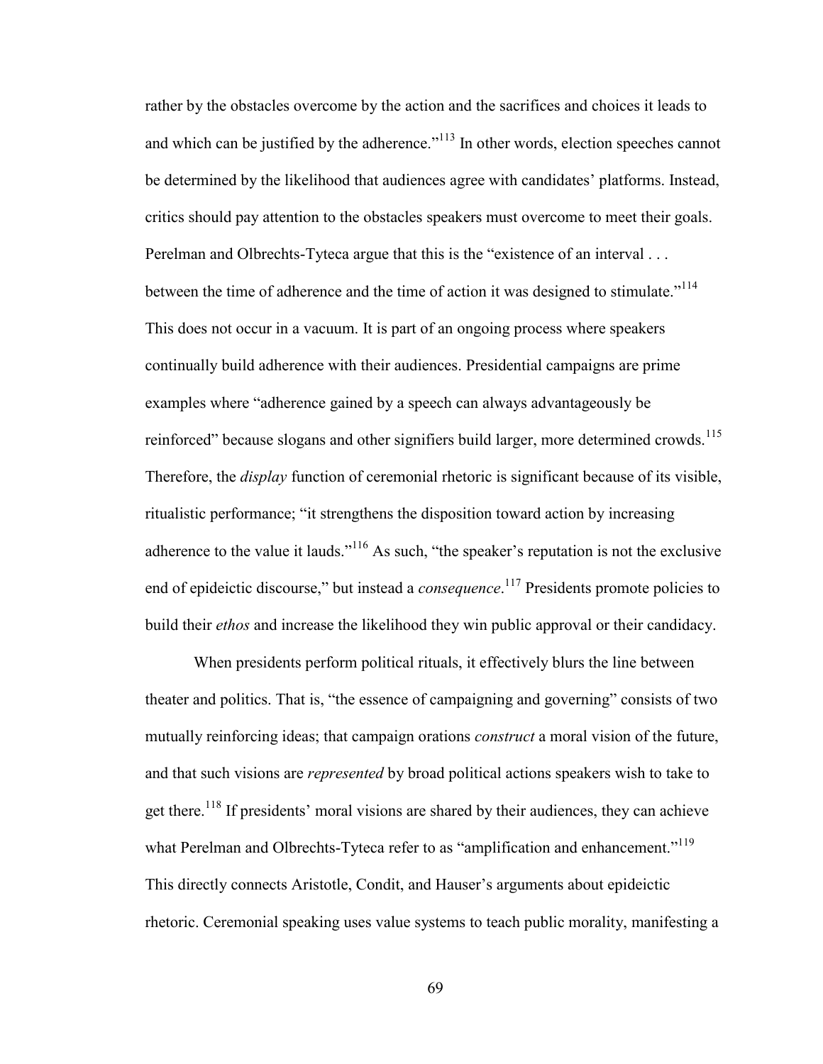rather by the obstacles overcome by the action and the sacrifices and choices it leads to and which can be justified by the adherence."[113] In other words, election speeches cannot be determined by the likelihood that audiences agree with candidates' platforms. Instead, critics should pay attention to the obstacles speakers must overcome to meet their goals. Perelman and Olbrechts-Tyteca argue that this is the "existence of an interval . . . between the time of adherence and the time of action it was designed to stimulate."[114] This does not occur in a vacuum. It is part of an ongoing process where speakers continually build adherence with their audiences. Presidential campaigns are prime examples where "adherence gained by a speech can always advantageously be reinforced" because slogans and other signifiers build larger, more determined crowds.[115] Therefore, the *display* function of ceremonial rhetoric is significant because of its visible, ritualistic performance; "it strengthens the disposition toward action by increasing adherence to the value it lauds."[116] As such, "the speaker's reputation is not the exclusive end of epideictic discourse," but instead a *consequence*.[117] Presidents promote policies to build their *ethos* and increase the likelihood they win public approval or their candidacy.

When presidents perform political rituals, it effectively blurs the line between theater and politics. That is, "the essence of campaigning and governing" consists of two mutually reinforcing ideas; that campaign orations *construct* a moral vision of the future, and that such visions are *represented* by broad political actions speakers wish to take to get there.[118] If presidents' moral visions are shared by their audiences, they can achieve what Perelman and Olbrechts-Tyteca refer to as "amplification and enhancement."[119] This directly connects Aristotle, Condit, and Hauser's arguments about epideictic rhetoric. Ceremonial speaking uses value systems to teach public morality, manifesting a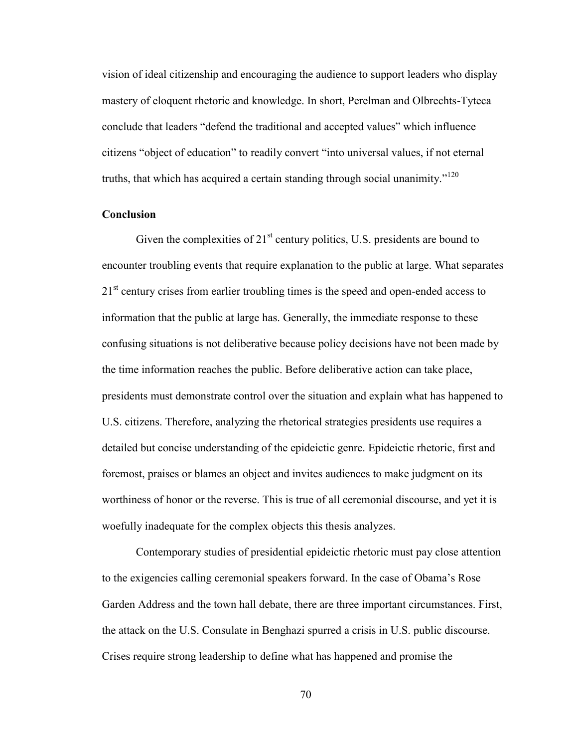vision of ideal citizenship and encouraging the audience to support leaders who display mastery of eloquent rhetoric and knowledge. In short, Perelman and Olbrechts-Tyteca conclude that leaders "defend the traditional and accepted values" which influence citizens "object of education" to readily convert "into universal values, if not eternal truths, that which has acquired a certain standing through social unanimity."[120]

**Conclusion**

Given the complexities of 21st century politics, U.S. presidents are bound to encounter troubling events that require explanation to the public at large. What separates 21st century crises from earlier troubling times is the speed and open-ended access to information that the public at large has. Generally, the immediate response to these confusing situations is not deliberative because policy decisions have not been made by the time information reaches the public. Before deliberative action can take place, presidents must demonstrate control over the situation and explain what has happened to U.S. citizens. Therefore, analyzing the rhetorical strategies presidents use requires a detailed but concise understanding of the epideictic genre. Epideictic rhetoric, first and foremost, praises or blames an object and invites audiences to make judgment on its worthiness of honor or the reverse. This is true of all ceremonial discourse, and yet it is woefully inadequate for the complex objects this thesis analyzes.

Contemporary studies of presidential epideictic rhetoric must pay close attention to the exigencies calling ceremonial speakers forward. In the case of Obama's Rose Garden Address and the town hall debate, there are three important circumstances. First, the attack on the U.S. Consulate in Benghazi spurred a crisis in U.S. public discourse. Crises require strong leadership to define what has happened and promise the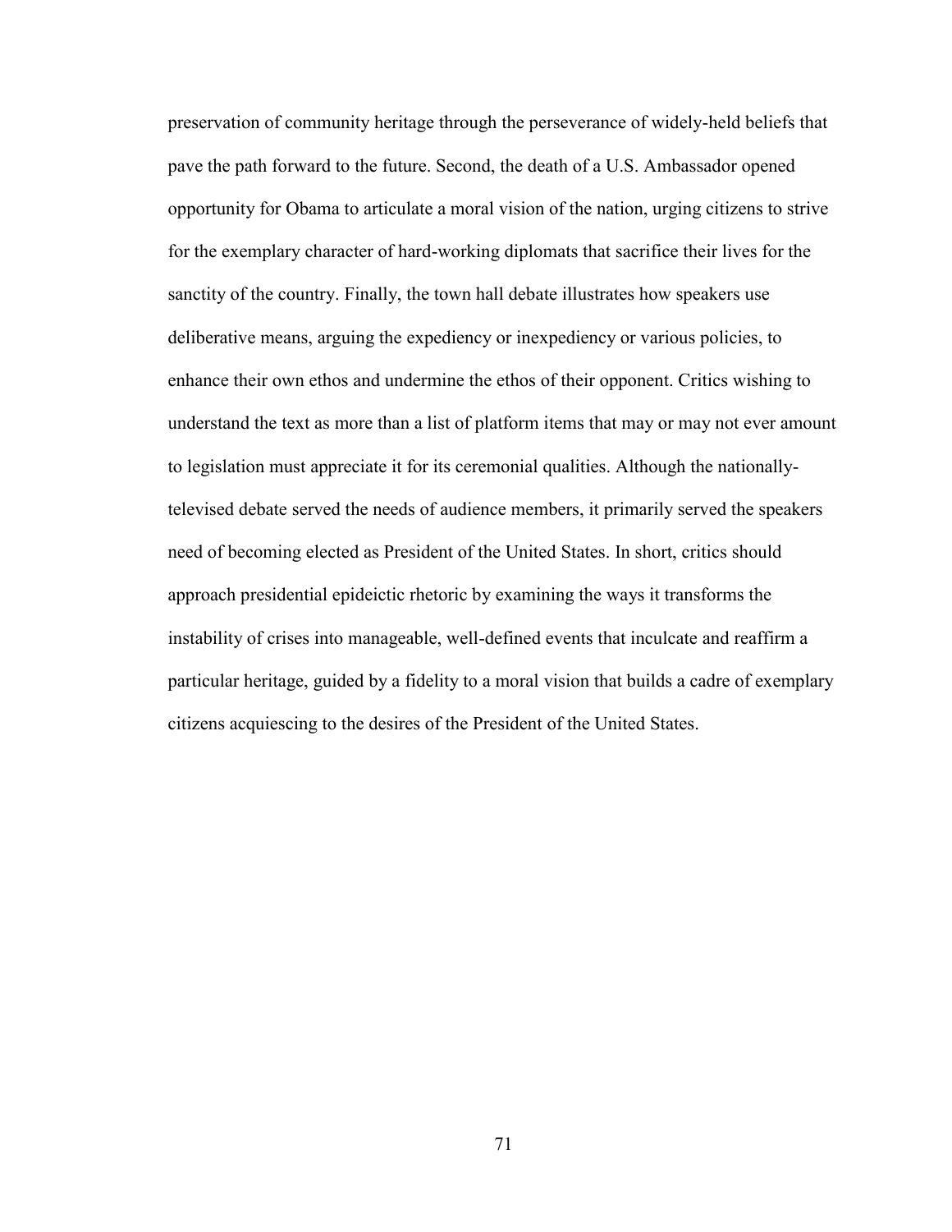preservation of community heritage through the perseverance of widely-held beliefs that pave the path forward to the future. Second, the death of a U.S. Ambassador opened opportunity for Obama to articulate a moral vision of the nation, urging citizens to strive for the exemplary character of hard-working diplomats that sacrifice their lives for the sanctity of the country. Finally, the town hall debate illustrates how speakers use deliberative means, arguing the expediency or inexpediency or various policies, to enhance their own ethos and undermine the ethos of their opponent. Critics wishing to understand the text as more than a list of platform items that may or may not ever amount to legislation must appreciate it for its ceremonial qualities. Although the nationally-televised debate served the needs of audience members, it primarily served the speakers need of becoming elected as President of the United States. In short, critics should approach presidential epideictic rhetoric by examining the ways it transforms the instability of crises into manageable, well-defined events that inculcate and reaffirm a particular heritage, guided by a fidelity to a moral vision that builds a cadre of exemplary citizens acquiescing to the desires of the President of the United States.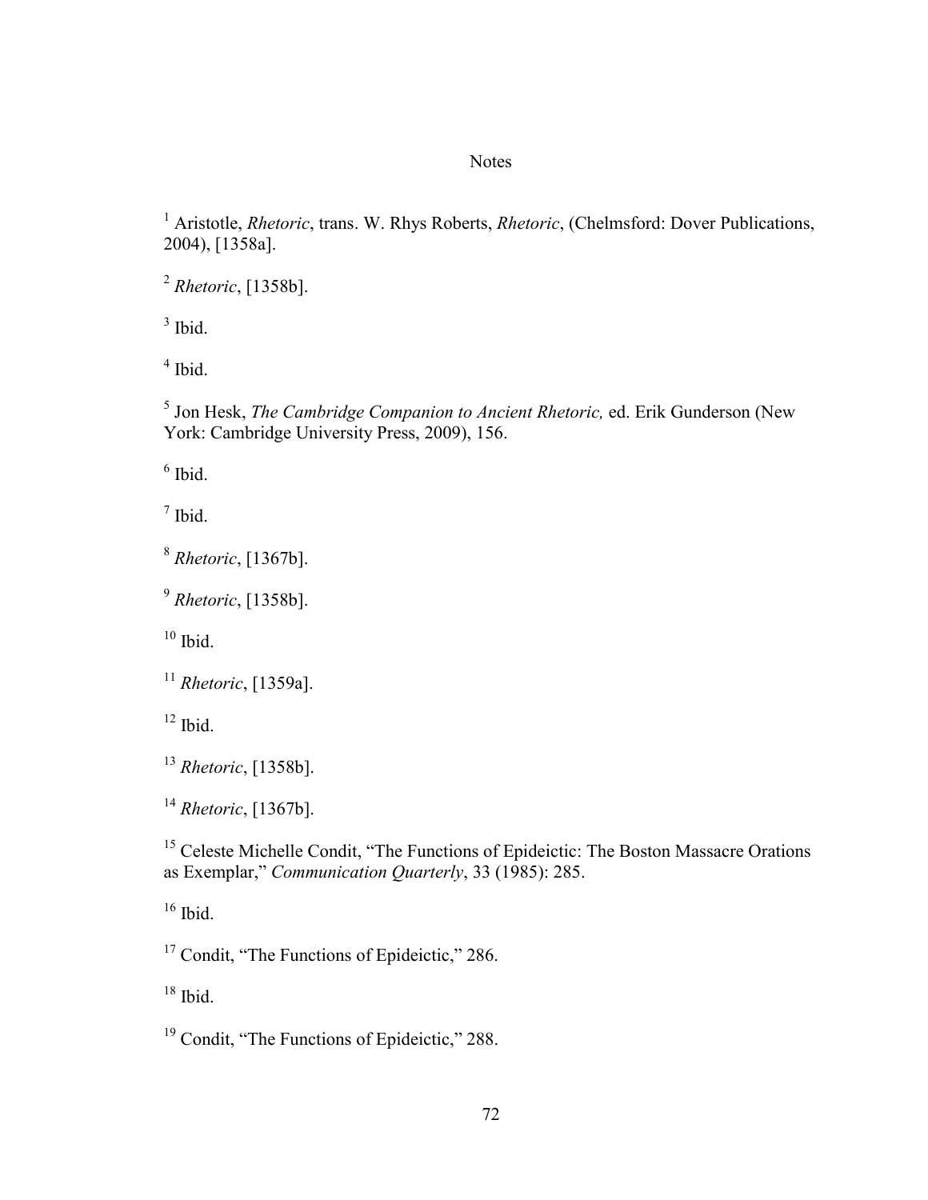# Notes

[1] Aristotle, *Rhetoric*, trans. W. Rhys Roberts, *Rhetoric*, (Chelmsford: Dover Publications, 2004), [1358a].

[2] *Rhetoric*, [1358b].

[3] Ibid.

[4] Ibid.

[5] Jon Hesk, *The Cambridge Companion to Ancient Rhetoric,* ed. Erik Gunderson (New York: Cambridge University Press, 2009), 156.

[6] Ibid.

[7] Ibid.

[8] *Rhetoric*, [1367b].

[9] *Rhetoric*, [1358b].

[10] Ibid.

[11] *Rhetoric*, [1359a].

[12] Ibid.

[13] *Rhetoric*, [1358b].

[14] *Rhetoric*, [1367b].

[15] Celeste Michelle Condit, "The Functions of Epideictic: The Boston Massacre Orations as Exemplar," *Communication Quarterly*, 33 (1985): 285.

[16] Ibid.

[17] Condit, "The Functions of Epideictic," 286.

[18] Ibid.

[19] Condit, "The Functions of Epideictic," 288.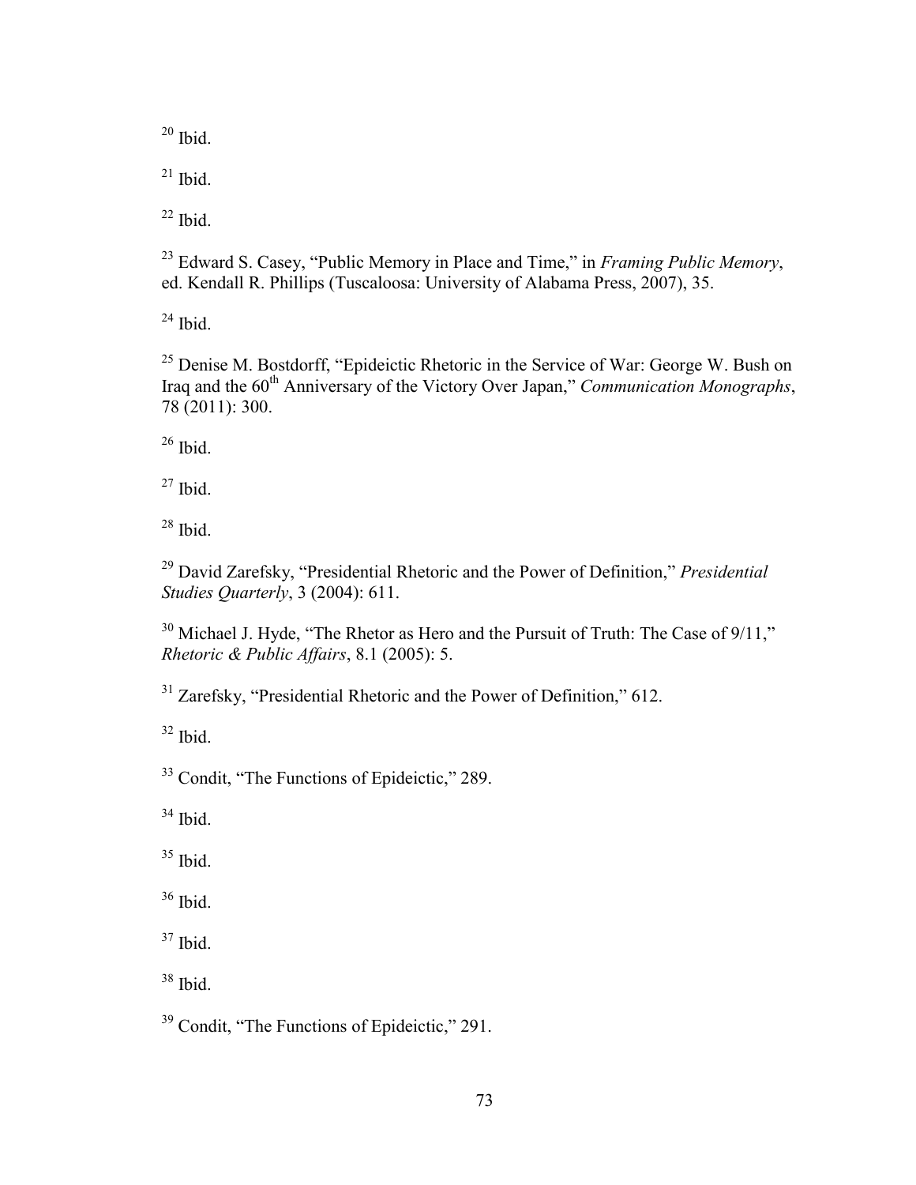[20] Ibid.

[21] Ibid.

[22] Ibid.

[23] Edward S. Casey, "Public Memory in Place and Time," in *Framing Public Memory*, ed. Kendall R. Phillips (Tuscaloosa: University of Alabama Press, 2007), 35.

[24] Ibid.

[25] Denise M. Bostdorff, "Epideictic Rhetoric in the Service of War: George W. Bush on Iraq and the 60th Anniversary of the Victory Over Japan," *Communication Monographs*, 78 (2011): 300.

[26] Ibid.

[27] Ibid.

[28] Ibid.

[29] David Zarefsky, "Presidential Rhetoric and the Power of Definition," *Presidential Studies Quarterly*, 3 (2004): 611.

[30] Michael J. Hyde, "The Rhetor as Hero and the Pursuit of Truth: The Case of 9/11," *Rhetoric & Public Affairs*, 8.1 (2005): 5.

[31] Zarefsky, "Presidential Rhetoric and the Power of Definition," 612.

[32] Ibid.

[33] Condit, "The Functions of Epideictic," 289.

[34] Ibid.

[35] Ibid.

[36] Ibid.

[37] Ibid.

[38] Ibid.

[39] Condit, "The Functions of Epideictic," 291.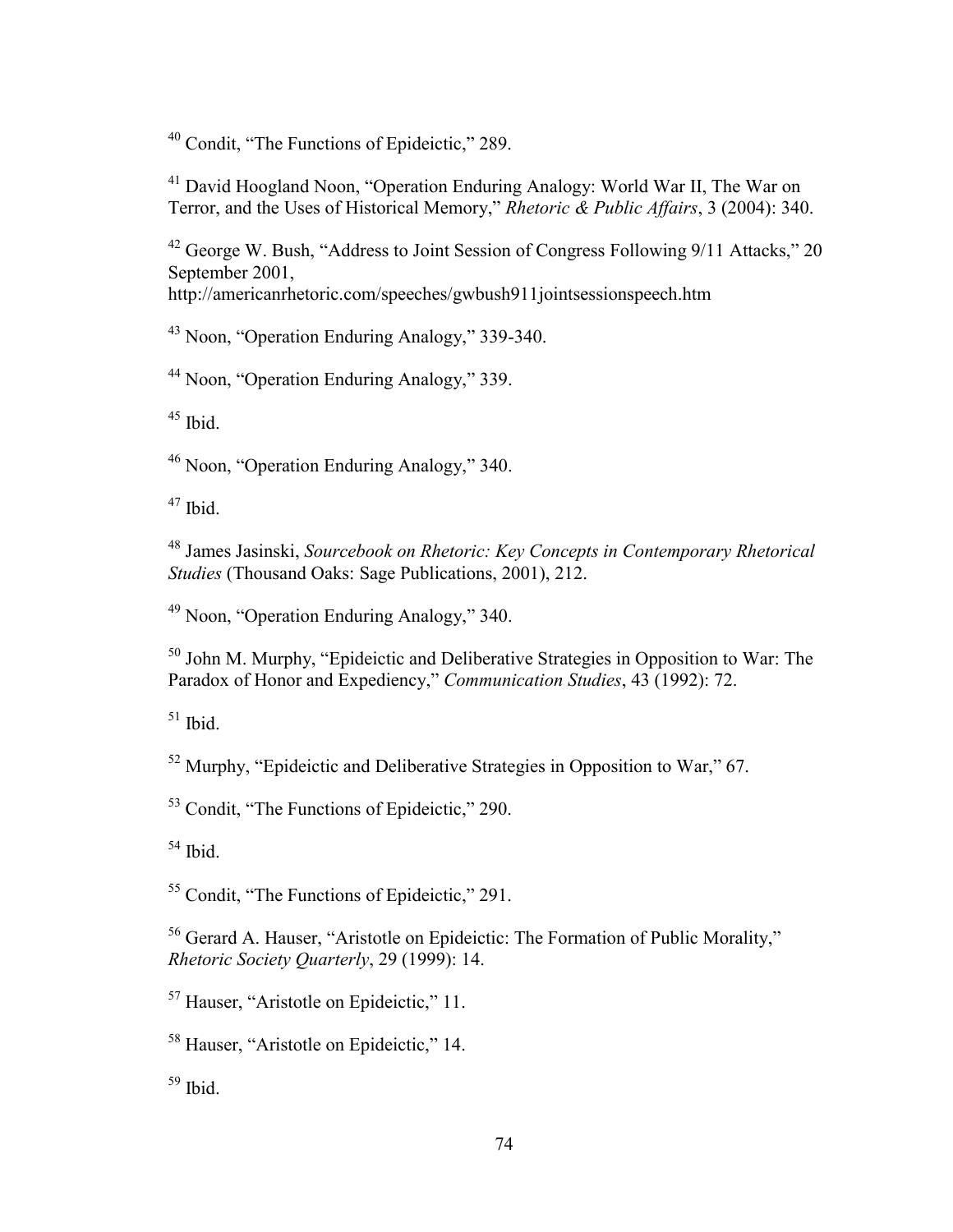[40] Condit, "The Functions of Epideictic," 289.

[41] David Hoogland Noon, "Operation Enduring Analogy: World War II, The War on Terror, and the Uses of Historical Memory," *Rhetoric & Public Affairs*, 3 (2004): 340.

[42] George W. Bush, "Address to Joint Session of Congress Following 9/11 Attacks," 20 September 2001, http://americanrhetoric.com/speeches/gwbush911jointsessionspeech.htm

[43] Noon, "Operation Enduring Analogy," 339-340.

[44] Noon, "Operation Enduring Analogy," 339.

[45] Ibid.

[46] Noon, "Operation Enduring Analogy," 340.

[47] Ibid.

[48] James Jasinski, *Sourcebook on Rhetoric: Key Concepts in Contemporary Rhetorical Studies* (Thousand Oaks: Sage Publications, 2001), 212.

[49] Noon, "Operation Enduring Analogy," 340.

[50] John M. Murphy, "Epideictic and Deliberative Strategies in Opposition to War: The Paradox of Honor and Expediency," *Communication Studies*, 43 (1992): 72.

[51] Ibid.

[52] Murphy, "Epideictic and Deliberative Strategies in Opposition to War," 67.

[53] Condit, "The Functions of Epideictic," 290.

[54] Ibid.

[55] Condit, "The Functions of Epideictic," 291.

[56] Gerard A. Hauser, "Aristotle on Epideictic: The Formation of Public Morality," *Rhetoric Society Quarterly*, 29 (1999): 14.

[57] Hauser, "Aristotle on Epideictic," 11.

[58] Hauser, "Aristotle on Epideictic," 14.

[59] Ibid.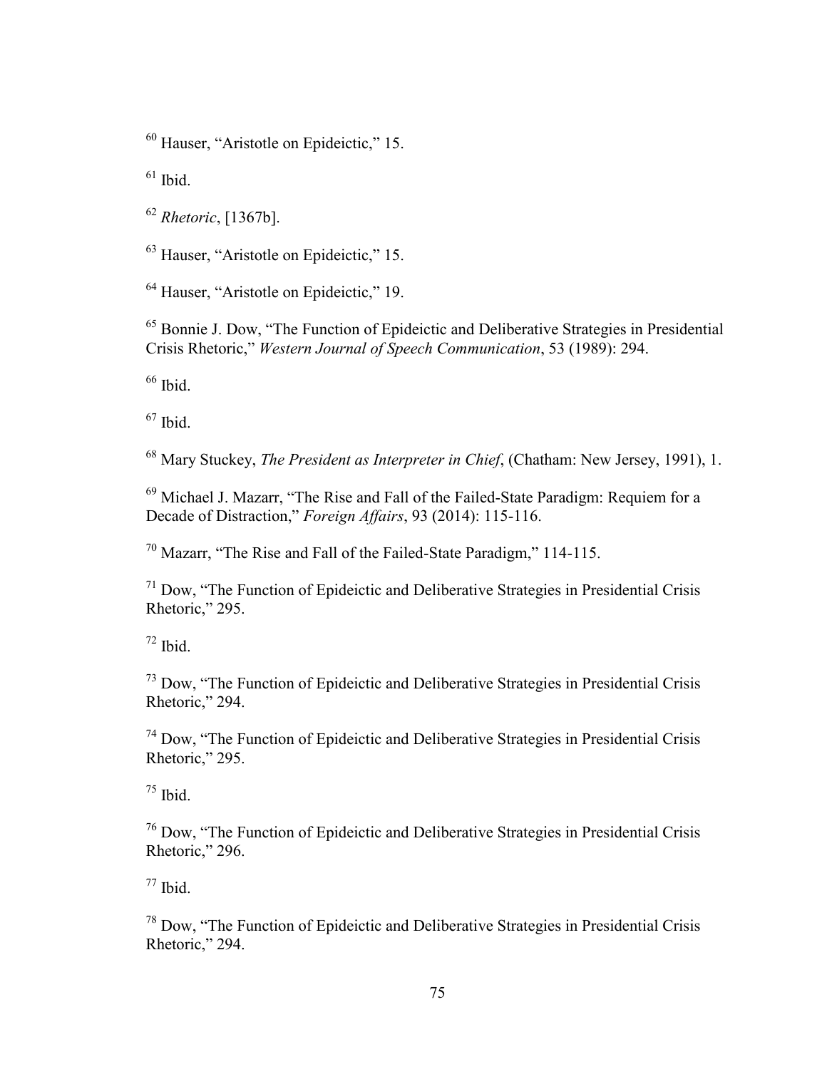[60] Hauser, "Aristotle on Epideictic," 15.

[61] Ibid.

[62] *Rhetoric*, [1367b].

[63] Hauser, "Aristotle on Epideictic," 15.

[64] Hauser, "Aristotle on Epideictic," 19.

[65] Bonnie J. Dow, "The Function of Epideictic and Deliberative Strategies in Presidential Crisis Rhetoric," *Western Journal of Speech Communication*, 53 (1989): 294.

[66] Ibid.

[67] Ibid.

[68] Mary Stuckey, *The President as Interpreter in Chief*, (Chatham: New Jersey, 1991), 1.

[69] Michael J. Mazarr, "The Rise and Fall of the Failed-State Paradigm: Requiem for a Decade of Distraction," *Foreign Affairs*, 93 (2014): 115-116.

[70] Mazarr, "The Rise and Fall of the Failed-State Paradigm," 114-115.

[71] Dow, "The Function of Epideictic and Deliberative Strategies in Presidential Crisis Rhetoric," 295.

[72] Ibid.

[73] Dow, "The Function of Epideictic and Deliberative Strategies in Presidential Crisis Rhetoric," 294.

[74] Dow, "The Function of Epideictic and Deliberative Strategies in Presidential Crisis Rhetoric," 295.

[75] Ibid.

[76] Dow, "The Function of Epideictic and Deliberative Strategies in Presidential Crisis Rhetoric," 296.

[77] Ibid.

[78] Dow, "The Function of Epideictic and Deliberative Strategies in Presidential Crisis Rhetoric," 294.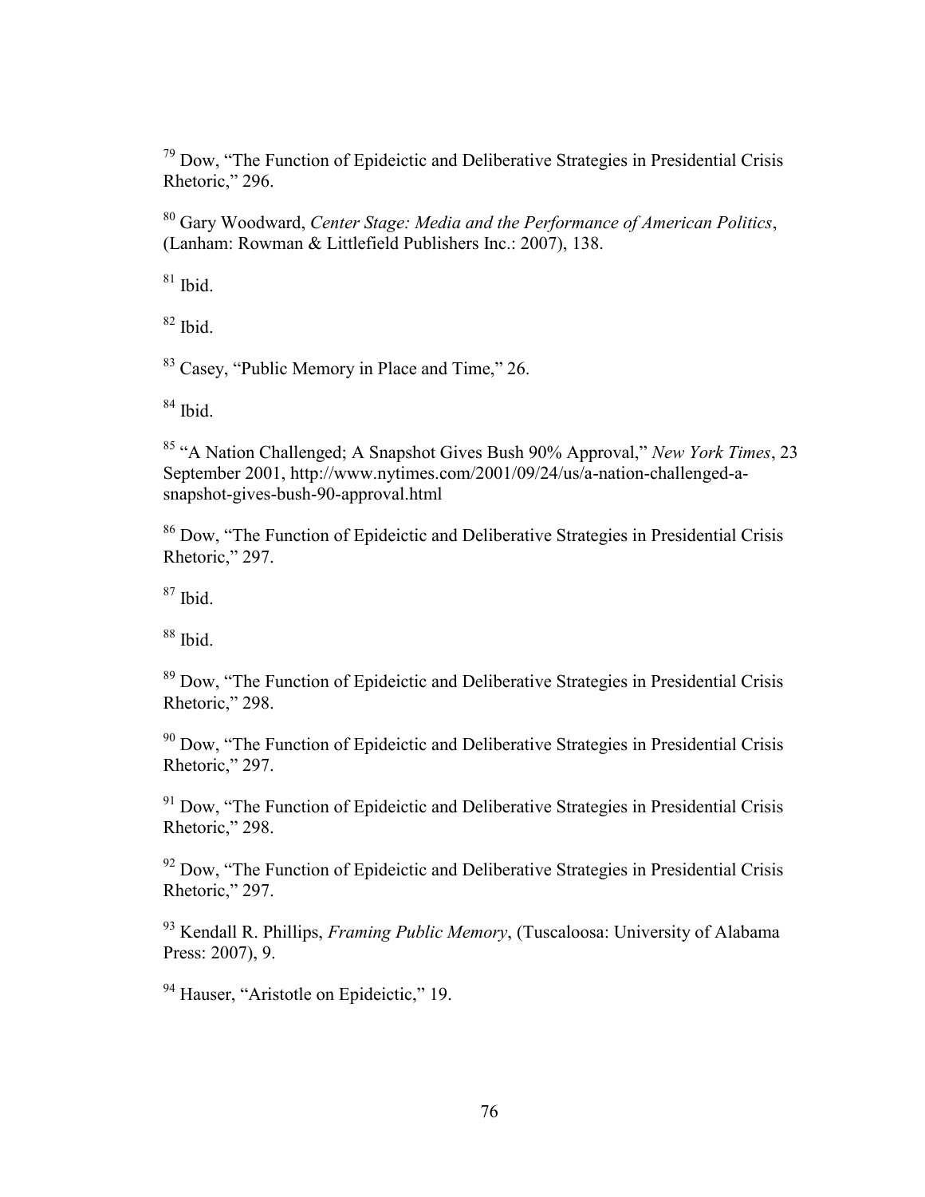[79] Dow, "The Function of Epideictic and Deliberative Strategies in Presidential Crisis Rhetoric," 296.

[80] Gary Woodward, *Center Stage: Media and the Performance of American Politics*, (Lanham: Rowman & Littlefield Publishers Inc.: 2007), 138.

[81] Ibid.

[82] Ibid.

[83] Casey, "Public Memory in Place and Time," 26.

[84] Ibid.

[85] "A Nation Challenged; A Snapshot Gives Bush 90% Approval," *New York Times*, 23 September 2001, http://www.nytimes.com/2001/09/24/us/a-nation-challenged-a-snapshot-gives-bush-90-approval.html

[86] Dow, "The Function of Epideictic and Deliberative Strategies in Presidential Crisis Rhetoric," 297.

[87] Ibid.

[88] Ibid.

[89] Dow, "The Function of Epideictic and Deliberative Strategies in Presidential Crisis Rhetoric," 298.

[90] Dow, "The Function of Epideictic and Deliberative Strategies in Presidential Crisis Rhetoric," 297.

[91] Dow, "The Function of Epideictic and Deliberative Strategies in Presidential Crisis Rhetoric," 298.

[92] Dow, "The Function of Epideictic and Deliberative Strategies in Presidential Crisis Rhetoric," 297.

[93] Kendall R. Phillips, *Framing Public Memory*, (Tuscaloosa: University of Alabama Press: 2007), 9.

[94] Hauser, "Aristotle on Epideictic," 19.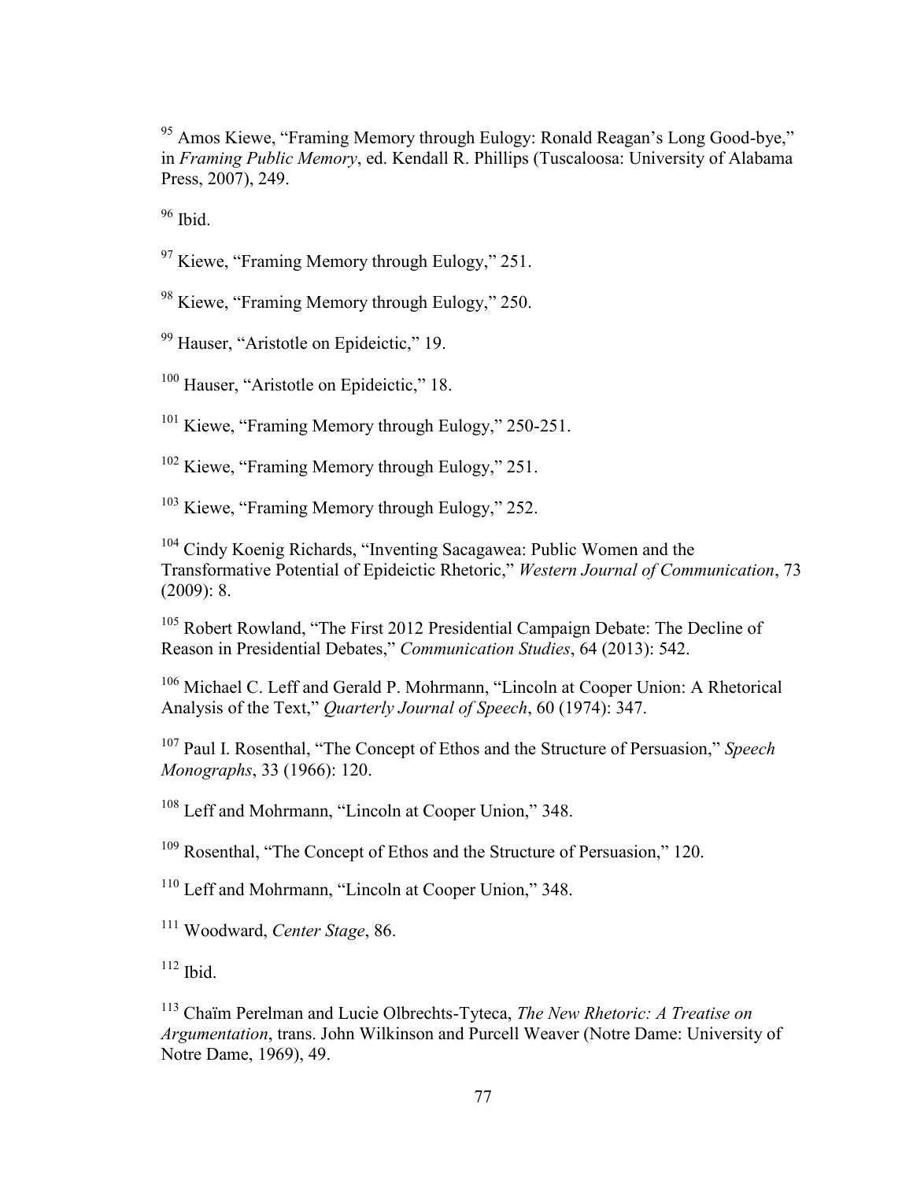[95] Amos Kiewe, "Framing Memory through Eulogy: Ronald Reagan's Long Good-bye," in *Framing Public Memory*, ed. Kendall R. Phillips (Tuscaloosa: University of Alabama Press, 2007), 249.

[96] Ibid.

[97] Kiewe, "Framing Memory through Eulogy," 251.

[98] Kiewe, "Framing Memory through Eulogy," 250.

[99] Hauser, "Aristotle on Epideictic," 19.

[100] Hauser, "Aristotle on Epideictic," 18.

[101] Kiewe, "Framing Memory through Eulogy," 250-251.

[102] Kiewe, "Framing Memory through Eulogy," 251.

[103] Kiewe, "Framing Memory through Eulogy," 252.

[104] Cindy Koenig Richards, "Inventing Sacagawea: Public Women and the Transformative Potential of Epideictic Rhetoric," *Western Journal of Communication*, 73 (2009): 8.

[105] Robert Rowland, "The First 2012 Presidential Campaign Debate: The Decline of Reason in Presidential Debates," *Communication Studies*, 64 (2013): 542.

[106] Michael C. Leff and Gerald P. Mohrmann, "Lincoln at Cooper Union: A Rhetorical Analysis of the Text," *Quarterly Journal of Speech*, 60 (1974): 347.

[107] Paul I. Rosenthal, "The Concept of Ethos and the Structure of Persuasion," *Speech Monographs*, 33 (1966): 120.

[108] Leff and Mohrmann, "Lincoln at Cooper Union," 348.

[109] Rosenthal, "The Concept of Ethos and the Structure of Persuasion," 120.

[110] Leff and Mohrmann, "Lincoln at Cooper Union," 348.

[111] Woodward, *Center Stage*, 86.

[112] Ibid.

[113] Chaïm Perelman and Lucie Olbrechts-Tyteca, *The New Rhetoric: A Treatise on Argumentation*, trans. John Wilkinson and Purcell Weaver (Notre Dame: University of Notre Dame, 1969), 49.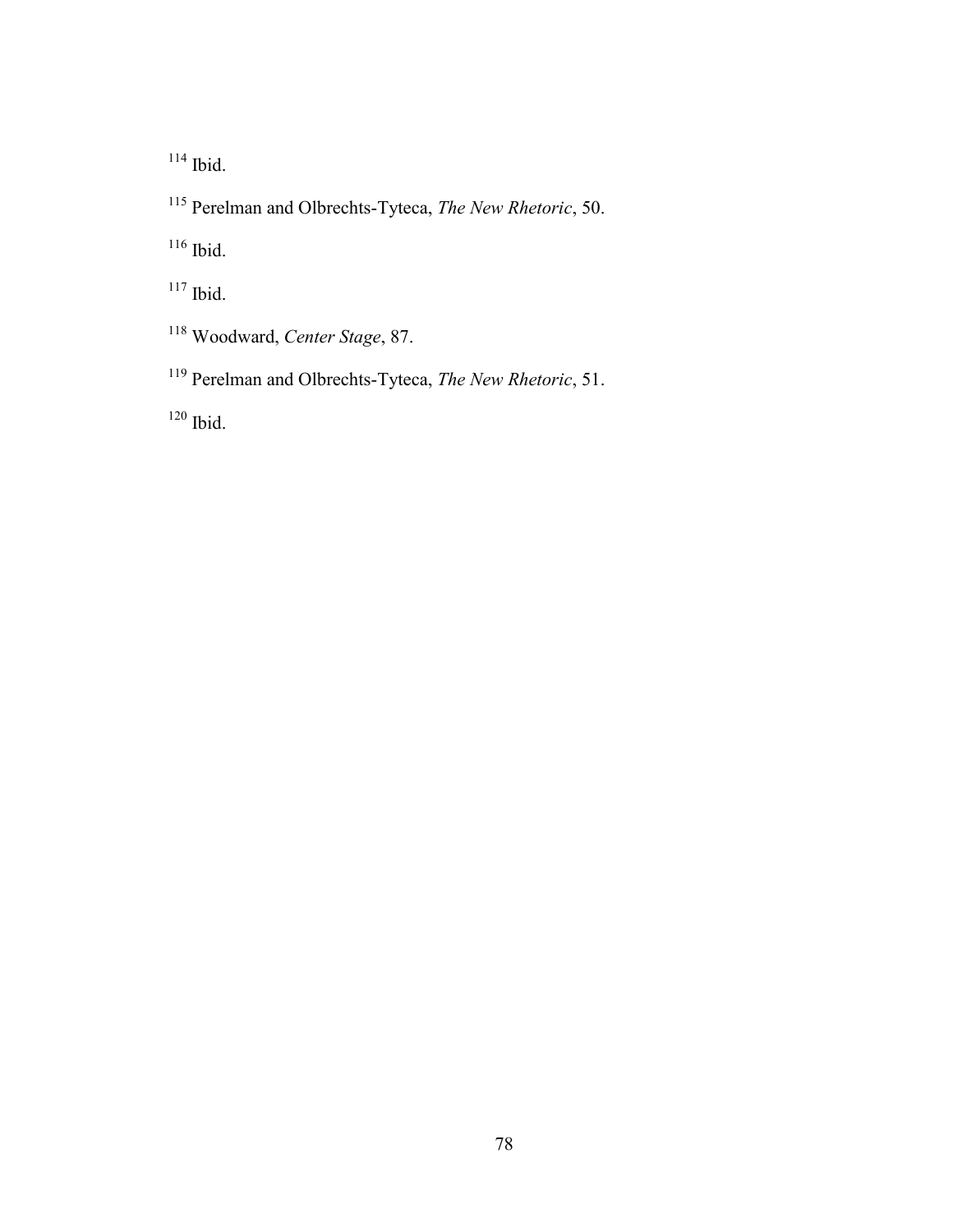[114] Ibid.

[115] Perelman and Olbrechts-Tyteca, *The New Rhetoric*, 50.

[116] Ibid.

[117] Ibid.

[118] Woodward, *Center Stage*, 87.

[119] Perelman and Olbrechts-Tyteca, *The New Rhetoric*, 51.

[120] Ibid.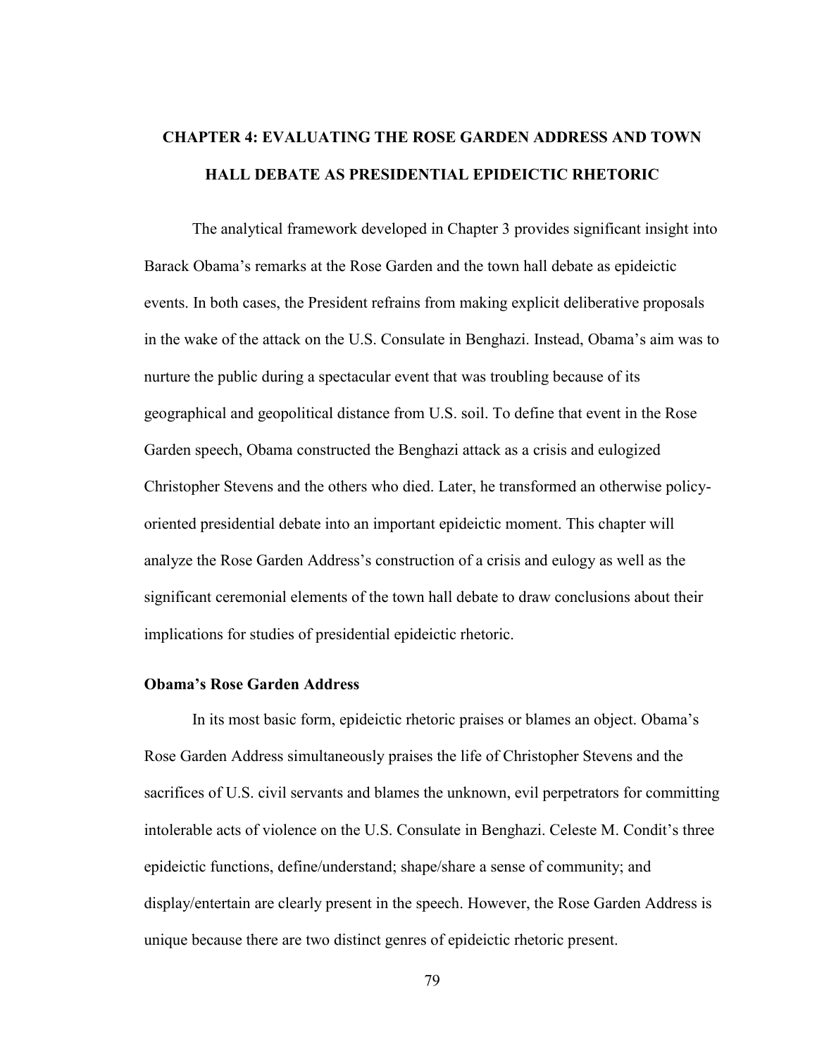# CHAPTER 4: EVALUATING THE ROSE GARDEN ADDRESS AND TOWN HALL DEBATE AS PRESIDENTIAL EPIDEICTIC RHETORIC

The analytical framework developed in Chapter 3 provides significant insight into Barack Obama's remarks at the Rose Garden and the town hall debate as epideictic events. In both cases, the President refrains from making explicit deliberative proposals in the wake of the attack on the U.S. Consulate in Benghazi. Instead, Obama's aim was to nurture the public during a spectacular event that was troubling because of its geographical and geopolitical distance from U.S. soil. To define that event in the Rose Garden speech, Obama constructed the Benghazi attack as a crisis and eulogized Christopher Stevens and the others who died. Later, he transformed an otherwise policy-oriented presidential debate into an important epideictic moment. This chapter will analyze the Rose Garden Address's construction of a crisis and eulogy as well as the significant ceremonial elements of the town hall debate to draw conclusions about their implications for studies of presidential epideictic rhetoric.

## Obama's Rose Garden Address

In its most basic form, epideictic rhetoric praises or blames an object. Obama's Rose Garden Address simultaneously praises the life of Christopher Stevens and the sacrifices of U.S. civil servants and blames the unknown, evil perpetrators for committing intolerable acts of violence on the U.S. Consulate in Benghazi. Celeste M. Condit's three epideictic functions, define/understand; shape/share a sense of community; and display/entertain are clearly present in the speech. However, the Rose Garden Address is unique because there are two distinct genres of epideictic rhetoric present.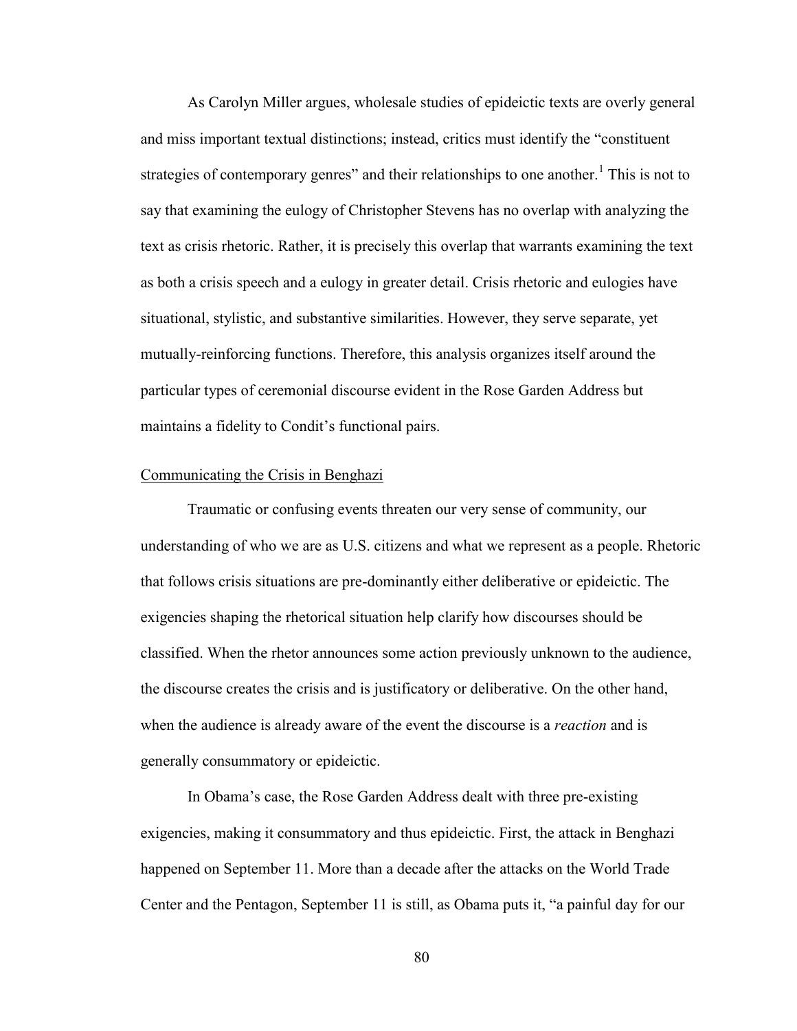As Carolyn Miller argues, wholesale studies of epideictic texts are overly general and miss important textual distinctions; instead, critics must identify the "constituent strategies of contemporary genres" and their relationships to one another.[1] This is not to say that examining the eulogy of Christopher Stevens has no overlap with analyzing the text as crisis rhetoric. Rather, it is precisely this overlap that warrants examining the text as both a crisis speech and a eulogy in greater detail. Crisis rhetoric and eulogies have situational, stylistic, and substantive similarities. However, they serve separate, yet mutually-reinforcing functions. Therefore, this analysis organizes itself around the particular types of ceremonial discourse evident in the Rose Garden Address but maintains a fidelity to Condit's functional pairs.

## Communicating the Crisis in Benghazi

Traumatic or confusing events threaten our very sense of community, our understanding of who we are as U.S. citizens and what we represent as a people. Rhetoric that follows crisis situations are pre-dominantly either deliberative or epideictic. The exigencies shaping the rhetorical situation help clarify how discourses should be classified. When the rhetor announces some action previously unknown to the audience, the discourse creates the crisis and is justificatory or deliberative. On the other hand, when the audience is already aware of the event the discourse is a *reaction* and is generally consummatory or epideictic.

In Obama's case, the Rose Garden Address dealt with three pre-existing exigencies, making it consummatory and thus epideictic. First, the attack in Benghazi happened on September 11. More than a decade after the attacks on the World Trade Center and the Pentagon, September 11 is still, as Obama puts it, "a painful day for our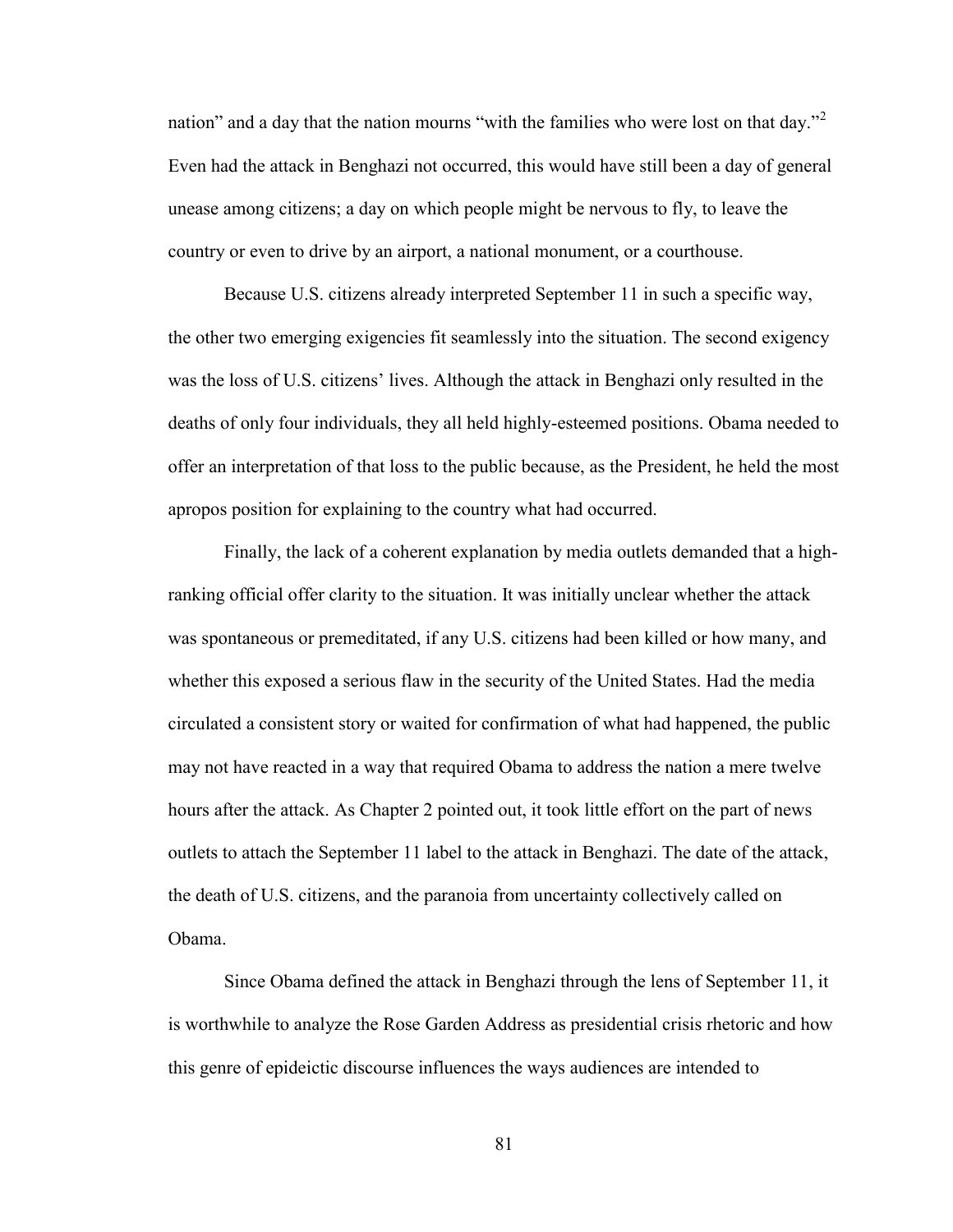nation" and a day that the nation mourns "with the families who were lost on that day."[2] Even had the attack in Benghazi not occurred, this would have still been a day of general unease among citizens; a day on which people might be nervous to fly, to leave the country or even to drive by an airport, a national monument, or a courthouse.

Because U.S. citizens already interpreted September 11 in such a specific way, the other two emerging exigencies fit seamlessly into the situation. The second exigency was the loss of U.S. citizens' lives. Although the attack in Benghazi only resulted in the deaths of only four individuals, they all held highly-esteemed positions. Obama needed to offer an interpretation of that loss to the public because, as the President, he held the most apropos position for explaining to the country what had occurred.

Finally, the lack of a coherent explanation by media outlets demanded that a high-ranking official offer clarity to the situation. It was initially unclear whether the attack was spontaneous or premeditated, if any U.S. citizens had been killed or how many, and whether this exposed a serious flaw in the security of the United States. Had the media circulated a consistent story or waited for confirmation of what had happened, the public may not have reacted in a way that required Obama to address the nation a mere twelve hours after the attack. As Chapter 2 pointed out, it took little effort on the part of news outlets to attach the September 11 label to the attack in Benghazi. The date of the attack, the death of U.S. citizens, and the paranoia from uncertainty collectively called on Obama.

Since Obama defined the attack in Benghazi through the lens of September 11, it is worthwhile to analyze the Rose Garden Address as presidential crisis rhetoric and how this genre of epideictic discourse influences the ways audiences are intended to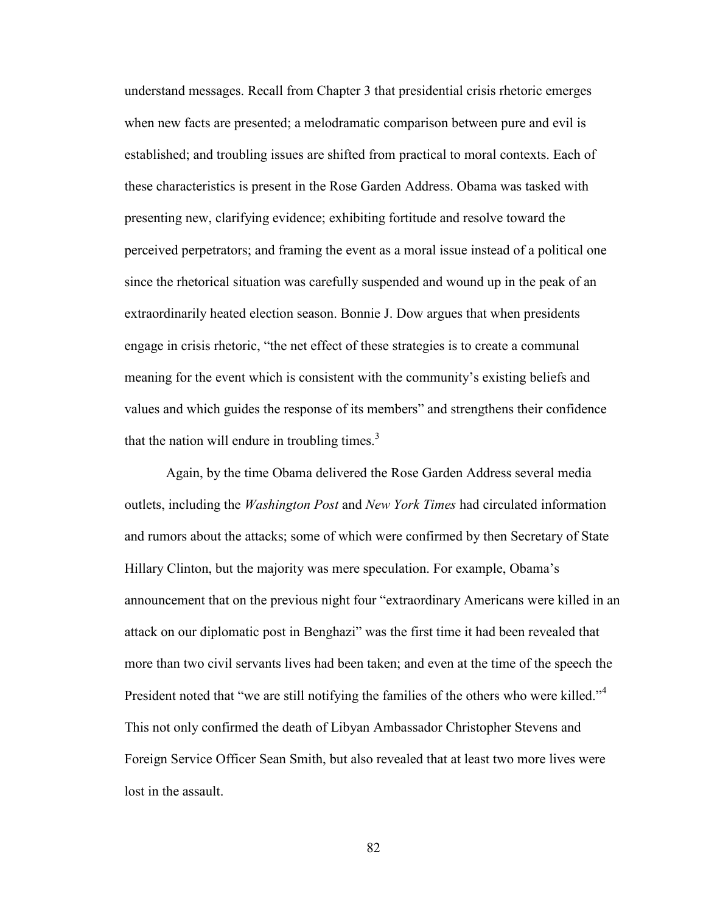understand messages. Recall from Chapter 3 that presidential crisis rhetoric emerges when new facts are presented; a melodramatic comparison between pure and evil is established; and troubling issues are shifted from practical to moral contexts. Each of these characteristics is present in the Rose Garden Address. Obama was tasked with presenting new, clarifying evidence; exhibiting fortitude and resolve toward the perceived perpetrators; and framing the event as a moral issue instead of a political one since the rhetorical situation was carefully suspended and wound up in the peak of an extraordinarily heated election season. Bonnie J. Dow argues that when presidents engage in crisis rhetoric, "the net effect of these strategies is to create a communal meaning for the event which is consistent with the community's existing beliefs and values and which guides the response of its members" and strengthens their confidence that the nation will endure in troubling times.[3]

Again, by the time Obama delivered the Rose Garden Address several media outlets, including the *Washington Post* and *New York Times* had circulated information and rumors about the attacks; some of which were confirmed by then Secretary of State Hillary Clinton, but the majority was mere speculation. For example, Obama's announcement that on the previous night four "extraordinary Americans were killed in an attack on our diplomatic post in Benghazi" was the first time it had been revealed that more than two civil servants lives had been taken; and even at the time of the speech the President noted that "we are still notifying the families of the others who were killed."[4] This not only confirmed the death of Libyan Ambassador Christopher Stevens and Foreign Service Officer Sean Smith, but also revealed that at least two more lives were lost in the assault.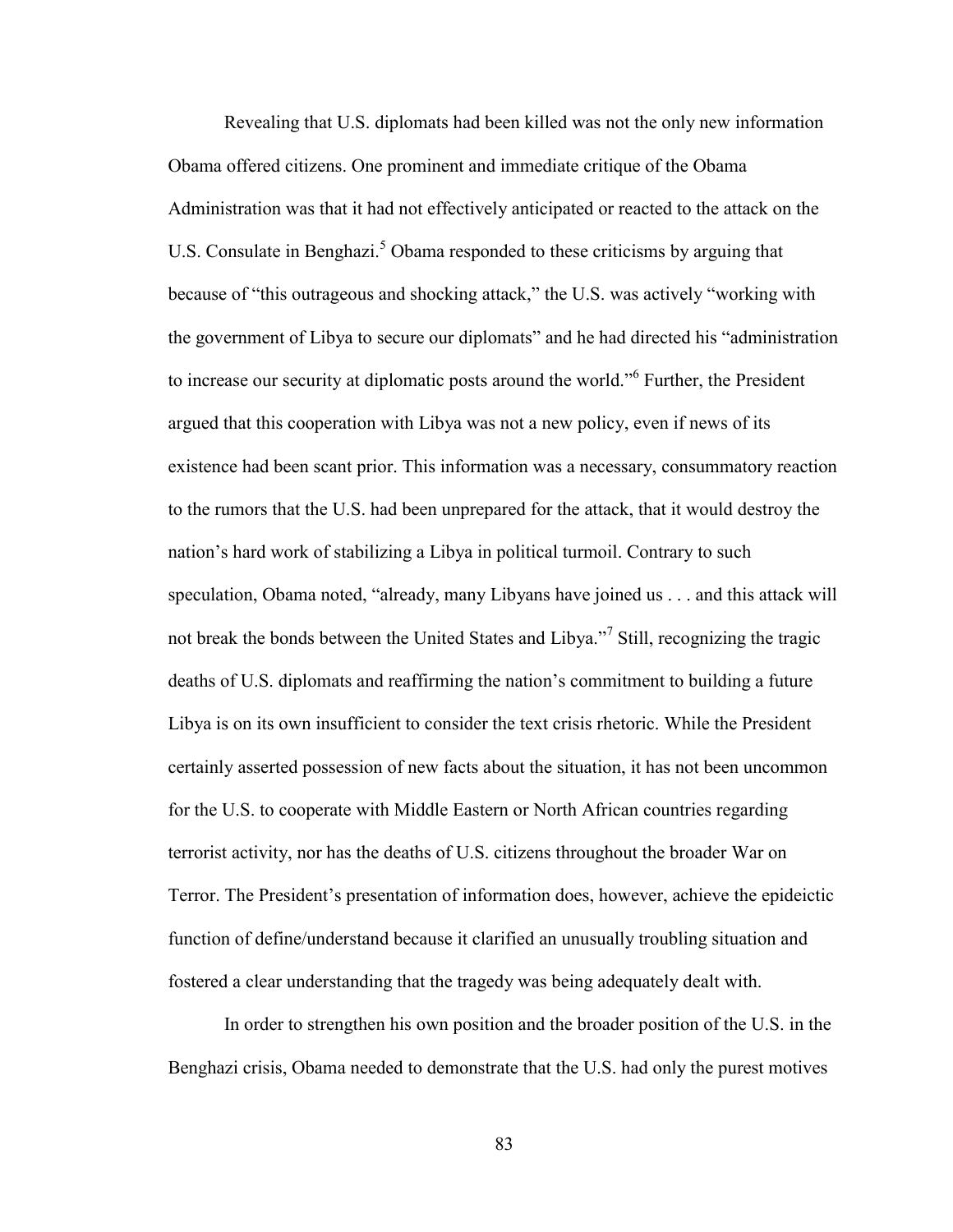Revealing that U.S. diplomats had been killed was not the only new information Obama offered citizens. One prominent and immediate critique of the Obama Administration was that it had not effectively anticipated or reacted to the attack on the U.S. Consulate in Benghazi.[5] Obama responded to these criticisms by arguing that because of "this outrageous and shocking attack," the U.S. was actively "working with the government of Libya to secure our diplomats" and he had directed his "administration to increase our security at diplomatic posts around the world."[6] Further, the President argued that this cooperation with Libya was not a new policy, even if news of its existence had been scant prior. This information was a necessary, consummatory reaction to the rumors that the U.S. had been unprepared for the attack, that it would destroy the nation's hard work of stabilizing a Libya in political turmoil. Contrary to such speculation, Obama noted, "already, many Libyans have joined us . . . and this attack will not break the bonds between the United States and Libya."[7] Still, recognizing the tragic deaths of U.S. diplomats and reaffirming the nation's commitment to building a future Libya is on its own insufficient to consider the text crisis rhetoric. While the President certainly asserted possession of new facts about the situation, it has not been uncommon for the U.S. to cooperate with Middle Eastern or North African countries regarding terrorist activity, nor has the deaths of U.S. citizens throughout the broader War on Terror. The President's presentation of information does, however, achieve the epideictic function of define/understand because it clarified an unusually troubling situation and fostered a clear understanding that the tragedy was being adequately dealt with.

In order to strengthen his own position and the broader position of the U.S. in the Benghazi crisis, Obama needed to demonstrate that the U.S. had only the purest motives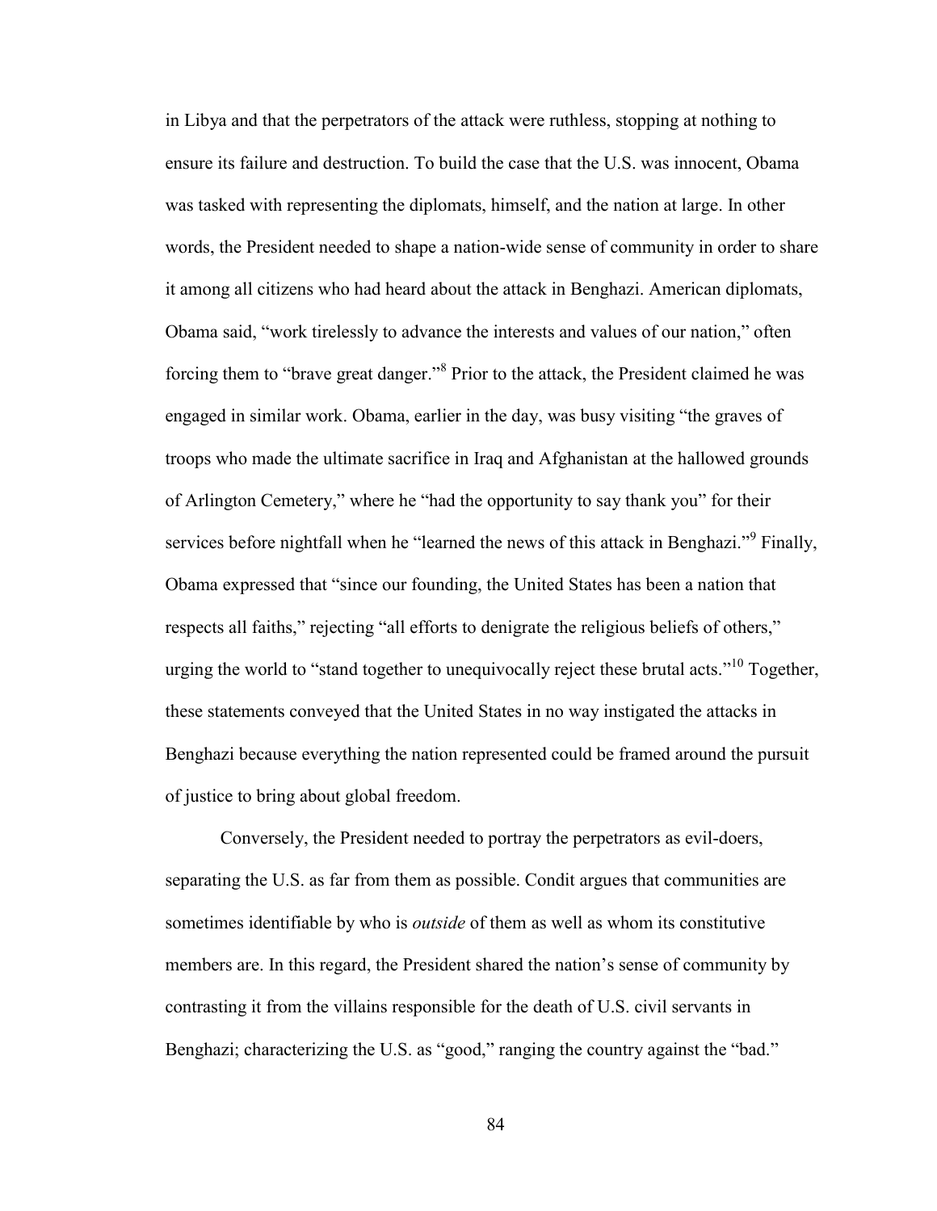in Libya and that the perpetrators of the attack were ruthless, stopping at nothing to ensure its failure and destruction. To build the case that the U.S. was innocent, Obama was tasked with representing the diplomats, himself, and the nation at large. In other words, the President needed to shape a nation-wide sense of community in order to share it among all citizens who had heard about the attack in Benghazi. American diplomats, Obama said, "work tirelessly to advance the interests and values of our nation," often forcing them to "brave great danger."[8] Prior to the attack, the President claimed he was engaged in similar work. Obama, earlier in the day, was busy visiting "the graves of troops who made the ultimate sacrifice in Iraq and Afghanistan at the hallowed grounds of Arlington Cemetery," where he "had the opportunity to say thank you" for their services before nightfall when he "learned the news of this attack in Benghazi."[9] Finally, Obama expressed that "since our founding, the United States has been a nation that respects all faiths," rejecting "all efforts to denigrate the religious beliefs of others," urging the world to "stand together to unequivocally reject these brutal acts."[10] Together, these statements conveyed that the United States in no way instigated the attacks in Benghazi because everything the nation represented could be framed around the pursuit of justice to bring about global freedom.

Conversely, the President needed to portray the perpetrators as evil-doers, separating the U.S. as far from them as possible. Condit argues that communities are sometimes identifiable by who is *outside* of them as well as whom its constitutive members are. In this regard, the President shared the nation's sense of community by contrasting it from the villains responsible for the death of U.S. civil servants in Benghazi; characterizing the U.S. as "good," ranging the country against the "bad."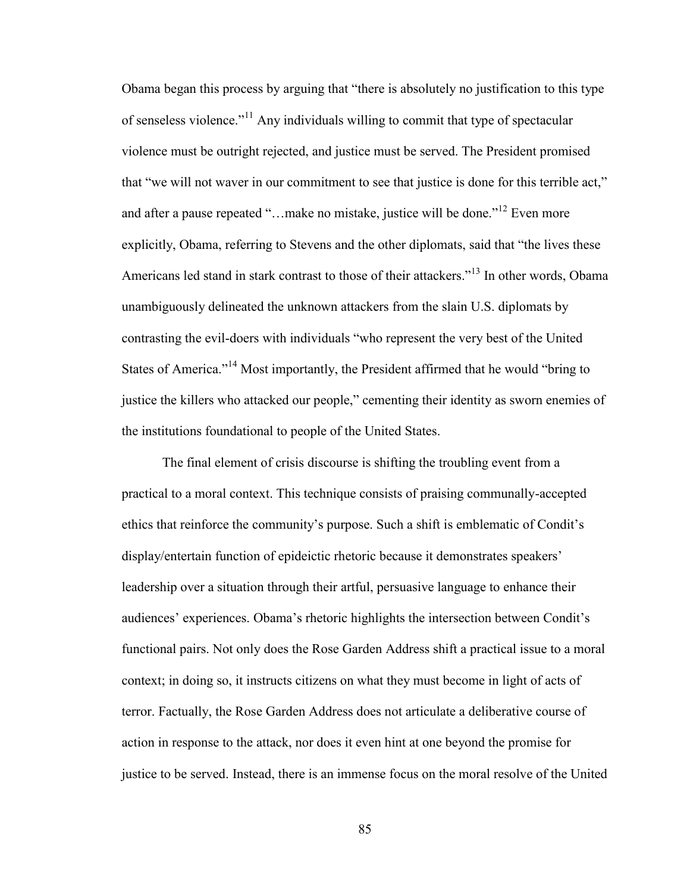Obama began this process by arguing that "there is absolutely no justification to this type of senseless violence."[11] Any individuals willing to commit that type of spectacular violence must be outright rejected, and justice must be served. The President promised that "we will not waver in our commitment to see that justice is done for this terrible act," and after a pause repeated "…make no mistake, justice will be done."[12] Even more explicitly, Obama, referring to Stevens and the other diplomats, said that "the lives these Americans led stand in stark contrast to those of their attackers."[13] In other words, Obama unambiguously delineated the unknown attackers from the slain U.S. diplomats by contrasting the evil-doers with individuals "who represent the very best of the United States of America."[14] Most importantly, the President affirmed that he would "bring to justice the killers who attacked our people," cementing their identity as sworn enemies of the institutions foundational to people of the United States.

The final element of crisis discourse is shifting the troubling event from a practical to a moral context. This technique consists of praising communally-accepted ethics that reinforce the community's purpose. Such a shift is emblematic of Condit's display/entertain function of epideictic rhetoric because it demonstrates speakers' leadership over a situation through their artful, persuasive language to enhance their audiences' experiences. Obama's rhetoric highlights the intersection between Condit's functional pairs. Not only does the Rose Garden Address shift a practical issue to a moral context; in doing so, it instructs citizens on what they must become in light of acts of terror. Factually, the Rose Garden Address does not articulate a deliberative course of action in response to the attack, nor does it even hint at one beyond the promise for justice to be served. Instead, there is an immense focus on the moral resolve of the United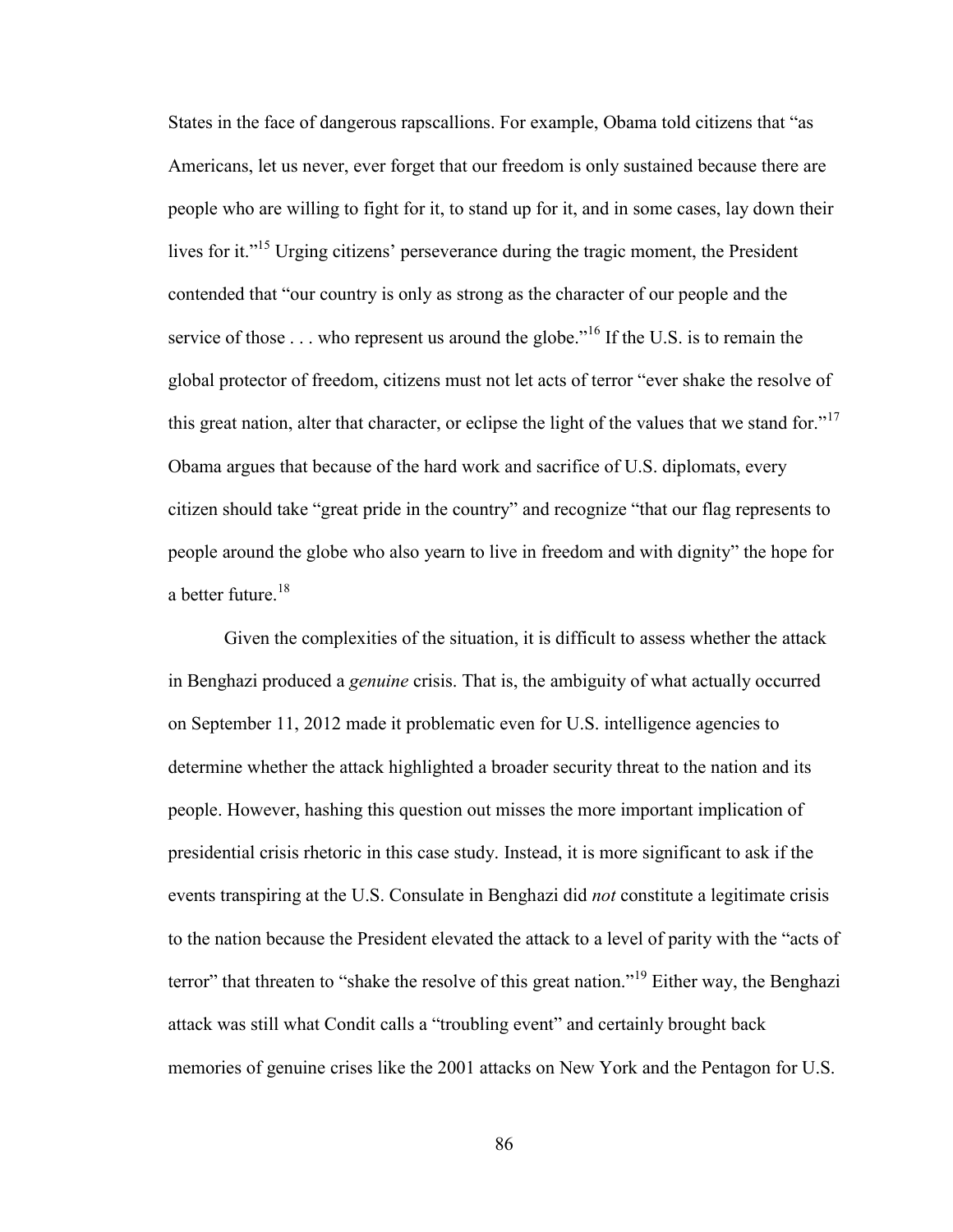States in the face of dangerous rapscallions. For example, Obama told citizens that "as Americans, let us never, ever forget that our freedom is only sustained because there are people who are willing to fight for it, to stand up for it, and in some cases, lay down their lives for it."[15] Urging citizens' perseverance during the tragic moment, the President contended that "our country is only as strong as the character of our people and the service of those . . . who represent us around the globe."[16] If the U.S. is to remain the global protector of freedom, citizens must not let acts of terror "ever shake the resolve of this great nation, alter that character, or eclipse the light of the values that we stand for."[17] Obama argues that because of the hard work and sacrifice of U.S. diplomats, every citizen should take "great pride in the country" and recognize "that our flag represents to people around the globe who also yearn to live in freedom and with dignity" the hope for a better future.[18]

Given the complexities of the situation, it is difficult to assess whether the attack in Benghazi produced a *genuine* crisis. That is, the ambiguity of what actually occurred on September 11, 2012 made it problematic even for U.S. intelligence agencies to determine whether the attack highlighted a broader security threat to the nation and its people. However, hashing this question out misses the more important implication of presidential crisis rhetoric in this case study. Instead, it is more significant to ask if the events transpiring at the U.S. Consulate in Benghazi did *not* constitute a legitimate crisis to the nation because the President elevated the attack to a level of parity with the "acts of terror" that threaten to "shake the resolve of this great nation."[19] Either way, the Benghazi attack was still what Condit calls a "troubling event" and certainly brought back memories of genuine crises like the 2001 attacks on New York and the Pentagon for U.S.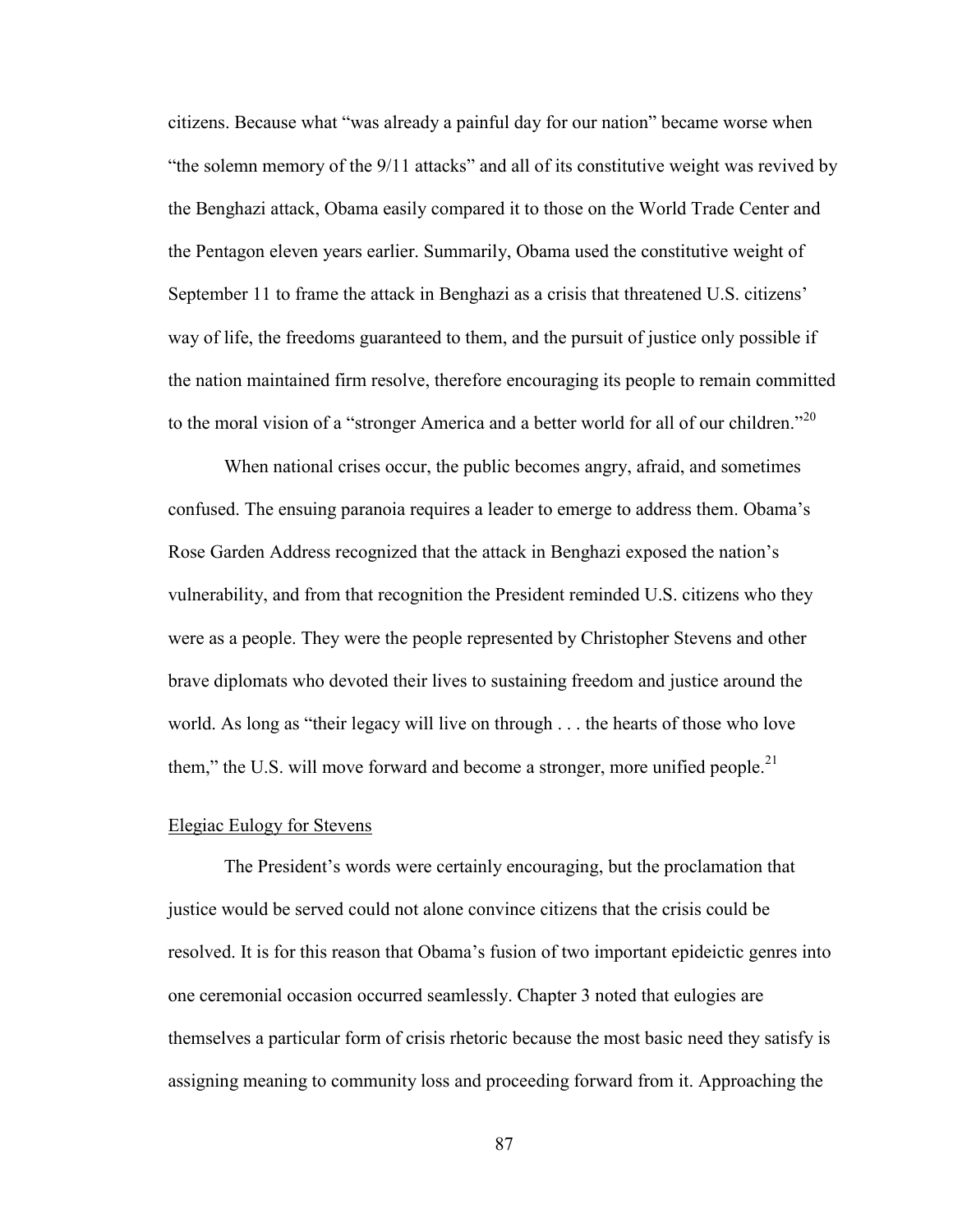citizens. Because what "was already a painful day for our nation" became worse when "the solemn memory of the 9/11 attacks" and all of its constitutive weight was revived by the Benghazi attack, Obama easily compared it to those on the World Trade Center and the Pentagon eleven years earlier. Summarily, Obama used the constitutive weight of September 11 to frame the attack in Benghazi as a crisis that threatened U.S. citizens' way of life, the freedoms guaranteed to them, and the pursuit of justice only possible if the nation maintained firm resolve, therefore encouraging its people to remain committed to the moral vision of a "stronger America and a better world for all of our children."[20]

When national crises occur, the public becomes angry, afraid, and sometimes confused. The ensuing paranoia requires a leader to emerge to address them. Obama's Rose Garden Address recognized that the attack in Benghazi exposed the nation's vulnerability, and from that recognition the President reminded U.S. citizens who they were as a people. They were the people represented by Christopher Stevens and other brave diplomats who devoted their lives to sustaining freedom and justice around the world. As long as "their legacy will live on through . . . the hearts of those who love them," the U.S. will move forward and become a stronger, more unified people.[21]

Elegiac Eulogy for Stevens

The President's words were certainly encouraging, but the proclamation that justice would be served could not alone convince citizens that the crisis could be resolved. It is for this reason that Obama's fusion of two important epideictic genres into one ceremonial occasion occurred seamlessly. Chapter 3 noted that eulogies are themselves a particular form of crisis rhetoric because the most basic need they satisfy is assigning meaning to community loss and proceeding forward from it. Approaching the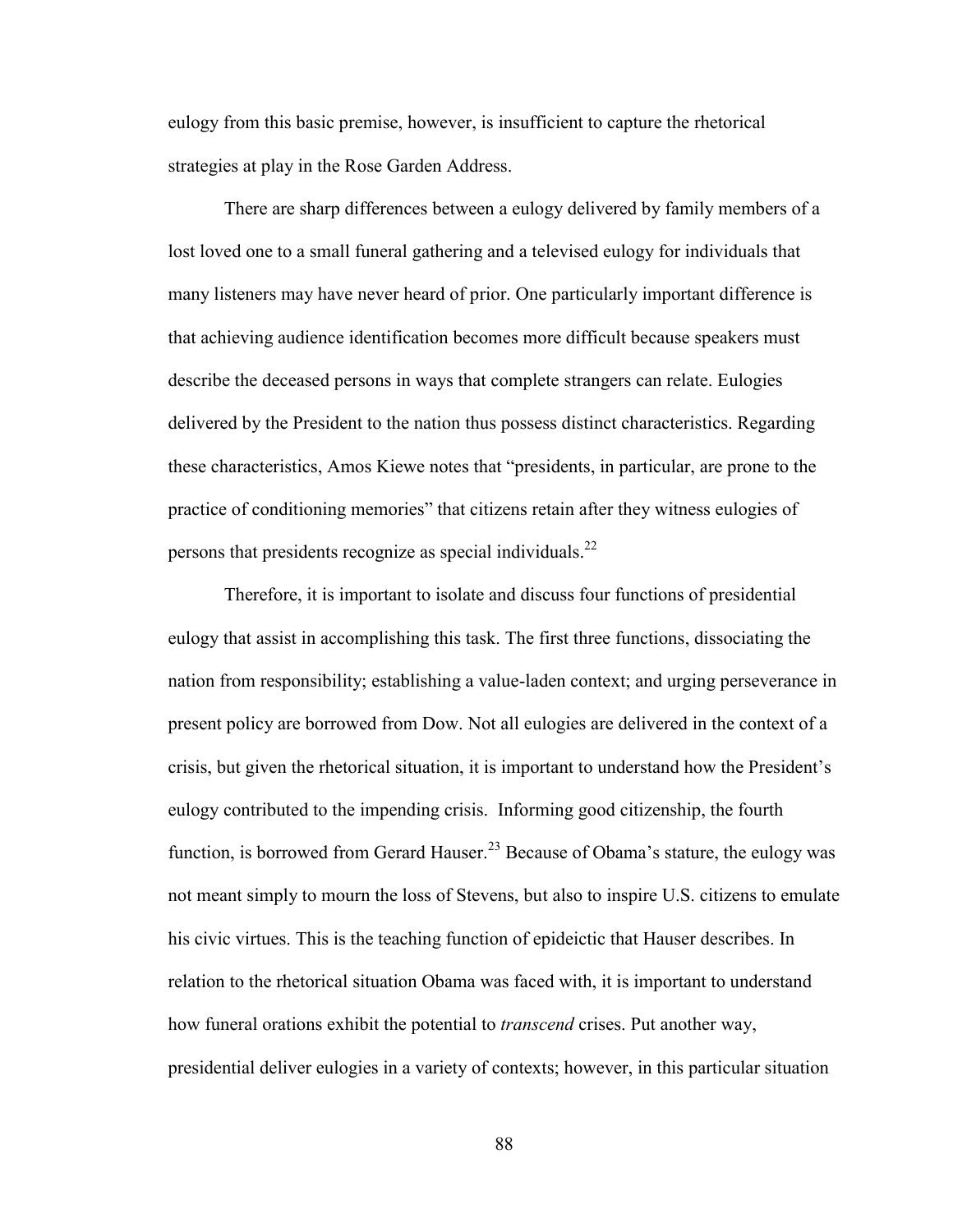eulogy from this basic premise, however, is insufficient to capture the rhetorical strategies at play in the Rose Garden Address.

There are sharp differences between a eulogy delivered by family members of a lost loved one to a small funeral gathering and a televised eulogy for individuals that many listeners may have never heard of prior. One particularly important difference is that achieving audience identification becomes more difficult because speakers must describe the deceased persons in ways that complete strangers can relate. Eulogies delivered by the President to the nation thus possess distinct characteristics. Regarding these characteristics, Amos Kiewe notes that "presidents, in particular, are prone to the practice of conditioning memories" that citizens retain after they witness eulogies of persons that presidents recognize as special individuals.[22]

Therefore, it is important to isolate and discuss four functions of presidential eulogy that assist in accomplishing this task. The first three functions, dissociating the nation from responsibility; establishing a value-laden context; and urging perseverance in present policy are borrowed from Dow. Not all eulogies are delivered in the context of a crisis, but given the rhetorical situation, it is important to understand how the President's eulogy contributed to the impending crisis. Informing good citizenship, the fourth function, is borrowed from Gerard Hauser.[23] Because of Obama's stature, the eulogy was not meant simply to mourn the loss of Stevens, but also to inspire U.S. citizens to emulate his civic virtues. This is the teaching function of epideictic that Hauser describes. In relation to the rhetorical situation Obama was faced with, it is important to understand how funeral orations exhibit the potential to *transcend* crises. Put another way, presidential deliver eulogies in a variety of contexts; however, in this particular situation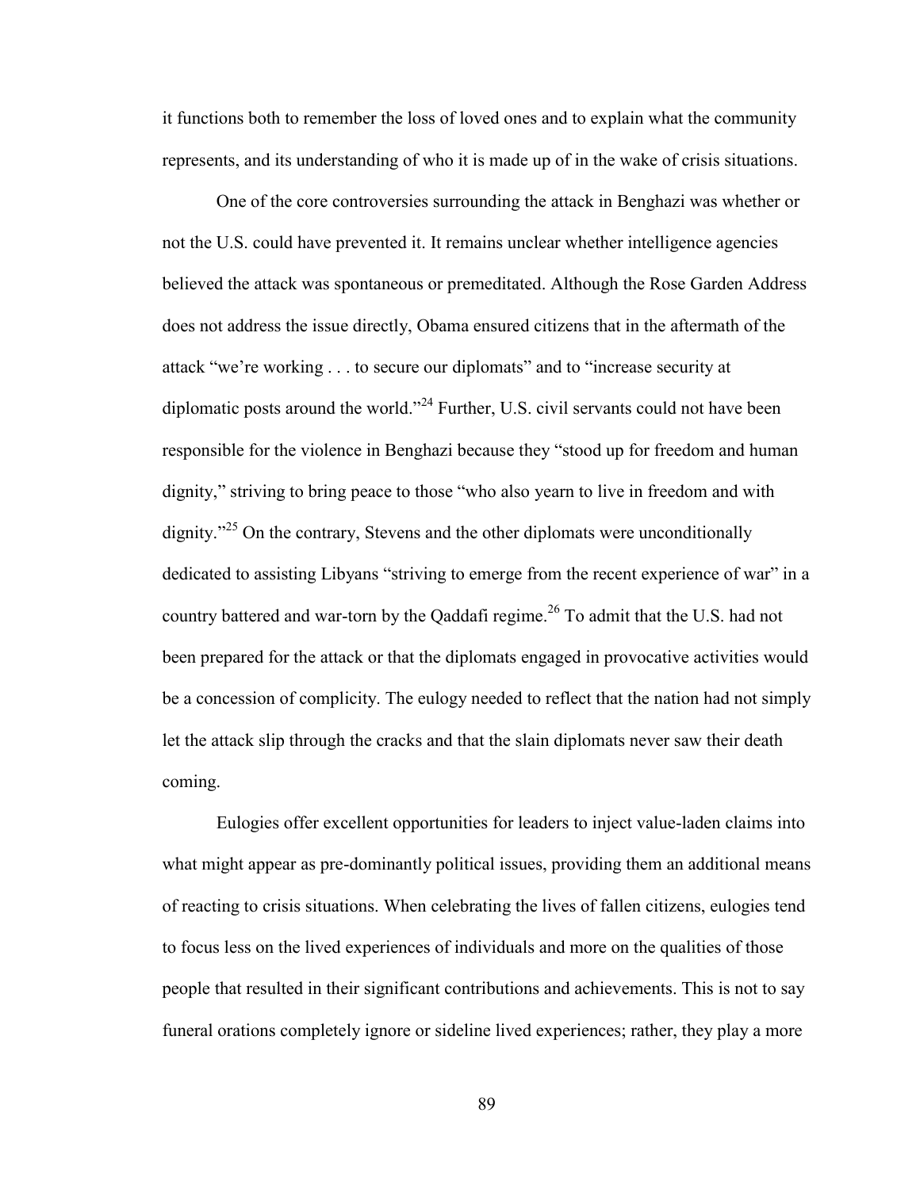it functions both to remember the loss of loved ones and to explain what the community represents, and its understanding of who it is made up of in the wake of crisis situations.

One of the core controversies surrounding the attack in Benghazi was whether or not the U.S. could have prevented it. It remains unclear whether intelligence agencies believed the attack was spontaneous or premeditated. Although the Rose Garden Address does not address the issue directly, Obama ensured citizens that in the aftermath of the attack "we're working . . . to secure our diplomats" and to "increase security at diplomatic posts around the world."[24] Further, U.S. civil servants could not have been responsible for the violence in Benghazi because they "stood up for freedom and human dignity," striving to bring peace to those "who also yearn to live in freedom and with dignity."[25] On the contrary, Stevens and the other diplomats were unconditionally dedicated to assisting Libyans "striving to emerge from the recent experience of war" in a country battered and war-torn by the Qaddafi regime.[26] To admit that the U.S. had not been prepared for the attack or that the diplomats engaged in provocative activities would be a concession of complicity. The eulogy needed to reflect that the nation had not simply let the attack slip through the cracks and that the slain diplomats never saw their death coming.

Eulogies offer excellent opportunities for leaders to inject value-laden claims into what might appear as pre-dominantly political issues, providing them an additional means of reacting to crisis situations. When celebrating the lives of fallen citizens, eulogies tend to focus less on the lived experiences of individuals and more on the qualities of those people that resulted in their significant contributions and achievements. This is not to say funeral orations completely ignore or sideline lived experiences; rather, they play a more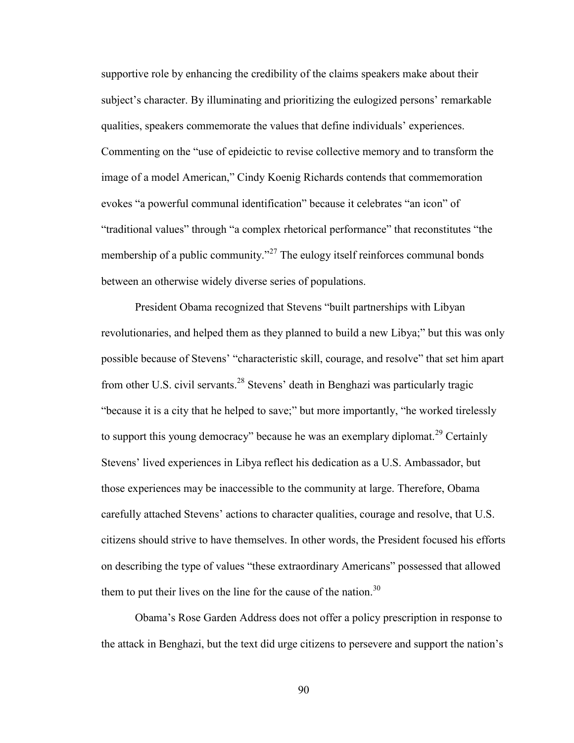supportive role by enhancing the credibility of the claims speakers make about their subject's character. By illuminating and prioritizing the eulogized persons' remarkable qualities, speakers commemorate the values that define individuals' experiences. Commenting on the "use of epideictic to revise collective memory and to transform the image of a model American," Cindy Koenig Richards contends that commemoration evokes "a powerful communal identification" because it celebrates "an icon" of "traditional values" through "a complex rhetorical performance" that reconstitutes "the membership of a public community."[27] The eulogy itself reinforces communal bonds between an otherwise widely diverse series of populations.

President Obama recognized that Stevens "built partnerships with Libyan revolutionaries, and helped them as they planned to build a new Libya;" but this was only possible because of Stevens' "characteristic skill, courage, and resolve" that set him apart from other U.S. civil servants.[28] Stevens' death in Benghazi was particularly tragic "because it is a city that he helped to save;" but more importantly, "he worked tirelessly to support this young democracy" because he was an exemplary diplomat.[29] Certainly Stevens' lived experiences in Libya reflect his dedication as a U.S. Ambassador, but those experiences may be inaccessible to the community at large. Therefore, Obama carefully attached Stevens' actions to character qualities, courage and resolve, that U.S. citizens should strive to have themselves. In other words, the President focused his efforts on describing the type of values "these extraordinary Americans" possessed that allowed them to put their lives on the line for the cause of the nation.[30]

Obama's Rose Garden Address does not offer a policy prescription in response to the attack in Benghazi, but the text did urge citizens to persevere and support the nation's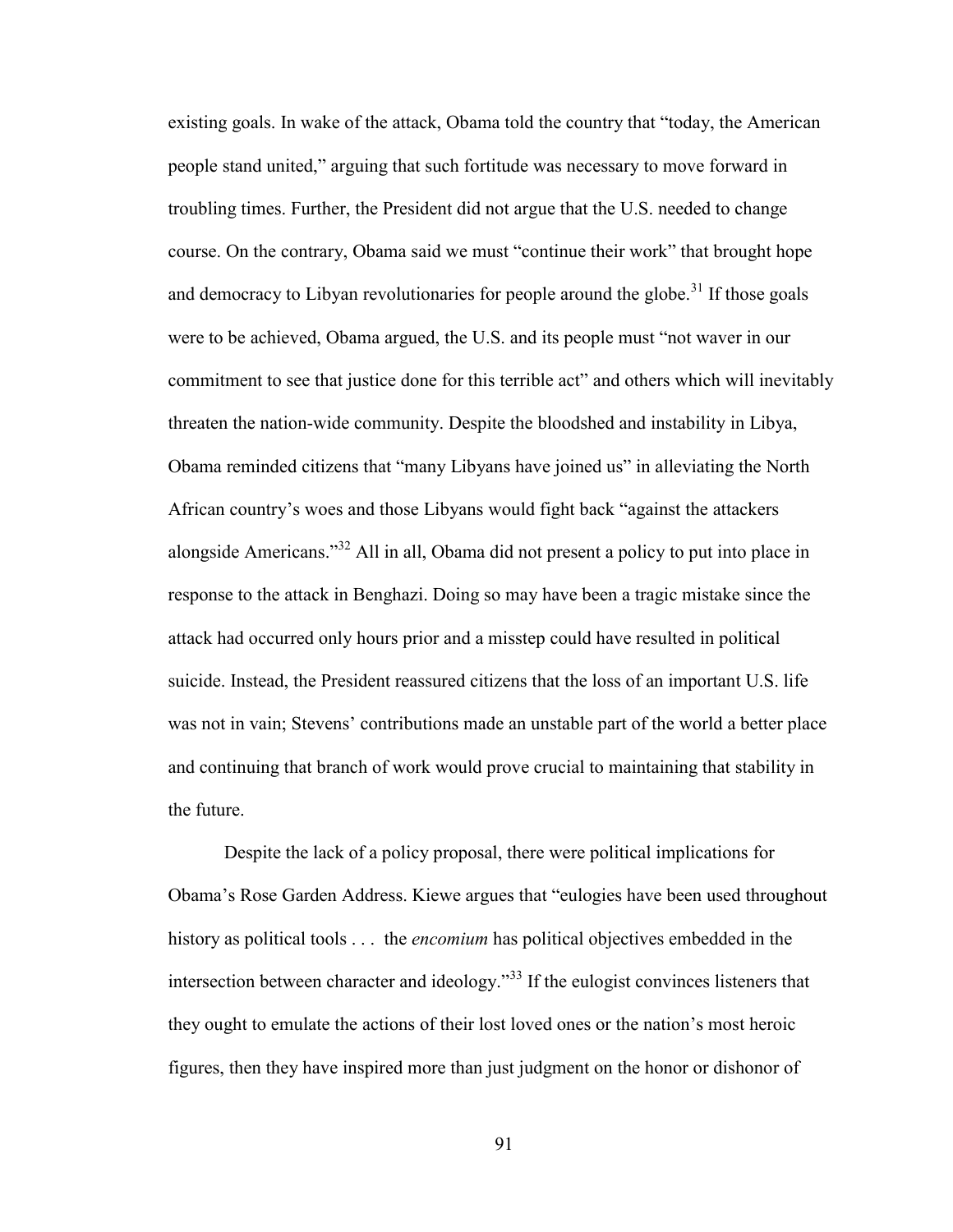existing goals. In wake of the attack, Obama told the country that "today, the American people stand united," arguing that such fortitude was necessary to move forward in troubling times. Further, the President did not argue that the U.S. needed to change course. On the contrary, Obama said we must "continue their work" that brought hope and democracy to Libyan revolutionaries for people around the globe.[31] If those goals were to be achieved, Obama argued, the U.S. and its people must "not waver in our commitment to see that justice done for this terrible act" and others which will inevitably threaten the nation-wide community. Despite the bloodshed and instability in Libya, Obama reminded citizens that "many Libyans have joined us" in alleviating the North African country's woes and those Libyans would fight back "against the attackers alongside Americans."[32] All in all, Obama did not present a policy to put into place in response to the attack in Benghazi. Doing so may have been a tragic mistake since the attack had occurred only hours prior and a misstep could have resulted in political suicide. Instead, the President reassured citizens that the loss of an important U.S. life was not in vain; Stevens' contributions made an unstable part of the world a better place and continuing that branch of work would prove crucial to maintaining that stability in the future.

Despite the lack of a policy proposal, there were political implications for Obama's Rose Garden Address. Kiewe argues that "eulogies have been used throughout history as political tools . . . the *encomium* has political objectives embedded in the intersection between character and ideology."[33] If the eulogist convinces listeners that they ought to emulate the actions of their lost loved ones or the nation's most heroic figures, then they have inspired more than just judgment on the honor or dishonor of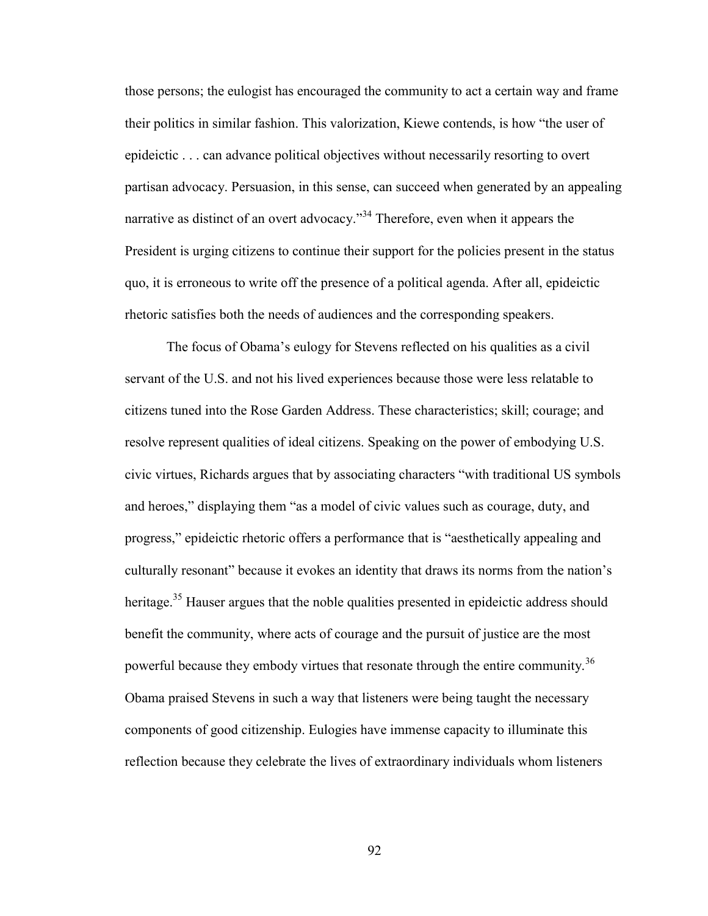those persons; the eulogist has encouraged the community to act a certain way and frame their politics in similar fashion. This valorization, Kiewe contends, is how "the user of epideictic . . . can advance political objectives without necessarily resorting to overt partisan advocacy. Persuasion, in this sense, can succeed when generated by an appealing narrative as distinct of an overt advocacy."[34] Therefore, even when it appears the President is urging citizens to continue their support for the policies present in the status quo, it is erroneous to write off the presence of a political agenda. After all, epideictic rhetoric satisfies both the needs of audiences and the corresponding speakers.

The focus of Obama's eulogy for Stevens reflected on his qualities as a civil servant of the U.S. and not his lived experiences because those were less relatable to citizens tuned into the Rose Garden Address. These characteristics; skill; courage; and resolve represent qualities of ideal citizens. Speaking on the power of embodying U.S. civic virtues, Richards argues that by associating characters "with traditional US symbols and heroes," displaying them "as a model of civic values such as courage, duty, and progress," epideictic rhetoric offers a performance that is "aesthetically appealing and culturally resonant" because it evokes an identity that draws its norms from the nation's heritage.[35] Hauser argues that the noble qualities presented in epideictic address should benefit the community, where acts of courage and the pursuit of justice are the most powerful because they embody virtues that resonate through the entire community.[36] Obama praised Stevens in such a way that listeners were being taught the necessary components of good citizenship. Eulogies have immense capacity to illuminate this reflection because they celebrate the lives of extraordinary individuals whom listeners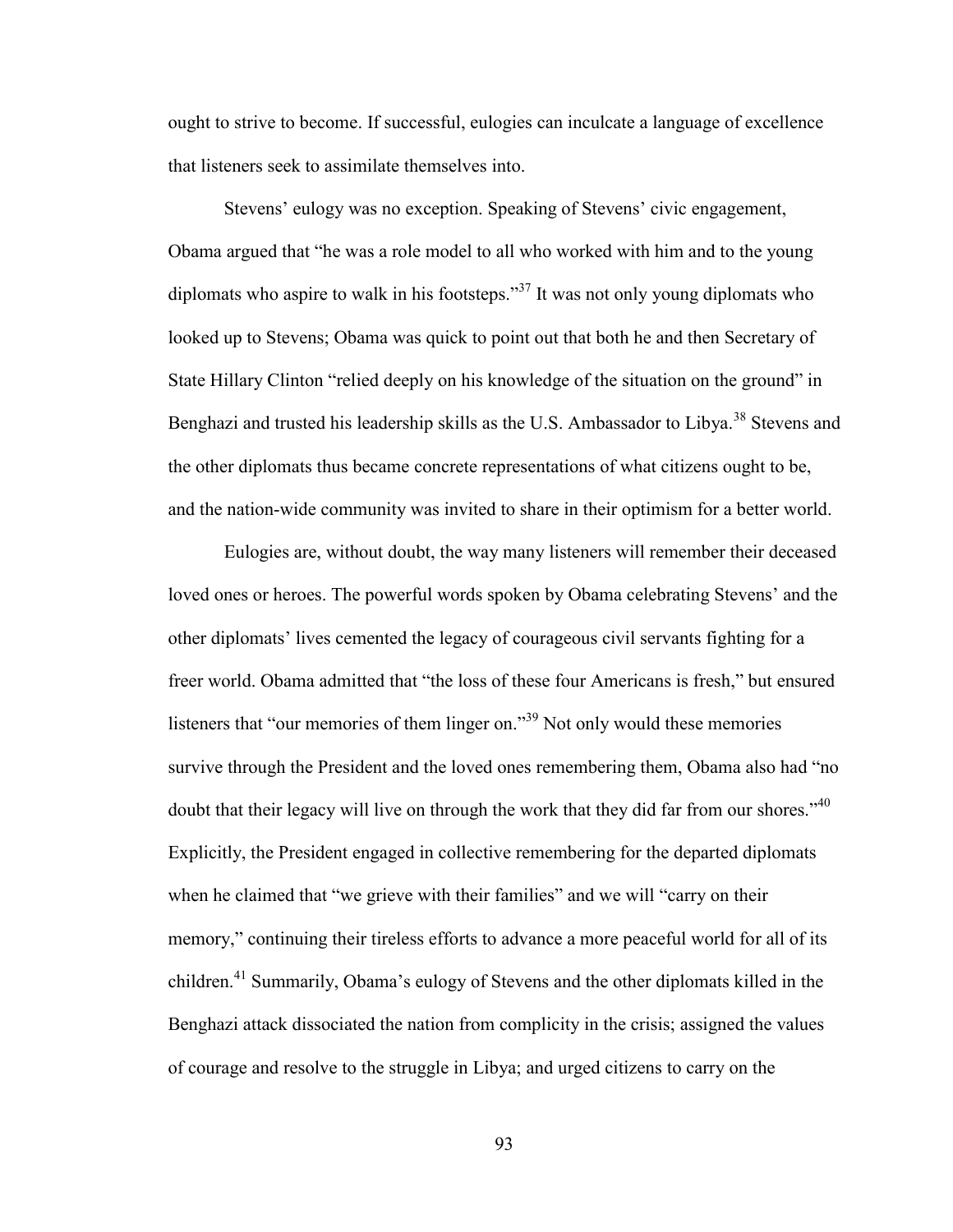ought to strive to become. If successful, eulogies can inculcate a language of excellence that listeners seek to assimilate themselves into.

Stevens' eulogy was no exception. Speaking of Stevens' civic engagement, Obama argued that "he was a role model to all who worked with him and to the young diplomats who aspire to walk in his footsteps."[37] It was not only young diplomats who looked up to Stevens; Obama was quick to point out that both he and then Secretary of State Hillary Clinton "relied deeply on his knowledge of the situation on the ground" in Benghazi and trusted his leadership skills as the U.S. Ambassador to Libya.[38] Stevens and the other diplomats thus became concrete representations of what citizens ought to be, and the nation-wide community was invited to share in their optimism for a better world.

Eulogies are, without doubt, the way many listeners will remember their deceased loved ones or heroes. The powerful words spoken by Obama celebrating Stevens' and the other diplomats' lives cemented the legacy of courageous civil servants fighting for a freer world. Obama admitted that "the loss of these four Americans is fresh," but ensured listeners that "our memories of them linger on."[39] Not only would these memories survive through the President and the loved ones remembering them, Obama also had "no doubt that their legacy will live on through the work that they did far from our shores."[40] Explicitly, the President engaged in collective remembering for the departed diplomats when he claimed that "we grieve with their families" and we will "carry on their memory," continuing their tireless efforts to advance a more peaceful world for all of its children.[41] Summarily, Obama's eulogy of Stevens and the other diplomats killed in the Benghazi attack dissociated the nation from complicity in the crisis; assigned the values of courage and resolve to the struggle in Libya; and urged citizens to carry on the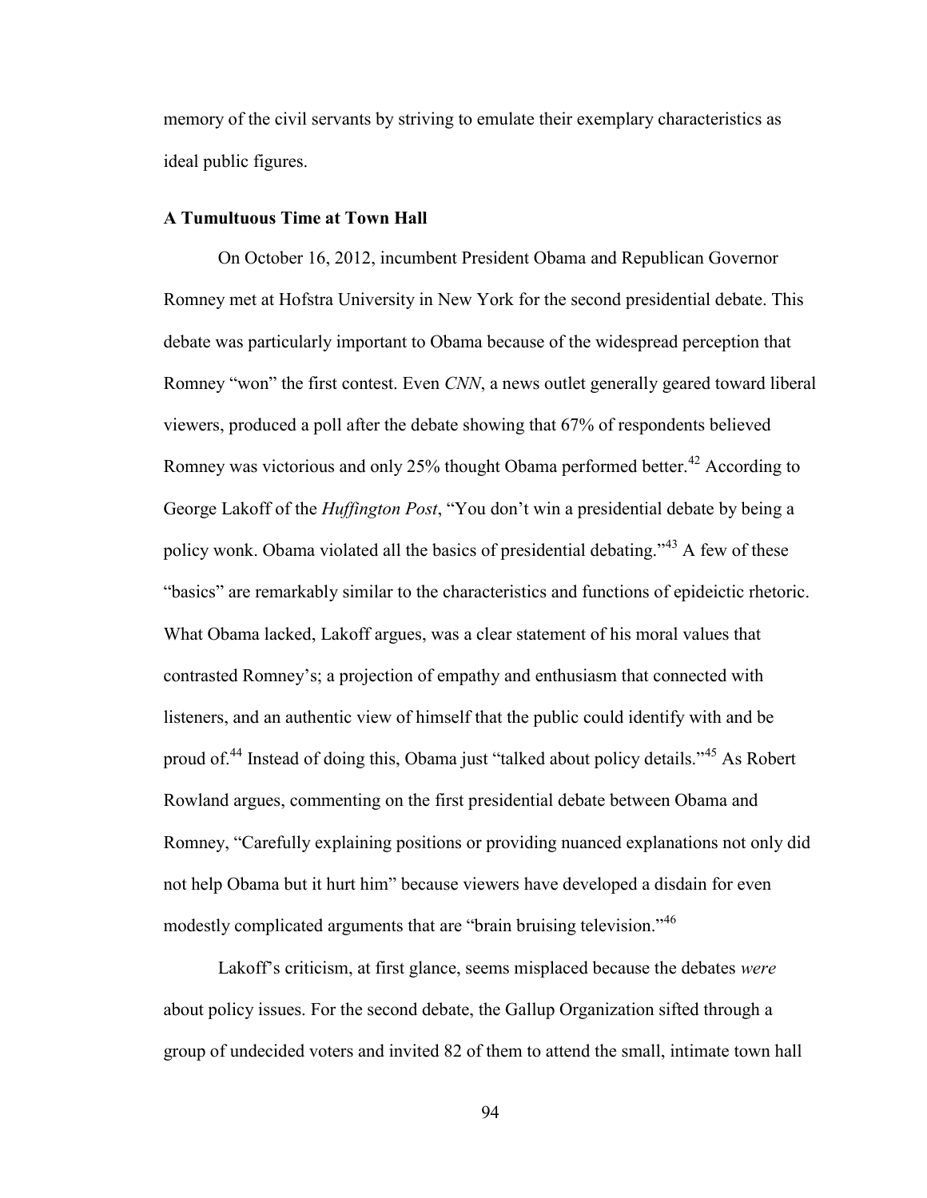memory of the civil servants by striving to emulate their exemplary characteristics as ideal public figures.

### A Tumultuous Time at Town Hall

On October 16, 2012, incumbent President Obama and Republican Governor Romney met at Hofstra University in New York for the second presidential debate. This debate was particularly important to Obama because of the widespread perception that Romney "won" the first contest. Even *CNN*, a news outlet generally geared toward liberal viewers, produced a poll after the debate showing that 67% of respondents believed Romney was victorious and only 25% thought Obama performed better.[42] According to George Lakoff of the *Huffington Post*, "You don't win a presidential debate by being a policy wonk. Obama violated all the basics of presidential debating."[43] A few of these "basics" are remarkably similar to the characteristics and functions of epideictic rhetoric. What Obama lacked, Lakoff argues, was a clear statement of his moral values that contrasted Romney's; a projection of empathy and enthusiasm that connected with listeners, and an authentic view of himself that the public could identify with and be proud of.[44] Instead of doing this, Obama just "talked about policy details."[45] As Robert Rowland argues, commenting on the first presidential debate between Obama and Romney, "Carefully explaining positions or providing nuanced explanations not only did not help Obama but it hurt him" because viewers have developed a disdain for even modestly complicated arguments that are "brain bruising television."[46]

Lakoff's criticism, at first glance, seems misplaced because the debates *were* about policy issues. For the second debate, the Gallup Organization sifted through a group of undecided voters and invited 82 of them to attend the small, intimate town hall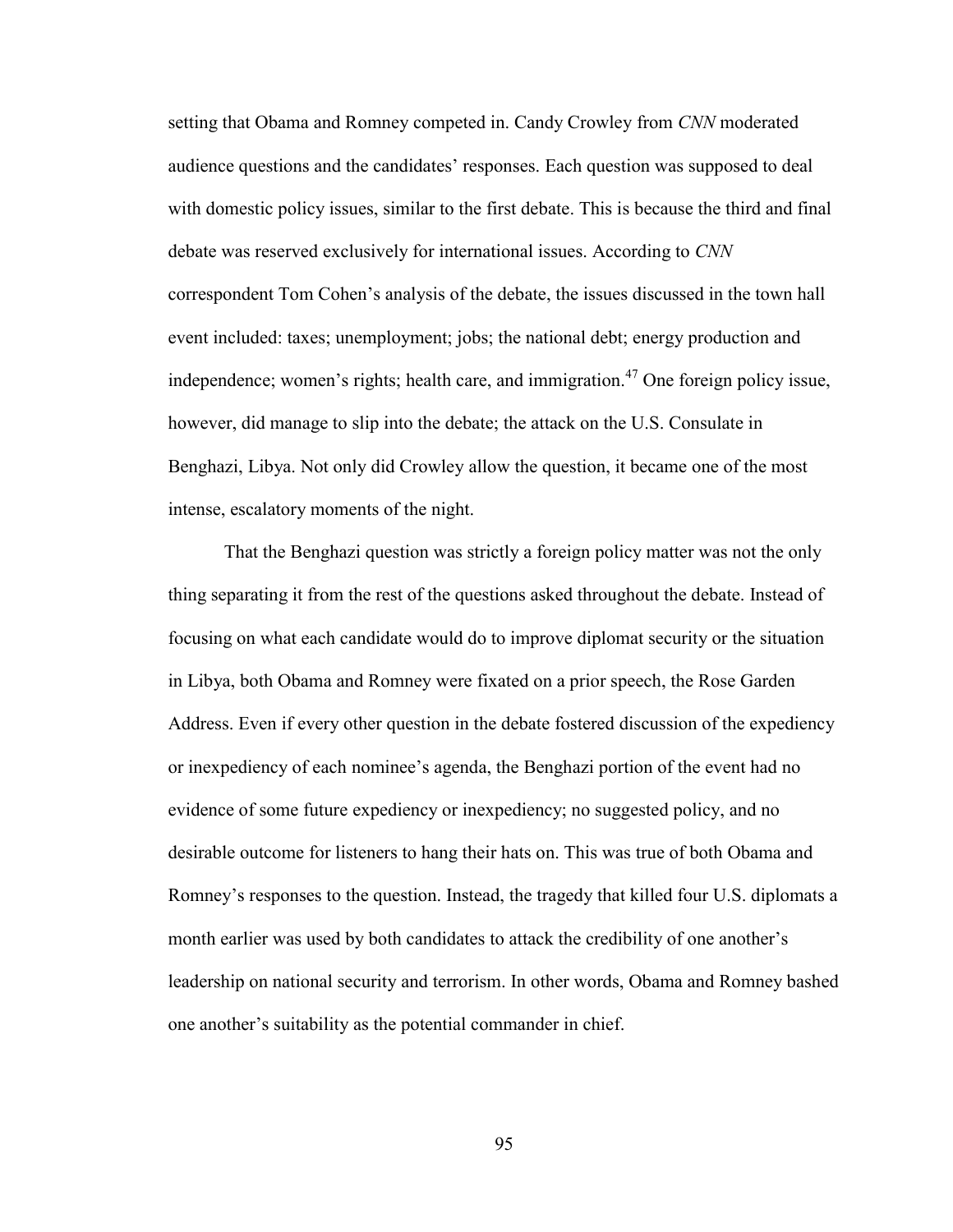setting that Obama and Romney competed in. Candy Crowley from *CNN* moderated audience questions and the candidates' responses. Each question was supposed to deal with domestic policy issues, similar to the first debate. This is because the third and final debate was reserved exclusively for international issues. According to *CNN* correspondent Tom Cohen's analysis of the debate, the issues discussed in the town hall event included: taxes; unemployment; jobs; the national debt; energy production and independence; women's rights; health care, and immigration.[47] One foreign policy issue, however, did manage to slip into the debate; the attack on the U.S. Consulate in Benghazi, Libya. Not only did Crowley allow the question, it became one of the most intense, escalatory moments of the night.

That the Benghazi question was strictly a foreign policy matter was not the only thing separating it from the rest of the questions asked throughout the debate. Instead of focusing on what each candidate would do to improve diplomat security or the situation in Libya, both Obama and Romney were fixated on a prior speech, the Rose Garden Address. Even if every other question in the debate fostered discussion of the expediency or inexpediency of each nominee's agenda, the Benghazi portion of the event had no evidence of some future expediency or inexpediency; no suggested policy, and no desirable outcome for listeners to hang their hats on. This was true of both Obama and Romney's responses to the question. Instead, the tragedy that killed four U.S. diplomats a month earlier was used by both candidates to attack the credibility of one another's leadership on national security and terrorism. In other words, Obama and Romney bashed one another's suitability as the potential commander in chief.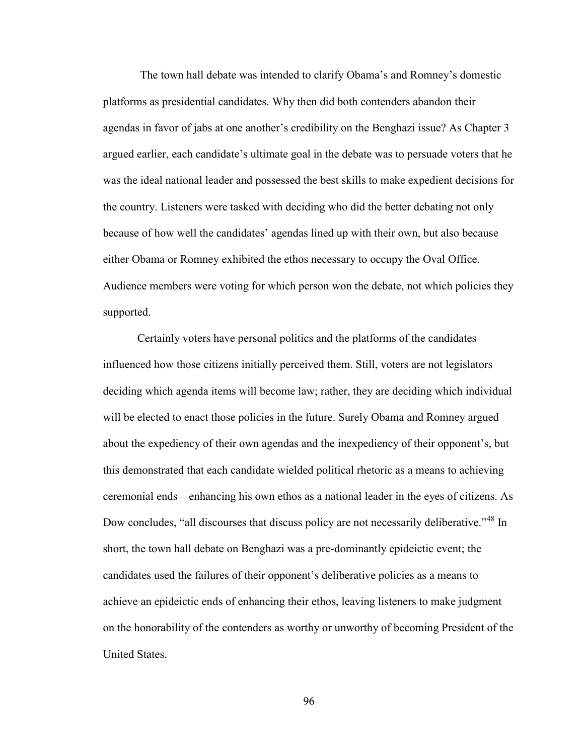The town hall debate was intended to clarify Obama's and Romney's domestic platforms as presidential candidates. Why then did both contenders abandon their agendas in favor of jabs at one another's credibility on the Benghazi issue? As Chapter 3 argued earlier, each candidate's ultimate goal in the debate was to persuade voters that he was the ideal national leader and possessed the best skills to make expedient decisions for the country. Listeners were tasked with deciding who did the better debating not only because of how well the candidates' agendas lined up with their own, but also because either Obama or Romney exhibited the ethos necessary to occupy the Oval Office. Audience members were voting for which person won the debate, not which policies they supported.

Certainly voters have personal politics and the platforms of the candidates influenced how those citizens initially perceived them. Still, voters are not legislators deciding which agenda items will become law; rather, they are deciding which individual will be elected to enact those policies in the future. Surely Obama and Romney argued about the expediency of their own agendas and the inexpediency of their opponent's, but this demonstrated that each candidate wielded political rhetoric as a means to achieving ceremonial ends—enhancing his own ethos as a national leader in the eyes of citizens. As Dow concludes, "all discourses that discuss policy are not necessarily deliberative."[48] In short, the town hall debate on Benghazi was a pre-dominantly epideictic event; the candidates used the failures of their opponent's deliberative policies as a means to achieve an epideictic ends of enhancing their ethos, leaving listeners to make judgment on the honorability of the contenders as worthy or unworthy of becoming President of the United States.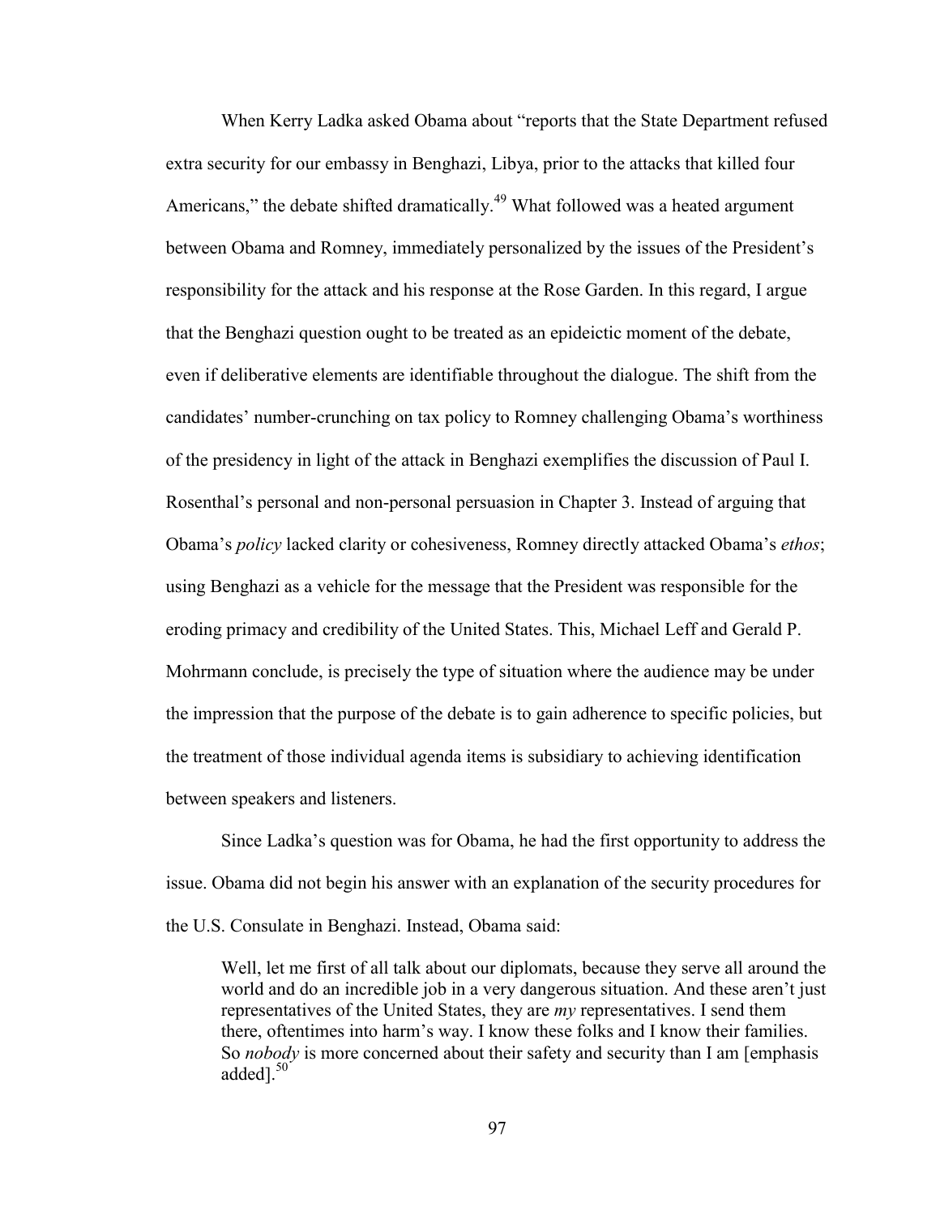When Kerry Ladka asked Obama about "reports that the State Department refused extra security for our embassy in Benghazi, Libya, prior to the attacks that killed four Americans," the debate shifted dramatically.[49] What followed was a heated argument between Obama and Romney, immediately personalized by the issues of the President's responsibility for the attack and his response at the Rose Garden. In this regard, I argue that the Benghazi question ought to be treated as an epideictic moment of the debate, even if deliberative elements are identifiable throughout the dialogue. The shift from the candidates' number-crunching on tax policy to Romney challenging Obama's worthiness of the presidency in light of the attack in Benghazi exemplifies the discussion of Paul I. Rosenthal's personal and non-personal persuasion in Chapter 3. Instead of arguing that Obama's *policy* lacked clarity or cohesiveness, Romney directly attacked Obama's *ethos*; using Benghazi as a vehicle for the message that the President was responsible for the eroding primacy and credibility of the United States. This, Michael Leff and Gerald P. Mohrmann conclude, is precisely the type of situation where the audience may be under the impression that the purpose of the debate is to gain adherence to specific policies, but the treatment of those individual agenda items is subsidiary to achieving identification between speakers and listeners.

Since Ladka's question was for Obama, he had the first opportunity to address the issue. Obama did not begin his answer with an explanation of the security procedures for the U.S. Consulate in Benghazi. Instead, Obama said:

> Well, let me first of all talk about our diplomats, because they serve all around the world and do an incredible job in a very dangerous situation. And these aren't just representatives of the United States, they are *my* representatives. I send them there, oftentimes into harm's way. I know these folks and I know their families. So *nobody* is more concerned about their safety and security than I am [emphasis added].[50]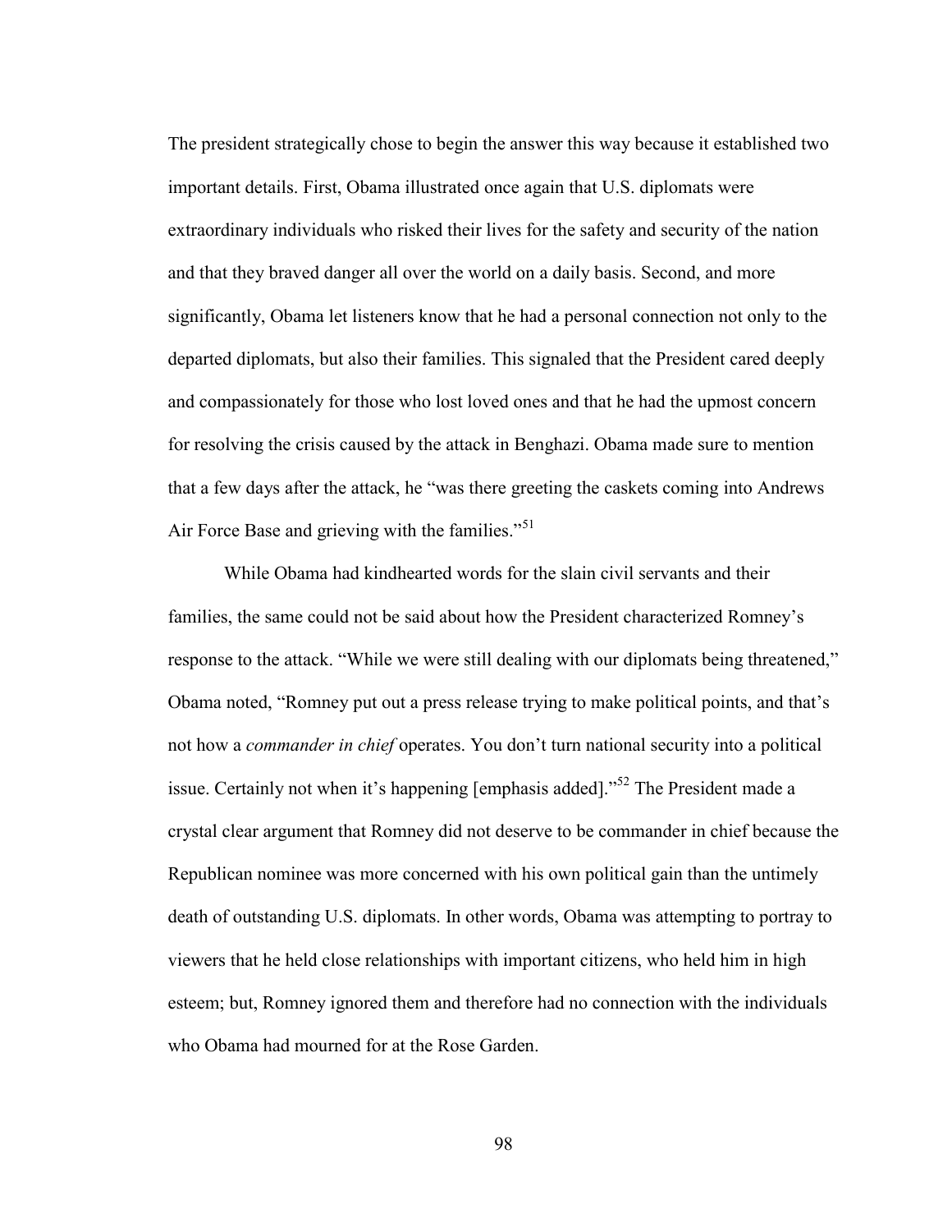The president strategically chose to begin the answer this way because it established two important details. First, Obama illustrated once again that U.S. diplomats were extraordinary individuals who risked their lives for the safety and security of the nation and that they braved danger all over the world on a daily basis. Second, and more significantly, Obama let listeners know that he had a personal connection not only to the departed diplomats, but also their families. This signaled that the President cared deeply and compassionately for those who lost loved ones and that he had the upmost concern for resolving the crisis caused by the attack in Benghazi. Obama made sure to mention that a few days after the attack, he "was there greeting the caskets coming into Andrews Air Force Base and grieving with the families."[51]

While Obama had kindhearted words for the slain civil servants and their families, the same could not be said about how the President characterized Romney's response to the attack. "While we were still dealing with our diplomats being threatened," Obama noted, "Romney put out a press release trying to make political points, and that's not how a *commander in chief* operates. You don't turn national security into a political issue. Certainly not when it's happening [emphasis added]."[52] The President made a crystal clear argument that Romney did not deserve to be commander in chief because the Republican nominee was more concerned with his own political gain than the untimely death of outstanding U.S. diplomats. In other words, Obama was attempting to portray to viewers that he held close relationships with important citizens, who held him in high esteem; but, Romney ignored them and therefore had no connection with the individuals who Obama had mourned for at the Rose Garden.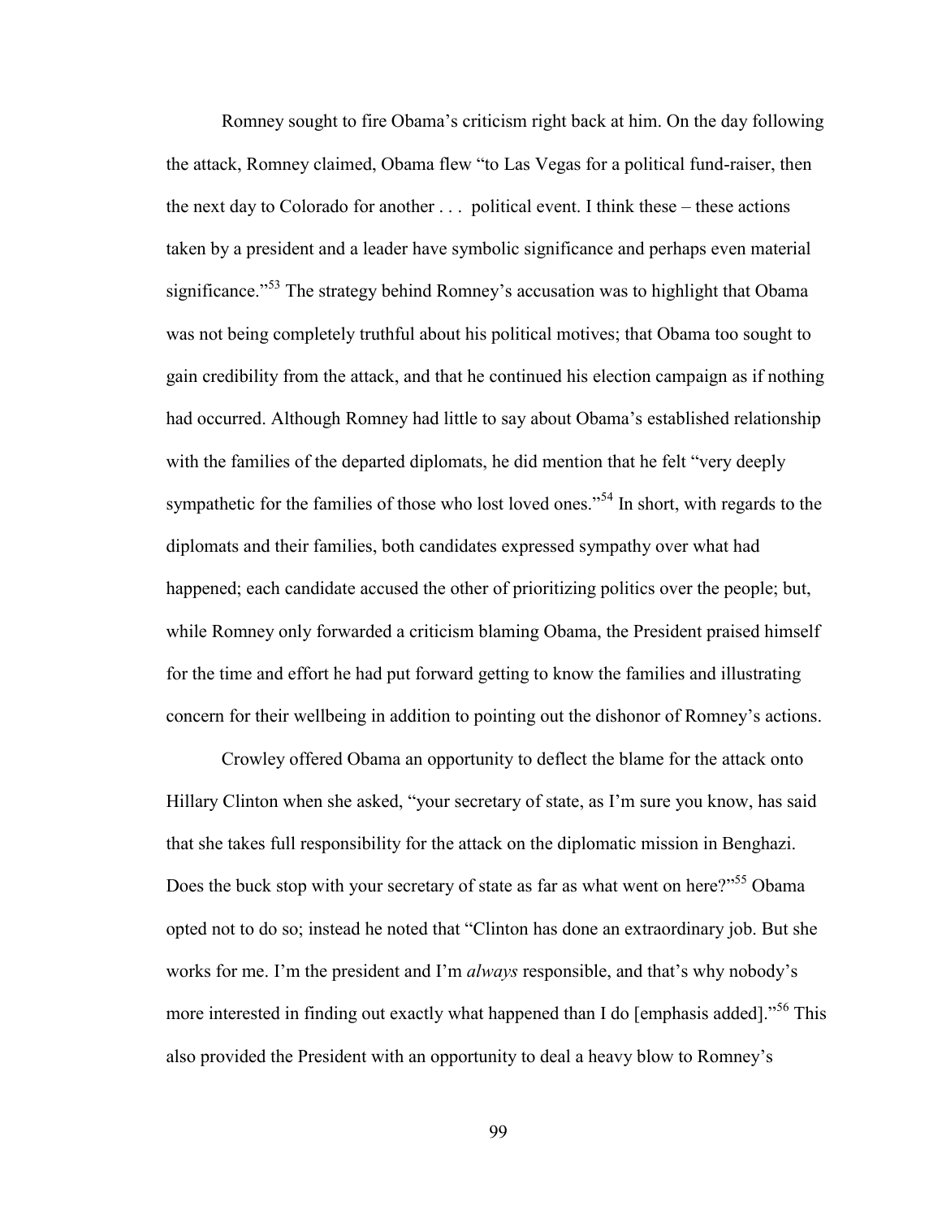Romney sought to fire Obama's criticism right back at him. On the day following the attack, Romney claimed, Obama flew "to Las Vegas for a political fund-raiser, then the next day to Colorado for another . . . political event. I think these – these actions taken by a president and a leader have symbolic significance and perhaps even material significance."[53] The strategy behind Romney's accusation was to highlight that Obama was not being completely truthful about his political motives; that Obama too sought to gain credibility from the attack, and that he continued his election campaign as if nothing had occurred. Although Romney had little to say about Obama's established relationship with the families of the departed diplomats, he did mention that he felt "very deeply sympathetic for the families of those who lost loved ones."[54] In short, with regards to the diplomats and their families, both candidates expressed sympathy over what had happened; each candidate accused the other of prioritizing politics over the people; but, while Romney only forwarded a criticism blaming Obama, the President praised himself for the time and effort he had put forward getting to know the families and illustrating concern for their wellbeing in addition to pointing out the dishonor of Romney's actions.

Crowley offered Obama an opportunity to deflect the blame for the attack onto Hillary Clinton when she asked, "your secretary of state, as I'm sure you know, has said that she takes full responsibility for the attack on the diplomatic mission in Benghazi. Does the buck stop with your secretary of state as far as what went on here?"[55] Obama opted not to do so; instead he noted that "Clinton has done an extraordinary job. But she works for me. I'm the president and I'm *always* responsible, and that's why nobody's more interested in finding out exactly what happened than I do [emphasis added]."[56] This also provided the President with an opportunity to deal a heavy blow to Romney's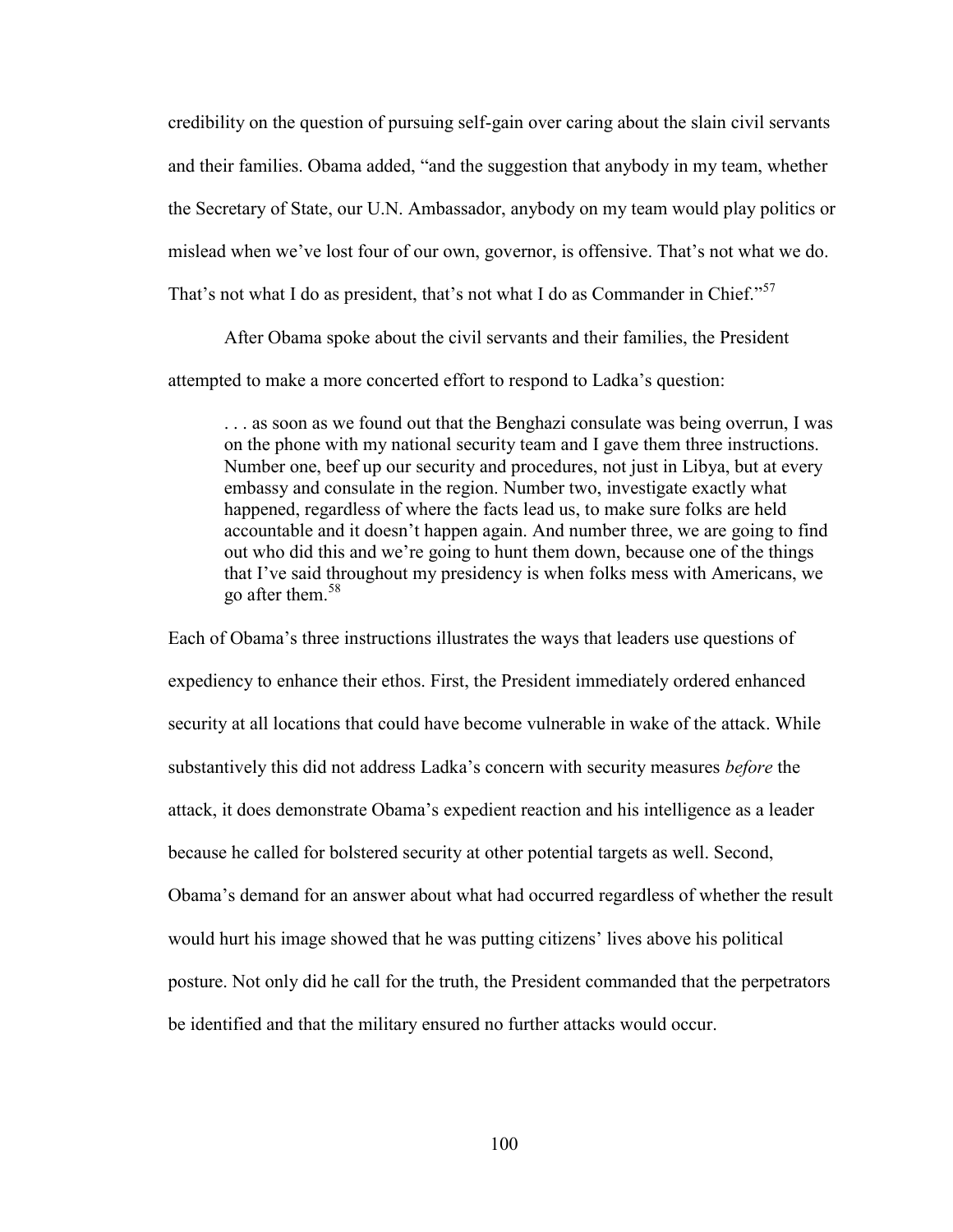credibility on the question of pursuing self-gain over caring about the slain civil servants and their families. Obama added, "and the suggestion that anybody in my team, whether the Secretary of State, our U.N. Ambassador, anybody on my team would play politics or mislead when we've lost four of our own, governor, is offensive. That's not what we do. That's not what I do as president, that's not what I do as Commander in Chief."[57]

After Obama spoke about the civil servants and their families, the President attempted to make a more concerted effort to respond to Ladka's question:

> . . . as soon as we found out that the Benghazi consulate was being overrun, I was on the phone with my national security team and I gave them three instructions. Number one, beef up our security and procedures, not just in Libya, but at every embassy and consulate in the region. Number two, investigate exactly what happened, regardless of where the facts lead us, to make sure folks are held accountable and it doesn't happen again. And number three, we are going to find out who did this and we're going to hunt them down, because one of the things that I've said throughout my presidency is when folks mess with Americans, we go after them.[58]

Each of Obama's three instructions illustrates the ways that leaders use questions of expediency to enhance their ethos. First, the President immediately ordered enhanced security at all locations that could have become vulnerable in wake of the attack. While substantively this did not address Ladka's concern with security measures *before* the attack, it does demonstrate Obama's expedient reaction and his intelligence as a leader because he called for bolstered security at other potential targets as well. Second, Obama's demand for an answer about what had occurred regardless of whether the result would hurt his image showed that he was putting citizens' lives above his political posture. Not only did he call for the truth, the President commanded that the perpetrators be identified and that the military ensured no further attacks would occur.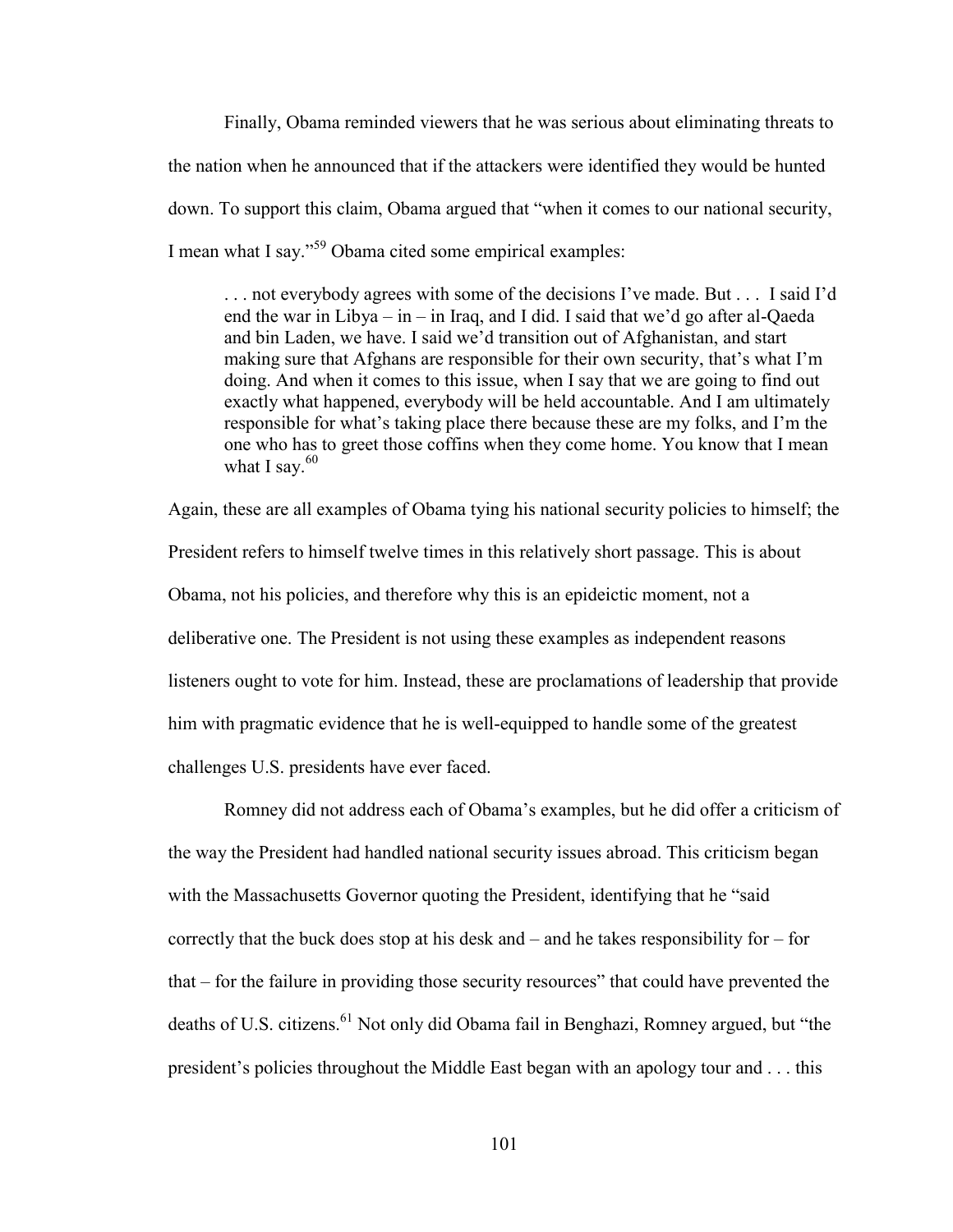Finally, Obama reminded viewers that he was serious about eliminating threats to the nation when he announced that if the attackers were identified they would be hunted down. To support this claim, Obama argued that "when it comes to our national security, I mean what I say."[59] Obama cited some empirical examples:

> . . . not everybody agrees with some of the decisions I've made. But . . . I said I'd end the war in Libya – in – in Iraq, and I did. I said that we'd go after al-Qaeda and bin Laden, we have. I said we'd transition out of Afghanistan, and start making sure that Afghans are responsible for their own security, that's what I'm doing. And when it comes to this issue, when I say that we are going to find out exactly what happened, everybody will be held accountable. And I am ultimately responsible for what's taking place there because these are my folks, and I'm the one who has to greet those coffins when they come home. You know that I mean what I say.[60]

Again, these are all examples of Obama tying his national security policies to himself; the President refers to himself twelve times in this relatively short passage. This is about Obama, not his policies, and therefore why this is an epideictic moment, not a deliberative one. The President is not using these examples as independent reasons listeners ought to vote for him. Instead, these are proclamations of leadership that provide him with pragmatic evidence that he is well-equipped to handle some of the greatest challenges U.S. presidents have ever faced.

Romney did not address each of Obama's examples, but he did offer a criticism of the way the President had handled national security issues abroad. This criticism began with the Massachusetts Governor quoting the President, identifying that he "said correctly that the buck does stop at his desk and – and he takes responsibility for – for that – for the failure in providing those security resources" that could have prevented the deaths of U.S. citizens.[61] Not only did Obama fail in Benghazi, Romney argued, but "the president's policies throughout the Middle East began with an apology tour and . . . this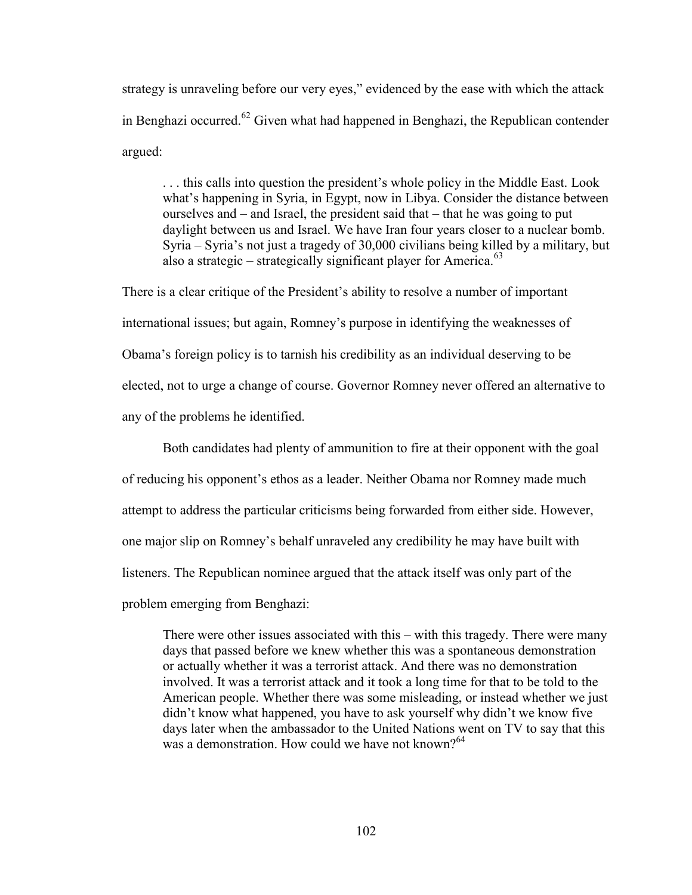strategy is unraveling before our very eyes," evidenced by the ease with which the attack in Benghazi occurred.[62] Given what had happened in Benghazi, the Republican contender argued:

> . . . this calls into question the president's whole policy in the Middle East. Look what's happening in Syria, in Egypt, now in Libya. Consider the distance between ourselves and – and Israel, the president said that – that he was going to put daylight between us and Israel. We have Iran four years closer to a nuclear bomb. Syria – Syria's not just a tragedy of 30,000 civilians being killed by a military, but also a strategic – strategically significant player for America.[63]

There is a clear critique of the President's ability to resolve a number of important international issues; but again, Romney's purpose in identifying the weaknesses of Obama's foreign policy is to tarnish his credibility as an individual deserving to be elected, not to urge a change of course. Governor Romney never offered an alternative to any of the problems he identified.

Both candidates had plenty of ammunition to fire at their opponent with the goal of reducing his opponent's ethos as a leader. Neither Obama nor Romney made much attempt to address the particular criticisms being forwarded from either side. However, one major slip on Romney's behalf unraveled any credibility he may have built with listeners. The Republican nominee argued that the attack itself was only part of the problem emerging from Benghazi:

> There were other issues associated with this – with this tragedy. There were many days that passed before we knew whether this was a spontaneous demonstration or actually whether it was a terrorist attack. And there was no demonstration involved. It was a terrorist attack and it took a long time for that to be told to the American people. Whether there was some misleading, or instead whether we just didn't know what happened, you have to ask yourself why didn't we know five days later when the ambassador to the United Nations went on TV to say that this was a demonstration. How could we have not known?[64]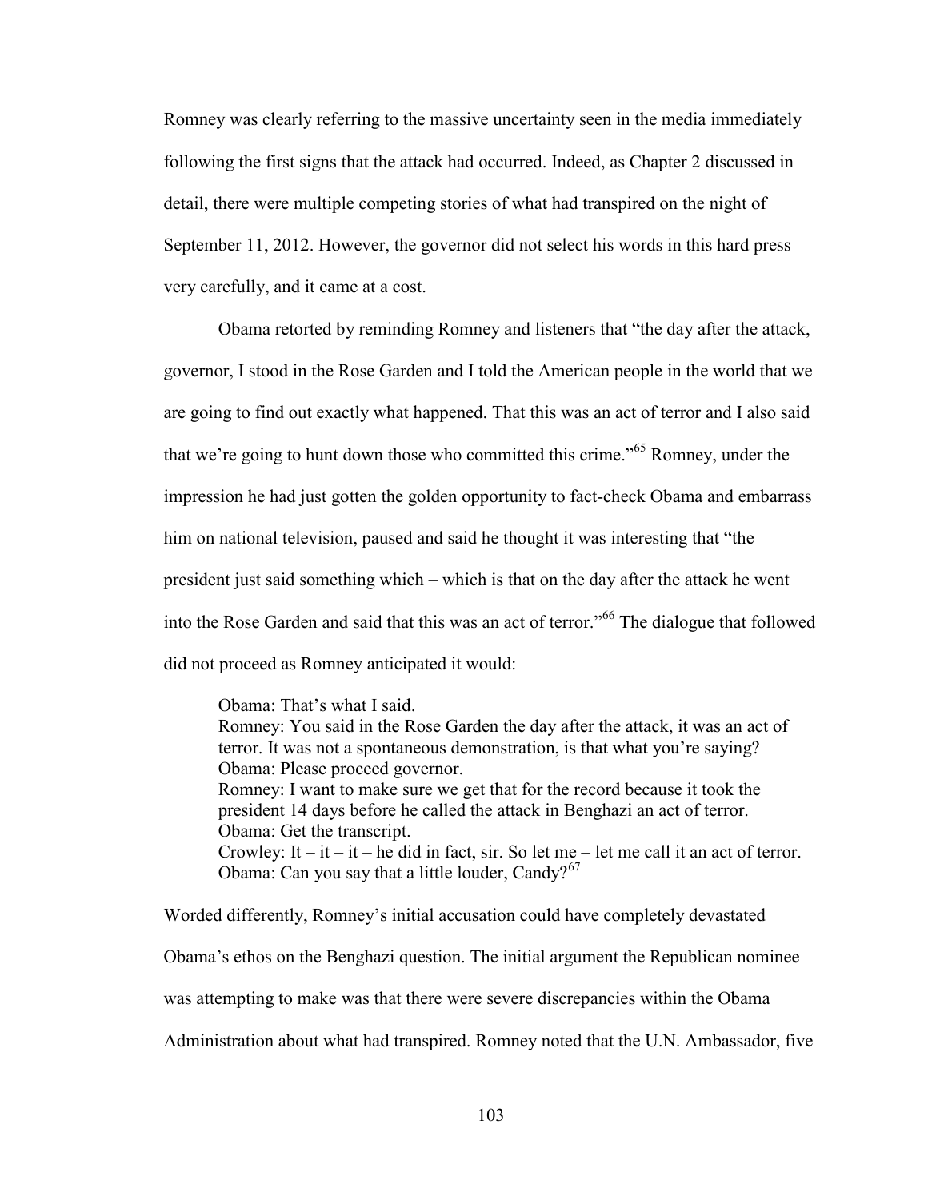Romney was clearly referring to the massive uncertainty seen in the media immediately following the first signs that the attack had occurred. Indeed, as Chapter 2 discussed in detail, there were multiple competing stories of what had transpired on the night of September 11, 2012. However, the governor did not select his words in this hard press very carefully, and it came at a cost.

Obama retorted by reminding Romney and listeners that "the day after the attack, governor, I stood in the Rose Garden and I told the American people in the world that we are going to find out exactly what happened. That this was an act of terror and I also said that we're going to hunt down those who committed this crime."[65] Romney, under the impression he had just gotten the golden opportunity to fact-check Obama and embarrass him on national television, paused and said he thought it was interesting that "the president just said something which – which is that on the day after the attack he went into the Rose Garden and said that this was an act of terror."[66] The dialogue that followed did not proceed as Romney anticipated it would:

> Obama: That's what I said.
> Romney: You said in the Rose Garden the day after the attack, it was an act of terror. It was not a spontaneous demonstration, is that what you're saying?
> Obama: Please proceed governor.
> Romney: I want to make sure we get that for the record because it took the president 14 days before he called the attack in Benghazi an act of terror.
> Obama: Get the transcript.
> Crowley: It – it – it – he did in fact, sir. So let me – let me call it an act of terror.
> Obama: Can you say that a little louder, Candy?[67]

Worded differently, Romney's initial accusation could have completely devastated Obama's ethos on the Benghazi question. The initial argument the Republican nominee was attempting to make was that there were severe discrepancies within the Obama Administration about what had transpired. Romney noted that the U.N. Ambassador, five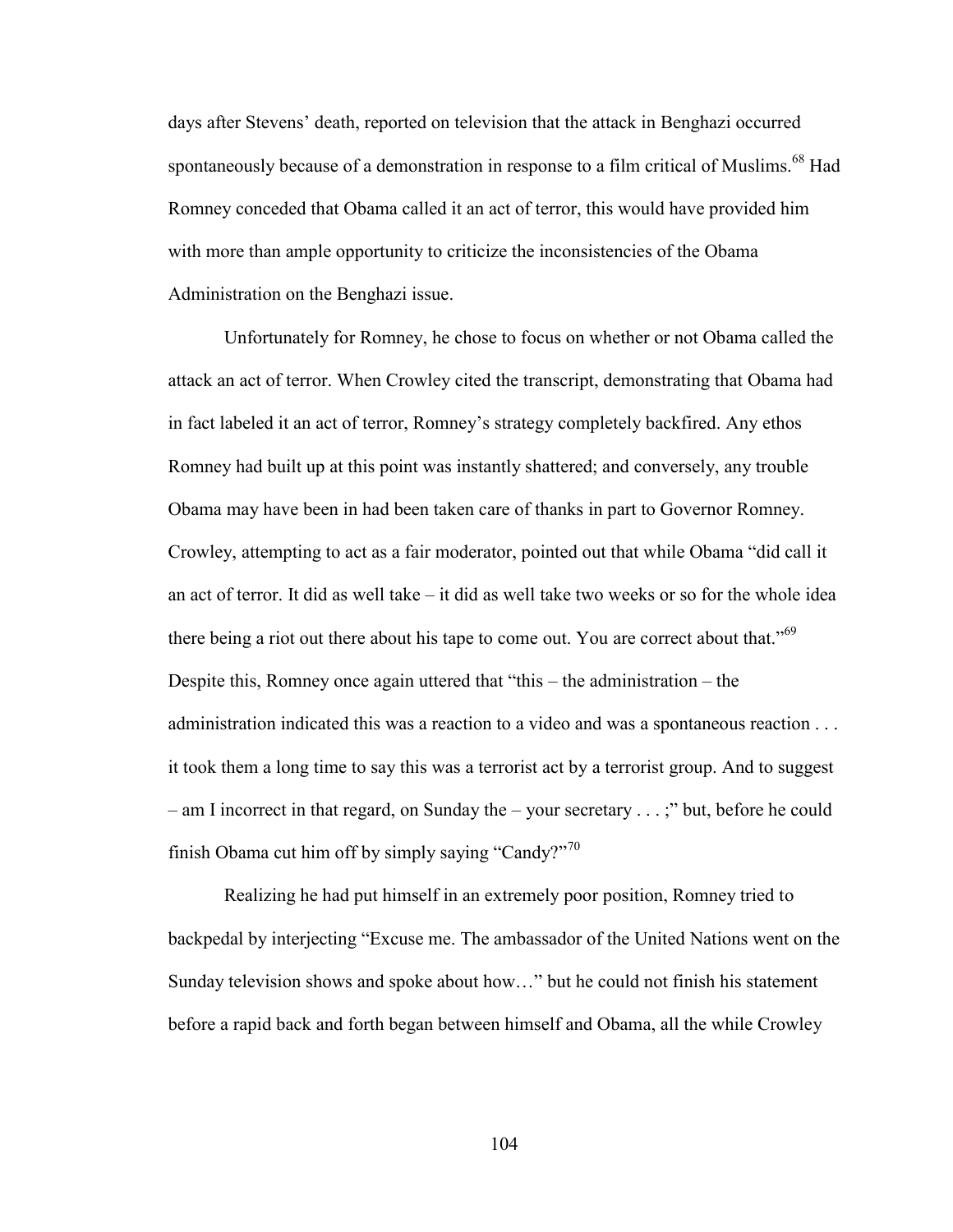days after Stevens' death, reported on television that the attack in Benghazi occurred spontaneously because of a demonstration in response to a film critical of Muslims.[68] Had Romney conceded that Obama called it an act of terror, this would have provided him with more than ample opportunity to criticize the inconsistencies of the Obama Administration on the Benghazi issue.

Unfortunately for Romney, he chose to focus on whether or not Obama called the attack an act of terror. When Crowley cited the transcript, demonstrating that Obama had in fact labeled it an act of terror, Romney's strategy completely backfired. Any ethos Romney had built up at this point was instantly shattered; and conversely, any trouble Obama may have been in had been taken care of thanks in part to Governor Romney. Crowley, attempting to act as a fair moderator, pointed out that while Obama "did call it an act of terror. It did as well take – it did as well take two weeks or so for the whole idea there being a riot out there about his tape to come out. You are correct about that."[69] Despite this, Romney once again uttered that "this – the administration – the administration indicated this was a reaction to a video and was a spontaneous reaction . . . it took them a long time to say this was a terrorist act by a terrorist group. And to suggest – am I incorrect in that regard, on Sunday the – your secretary . . . ;" but, before he could finish Obama cut him off by simply saying "Candy?"[70]

Realizing he had put himself in an extremely poor position, Romney tried to backpedal by interjecting "Excuse me. The ambassador of the United Nations went on the Sunday television shows and spoke about how…" but he could not finish his statement before a rapid back and forth began between himself and Obama, all the while Crowley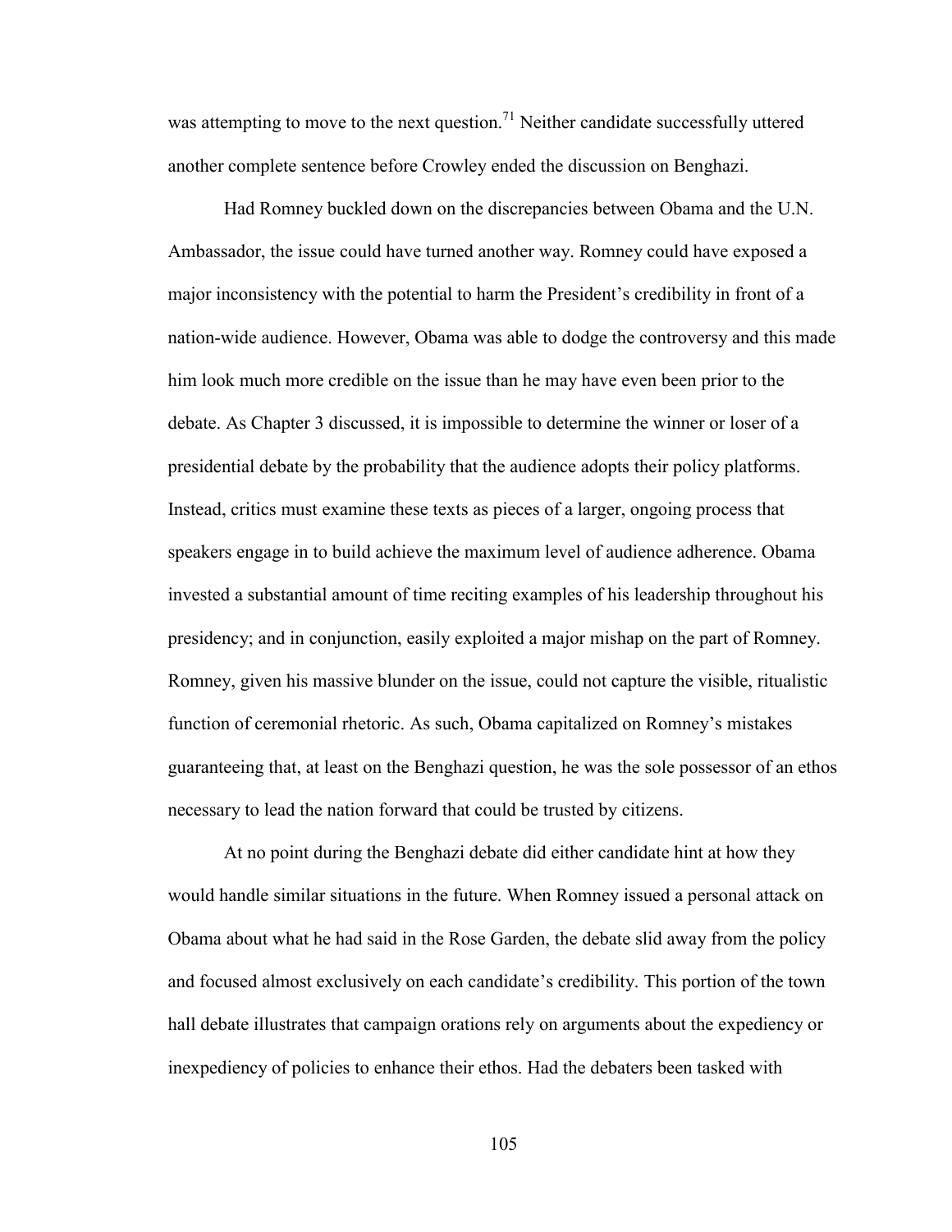was attempting to move to the next question.[71] Neither candidate successfully uttered another complete sentence before Crowley ended the discussion on Benghazi.

Had Romney buckled down on the discrepancies between Obama and the U.N. Ambassador, the issue could have turned another way. Romney could have exposed a major inconsistency with the potential to harm the President's credibility in front of a nation-wide audience. However, Obama was able to dodge the controversy and this made him look much more credible on the issue than he may have even been prior to the debate. As Chapter 3 discussed, it is impossible to determine the winner or loser of a presidential debate by the probability that the audience adopts their policy platforms. Instead, critics must examine these texts as pieces of a larger, ongoing process that speakers engage in to build achieve the maximum level of audience adherence. Obama invested a substantial amount of time reciting examples of his leadership throughout his presidency; and in conjunction, easily exploited a major mishap on the part of Romney. Romney, given his massive blunder on the issue, could not capture the visible, ritualistic function of ceremonial rhetoric. As such, Obama capitalized on Romney's mistakes guaranteeing that, at least on the Benghazi question, he was the sole possessor of an ethos necessary to lead the nation forward that could be trusted by citizens.

At no point during the Benghazi debate did either candidate hint at how they would handle similar situations in the future. When Romney issued a personal attack on Obama about what he had said in the Rose Garden, the debate slid away from the policy and focused almost exclusively on each candidate's credibility. This portion of the town hall debate illustrates that campaign orations rely on arguments about the expediency or inexpediency of policies to enhance their ethos. Had the debaters been tasked with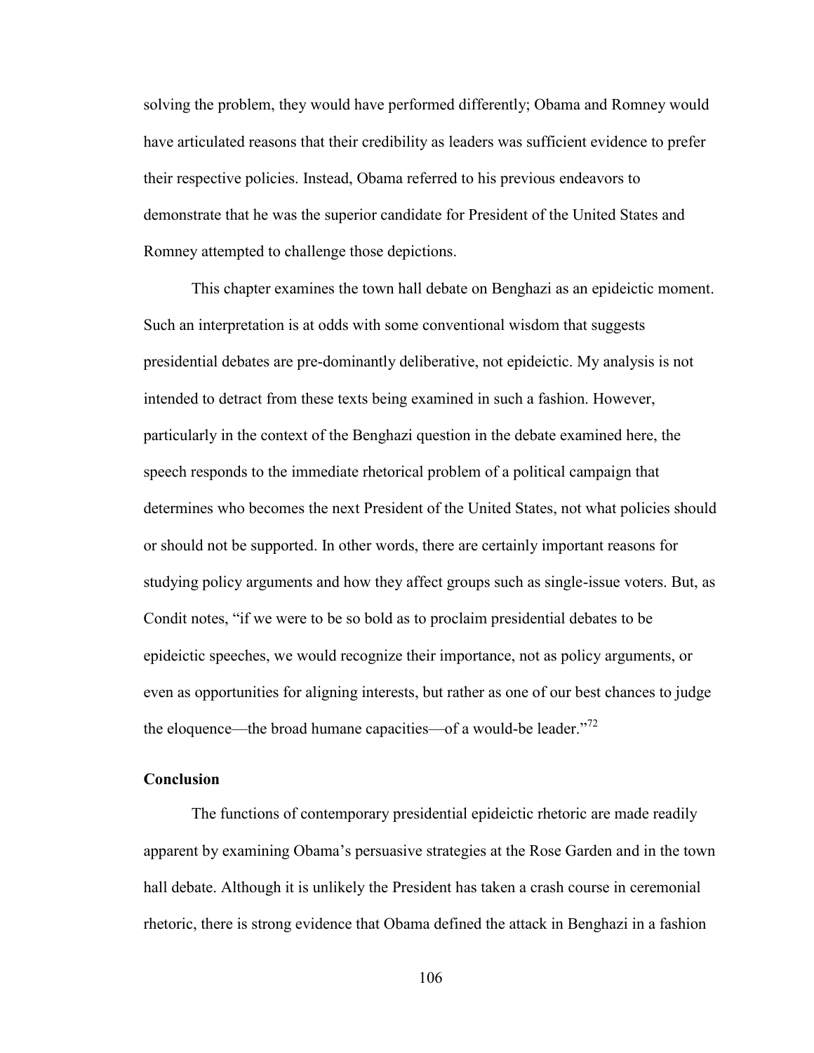solving the problem, they would have performed differently; Obama and Romney would have articulated reasons that their credibility as leaders was sufficient evidence to prefer their respective policies. Instead, Obama referred to his previous endeavors to demonstrate that he was the superior candidate for President of the United States and Romney attempted to challenge those depictions.

This chapter examines the town hall debate on Benghazi as an epideictic moment. Such an interpretation is at odds with some conventional wisdom that suggests presidential debates are pre-dominantly deliberative, not epideictic. My analysis is not intended to detract from these texts being examined in such a fashion. However, particularly in the context of the Benghazi question in the debate examined here, the speech responds to the immediate rhetorical problem of a political campaign that determines who becomes the next President of the United States, not what policies should or should not be supported. In other words, there are certainly important reasons for studying policy arguments and how they affect groups such as single-issue voters. But, as Condit notes, "if we were to be so bold as to proclaim presidential debates to be epideictic speeches, we would recognize their importance, not as policy arguments, or even as opportunities for aligning interests, but rather as one of our best chances to judge the eloquence—the broad humane capacities—of a would-be leader."[72]

**Conclusion**

The functions of contemporary presidential epideictic rhetoric are made readily apparent by examining Obama's persuasive strategies at the Rose Garden and in the town hall debate. Although it is unlikely the President has taken a crash course in ceremonial rhetoric, there is strong evidence that Obama defined the attack in Benghazi in a fashion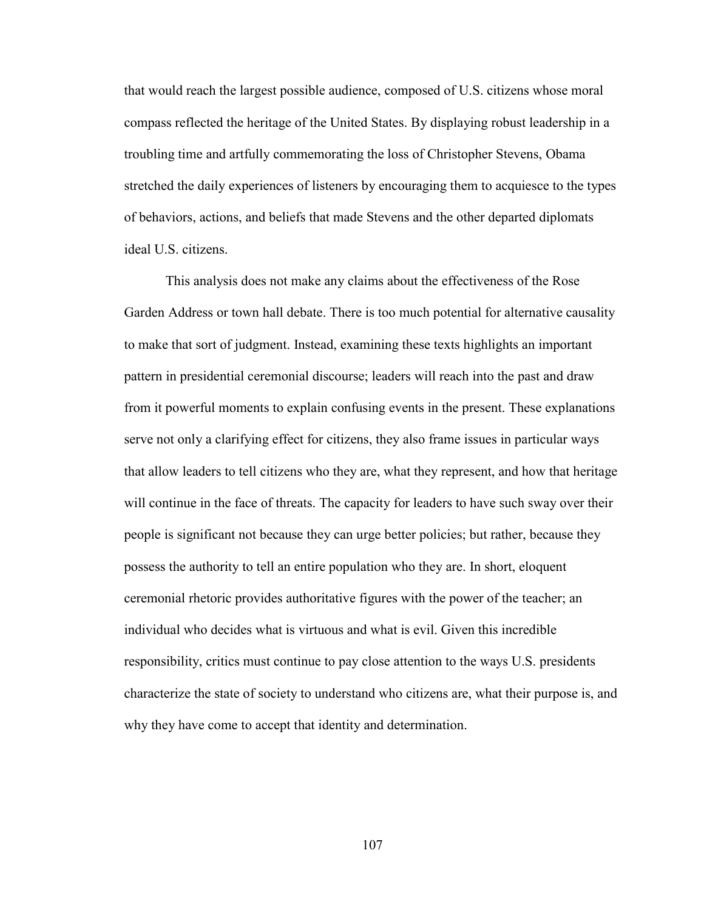that would reach the largest possible audience, composed of U.S. citizens whose moral compass reflected the heritage of the United States. By displaying robust leadership in a troubling time and artfully commemorating the loss of Christopher Stevens, Obama stretched the daily experiences of listeners by encouraging them to acquiesce to the types of behaviors, actions, and beliefs that made Stevens and the other departed diplomats ideal U.S. citizens.

This analysis does not make any claims about the effectiveness of the Rose Garden Address or town hall debate. There is too much potential for alternative causality to make that sort of judgment. Instead, examining these texts highlights an important pattern in presidential ceremonial discourse; leaders will reach into the past and draw from it powerful moments to explain confusing events in the present. These explanations serve not only a clarifying effect for citizens, they also frame issues in particular ways that allow leaders to tell citizens who they are, what they represent, and how that heritage will continue in the face of threats. The capacity for leaders to have such sway over their people is significant not because they can urge better policies; but rather, because they possess the authority to tell an entire population who they are. In short, eloquent ceremonial rhetoric provides authoritative figures with the power of the teacher; an individual who decides what is virtuous and what is evil. Given this incredible responsibility, critics must continue to pay close attention to the ways U.S. presidents characterize the state of society to understand who citizens are, what their purpose is, and why they have come to accept that identity and determination.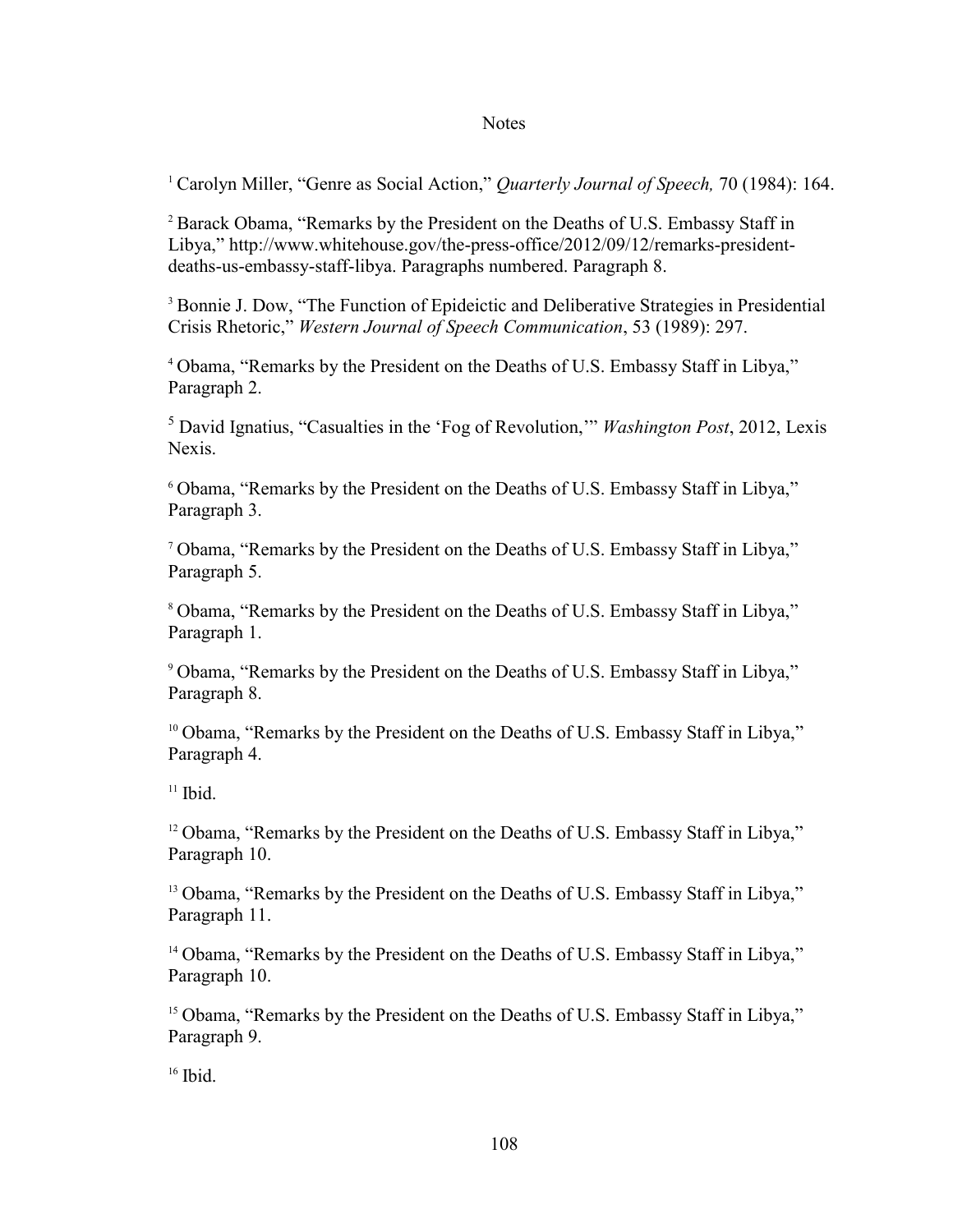## Notes

[1] Carolyn Miller, "Genre as Social Action," *Quarterly Journal of Speech,* 70 (1984): 164.

[2] Barack Obama, "Remarks by the President on the Deaths of U.S. Embassy Staff in Libya," http://www.whitehouse.gov/the-press-office/2012/09/12/remarks-president-deaths-us-embassy-staff-libya. Paragraphs numbered. Paragraph 8.

[3] Bonnie J. Dow, "The Function of Epideictic and Deliberative Strategies in Presidential Crisis Rhetoric," *Western Journal of Speech Communication*, 53 (1989): 297.

[4] Obama, "Remarks by the President on the Deaths of U.S. Embassy Staff in Libya," Paragraph 2.

[5] David Ignatius, "Casualties in the 'Fog of Revolution,'" *Washington Post*, 2012, Lexis Nexis.

[6] Obama, "Remarks by the President on the Deaths of U.S. Embassy Staff in Libya," Paragraph 3.

[7] Obama, "Remarks by the President on the Deaths of U.S. Embassy Staff in Libya," Paragraph 5.

[8] Obama, "Remarks by the President on the Deaths of U.S. Embassy Staff in Libya," Paragraph 1.

[9] Obama, "Remarks by the President on the Deaths of U.S. Embassy Staff in Libya," Paragraph 8.

[10] Obama, "Remarks by the President on the Deaths of U.S. Embassy Staff in Libya," Paragraph 4.

[11] Ibid.

[12] Obama, "Remarks by the President on the Deaths of U.S. Embassy Staff in Libya," Paragraph 10.

[13] Obama, "Remarks by the President on the Deaths of U.S. Embassy Staff in Libya," Paragraph 11.

[14] Obama, "Remarks by the President on the Deaths of U.S. Embassy Staff in Libya," Paragraph 10.

[15] Obama, "Remarks by the President on the Deaths of U.S. Embassy Staff in Libya," Paragraph 9.

[16] Ibid.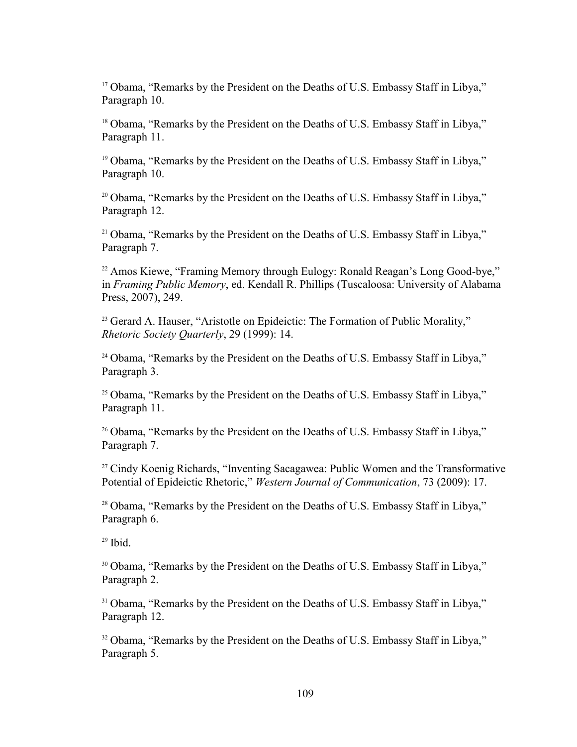[17] Obama, "Remarks by the President on the Deaths of U.S. Embassy Staff in Libya," Paragraph 10.

[18] Obama, "Remarks by the President on the Deaths of U.S. Embassy Staff in Libya," Paragraph 11.

[19] Obama, "Remarks by the President on the Deaths of U.S. Embassy Staff in Libya," Paragraph 10.

[20] Obama, "Remarks by the President on the Deaths of U.S. Embassy Staff in Libya," Paragraph 12.

[21] Obama, "Remarks by the President on the Deaths of U.S. Embassy Staff in Libya," Paragraph 7.

[22] Amos Kiewe, "Framing Memory through Eulogy: Ronald Reagan's Long Good-bye," in *Framing Public Memory*, ed. Kendall R. Phillips (Tuscaloosa: University of Alabama Press, 2007), 249.

[23] Gerard A. Hauser, "Aristotle on Epideictic: The Formation of Public Morality," *Rhetoric Society Quarterly*, 29 (1999): 14.

[24] Obama, "Remarks by the President on the Deaths of U.S. Embassy Staff in Libya," Paragraph 3.

[25] Obama, "Remarks by the President on the Deaths of U.S. Embassy Staff in Libya," Paragraph 11.

[26] Obama, "Remarks by the President on the Deaths of U.S. Embassy Staff in Libya," Paragraph 7.

[27] Cindy Koenig Richards, "Inventing Sacagawea: Public Women and the Transformative Potential of Epideictic Rhetoric," *Western Journal of Communication*, 73 (2009): 17.

[28] Obama, "Remarks by the President on the Deaths of U.S. Embassy Staff in Libya," Paragraph 6.

[29] Ibid.

[30] Obama, "Remarks by the President on the Deaths of U.S. Embassy Staff in Libya," Paragraph 2.

[31] Obama, "Remarks by the President on the Deaths of U.S. Embassy Staff in Libya," Paragraph 12.

[32] Obama, "Remarks by the President on the Deaths of U.S. Embassy Staff in Libya," Paragraph 5.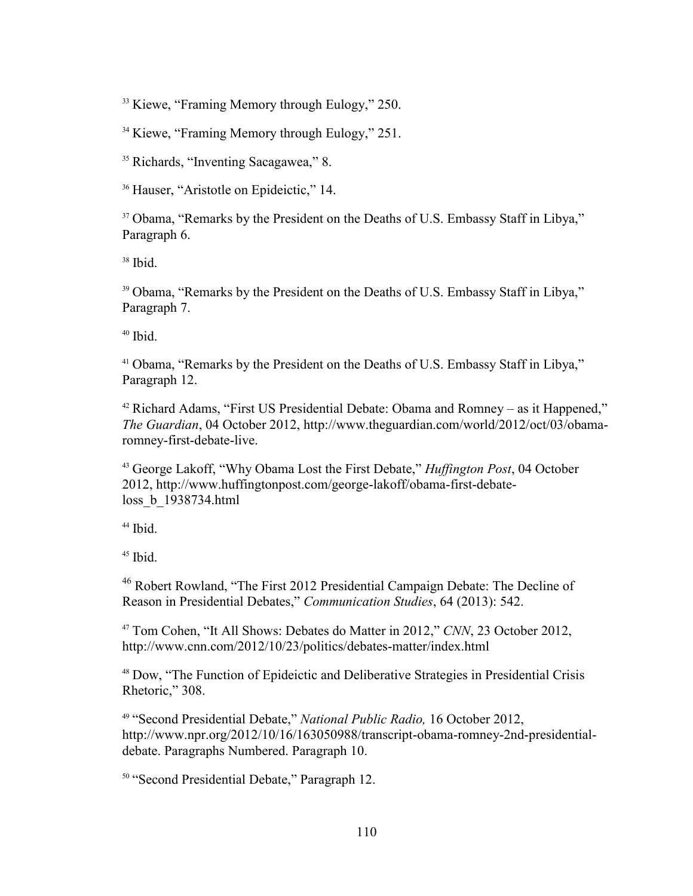[33] Kiewe, "Framing Memory through Eulogy," 250.

[34] Kiewe, "Framing Memory through Eulogy," 251.

[35] Richards, "Inventing Sacagawea," 8.

[36] Hauser, "Aristotle on Epideictic," 14.

[37] Obama, "Remarks by the President on the Deaths of U.S. Embassy Staff in Libya," Paragraph 6.

[38] Ibid.

[39] Obama, "Remarks by the President on the Deaths of U.S. Embassy Staff in Libya," Paragraph 7.

[40] Ibid.

[41] Obama, "Remarks by the President on the Deaths of U.S. Embassy Staff in Libya," Paragraph 12.

[42] Richard Adams, "First US Presidential Debate: Obama and Romney – as it Happened," *The Guardian*, 04 October 2012, http://www.theguardian.com/world/2012/oct/03/obama-romney-first-debate-live.

[43] George Lakoff, "Why Obama Lost the First Debate," *Huffington Post*, 04 October 2012, http://www.huffingtonpost.com/george-lakoff/obama-first-debate-loss_b_1938734.html

[44] Ibid.

[45] Ibid.

[46] Robert Rowland, "The First 2012 Presidential Campaign Debate: The Decline of Reason in Presidential Debates," *Communication Studies*, 64 (2013): 542.

[47] Tom Cohen, "It All Shows: Debates do Matter in 2012," *CNN*, 23 October 2012, http://www.cnn.com/2012/10/23/politics/debates-matter/index.html

[48] Dow, "The Function of Epideictic and Deliberative Strategies in Presidential Crisis Rhetoric," 308.

[49] "Second Presidential Debate," *National Public Radio,* 16 October 2012, http://www.npr.org/2012/10/16/163050988/transcript-obama-romney-2nd-presidential-debate. Paragraphs Numbered. Paragraph 10.

[50] "Second Presidential Debate," Paragraph 12.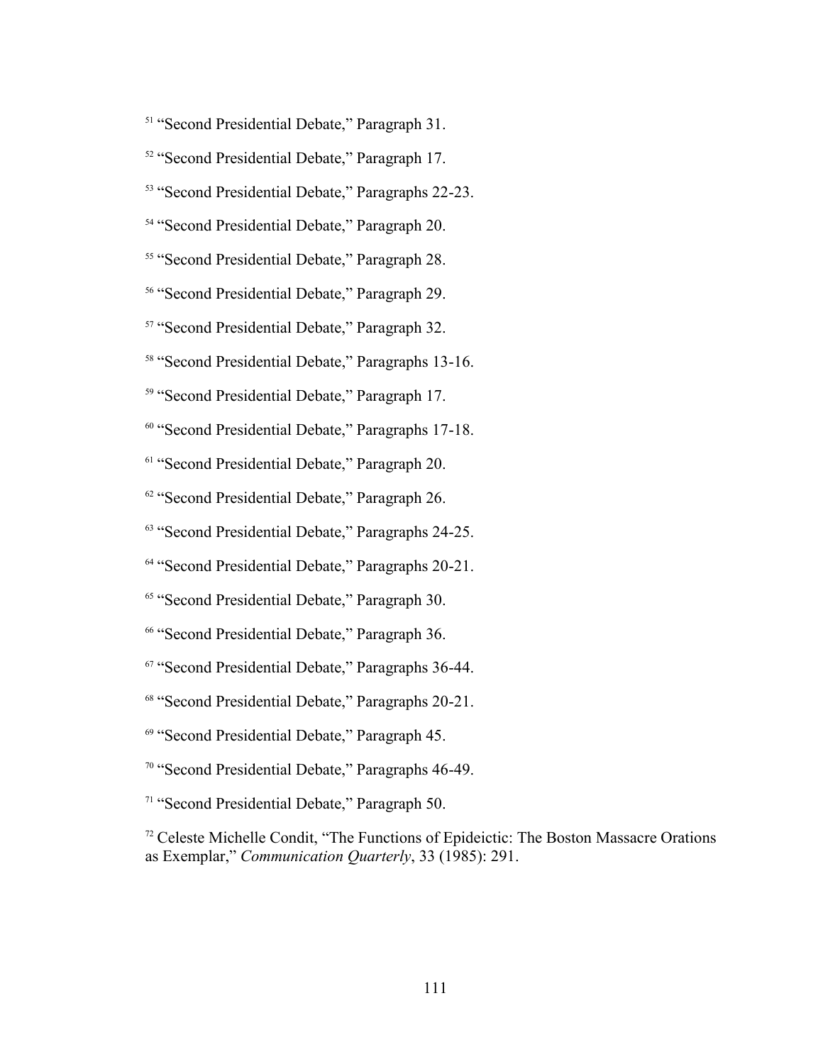[51] "Second Presidential Debate," Paragraph 31.

[52] "Second Presidential Debate," Paragraph 17.

[53] "Second Presidential Debate," Paragraphs 22-23.

[54] "Second Presidential Debate," Paragraph 20.

[55] "Second Presidential Debate," Paragraph 28.

[56] "Second Presidential Debate," Paragraph 29.

[57] "Second Presidential Debate," Paragraph 32.

[58] "Second Presidential Debate," Paragraphs 13-16.

[59] "Second Presidential Debate," Paragraph 17.

[60] "Second Presidential Debate," Paragraphs 17-18.

[61] "Second Presidential Debate," Paragraph 20.

[62] "Second Presidential Debate," Paragraph 26.

[63] "Second Presidential Debate," Paragraphs 24-25.

[64] "Second Presidential Debate," Paragraphs 20-21.

[65] "Second Presidential Debate," Paragraph 30.

[66] "Second Presidential Debate," Paragraph 36.

[67] "Second Presidential Debate," Paragraphs 36-44.

[68] "Second Presidential Debate," Paragraphs 20-21.

[69] "Second Presidential Debate," Paragraph 45.

[70] "Second Presidential Debate," Paragraphs 46-49.

[71] "Second Presidential Debate," Paragraph 50.

[72] Celeste Michelle Condit, "The Functions of Epideictic: The Boston Massacre Orations as Exemplar," *Communication Quarterly*, 33 (1985): 291.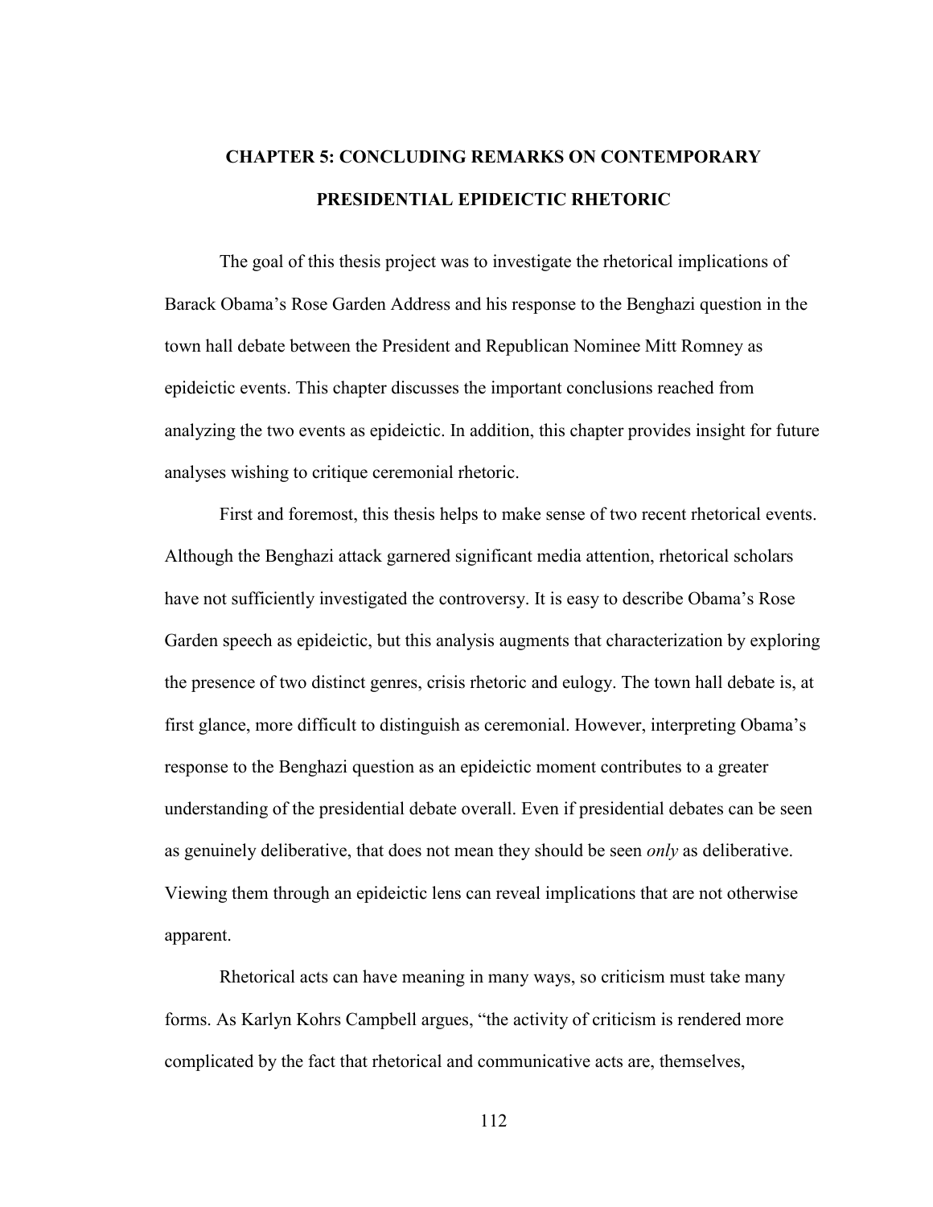# CHAPTER 5: CONCLUDING REMARKS ON CONTEMPORARY PRESIDENTIAL EPIDEICTIC RHETORIC

The goal of this thesis project was to investigate the rhetorical implications of Barack Obama's Rose Garden Address and his response to the Benghazi question in the town hall debate between the President and Republican Nominee Mitt Romney as epideictic events. This chapter discusses the important conclusions reached from analyzing the two events as epideictic. In addition, this chapter provides insight for future analyses wishing to critique ceremonial rhetoric.

First and foremost, this thesis helps to make sense of two recent rhetorical events. Although the Benghazi attack garnered significant media attention, rhetorical scholars have not sufficiently investigated the controversy. It is easy to describe Obama's Rose Garden speech as epideictic, but this analysis augments that characterization by exploring the presence of two distinct genres, crisis rhetoric and eulogy. The town hall debate is, at first glance, more difficult to distinguish as ceremonial. However, interpreting Obama's response to the Benghazi question as an epideictic moment contributes to a greater understanding of the presidential debate overall. Even if presidential debates can be seen as genuinely deliberative, that does not mean they should be seen *only* as deliberative. Viewing them through an epideictic lens can reveal implications that are not otherwise apparent.

Rhetorical acts can have meaning in many ways, so criticism must take many forms. As Karlyn Kohrs Campbell argues, "the activity of criticism is rendered more complicated by the fact that rhetorical and communicative acts are, themselves,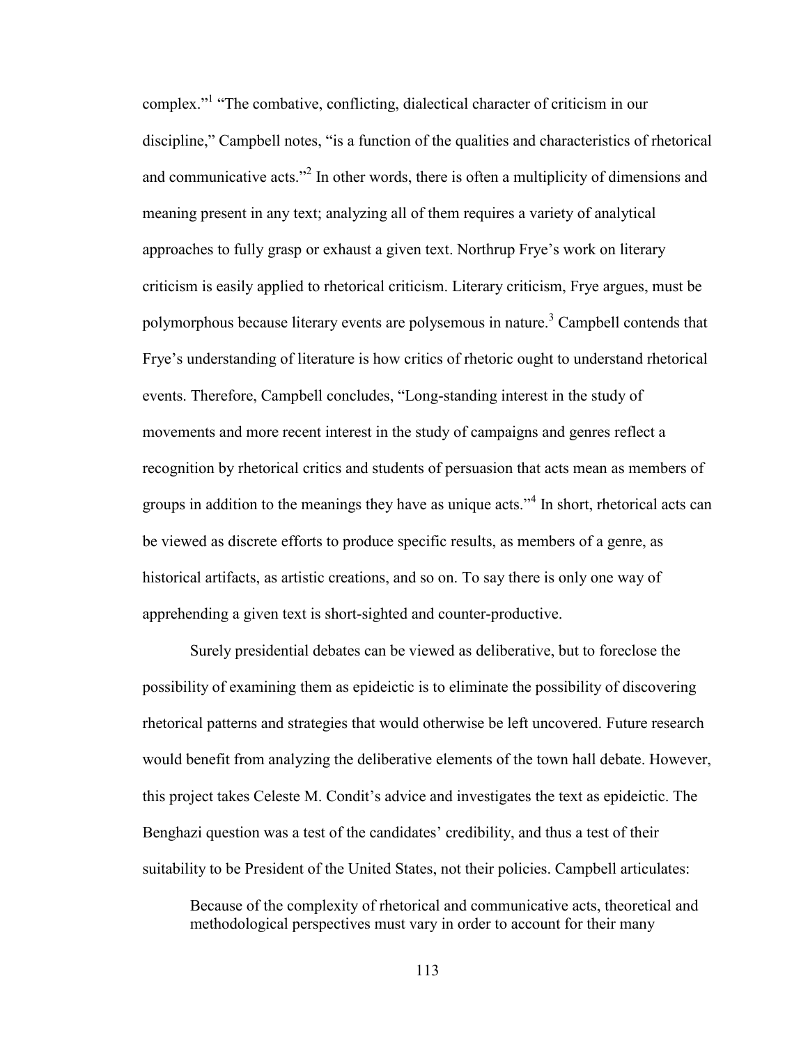complex."[1] "The combative, conflicting, dialectical character of criticism in our discipline," Campbell notes, "is a function of the qualities and characteristics of rhetorical and communicative acts."[2] In other words, there is often a multiplicity of dimensions and meaning present in any text; analyzing all of them requires a variety of analytical approaches to fully grasp or exhaust a given text. Northrup Frye's work on literary criticism is easily applied to rhetorical criticism. Literary criticism, Frye argues, must be polymorphous because literary events are polysemous in nature.[3] Campbell contends that Frye's understanding of literature is how critics of rhetoric ought to understand rhetorical events. Therefore, Campbell concludes, "Long-standing interest in the study of movements and more recent interest in the study of campaigns and genres reflect a recognition by rhetorical critics and students of persuasion that acts mean as members of groups in addition to the meanings they have as unique acts."[4] In short, rhetorical acts can be viewed as discrete efforts to produce specific results, as members of a genre, as historical artifacts, as artistic creations, and so on. To say there is only one way of apprehending a given text is short-sighted and counter-productive.

Surely presidential debates can be viewed as deliberative, but to foreclose the possibility of examining them as epideictic is to eliminate the possibility of discovering rhetorical patterns and strategies that would otherwise be left uncovered. Future research would benefit from analyzing the deliberative elements of the town hall debate. However, this project takes Celeste M. Condit's advice and investigates the text as epideictic. The Benghazi question was a test of the candidates' credibility, and thus a test of their suitability to be President of the United States, not their policies. Campbell articulates:

> Because of the complexity of rhetorical and communicative acts, theoretical and methodological perspectives must vary in order to account for their many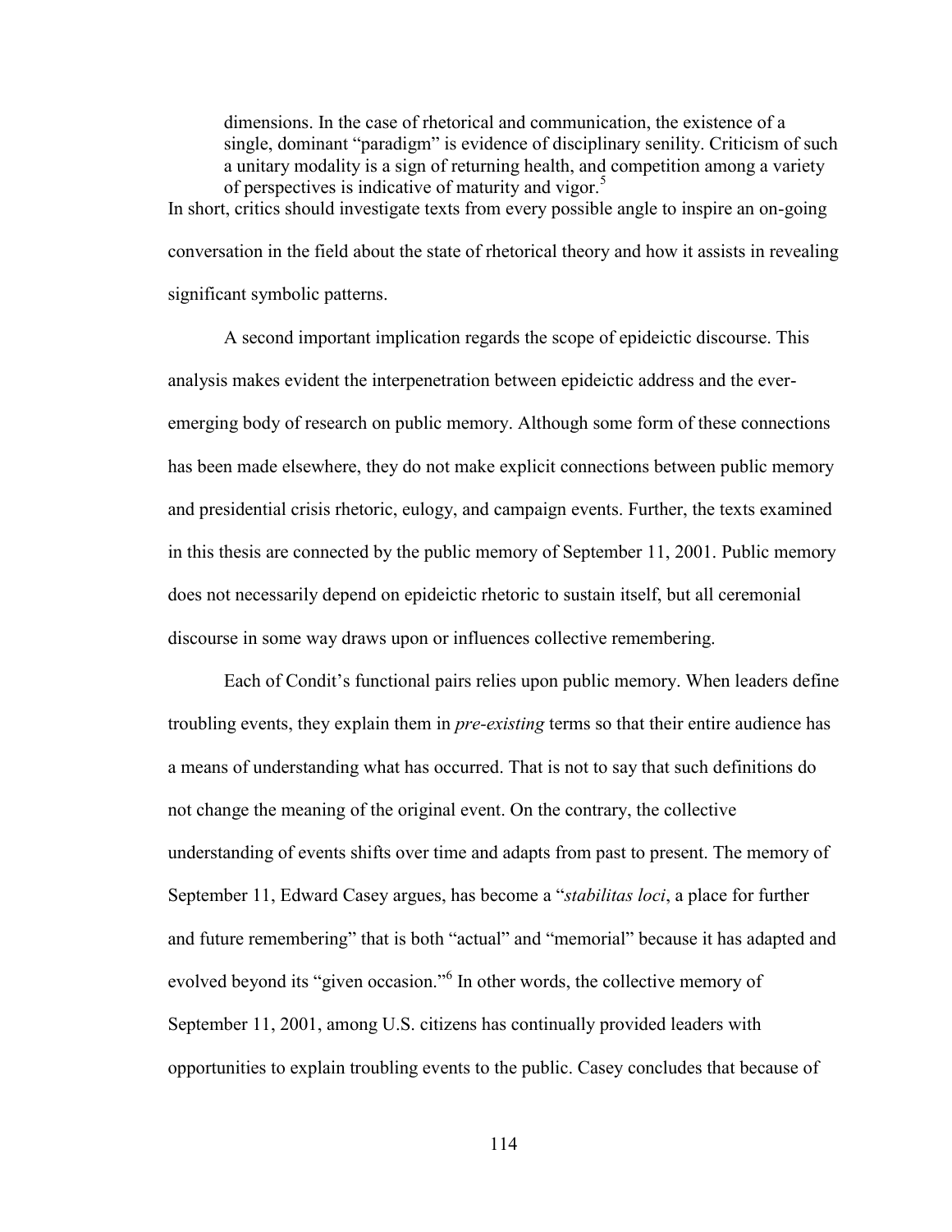> dimensions. In the case of rhetorical and communication, the existence of a single, dominant "paradigm" is evidence of disciplinary senility. Criticism of such a unitary modality is a sign of returning health, and competition among a variety of perspectives is indicative of maturity and vigor.[5]

In short, critics should investigate texts from every possible angle to inspire an on-going conversation in the field about the state of rhetorical theory and how it assists in revealing significant symbolic patterns.

A second important implication regards the scope of epideictic discourse. This analysis makes evident the interpenetration between epideictic address and the ever-emerging body of research on public memory. Although some form of these connections has been made elsewhere, they do not make explicit connections between public memory and presidential crisis rhetoric, eulogy, and campaign events. Further, the texts examined in this thesis are connected by the public memory of September 11, 2001. Public memory does not necessarily depend on epideictic rhetoric to sustain itself, but all ceremonial discourse in some way draws upon or influences collective remembering.

Each of Condit's functional pairs relies upon public memory. When leaders define troubling events, they explain them in *pre-existing* terms so that their entire audience has a means of understanding what has occurred. That is not to say that such definitions do not change the meaning of the original event. On the contrary, the collective understanding of events shifts over time and adapts from past to present. The memory of September 11, Edward Casey argues, has become a "*stabilitas loci*, a place for further and future remembering" that is both "actual" and "memorial" because it has adapted and evolved beyond its "given occasion."[6] In other words, the collective memory of September 11, 2001, among U.S. citizens has continually provided leaders with opportunities to explain troubling events to the public. Casey concludes that because of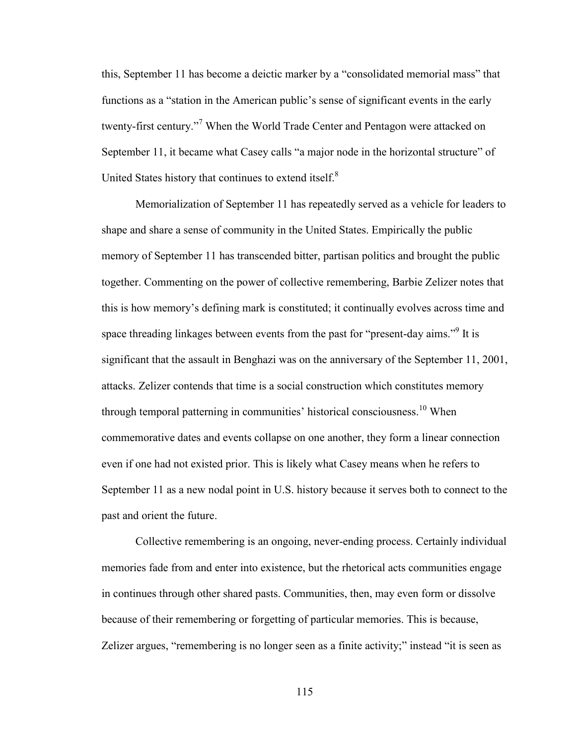this, September 11 has become a deictic marker by a "consolidated memorial mass" that functions as a "station in the American public's sense of significant events in the early twenty-first century."[7] When the World Trade Center and Pentagon were attacked on September 11, it became what Casey calls "a major node in the horizontal structure" of United States history that continues to extend itself.[8]

Memorialization of September 11 has repeatedly served as a vehicle for leaders to shape and share a sense of community in the United States. Empirically the public memory of September 11 has transcended bitter, partisan politics and brought the public together. Commenting on the power of collective remembering, Barbie Zelizer notes that this is how memory's defining mark is constituted; it continually evolves across time and space threading linkages between events from the past for "present-day aims."[9] It is significant that the assault in Benghazi was on the anniversary of the September 11, 2001, attacks. Zelizer contends that time is a social construction which constitutes memory through temporal patterning in communities' historical consciousness.[10] When commemorative dates and events collapse on one another, they form a linear connection even if one had not existed prior. This is likely what Casey means when he refers to September 11 as a new nodal point in U.S. history because it serves both to connect to the past and orient the future.

Collective remembering is an ongoing, never-ending process. Certainly individual memories fade from and enter into existence, but the rhetorical acts communities engage in continues through other shared pasts. Communities, then, may even form or dissolve because of their remembering or forgetting of particular memories. This is because, Zelizer argues, "remembering is no longer seen as a finite activity;" instead "it is seen as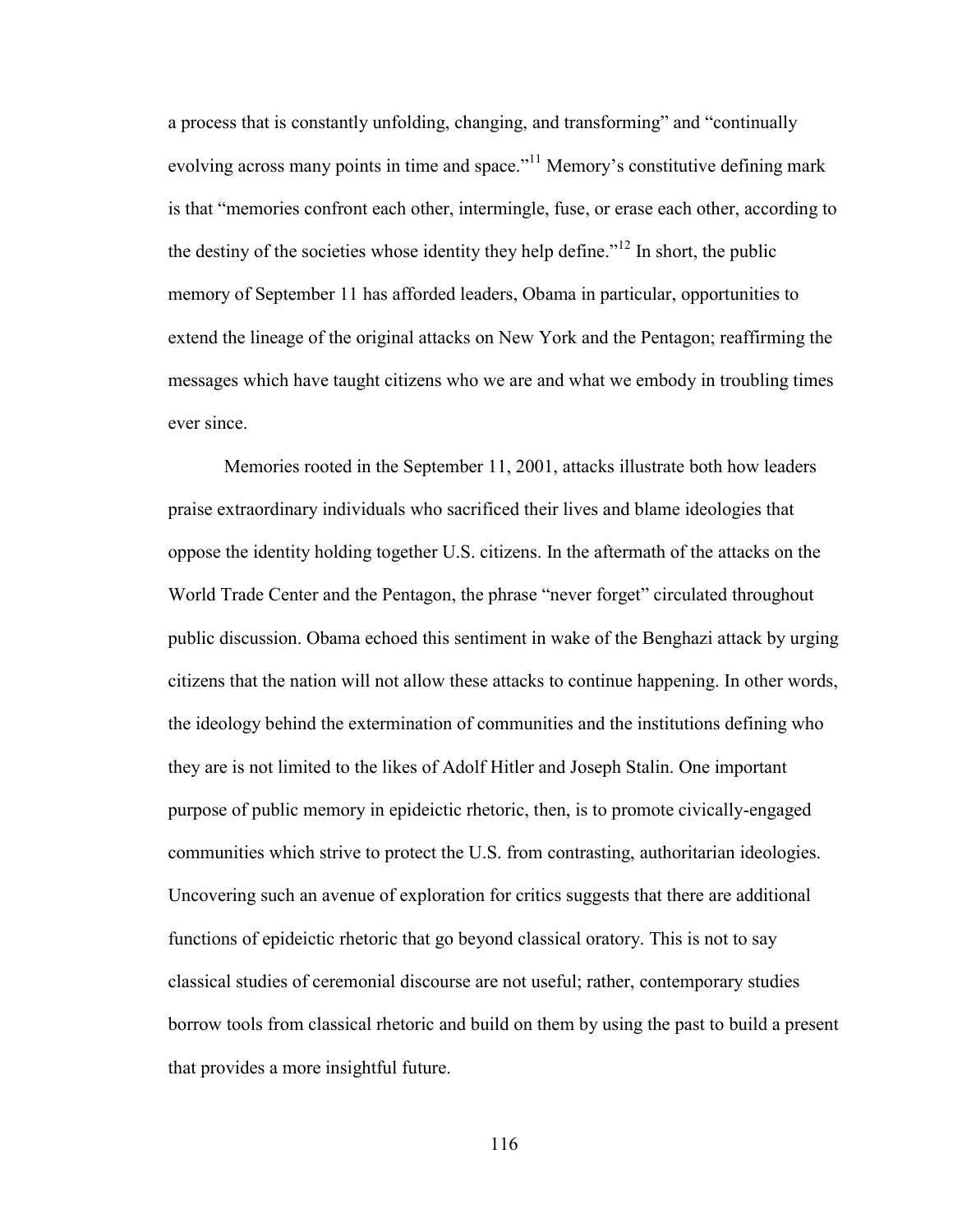a process that is constantly unfolding, changing, and transforming" and "continually evolving across many points in time and space."[11] Memory's constitutive defining mark is that "memories confront each other, intermingle, fuse, or erase each other, according to the destiny of the societies whose identity they help define."[12] In short, the public memory of September 11 has afforded leaders, Obama in particular, opportunities to extend the lineage of the original attacks on New York and the Pentagon; reaffirming the messages which have taught citizens who we are and what we embody in troubling times ever since.

Memories rooted in the September 11, 2001, attacks illustrate both how leaders praise extraordinary individuals who sacrificed their lives and blame ideologies that oppose the identity holding together U.S. citizens. In the aftermath of the attacks on the World Trade Center and the Pentagon, the phrase "never forget" circulated throughout public discussion. Obama echoed this sentiment in wake of the Benghazi attack by urging citizens that the nation will not allow these attacks to continue happening. In other words, the ideology behind the extermination of communities and the institutions defining who they are is not limited to the likes of Adolf Hitler and Joseph Stalin. One important purpose of public memory in epideictic rhetoric, then, is to promote civically-engaged communities which strive to protect the U.S. from contrasting, authoritarian ideologies. Uncovering such an avenue of exploration for critics suggests that there are additional functions of epideictic rhetoric that go beyond classical oratory. This is not to say classical studies of ceremonial discourse are not useful; rather, contemporary studies borrow tools from classical rhetoric and build on them by using the past to build a present that provides a more insightful future.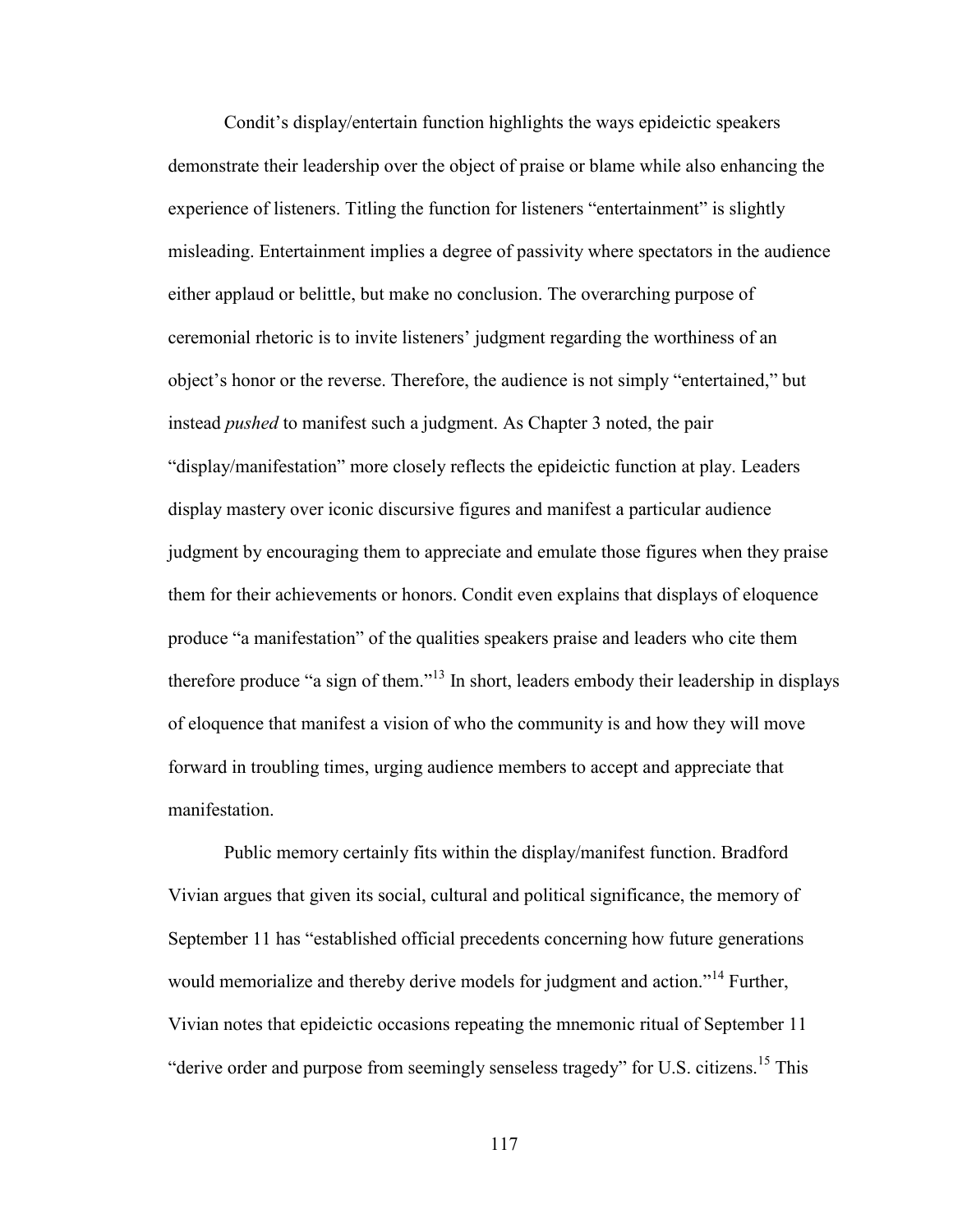Condit's display/entertain function highlights the ways epideictic speakers demonstrate their leadership over the object of praise or blame while also enhancing the experience of listeners. Titling the function for listeners "entertainment" is slightly misleading. Entertainment implies a degree of passivity where spectators in the audience either applaud or belittle, but make no conclusion. The overarching purpose of ceremonial rhetoric is to invite listeners' judgment regarding the worthiness of an object's honor or the reverse. Therefore, the audience is not simply "entertained," but instead *pushed* to manifest such a judgment. As Chapter 3 noted, the pair "display/manifestation" more closely reflects the epideictic function at play. Leaders display mastery over iconic discursive figures and manifest a particular audience judgment by encouraging them to appreciate and emulate those figures when they praise them for their achievements or honors. Condit even explains that displays of eloquence produce "a manifestation" of the qualities speakers praise and leaders who cite them therefore produce "a sign of them."[13] In short, leaders embody their leadership in displays of eloquence that manifest a vision of who the community is and how they will move forward in troubling times, urging audience members to accept and appreciate that manifestation.

Public memory certainly fits within the display/manifest function. Bradford Vivian argues that given its social, cultural and political significance, the memory of September 11 has "established official precedents concerning how future generations would memorialize and thereby derive models for judgment and action."[14] Further, Vivian notes that epideictic occasions repeating the mnemonic ritual of September 11 "derive order and purpose from seemingly senseless tragedy" for U.S. citizens.[15] This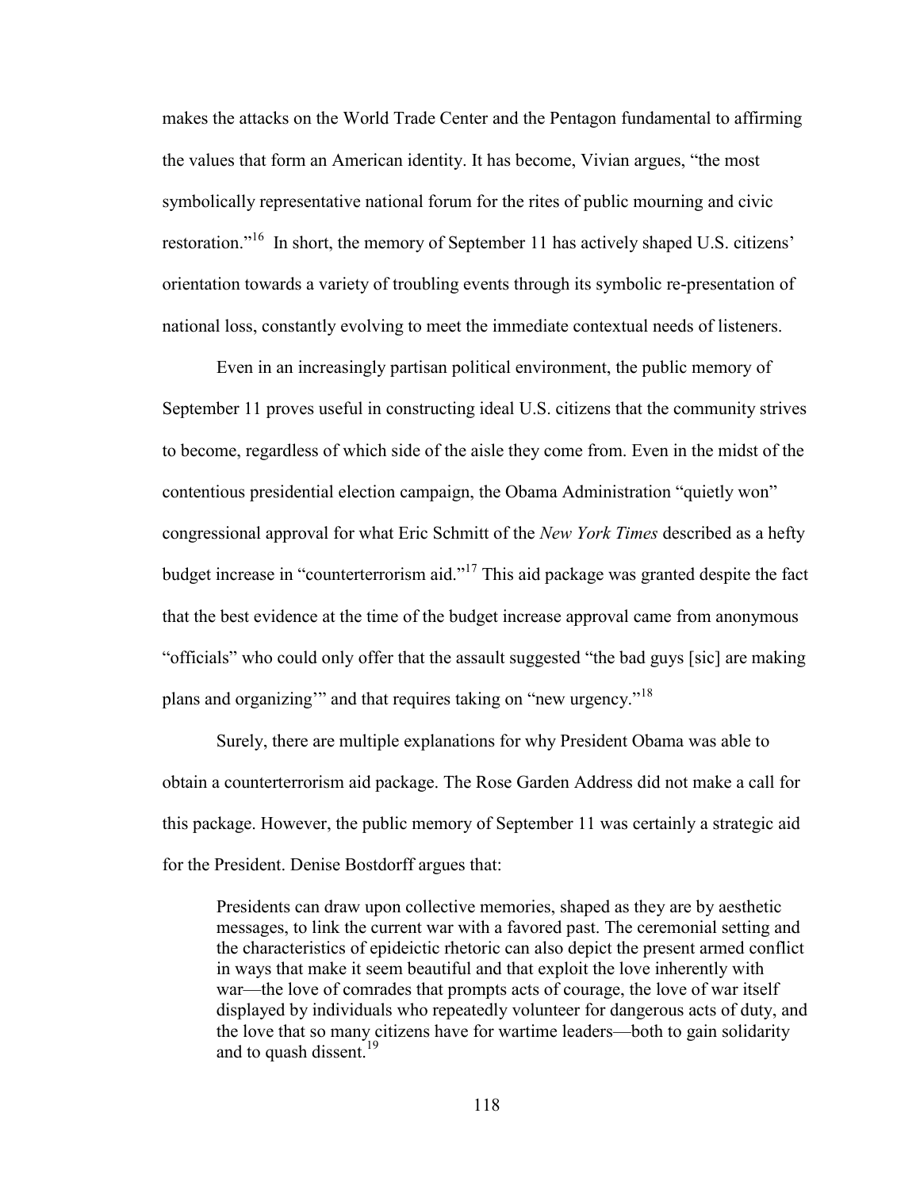makes the attacks on the World Trade Center and the Pentagon fundamental to affirming the values that form an American identity. It has become, Vivian argues, "the most symbolically representative national forum for the rites of public mourning and civic restoration."[16] In short, the memory of September 11 has actively shaped U.S. citizens' orientation towards a variety of troubling events through its symbolic re-presentation of national loss, constantly evolving to meet the immediate contextual needs of listeners.

Even in an increasingly partisan political environment, the public memory of September 11 proves useful in constructing ideal U.S. citizens that the community strives to become, regardless of which side of the aisle they come from. Even in the midst of the contentious presidential election campaign, the Obama Administration "quietly won" congressional approval for what Eric Schmitt of the *New York Times* described as a hefty budget increase in "counterterrorism aid."[17] This aid package was granted despite the fact that the best evidence at the time of the budget increase approval came from anonymous "officials" who could only offer that the assault suggested "the bad guys [sic] are making plans and organizing'" and that requires taking on "new urgency."[18]

Surely, there are multiple explanations for why President Obama was able to obtain a counterterrorism aid package. The Rose Garden Address did not make a call for this package. However, the public memory of September 11 was certainly a strategic aid for the President. Denise Bostdorff argues that:

> Presidents can draw upon collective memories, shaped as they are by aesthetic messages, to link the current war with a favored past. The ceremonial setting and the characteristics of epideictic rhetoric can also depict the present armed conflict in ways that make it seem beautiful and that exploit the love inherently with war—the love of comrades that prompts acts of courage, the love of war itself displayed by individuals who repeatedly volunteer for dangerous acts of duty, and the love that so many citizens have for wartime leaders—both to gain solidarity and to quash dissent.[19]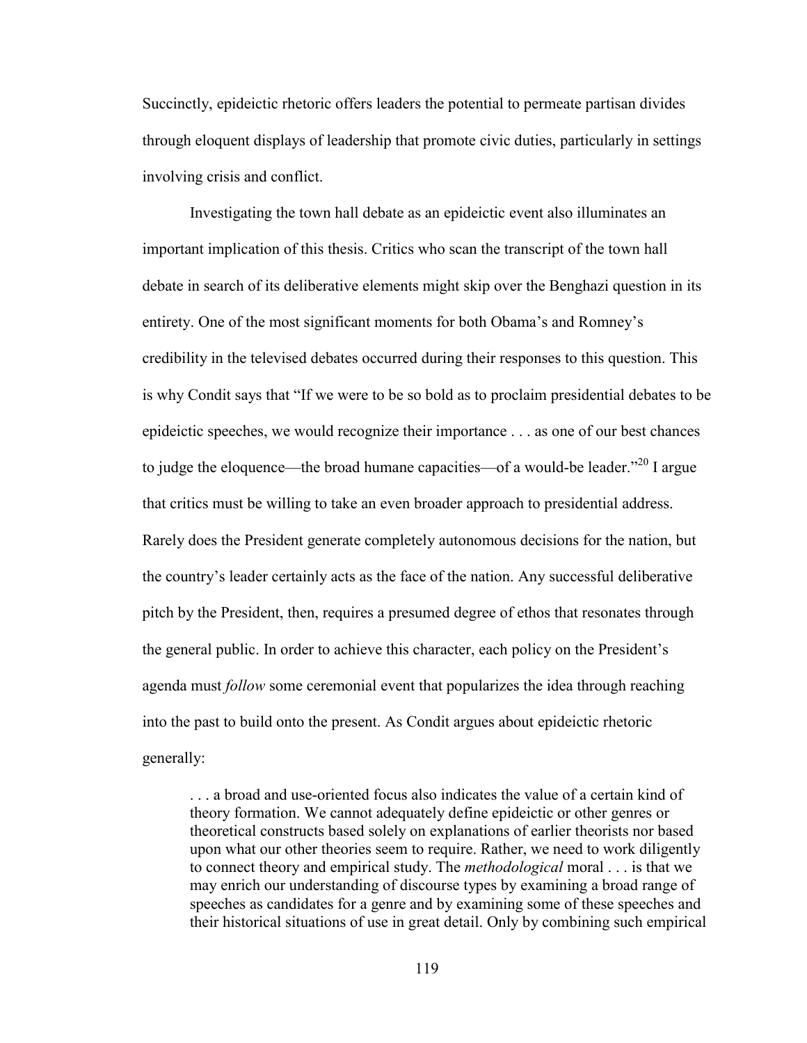Succinctly, epideictic rhetoric offers leaders the potential to permeate partisan divides through eloquent displays of leadership that promote civic duties, particularly in settings involving crisis and conflict.

Investigating the town hall debate as an epideictic event also illuminates an important implication of this thesis. Critics who scan the transcript of the town hall debate in search of its deliberative elements might skip over the Benghazi question in its entirety. One of the most significant moments for both Obama's and Romney's credibility in the televised debates occurred during their responses to this question. This is why Condit says that "If we were to be so bold as to proclaim presidential debates to be epideictic speeches, we would recognize their importance . . . as one of our best chances to judge the eloquence—the broad humane capacities—of a would-be leader."[20] I argue that critics must be willing to take an even broader approach to presidential address. Rarely does the President generate completely autonomous decisions for the nation, but the country's leader certainly acts as the face of the nation. Any successful deliberative pitch by the President, then, requires a presumed degree of ethos that resonates through the general public. In order to achieve this character, each policy on the President's agenda must *follow* some ceremonial event that popularizes the idea through reaching into the past to build onto the present. As Condit argues about epideictic rhetoric generally:

> . . . a broad and use-oriented focus also indicates the value of a certain kind of theory formation. We cannot adequately define epideictic or other genres or theoretical constructs based solely on explanations of earlier theorists nor based upon what our other theories seem to require. Rather, we need to work diligently to connect theory and empirical study. The *methodological* moral . . . is that we may enrich our understanding of discourse types by examining a broad range of speeches as candidates for a genre and by examining some of these speeches and their historical situations of use in great detail. Only by combining such empirical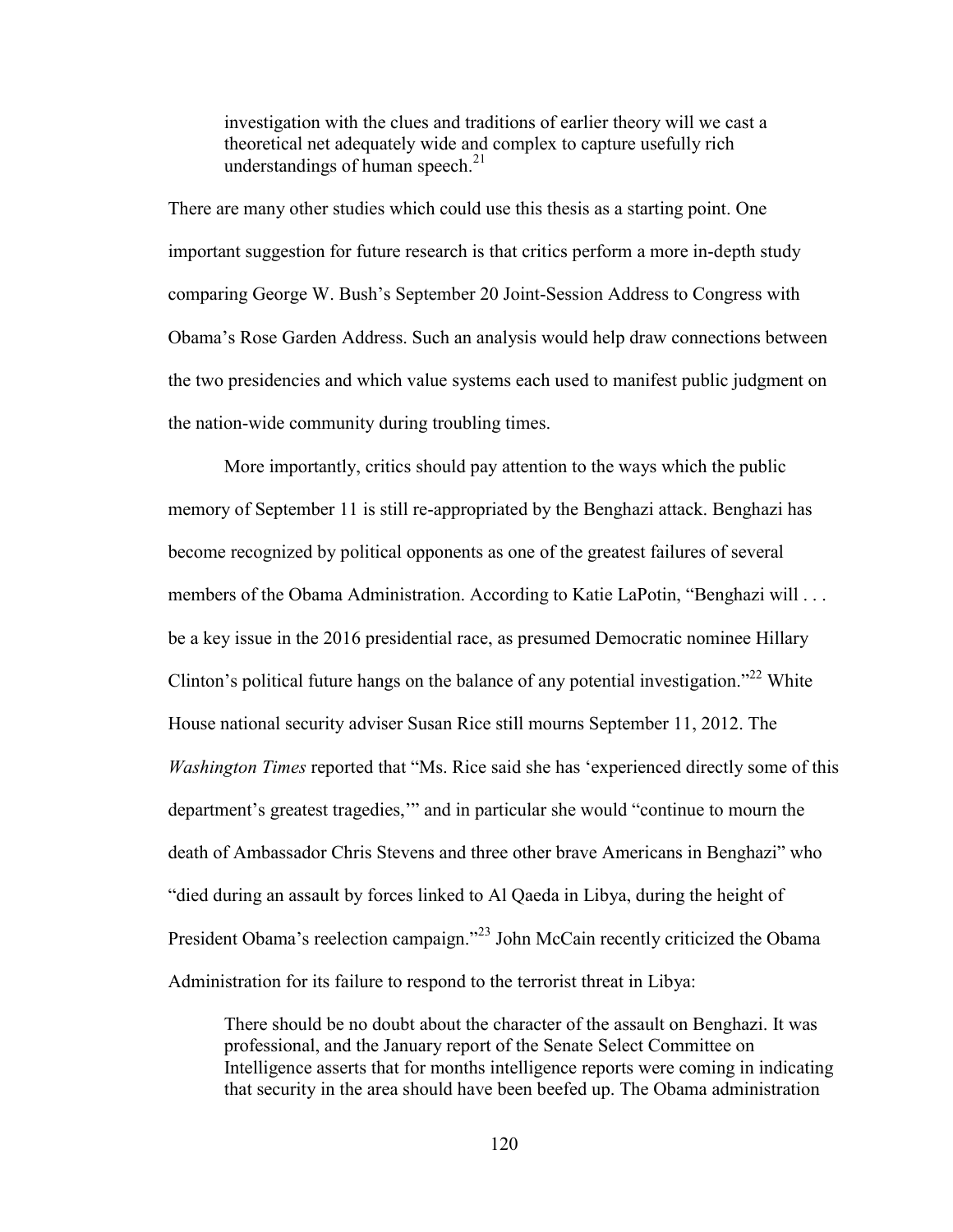> investigation with the clues and traditions of earlier theory will we cast a theoretical net adequately wide and complex to capture usefully rich understandings of human speech.[21]

There are many other studies which could use this thesis as a starting point. One important suggestion for future research is that critics perform a more in-depth study comparing George W. Bush's September 20 Joint-Session Address to Congress with Obama's Rose Garden Address. Such an analysis would help draw connections between the two presidencies and which value systems each used to manifest public judgment on the nation-wide community during troubling times.

More importantly, critics should pay attention to the ways which the public memory of September 11 is still re-appropriated by the Benghazi attack. Benghazi has become recognized by political opponents as one of the greatest failures of several members of the Obama Administration. According to Katie LaPotin, "Benghazi will . . . be a key issue in the 2016 presidential race, as presumed Democratic nominee Hillary Clinton's political future hangs on the balance of any potential investigation."[22] White House national security adviser Susan Rice still mourns September 11, 2012. The *Washington Times* reported that "Ms. Rice said she has 'experienced directly some of this department's greatest tragedies,'" and in particular she would "continue to mourn the death of Ambassador Chris Stevens and three other brave Americans in Benghazi" who "died during an assault by forces linked to Al Qaeda in Libya, during the height of President Obama's reelection campaign."[23] John McCain recently criticized the Obama Administration for its failure to respond to the terrorist threat in Libya:

> There should be no doubt about the character of the assault on Benghazi. It was professional, and the January report of the Senate Select Committee on Intelligence asserts that for months intelligence reports were coming in indicating that security in the area should have been beefed up. The Obama administration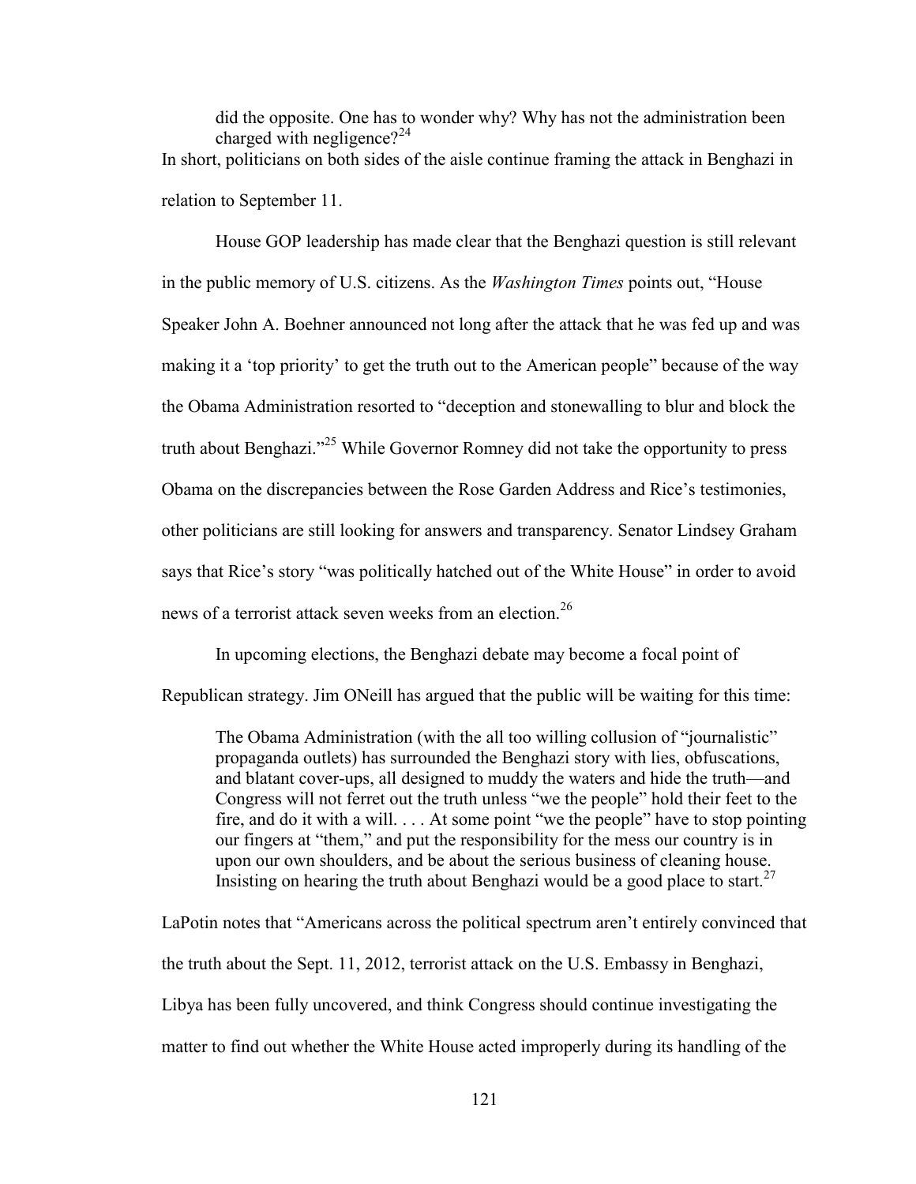> did the opposite. One has to wonder why? Why has not the administration been charged with negligence?[24]

In short, politicians on both sides of the aisle continue framing the attack in Benghazi in relation to September 11.

House GOP leadership has made clear that the Benghazi question is still relevant in the public memory of U.S. citizens. As the *Washington Times* points out, "House Speaker John A. Boehner announced not long after the attack that he was fed up and was making it a 'top priority' to get the truth out to the American people" because of the way the Obama Administration resorted to "deception and stonewalling to blur and block the truth about Benghazi."[25] While Governor Romney did not take the opportunity to press Obama on the discrepancies between the Rose Garden Address and Rice's testimonies, other politicians are still looking for answers and transparency. Senator Lindsey Graham says that Rice's story "was politically hatched out of the White House" in order to avoid news of a terrorist attack seven weeks from an election.[26]

In upcoming elections, the Benghazi debate may become a focal point of Republican strategy. Jim ONeill has argued that the public will be waiting for this time:

> The Obama Administration (with the all too willing collusion of "journalistic" propaganda outlets) has surrounded the Benghazi story with lies, obfuscations, and blatant cover-ups, all designed to muddy the waters and hide the truth—and Congress will not ferret out the truth unless "we the people" hold their feet to the fire, and do it with a will. . . . At some point "we the people" have to stop pointing our fingers at "them," and put the responsibility for the mess our country is in upon our own shoulders, and be about the serious business of cleaning house. Insisting on hearing the truth about Benghazi would be a good place to start.[27]

LaPotin notes that "Americans across the political spectrum aren't entirely convinced that the truth about the Sept. 11, 2012, terrorist attack on the U.S. Embassy in Benghazi, Libya has been fully uncovered, and think Congress should continue investigating the matter to find out whether the White House acted improperly during its handling of the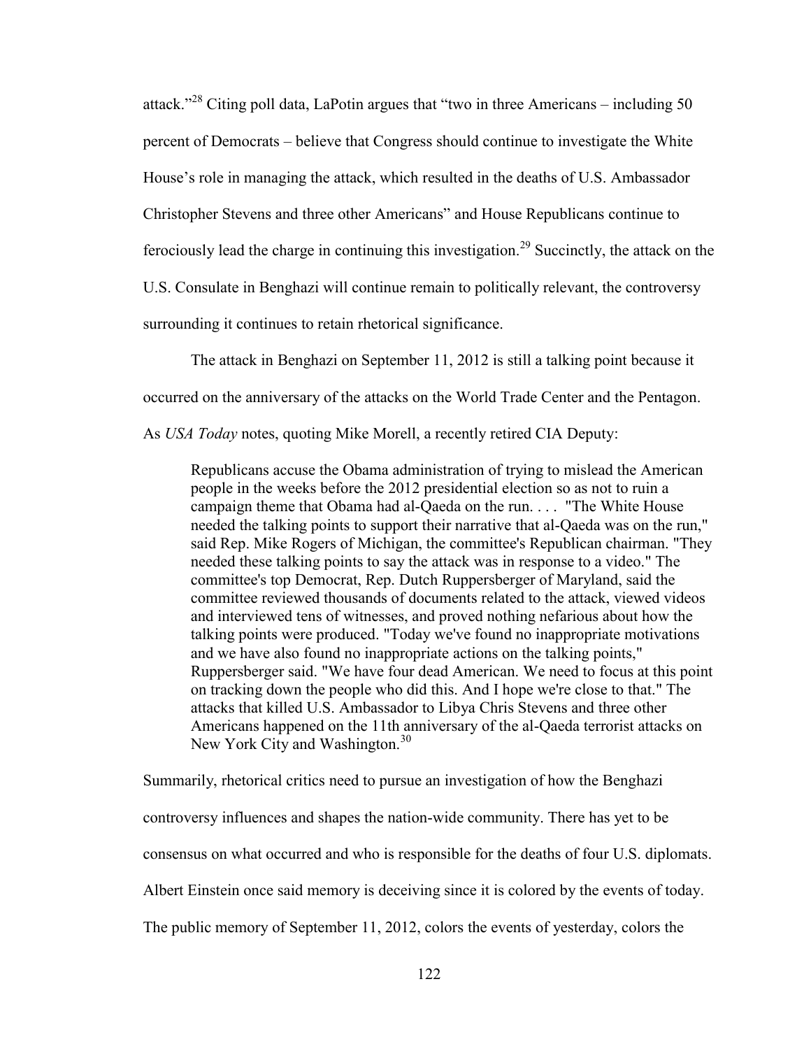attack."[28] Citing poll data, LaPotin argues that "two in three Americans – including 50 percent of Democrats – believe that Congress should continue to investigate the White House's role in managing the attack, which resulted in the deaths of U.S. Ambassador Christopher Stevens and three other Americans" and House Republicans continue to ferociously lead the charge in continuing this investigation.[29] Succinctly, the attack on the U.S. Consulate in Benghazi will continue remain to politically relevant, the controversy surrounding it continues to retain rhetorical significance.

The attack in Benghazi on September 11, 2012 is still a talking point because it occurred on the anniversary of the attacks on the World Trade Center and the Pentagon. As *USA Today* notes, quoting Mike Morell, a recently retired CIA Deputy:

> Republicans accuse the Obama administration of trying to mislead the American people in the weeks before the 2012 presidential election so as not to ruin a campaign theme that Obama had al-Qaeda on the run. . . . "The White House needed the talking points to support their narrative that al-Qaeda was on the run," said Rep. Mike Rogers of Michigan, the committee's Republican chairman. "They needed these talking points to say the attack was in response to a video." The committee's top Democrat, Rep. Dutch Ruppersberger of Maryland, said the committee reviewed thousands of documents related to the attack, viewed videos and interviewed tens of witnesses, and proved nothing nefarious about how the talking points were produced. "Today we've found no inappropriate motivations and we have also found no inappropriate actions on the talking points," Ruppersberger said. "We have four dead American. We need to focus at this point on tracking down the people who did this. And I hope we're close to that." The attacks that killed U.S. Ambassador to Libya Chris Stevens and three other Americans happened on the 11th anniversary of the al-Qaeda terrorist attacks on New York City and Washington.[30]

Summarily, rhetorical critics need to pursue an investigation of how the Benghazi controversy influences and shapes the nation-wide community. There has yet to be consensus on what occurred and who is responsible for the deaths of four U.S. diplomats. Albert Einstein once said memory is deceiving since it is colored by the events of today. The public memory of September 11, 2012, colors the events of yesterday, colors the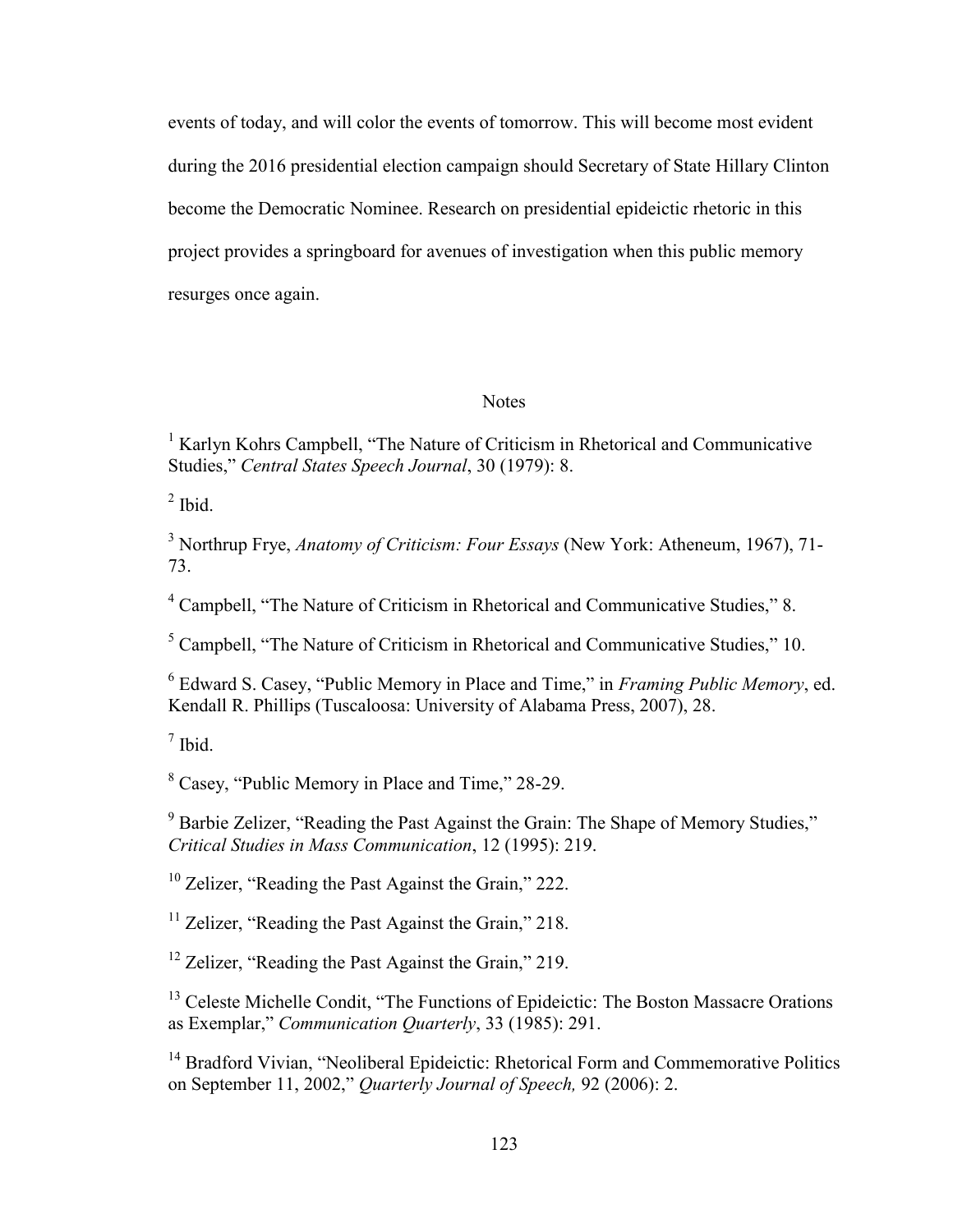events of today, and will color the events of tomorrow. This will become most evident during the 2016 presidential election campaign should Secretary of State Hillary Clinton become the Democratic Nominee. Research on presidential epideictic rhetoric in this project provides a springboard for avenues of investigation when this public memory resurges once again.

## Notes

[1] Karlyn Kohrs Campbell, "The Nature of Criticism in Rhetorical and Communicative Studies," *Central States Speech Journal*, 30 (1979): 8.

[2] Ibid.

[3] Northrup Frye, *Anatomy of Criticism: Four Essays* (New York: Atheneum, 1967), 71-73.

[4] Campbell, "The Nature of Criticism in Rhetorical and Communicative Studies," 8.

[5] Campbell, "The Nature of Criticism in Rhetorical and Communicative Studies," 10.

[6] Edward S. Casey, "Public Memory in Place and Time," in *Framing Public Memory*, ed. Kendall R. Phillips (Tuscaloosa: University of Alabama Press, 2007), 28.

[7] Ibid.

[8] Casey, "Public Memory in Place and Time," 28-29.

[9] Barbie Zelizer, "Reading the Past Against the Grain: The Shape of Memory Studies," *Critical Studies in Mass Communication*, 12 (1995): 219.

[10] Zelizer, "Reading the Past Against the Grain," 222.

[11] Zelizer, "Reading the Past Against the Grain," 218.

[12] Zelizer, "Reading the Past Against the Grain," 219.

[13] Celeste Michelle Condit, "The Functions of Epideictic: The Boston Massacre Orations as Exemplar," *Communication Quarterly*, 33 (1985): 291.

[14] Bradford Vivian, "Neoliberal Epideictic: Rhetorical Form and Commemorative Politics on September 11, 2002," *Quarterly Journal of Speech,* 92 (2006): 2.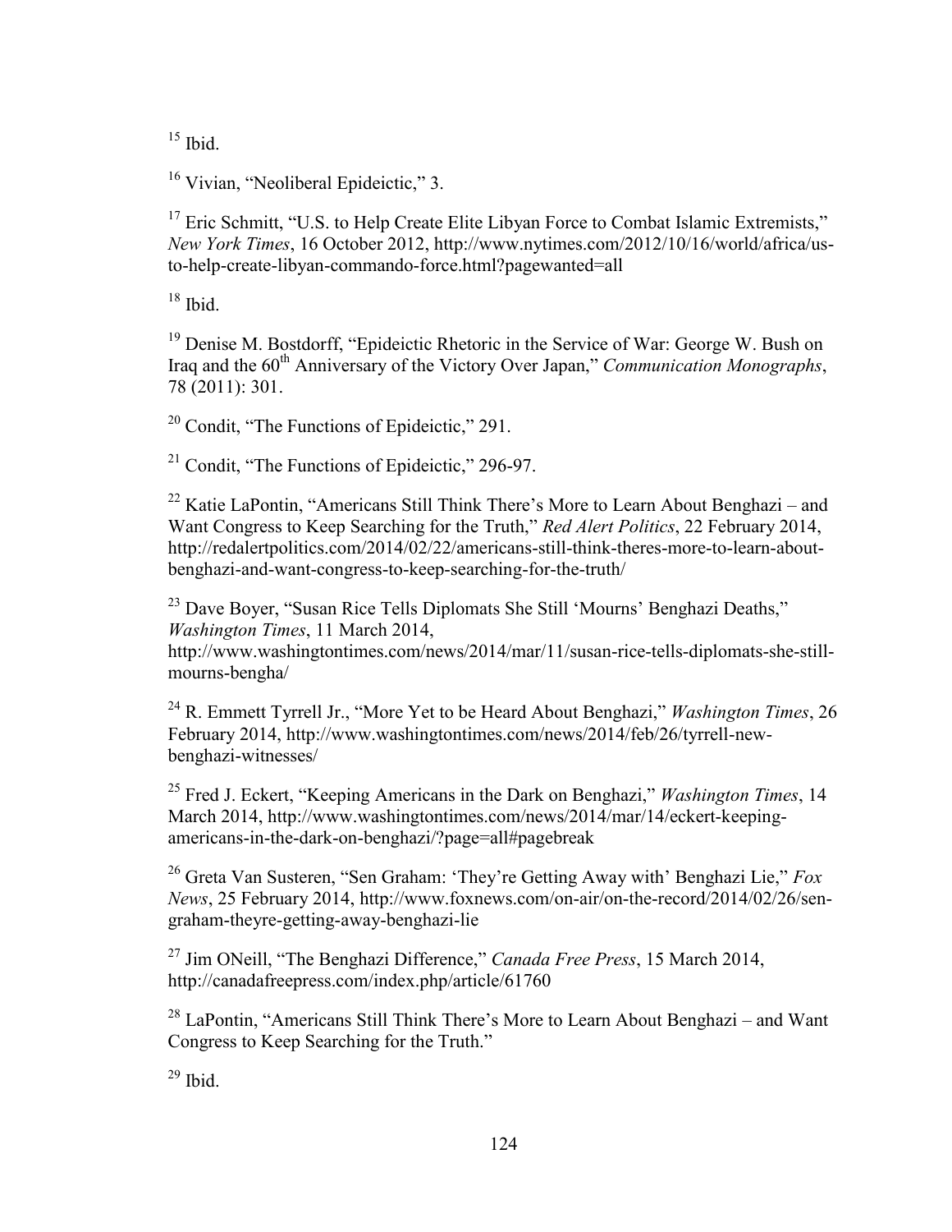[15] Ibid.

[16] Vivian, "Neoliberal Epideictic," 3.

[17] Eric Schmitt, "U.S. to Help Create Elite Libyan Force to Combat Islamic Extremists," *New York Times*, 16 October 2012, http://www.nytimes.com/2012/10/16/world/africa/us-to-help-create-libyan-commando-force.html?pagewanted=all

[18] Ibid.

[19] Denise M. Bostdorff, "Epideictic Rhetoric in the Service of War: George W. Bush on Iraq and the 60th Anniversary of the Victory Over Japan," *Communication Monographs*, 78 (2011): 301.

[20] Condit, "The Functions of Epideictic," 291.

[21] Condit, "The Functions of Epideictic," 296-97.

[22] Katie LaPontin, "Americans Still Think There's More to Learn About Benghazi – and Want Congress to Keep Searching for the Truth," *Red Alert Politics*, 22 February 2014, http://redalertpolitics.com/2014/02/22/americans-still-think-theres-more-to-learn-about-benghazi-and-want-congress-to-keep-searching-for-the-truth/

[23] Dave Boyer, "Susan Rice Tells Diplomats She Still 'Mourns' Benghazi Deaths," *Washington Times*, 11 March 2014, http://www.washingtontimes.com/news/2014/mar/11/susan-rice-tells-diplomats-she-still-mourns-bengha/

[24] R. Emmett Tyrrell Jr., "More Yet to be Heard About Benghazi," *Washington Times*, 26 February 2014, http://www.washingtontimes.com/news/2014/feb/26/tyrrell-new-benghazi-witnesses/

[25] Fred J. Eckert, "Keeping Americans in the Dark on Benghazi," *Washington Times*, 14 March 2014, http://www.washingtontimes.com/news/2014/mar/14/eckert-keeping-americans-in-the-dark-on-benghazi/?page=all#pagebreak

[26] Greta Van Susteren, "Sen Graham: 'They're Getting Away with' Benghazi Lie," *Fox News*, 25 February 2014, http://www.foxnews.com/on-air/on-the-record/2014/02/26/sen-graham-theyre-getting-away-benghazi-lie

[27] Jim ONeill, "The Benghazi Difference," *Canada Free Press*, 15 March 2014, http://canadafreepress.com/index.php/article/61760

[28] LaPontin, "Americans Still Think There's More to Learn About Benghazi – and Want Congress to Keep Searching for the Truth."

[29] Ibid.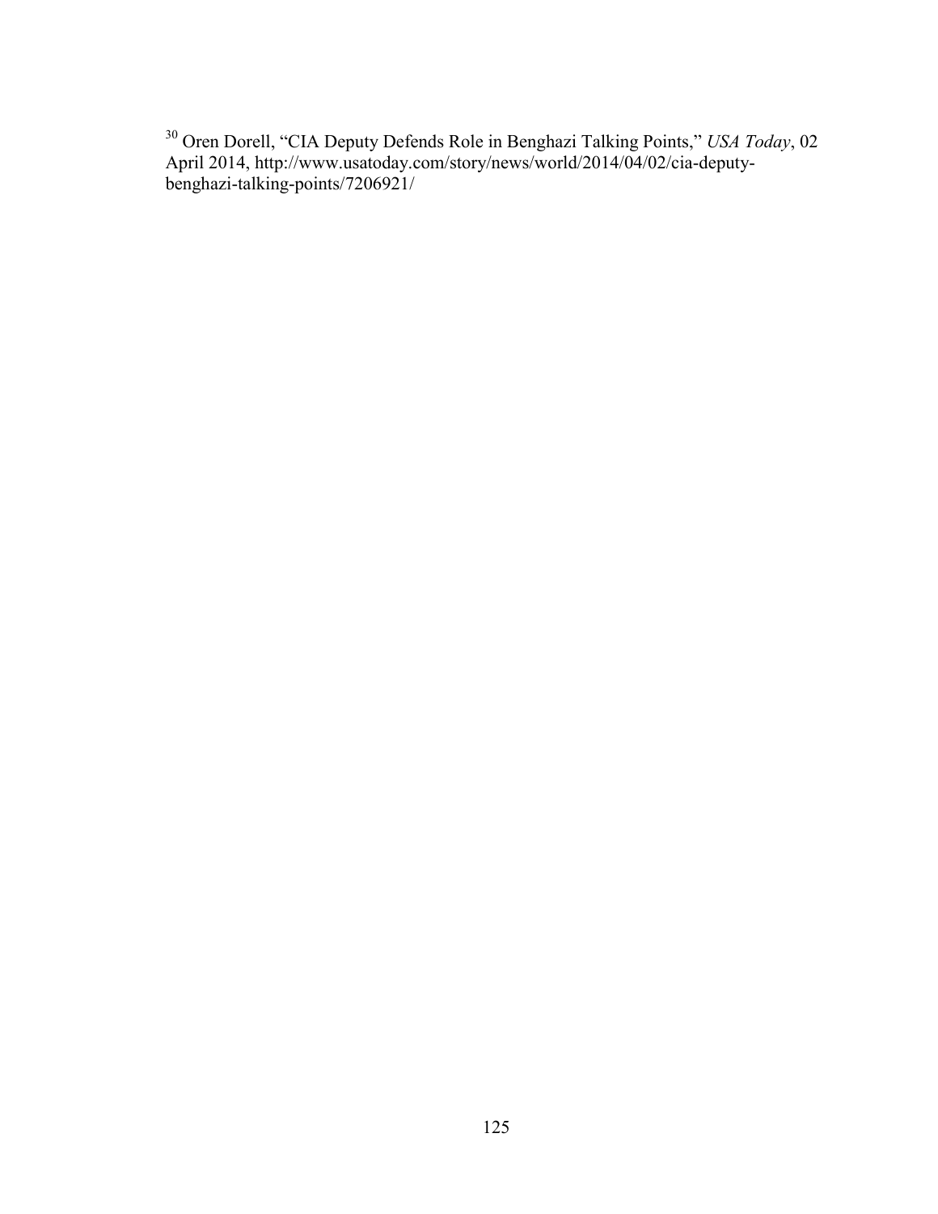[30] Oren Dorell, "CIA Deputy Defends Role in Benghazi Talking Points," *USA Today*, 02 April 2014, http://www.usatoday.com/story/news/world/2014/04/02/cia-deputy-benghazi-talking-points/7206921/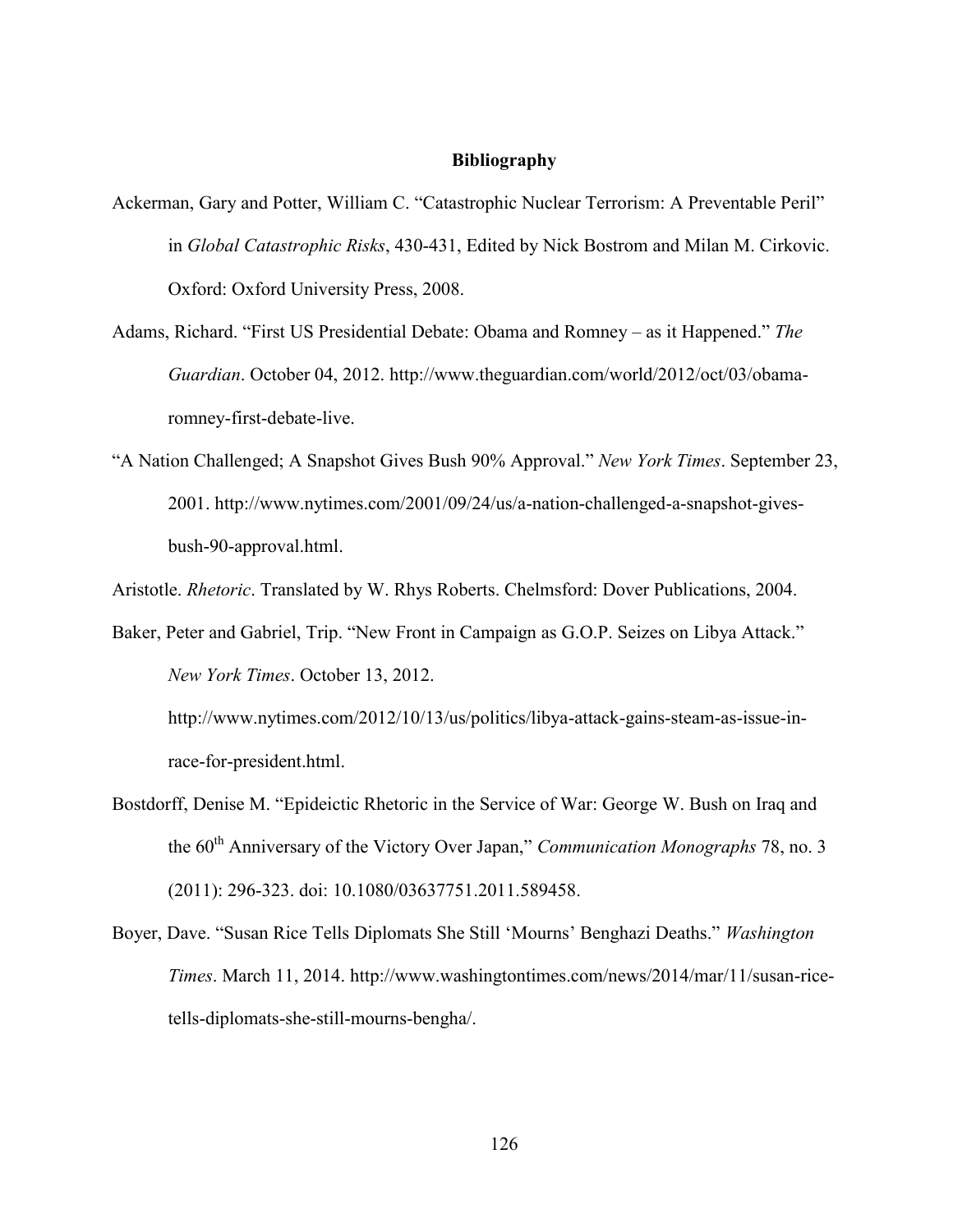# Bibliography

Ackerman, Gary and Potter, William C. "Catastrophic Nuclear Terrorism: A Preventable Peril" in *Global Catastrophic Risks*, 430-431, Edited by Nick Bostrom and Milan M. Cirkovic. Oxford: Oxford University Press, 2008.

Adams, Richard. "First US Presidential Debate: Obama and Romney – as it Happened." *The Guardian*. October 04, 2012. http://www.theguardian.com/world/2012/oct/03/obama-romney-first-debate-live.

"A Nation Challenged; A Snapshot Gives Bush 90% Approval." *New York Times*. September 23, 2001. http://www.nytimes.com/2001/09/24/us/a-nation-challenged-a-snapshot-gives-bush-90-approval.html.

Aristotle. *Rhetoric*. Translated by W. Rhys Roberts. Chelmsford: Dover Publications, 2004.

Baker, Peter and Gabriel, Trip. "New Front in Campaign as G.O.P. Seizes on Libya Attack." *New York Times*. October 13, 2012. http://www.nytimes.com/2012/10/13/us/politics/libya-attack-gains-steam-as-issue-in-race-for-president.html.

Bostdorff, Denise M. "Epideictic Rhetoric in the Service of War: George W. Bush on Iraq and the 60th Anniversary of the Victory Over Japan," *Communication Monographs* 78, no. 3 (2011): 296-323. doi: 10.1080/03637751.2011.589458.

Boyer, Dave. "Susan Rice Tells Diplomats She Still 'Mourns' Benghazi Deaths." *Washington Times*. March 11, 2014. http://www.washingtontimes.com/news/2014/mar/11/susan-rice-tells-diplomats-she-still-mourns-bengha/.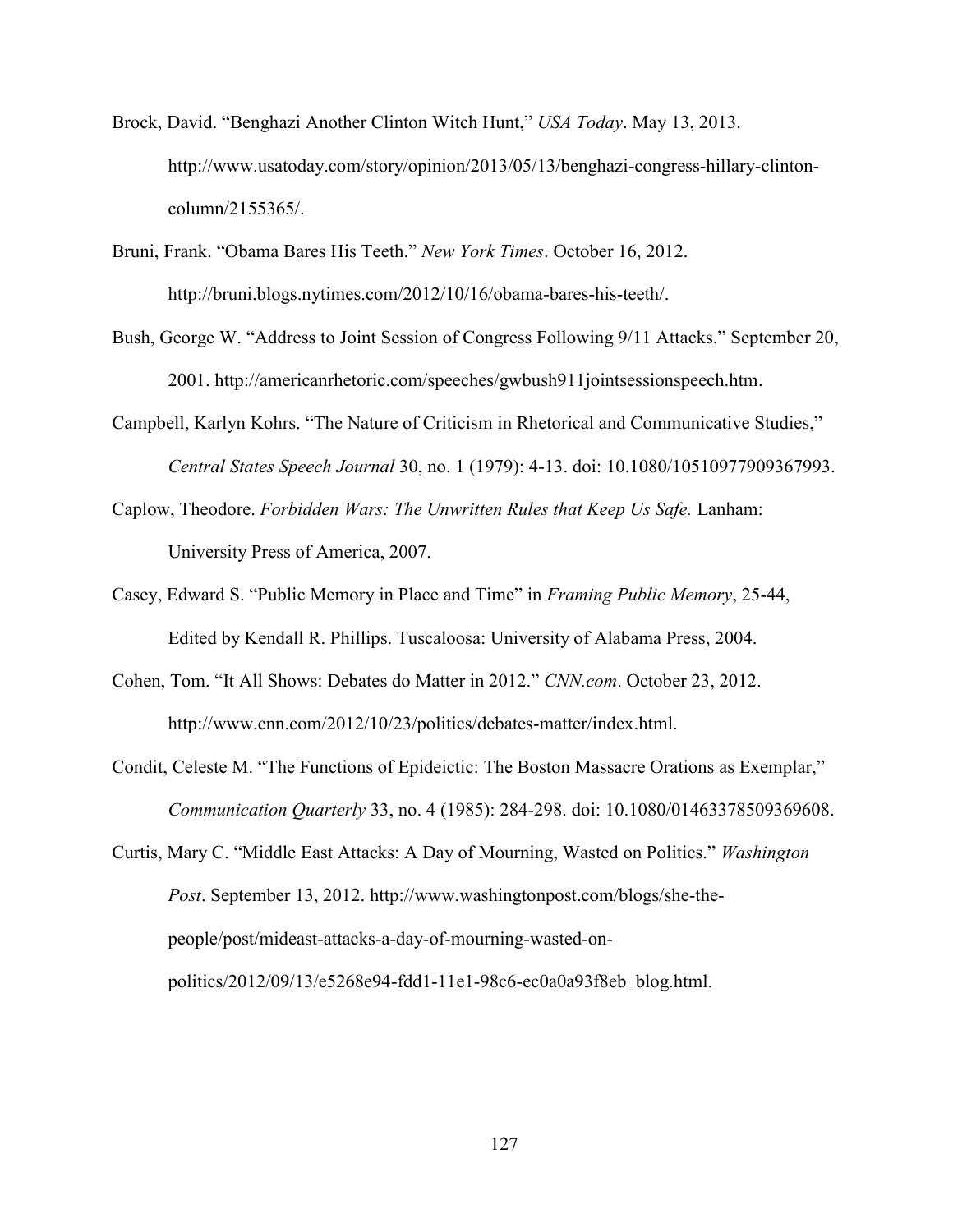Brock, David. "Benghazi Another Clinton Witch Hunt," *USA Today*. May 13, 2013. http://www.usatoday.com/story/opinion/2013/05/13/benghazi-congress-hillary-clinton-column/2155365/.

Bruni, Frank. "Obama Bares His Teeth." *New York Times*. October 16, 2012. http://bruni.blogs.nytimes.com/2012/10/16/obama-bares-his-teeth/.

Bush, George W. "Address to Joint Session of Congress Following 9/11 Attacks." September 20, 2001. http://americanrhetoric.com/speeches/gwbush911jointsessionspeech.htm.

Campbell, Karlyn Kohrs. "The Nature of Criticism in Rhetorical and Communicative Studies," *Central States Speech Journal* 30, no. 1 (1979): 4-13. doi: 10.1080/10510977909367993.

Caplow, Theodore. *Forbidden Wars: The Unwritten Rules that Keep Us Safe.* Lanham: University Press of America, 2007.

Casey, Edward S. "Public Memory in Place and Time" in *Framing Public Memory*, 25-44, Edited by Kendall R. Phillips. Tuscaloosa: University of Alabama Press, 2004.

Cohen, Tom. "It All Shows: Debates do Matter in 2012." *CNN.com*. October 23, 2012. http://www.cnn.com/2012/10/23/politics/debates-matter/index.html.

Condit, Celeste M. "The Functions of Epideictic: The Boston Massacre Orations as Exemplar," *Communication Quarterly* 33, no. 4 (1985): 284-298. doi: 10.1080/01463378509369608.

Curtis, Mary C. "Middle East Attacks: A Day of Mourning, Wasted on Politics." *Washington Post*. September 13, 2012. http://www.washingtonpost.com/blogs/she-the-people/post/mideast-attacks-a-day-of-mourning-wasted-on-politics/2012/09/13/e5268e94-fdd1-11e1-98c6-ec0a0a93f8eb_blog.html.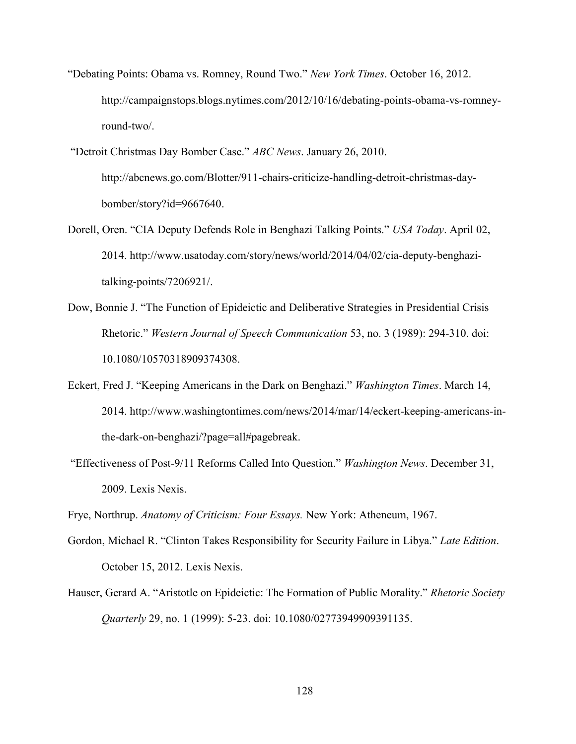"Debating Points: Obama vs. Romney, Round Two." *New York Times*. October 16, 2012. http://campaignstops.blogs.nytimes.com/2012/10/16/debating-points-obama-vs-romney-round-two/.

"Detroit Christmas Day Bomber Case." *ABC News*. January 26, 2010. http://abcnews.go.com/Blotter/911-chairs-criticize-handling-detroit-christmas-day-bomber/story?id=9667640.

Dorell, Oren. "CIA Deputy Defends Role in Benghazi Talking Points." *USA Today*. April 02, 2014. http://www.usatoday.com/story/news/world/2014/04/02/cia-deputy-benghazi-talking-points/7206921/.

Dow, Bonnie J. "The Function of Epideictic and Deliberative Strategies in Presidential Crisis Rhetoric." *Western Journal of Speech Communication* 53, no. 3 (1989): 294-310. doi: 10.1080/10570318909374308.

Eckert, Fred J. "Keeping Americans in the Dark on Benghazi." *Washington Times*. March 14, 2014. http://www.washingtontimes.com/news/2014/mar/14/eckert-keeping-americans-in-the-dark-on-benghazi/?page=all#pagebreak.

"Effectiveness of Post-9/11 Reforms Called Into Question." *Washington News*. December 31, 2009. Lexis Nexis.

Frye, Northrup. *Anatomy of Criticism: Four Essays.* New York: Atheneum, 1967.

Gordon, Michael R. "Clinton Takes Responsibility for Security Failure in Libya." *Late Edition*. October 15, 2012. Lexis Nexis.

Hauser, Gerard A. "Aristotle on Epideictic: The Formation of Public Morality." *Rhetoric Society Quarterly* 29, no. 1 (1999): 5-23. doi: 10.1080/02773949909391135.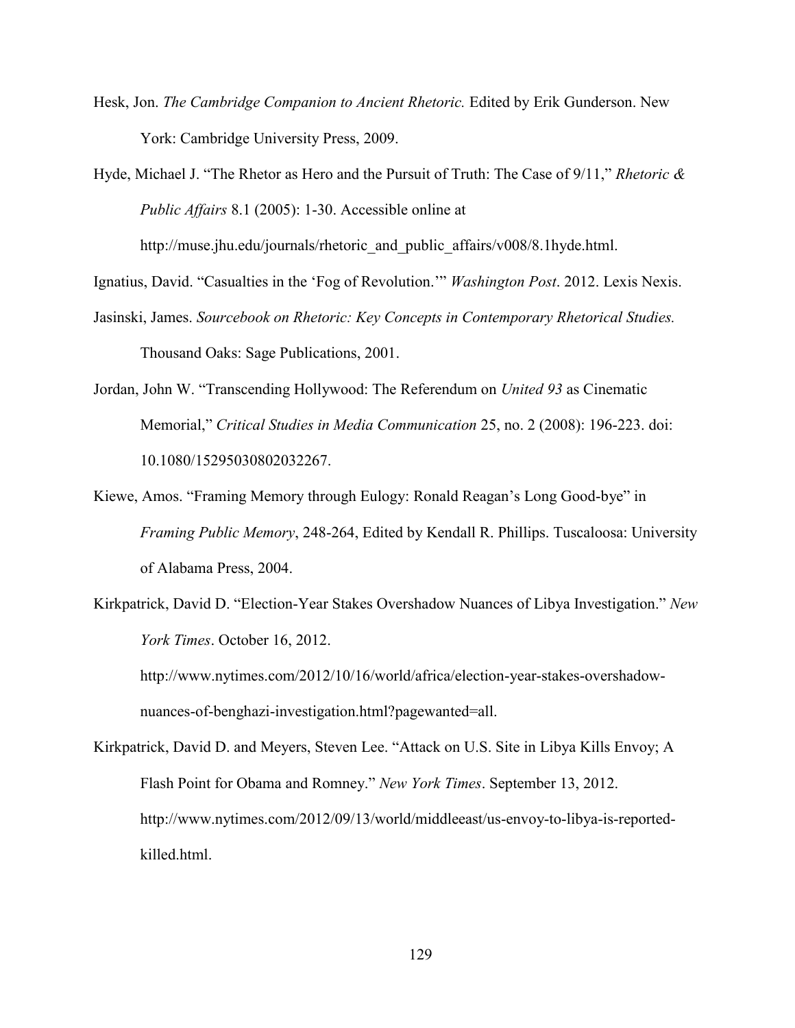Hesk, Jon. *The Cambridge Companion to Ancient Rhetoric.* Edited by Erik Gunderson. New York: Cambridge University Press, 2009.

Hyde, Michael J. "The Rhetor as Hero and the Pursuit of Truth: The Case of 9/11," *Rhetoric & Public Affairs* 8.1 (2005): 1-30. Accessible online at http://muse.jhu.edu/journals/rhetoric_and_public_affairs/v008/8.1hyde.html.

Ignatius, David. "Casualties in the 'Fog of Revolution.'" *Washington Post*. 2012. Lexis Nexis.

Jasinski, James. *Sourcebook on Rhetoric: Key Concepts in Contemporary Rhetorical Studies.* Thousand Oaks: Sage Publications, 2001.

Jordan, John W. "Transcending Hollywood: The Referendum on *United 93* as Cinematic Memorial," *Critical Studies in Media Communication* 25, no. 2 (2008): 196-223. doi: 10.1080/15295030802032267.

Kiewe, Amos. "Framing Memory through Eulogy: Ronald Reagan's Long Good-bye" in *Framing Public Memory*, 248-264, Edited by Kendall R. Phillips. Tuscaloosa: University of Alabama Press, 2004.

Kirkpatrick, David D. "Election-Year Stakes Overshadow Nuances of Libya Investigation." *New York Times*. October 16, 2012. http://www.nytimes.com/2012/10/16/world/africa/election-year-stakes-overshadow-nuances-of-benghazi-investigation.html?pagewanted=all.

Kirkpatrick, David D. and Meyers, Steven Lee. "Attack on U.S. Site in Libya Kills Envoy; A Flash Point for Obama and Romney." *New York Times*. September 13, 2012. http://www.nytimes.com/2012/09/13/world/middleeast/us-envoy-to-libya-is-reported-killed.html.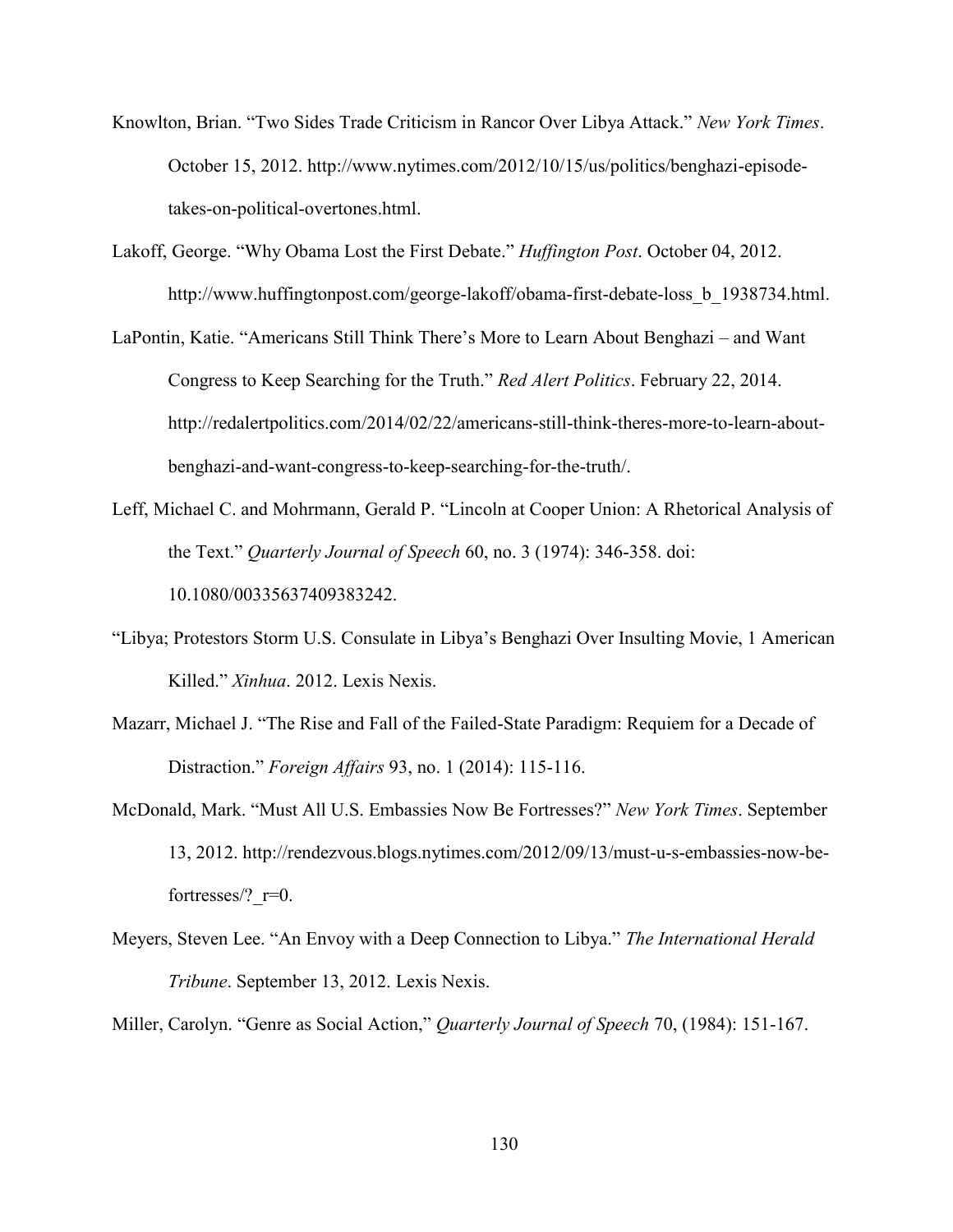Knowlton, Brian. “Two Sides Trade Criticism in Rancor Over Libya Attack.” *New York Times*. October 15, 2012. http://www.nytimes.com/2012/10/15/us/politics/benghazi-episode-takes-on-political-overtones.html.

Lakoff, George. “Why Obama Lost the First Debate.” *Huffington Post*. October 04, 2012. http://www.huffingtonpost.com/george-lakoff/obama-first-debate-loss_b_1938734.html.

LaPontin, Katie. “Americans Still Think There’s More to Learn About Benghazi – and Want Congress to Keep Searching for the Truth.” *Red Alert Politics*. February 22, 2014. http://redalertpolitics.com/2014/02/22/americans-still-think-theres-more-to-learn-about-benghazi-and-want-congress-to-keep-searching-for-the-truth/.

Leff, Michael C. and Mohrmann, Gerald P. “Lincoln at Cooper Union: A Rhetorical Analysis of the Text.” *Quarterly Journal of Speech* 60, no. 3 (1974): 346-358. doi: 10.1080/00335637409383242.

“Libya; Protestors Storm U.S. Consulate in Libya’s Benghazi Over Insulting Movie, 1 American Killed.” *Xinhua*. 2012. Lexis Nexis.

Mazarr, Michael J. “The Rise and Fall of the Failed-State Paradigm: Requiem for a Decade of Distraction.” *Foreign Affairs* 93, no. 1 (2014): 115-116.

McDonald, Mark. “Must All U.S. Embassies Now Be Fortresses?” *New York Times*. September 13, 2012. http://rendezvous.blogs.nytimes.com/2012/09/13/must-u-s-embassies-now-be-fortresses/?_r=0.

Meyers, Steven Lee. “An Envoy with a Deep Connection to Libya.” *The International Herald Tribune*. September 13, 2012. Lexis Nexis.

Miller, Carolyn. “Genre as Social Action,” *Quarterly Journal of Speech* 70, (1984): 151-167.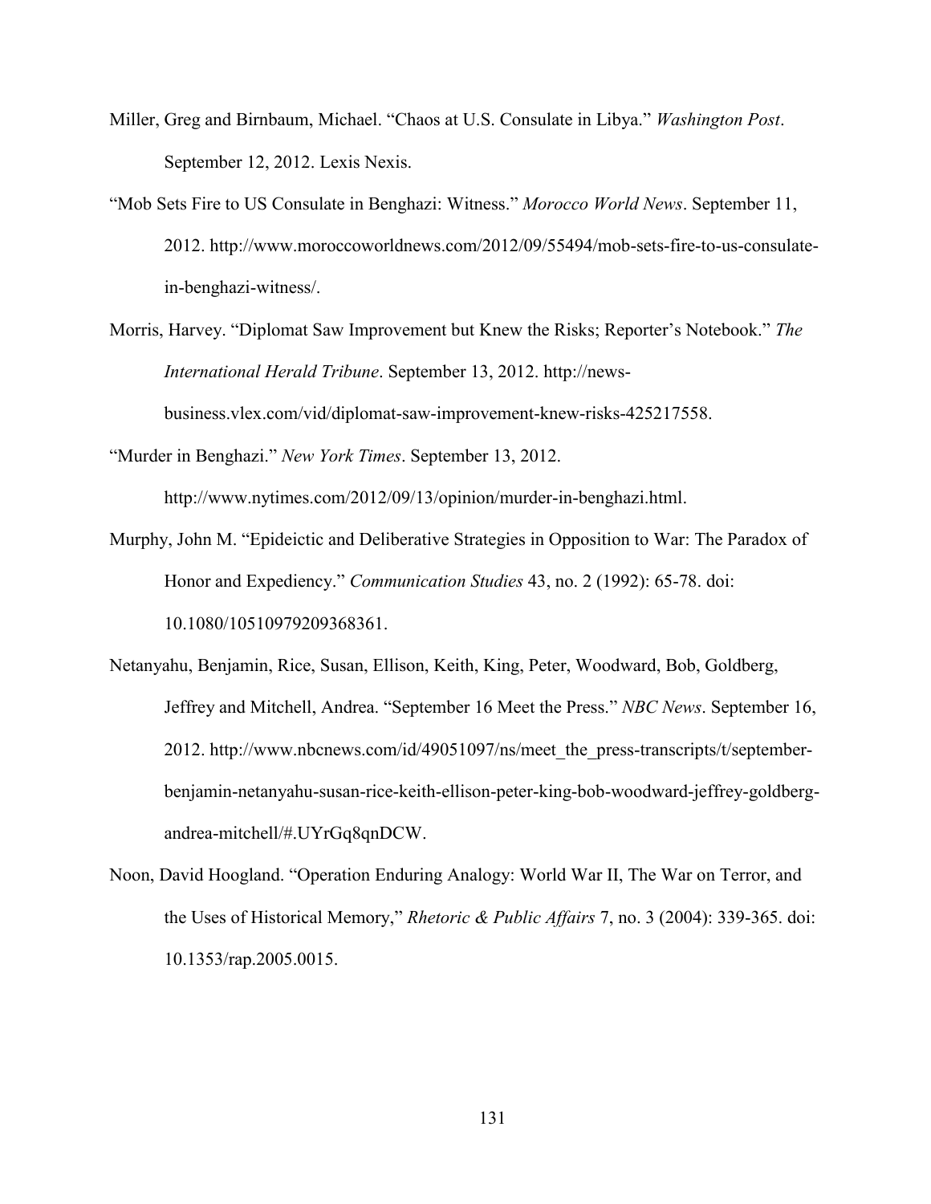Miller, Greg and Birnbaum, Michael. “Chaos at U.S. Consulate in Libya.” *Washington Post*. September 12, 2012. Lexis Nexis.

“Mob Sets Fire to US Consulate in Benghazi: Witness.” *Morocco World News*. September 11, 2012. http://www.moroccoworldnews.com/2012/09/55494/mob-sets-fire-to-us-consulate-in-benghazi-witness/.

Morris, Harvey. “Diplomat Saw Improvement but Knew the Risks; Reporter’s Notebook.” *The International Herald Tribune*. September 13, 2012. http://news-business.vlex.com/vid/diplomat-saw-improvement-knew-risks-425217558.

“Murder in Benghazi.” *New York Times*. September 13, 2012. http://www.nytimes.com/2012/09/13/opinion/murder-in-benghazi.html.

Murphy, John M. “Epideictic and Deliberative Strategies in Opposition to War: The Paradox of Honor and Expediency.” *Communication Studies* 43, no. 2 (1992): 65-78. doi: 10.1080/10510979209368361.

Netanyahu, Benjamin, Rice, Susan, Ellison, Keith, King, Peter, Woodward, Bob, Goldberg, Jeffrey and Mitchell, Andrea. “September 16 Meet the Press.” *NBC News*. September 16, 2012. http://www.nbcnews.com/id/49051097/ns/meet_the_press-transcripts/t/september-benjamin-netanyahu-susan-rice-keith-ellison-peter-king-bob-woodward-jeffrey-goldberg-andrea-mitchell/#.UYrGq8qnDCW.

Noon, David Hoogland. “Operation Enduring Analogy: World War II, The War on Terror, and the Uses of Historical Memory,” *Rhetoric & Public Affairs* 7, no. 3 (2004): 339-365. doi: 10.1353/rap.2005.0015.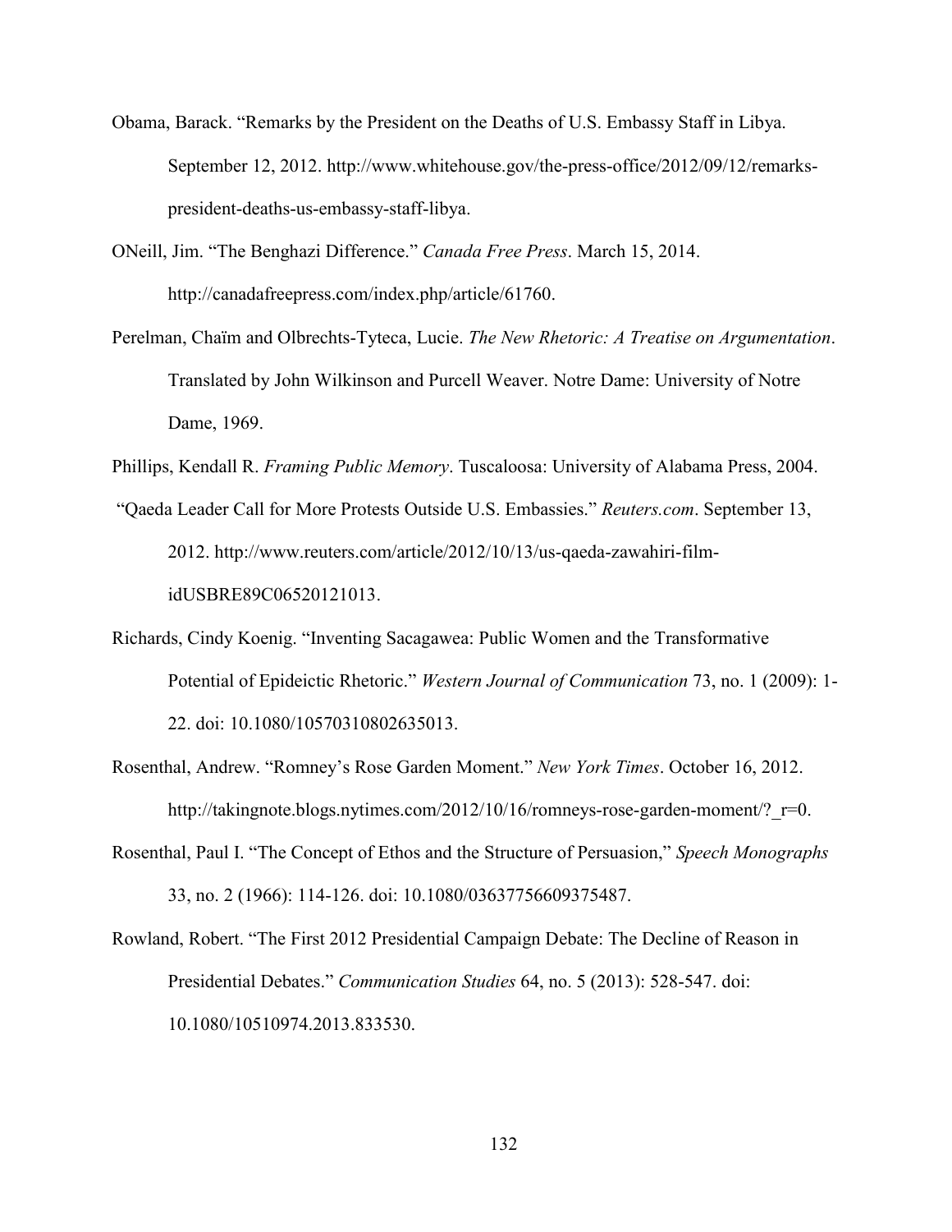Obama, Barack. "Remarks by the President on the Deaths of U.S. Embassy Staff in Libya. September 12, 2012. http://www.whitehouse.gov/the-press-office/2012/09/12/remarks-president-deaths-us-embassy-staff-libya.

ONeill, Jim. "The Benghazi Difference." *Canada Free Press*. March 15, 2014. http://canadafreepress.com/index.php/article/61760.

Perelman, Chaïm and Olbrechts-Tyteca, Lucie. *The New Rhetoric: A Treatise on Argumentation*. Translated by John Wilkinson and Purcell Weaver. Notre Dame: University of Notre Dame, 1969.

Phillips, Kendall R. *Framing Public Memory*. Tuscaloosa: University of Alabama Press, 2004.

"Qaeda Leader Call for More Protests Outside U.S. Embassies." *Reuters.com*. September 13, 2012. http://www.reuters.com/article/2012/10/13/us-qaeda-zawahiri-film-idUSBRE89C06520121013.

Richards, Cindy Koenig. "Inventing Sacagawea: Public Women and the Transformative Potential of Epideictic Rhetoric." *Western Journal of Communication* 73, no. 1 (2009): 1-22. doi: 10.1080/10570310802635013.

Rosenthal, Andrew. "Romney's Rose Garden Moment." *New York Times*. October 16, 2012. http://takingnote.blogs.nytimes.com/2012/10/16/romneys-rose-garden-moment/?_r=0.

Rosenthal, Paul I. "The Concept of Ethos and the Structure of Persuasion," *Speech Monographs* 33, no. 2 (1966): 114-126. doi: 10.1080/03637756609375487.

Rowland, Robert. "The First 2012 Presidential Campaign Debate: The Decline of Reason in Presidential Debates." *Communication Studies* 64, no. 5 (2013): 528-547. doi: 10.1080/10510974.2013.833530.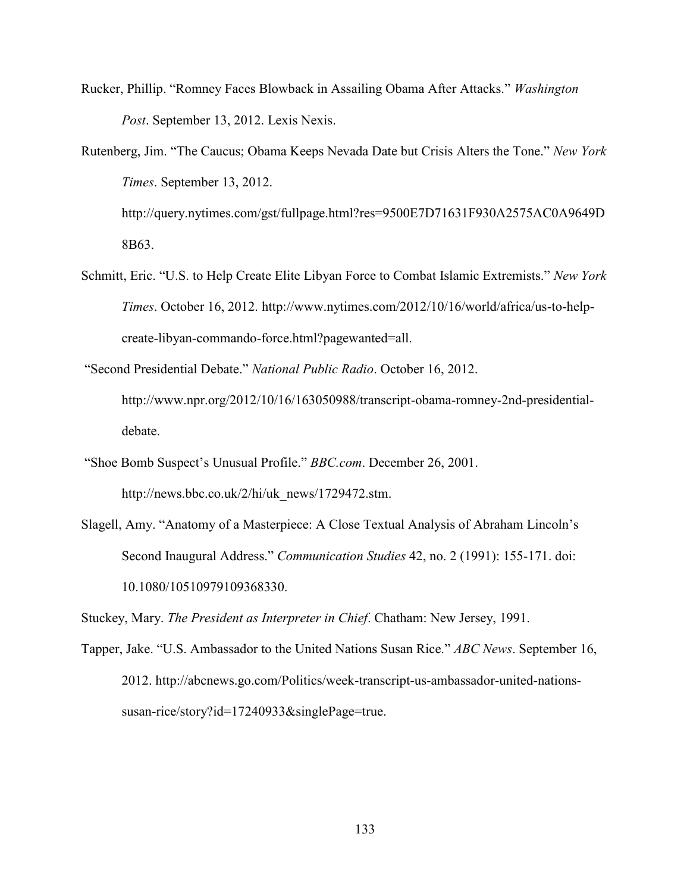Rucker, Phillip. "Romney Faces Blowback in Assailing Obama After Attacks." *Washington Post*. September 13, 2012. Lexis Nexis.

Rutenberg, Jim. "The Caucus; Obama Keeps Nevada Date but Crisis Alters the Tone." *New York Times*. September 13, 2012. http://query.nytimes.com/gst/fullpage.html?res=9500E7D71631F930A2575AC0A9649D8B63.

Schmitt, Eric. "U.S. to Help Create Elite Libyan Force to Combat Islamic Extremists." *New York Times*. October 16, 2012. http://www.nytimes.com/2012/10/16/world/africa/us-to-help-create-libyan-commando-force.html?pagewanted=all.

"Second Presidential Debate." *National Public Radio*. October 16, 2012. http://www.npr.org/2012/10/16/163050988/transcript-obama-romney-2nd-presidential-debate.

"Shoe Bomb Suspect's Unusual Profile." *BBC.com*. December 26, 2001. http://news.bbc.co.uk/2/hi/uk_news/1729472.stm.

Slagell, Amy. "Anatomy of a Masterpiece: A Close Textual Analysis of Abraham Lincoln's Second Inaugural Address." *Communication Studies* 42, no. 2 (1991): 155-171. doi: 10.1080/10510979109368330.

Stuckey, Mary. *The President as Interpreter in Chief*. Chatham: New Jersey, 1991.

Tapper, Jake. "U.S. Ambassador to the United Nations Susan Rice." *ABC News*. September 16, 2012. http://abcnews.go.com/Politics/week-transcript-us-ambassador-united-nations-susan-rice/story?id=17240933&singlePage=true.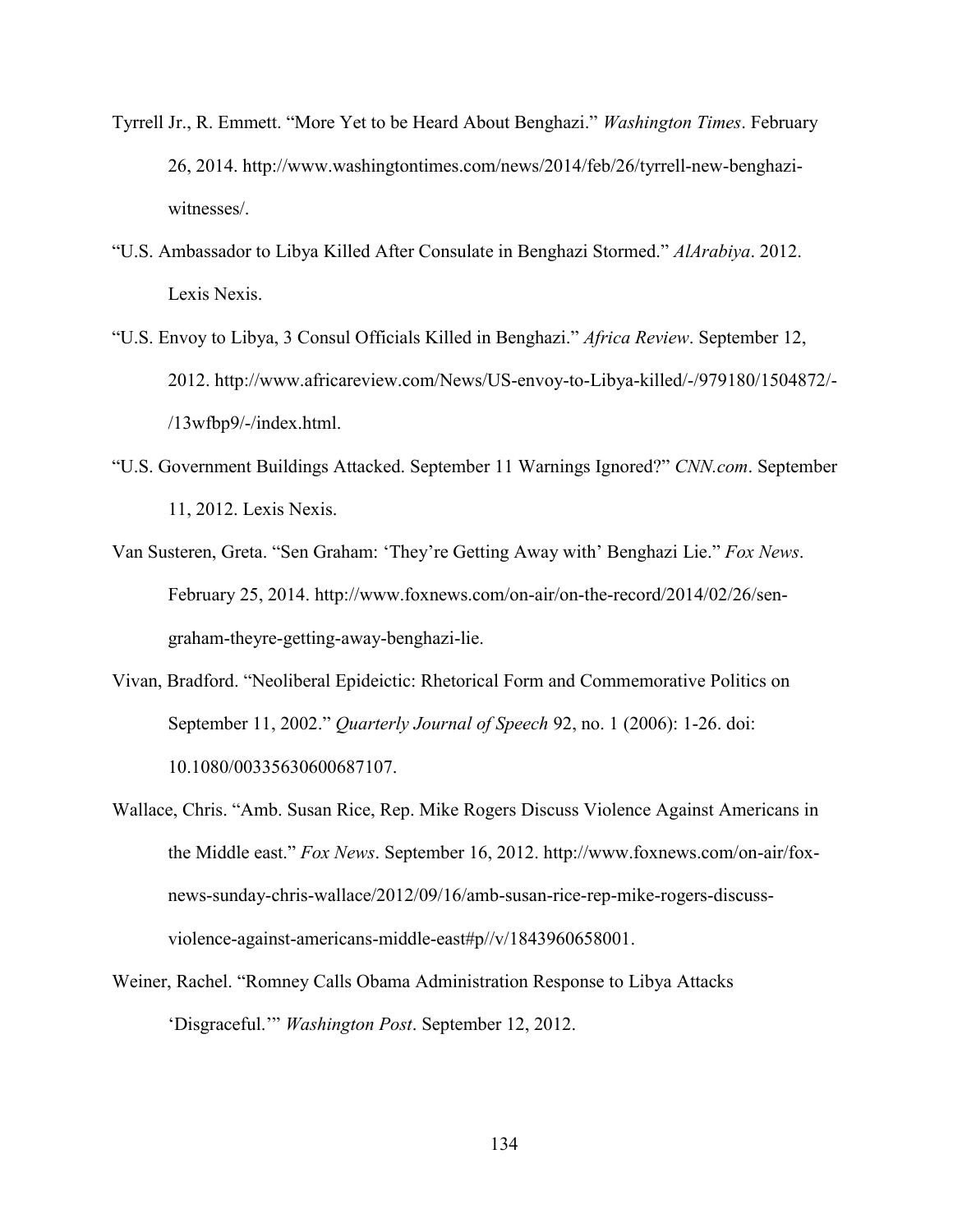Tyrrell Jr., R. Emmett. "More Yet to be Heard About Benghazi." *Washington Times*. February 26, 2014. http://www.washingtontimes.com/news/2014/feb/26/tyrrell-new-benghazi-witnesses/.

"U.S. Ambassador to Libya Killed After Consulate in Benghazi Stormed." *AlArabiya*. 2012. Lexis Nexis.

"U.S. Envoy to Libya, 3 Consul Officials Killed in Benghazi." *Africa Review*. September 12, 2012. http://www.africareview.com/News/US-envoy-to-Libya-killed/-/979180/1504872/-/13wfbp9/-/index.html.

"U.S. Government Buildings Attacked. September 11 Warnings Ignored?" *CNN.com*. September 11, 2012. Lexis Nexis.

Van Susteren, Greta. "Sen Graham: 'They're Getting Away with' Benghazi Lie." *Fox News*. February 25, 2014. http://www.foxnews.com/on-air/on-the-record/2014/02/26/sen-graham-theyre-getting-away-benghazi-lie.

Vivan, Bradford. "Neoliberal Epideictic: Rhetorical Form and Commemorative Politics on September 11, 2002." *Quarterly Journal of Speech* 92, no. 1 (2006): 1-26. doi: 10.1080/00335630600687107.

Wallace, Chris. "Amb. Susan Rice, Rep. Mike Rogers Discuss Violence Against Americans in the Middle east." *Fox News*. September 16, 2012. http://www.foxnews.com/on-air/fox-news-sunday-chris-wallace/2012/09/16/amb-susan-rice-rep-mike-rogers-discuss-violence-against-americans-middle-east#p//v/1843960658001.

Weiner, Rachel. "Romney Calls Obama Administration Response to Libya Attacks 'Disgraceful.'" *Washington Post*. September 12, 2012.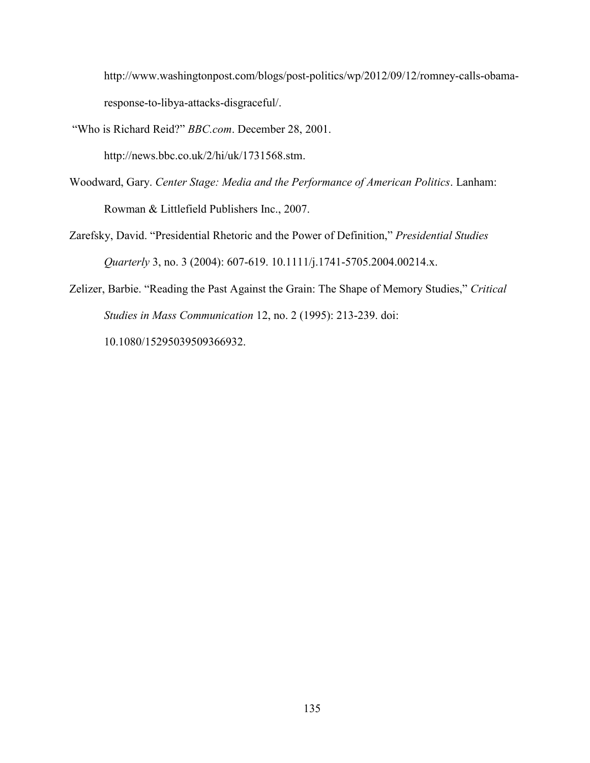http://www.washingtonpost.com/blogs/post-politics/wp/2012/09/12/romney-calls-obama-response-to-libya-attacks-disgraceful/.

"Who is Richard Reid?" *BBC.com*. December 28, 2001. http://news.bbc.co.uk/2/hi/uk/1731568.stm.

Woodward, Gary. *Center Stage: Media and the Performance of American Politics*. Lanham: Rowman & Littlefield Publishers Inc., 2007.

Zarefsky, David. "Presidential Rhetoric and the Power of Definition," *Presidential Studies Quarterly* 3, no. 3 (2004): 607-619. 10.1111/j.1741-5705.2004.00214.x.

Zelizer, Barbie. "Reading the Past Against the Grain: The Shape of Memory Studies," *Critical Studies in Mass Communication* 12, no. 2 (1995): 213-239. doi: 10.1080/15295039509366932.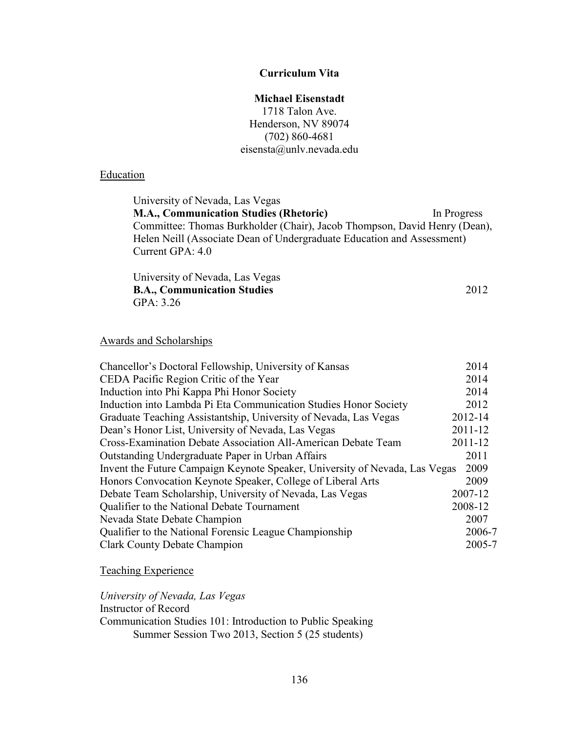**Curriculum Vita**

**Michael Eisenstadt**
1718 Talon Ave.
Henderson, NV 89074
(702) 860-4681
eisensta@unlv.nevada.edu

Education

University of Nevada, Las Vegas
**M.A., Communication Studies (Rhetoric)** In Progress
Committee: Thomas Burkholder (Chair), Jacob Thompson, David Henry (Dean), Helen Neill (Associate Dean of Undergraduate Education and Assessment)
Current GPA: 4.0

University of Nevada, Las Vegas
**B.A., Communication Studies** 2012
GPA: 3.26

Awards and Scholarships

| | |
|---|---|
| Chancellor's Doctoral Fellowship, University of Kansas | 2014 |
| CEDA Pacific Region Critic of the Year | 2014 |
| Induction into Phi Kappa Phi Honor Society | 2014 |
| Induction into Lambda Pi Eta Communication Studies Honor Society | 2012 |
| Graduate Teaching Assistantship, University of Nevada, Las Vegas | 2012-14 |
| Dean's Honor List, University of Nevada, Las Vegas | 2011-12 |
| Cross-Examination Debate Association All-American Debate Team | 2011-12 |
| Outstanding Undergraduate Paper in Urban Affairs | 2011 |
| Invent the Future Campaign Keynote Speaker, University of Nevada, Las Vegas | 2009 |
| Honors Convocation Keynote Speaker, College of Liberal Arts | 2009 |
| Debate Team Scholarship, University of Nevada, Las Vegas | 2007-12 |
| Qualifier to the National Debate Tournament | 2008-12 |
| Nevada State Debate Champion | 2007 |
| Qualifier to the National Forensic League Championship | 2006-7 |
| Clark County Debate Champion | 2005-7 |

Teaching Experience

*University of Nevada, Las Vegas*
Instructor of Record
Communication Studies 101: Introduction to Public Speaking
 Summer Session Two 2013, Section 5 (25 students)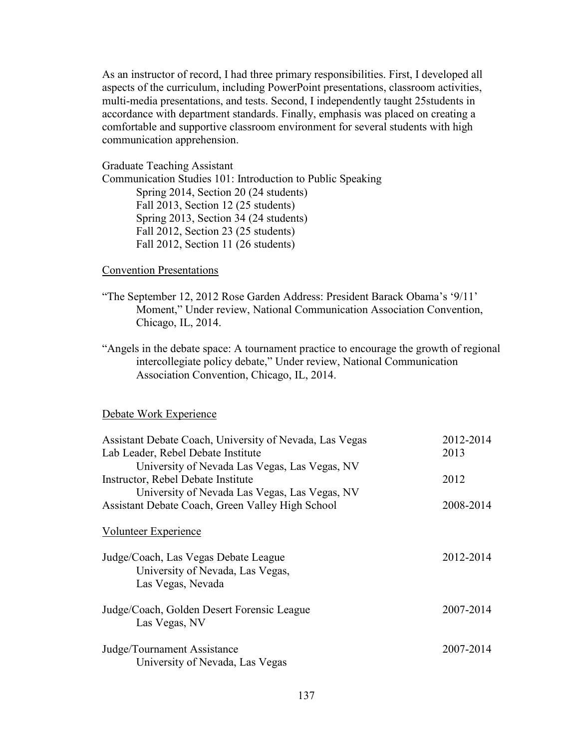As an instructor of record, I had three primary responsibilities. First, I developed all aspects of the curriculum, including PowerPoint presentations, classroom activities, multi-media presentations, and tests. Second, I independently taught 25students in accordance with department standards. Finally, emphasis was placed on creating a comfortable and supportive classroom environment for several students with high communication apprehension.

Graduate Teaching Assistant
Communication Studies 101: Introduction to Public Speaking
- Spring 2014, Section 20 (24 students)
- Fall 2013, Section 12 (25 students)
- Spring 2013, Section 34 (24 students)
- Fall 2012, Section 23 (25 students)
- Fall 2012, Section 11 (26 students)

<u>Convention Presentations</u>

"The September 12, 2012 Rose Garden Address: President Barack Obama's '9/11' Moment," Under review, National Communication Association Convention, Chicago, IL, 2014.

"Angels in the debate space: A tournament practice to encourage the growth of regional intercollegiate policy debate," Under review, National Communication Association Convention, Chicago, IL, 2014.

<u>Debate Work Experience</u>

Assistant Debate Coach, University of Nevada, Las Vegas — 2012-2014

Lab Leader, Rebel Debate Institute — 2013
University of Nevada Las Vegas, Las Vegas, NV

Instructor, Rebel Debate Institute — 2012
University of Nevada Las Vegas, Las Vegas, NV

Assistant Debate Coach, Green Valley High School — 2008-2014

<u>Volunteer Experience</u>

Judge/Coach, Las Vegas Debate League — 2012-2014
University of Nevada, Las Vegas,
Las Vegas, Nevada

Judge/Coach, Golden Desert Forensic League — 2007-2014
Las Vegas, NV

Judge/Tournament Assistance — 2007-2014
University of Nevada, Las Vegas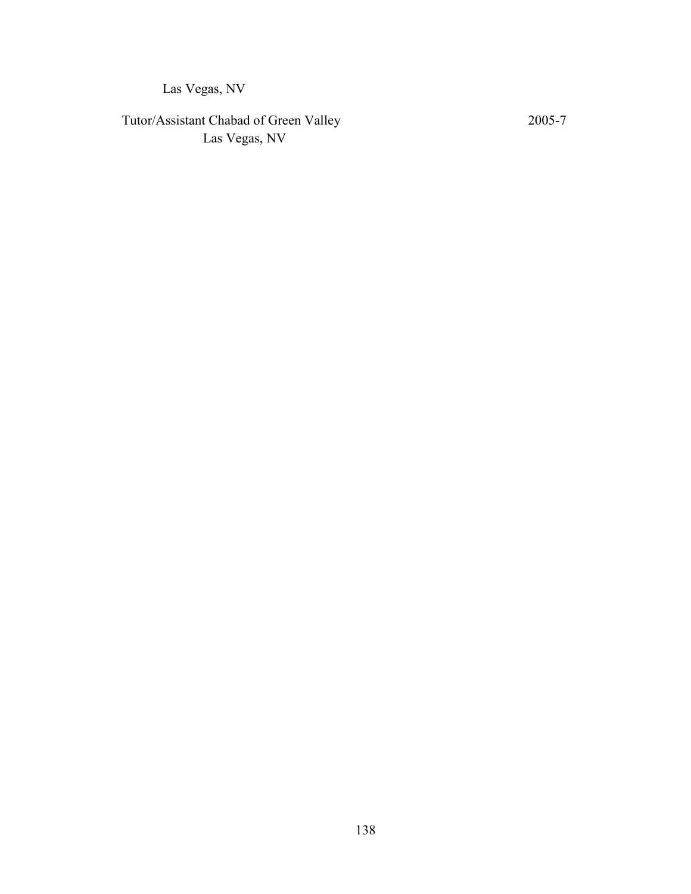Las Vegas, NV

Tutor/Assistant Chabad of Green Valley 2005-7
Las Vegas, NV